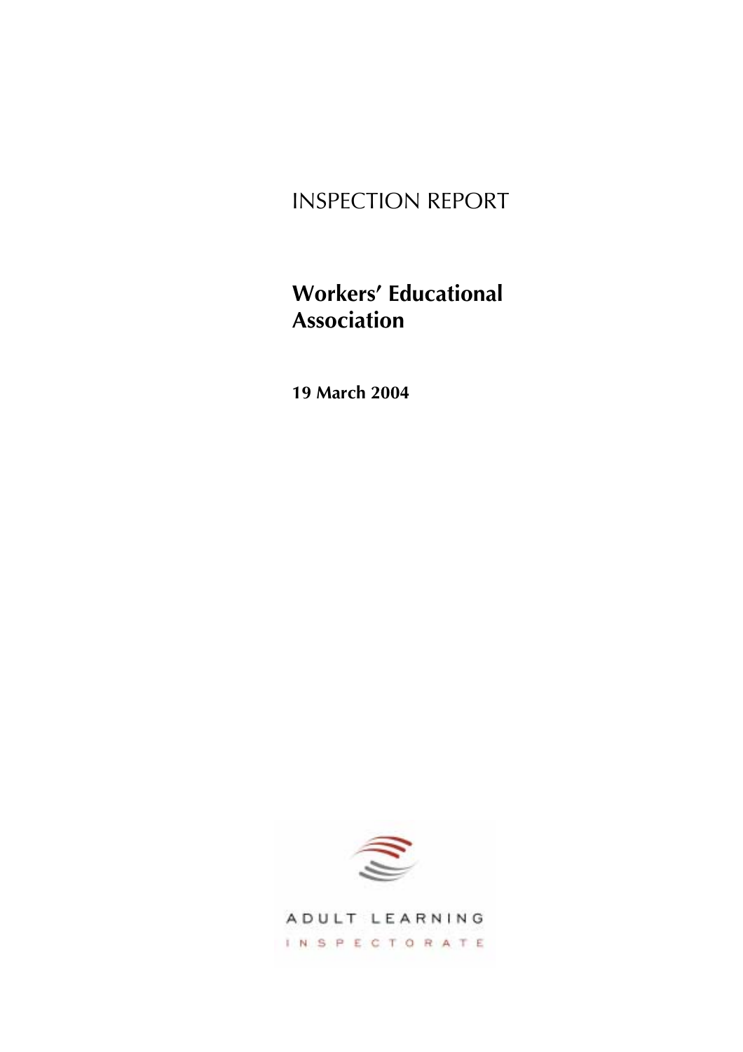INSPECTION REPORT

# Workers' Educational Association

**19 March 2004**

ADULT LEARNING

INSPECTORATE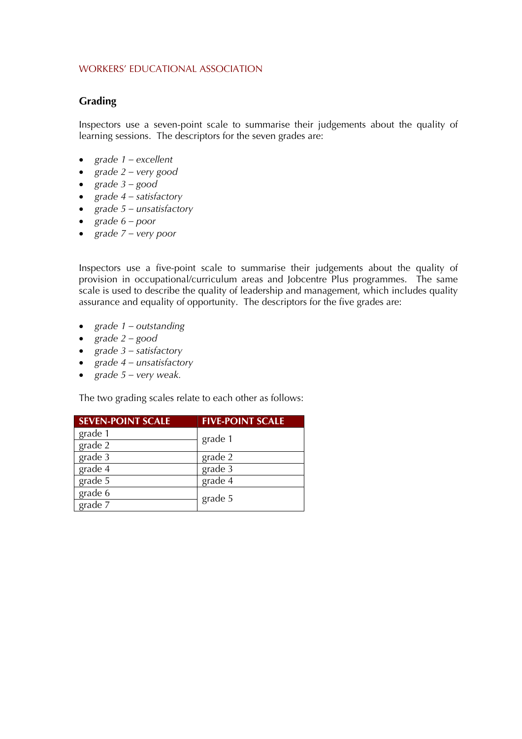## Grading

Inspectors use a seven-point scale to summarise their judgements about the quality of learning sessions. The descriptors for the seven grades are:

- *grade 1 – excellent*
- *grade 2 – very good*
- *grade 3 – good*
- *grade 4 – satisfactory*
- *grade 5 – unsatisfactory*
- *grade 6 – poor*
- *grade 7 – very poor*

Inspectors use a five-point scale to summarise their judgements about the quality of provision in occupational/curriculum areas and Jobcentre Plus programmes. The same scale is used to describe the quality of leadership and management, which includes quality assurance and equality of opportunity. The descriptors for the five grades are:

- *grade 1 – outstanding*
- *grade 2 – good*
- *grade 3 – satisfactory*
- *grade 4 – unsatisfactory*
- *grade 5 – very weak.*

The two grading scales relate to each other as follows:

| SEVEN-POINT SCALE | FIVE-POINT SCALE |
|---|---|
| grade 1 | grade 1 |
| grade 2 | |
| grade 3 | grade 2 |
| grade 4 | grade 3 |
| grade 5 | grade 4 |
| grade 6 | grade 5 |
| grade 7 | |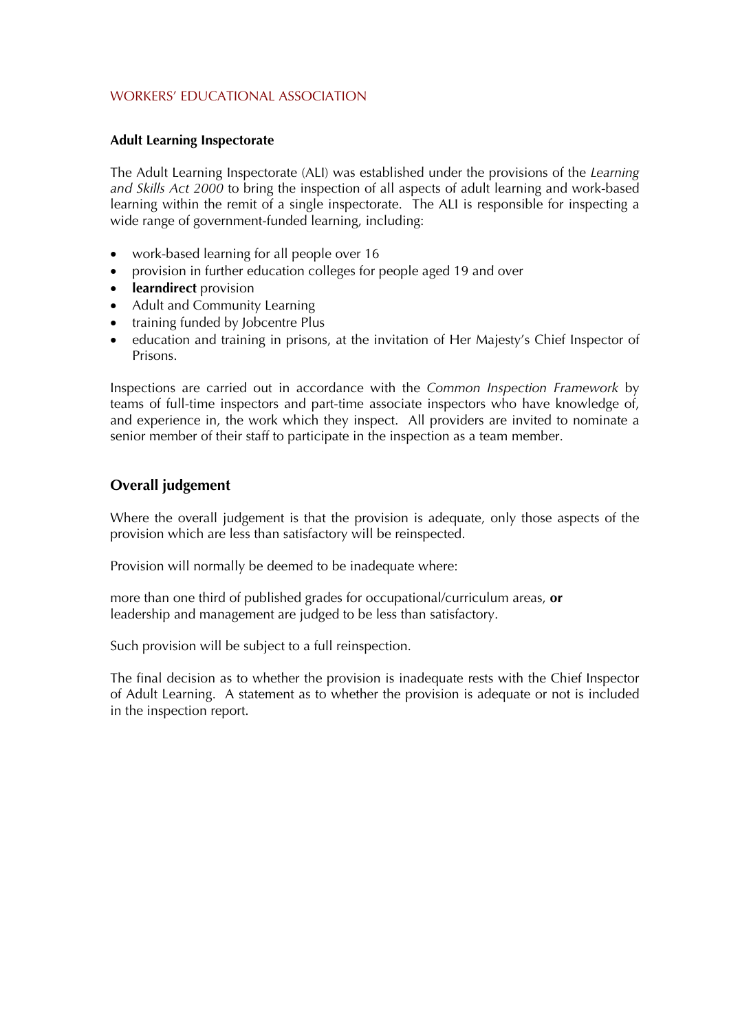### Adult Learning Inspectorate

The Adult Learning Inspectorate (ALI) was established under the provisions of the *Learning and Skills Act 2000* to bring the inspection of all aspects of adult learning and work-based learning within the remit of a single inspectorate. The ALI is responsible for inspecting a wide range of government-funded learning, including:

- work-based learning for all people over 16
- provision in further education colleges for people aged 19 and over
- **learndirect** provision
- Adult and Community Learning
- training funded by Jobcentre Plus
- education and training in prisons, at the invitation of Her Majesty's Chief Inspector of Prisons.

Inspections are carried out in accordance with the *Common Inspection Framework* by teams of full-time inspectors and part-time associate inspectors who have knowledge of, and experience in, the work which they inspect. All providers are invited to nominate a senior member of their staff to participate in the inspection as a team member.

## Overall judgement

Where the overall judgement is that the provision is adequate, only those aspects of the provision which are less than satisfactory will be reinspected.

Provision will normally be deemed to be inadequate where:

more than one third of published grades for occupational/curriculum areas, **or**
leadership and management are judged to be less than satisfactory.

Such provision will be subject to a full reinspection.

The final decision as to whether the provision is inadequate rests with the Chief Inspector of Adult Learning. A statement as to whether the provision is adequate or not is included in the inspection report.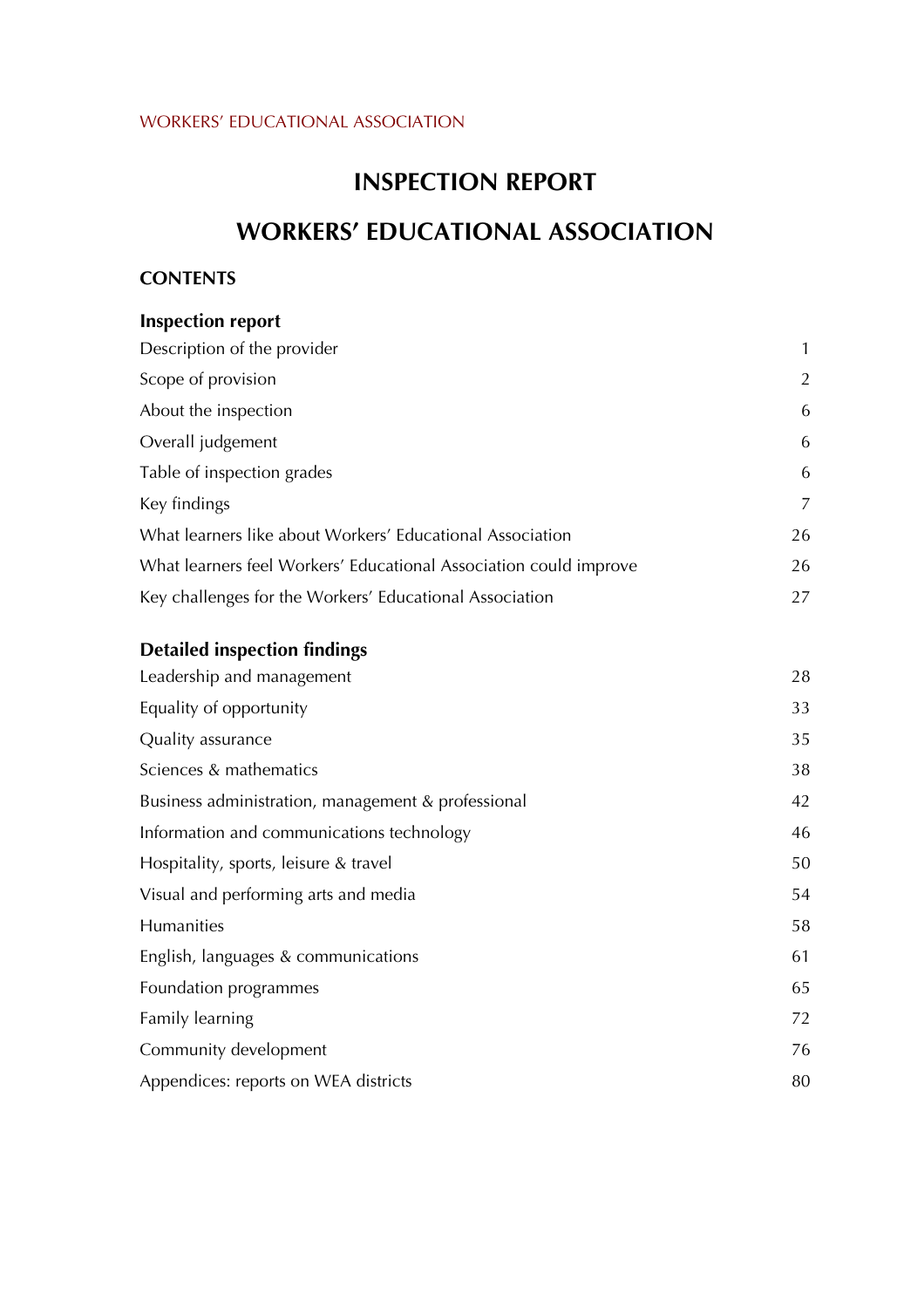# INSPECTION REPORT

# WORKERS' EDUCATIONAL ASSOCIATION

## CONTENTS

### Inspection report

| | |
|---|---|
| Description of the provider | 1 |
| Scope of provision | 2 |
| About the inspection | 6 |
| Overall judgement | 6 |
| Table of inspection grades | 6 |
| Key findings | 7 |
| What learners like about Workers' Educational Association | 26 |
| What learners feel Workers' Educational Association could improve | 26 |
| Key challenges for the Workers' Educational Association | 27 |

### Detailed inspection findings

| | |
|---|---|
| Leadership and management | 28 |
| Equality of opportunity | 33 |
| Quality assurance | 35 |
| Sciences & mathematics | 38 |
| Business administration, management & professional | 42 |
| Information and communications technology | 46 |
| Hospitality, sports, leisure & travel | 50 |
| Visual and performing arts and media | 54 |
| Humanities | 58 |
| English, languages & communications | 61 |
| Foundation programmes | 65 |
| Family learning | 72 |
| Community development | 76 |
| Appendices: reports on WEA districts | 80 |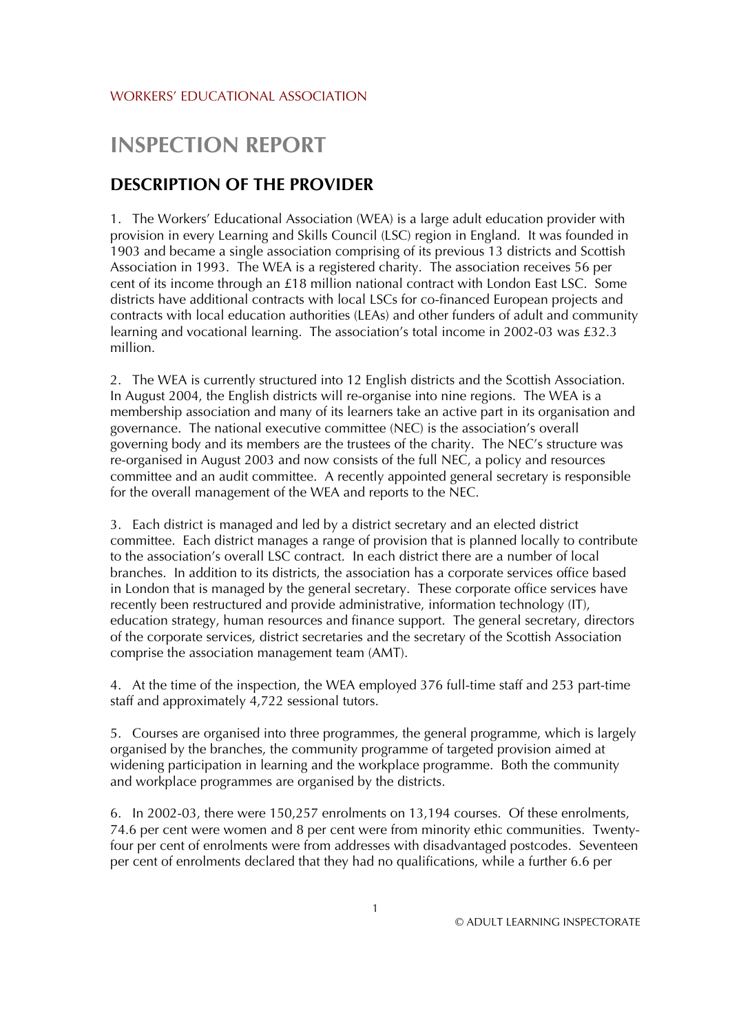WORKERS' EDUCATIONAL ASSOCIATION

# INSPECTION REPORT

## DESCRIPTION OF THE PROVIDER

1. The Workers' Educational Association (WEA) is a large adult education provider with provision in every Learning and Skills Council (LSC) region in England. It was founded in 1903 and became a single association comprising of its previous 13 districts and Scottish Association in 1993. The WEA is a registered charity. The association receives 56 per cent of its income through an £18 million national contract with London East LSC. Some districts have additional contracts with local LSCs for co-financed European projects and contracts with local education authorities (LEAs) and other funders of adult and community learning and vocational learning. The association's total income in 2002-03 was £32.3 million.

2. The WEA is currently structured into 12 English districts and the Scottish Association. In August 2004, the English districts will re-organise into nine regions. The WEA is a membership association and many of its learners take an active part in its organisation and governance. The national executive committee (NEC) is the association's overall governing body and its members are the trustees of the charity. The NEC's structure was re-organised in August 2003 and now consists of the full NEC, a policy and resources committee and an audit committee. A recently appointed general secretary is responsible for the overall management of the WEA and reports to the NEC.

3. Each district is managed and led by a district secretary and an elected district committee. Each district manages a range of provision that is planned locally to contribute to the association's overall LSC contract. In each district there are a number of local branches. In addition to its districts, the association has a corporate services office based in London that is managed by the general secretary. These corporate office services have recently been restructured and provide administrative, information technology (IT), education strategy, human resources and finance support. The general secretary, directors of the corporate services, district secretaries and the secretary of the Scottish Association comprise the association management team (AMT).

4. At the time of the inspection, the WEA employed 376 full-time staff and 253 part-time staff and approximately 4,722 sessional tutors.

5. Courses are organised into three programmes, the general programme, which is largely organised by the branches, the community programme of targeted provision aimed at widening participation in learning and the workplace programme. Both the community and workplace programmes are organised by the districts.

6. In 2002-03, there were 150,257 enrolments on 13,194 courses. Of these enrolments, 74.6 per cent were women and 8 per cent were from minority ethic communities. Twenty-four per cent of enrolments were from addresses with disadvantaged postcodes. Seventeen per cent of enrolments declared that they had no qualifications, while a further 6.6 per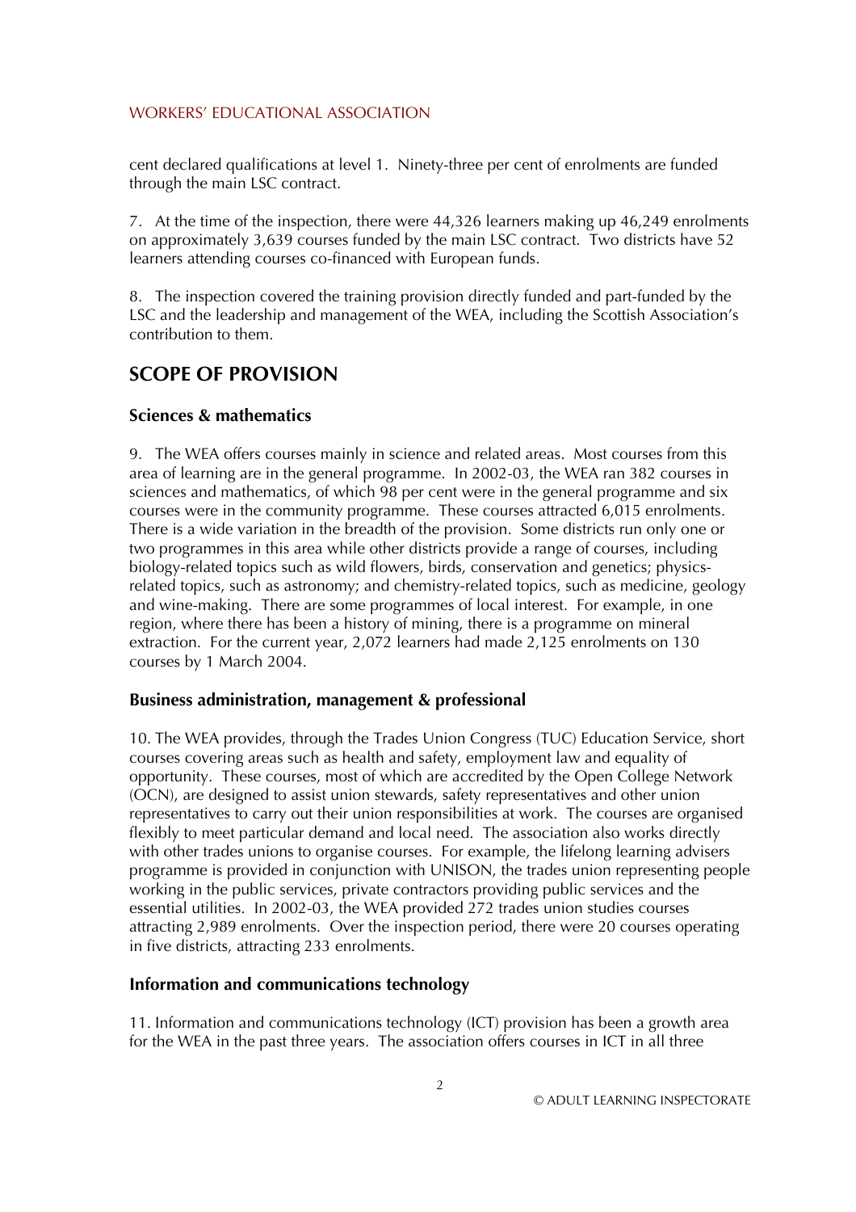cent declared qualifications at level 1. Ninety-three per cent of enrolments are funded through the main LSC contract.

7. At the time of the inspection, there were 44,326 learners making up 46,249 enrolments on approximately 3,639 courses funded by the main LSC contract. Two districts have 52 learners attending courses co-financed with European funds.

8. The inspection covered the training provision directly funded and part-funded by the LSC and the leadership and management of the WEA, including the Scottish Association's contribution to them.

## SCOPE OF PROVISION

### Sciences & mathematics

9. The WEA offers courses mainly in science and related areas. Most courses from this area of learning are in the general programme. In 2002-03, the WEA ran 382 courses in sciences and mathematics, of which 98 per cent were in the general programme and six courses were in the community programme. These courses attracted 6,015 enrolments. There is a wide variation in the breadth of the provision. Some districts run only one or two programmes in this area while other districts provide a range of courses, including biology-related topics such as wild flowers, birds, conservation and genetics; physics-related topics, such as astronomy; and chemistry-related topics, such as medicine, geology and wine-making. There are some programmes of local interest. For example, in one region, where there has been a history of mining, there is a programme on mineral extraction. For the current year, 2,072 learners had made 2,125 enrolments on 130 courses by 1 March 2004.

### Business administration, management & professional

10. The WEA provides, through the Trades Union Congress (TUC) Education Service, short courses covering areas such as health and safety, employment law and equality of opportunity. These courses, most of which are accredited by the Open College Network (OCN), are designed to assist union stewards, safety representatives and other union representatives to carry out their union responsibilities at work. The courses are organised flexibly to meet particular demand and local need. The association also works directly with other trades unions to organise courses. For example, the lifelong learning advisers programme is provided in conjunction with UNISON, the trades union representing people working in the public services, private contractors providing public services and the essential utilities. In 2002-03, the WEA provided 272 trades union studies courses attracting 2,989 enrolments. Over the inspection period, there were 20 courses operating in five districts, attracting 233 enrolments.

### Information and communications technology

11. Information and communications technology (ICT) provision has been a growth area for the WEA in the past three years. The association offers courses in ICT in all three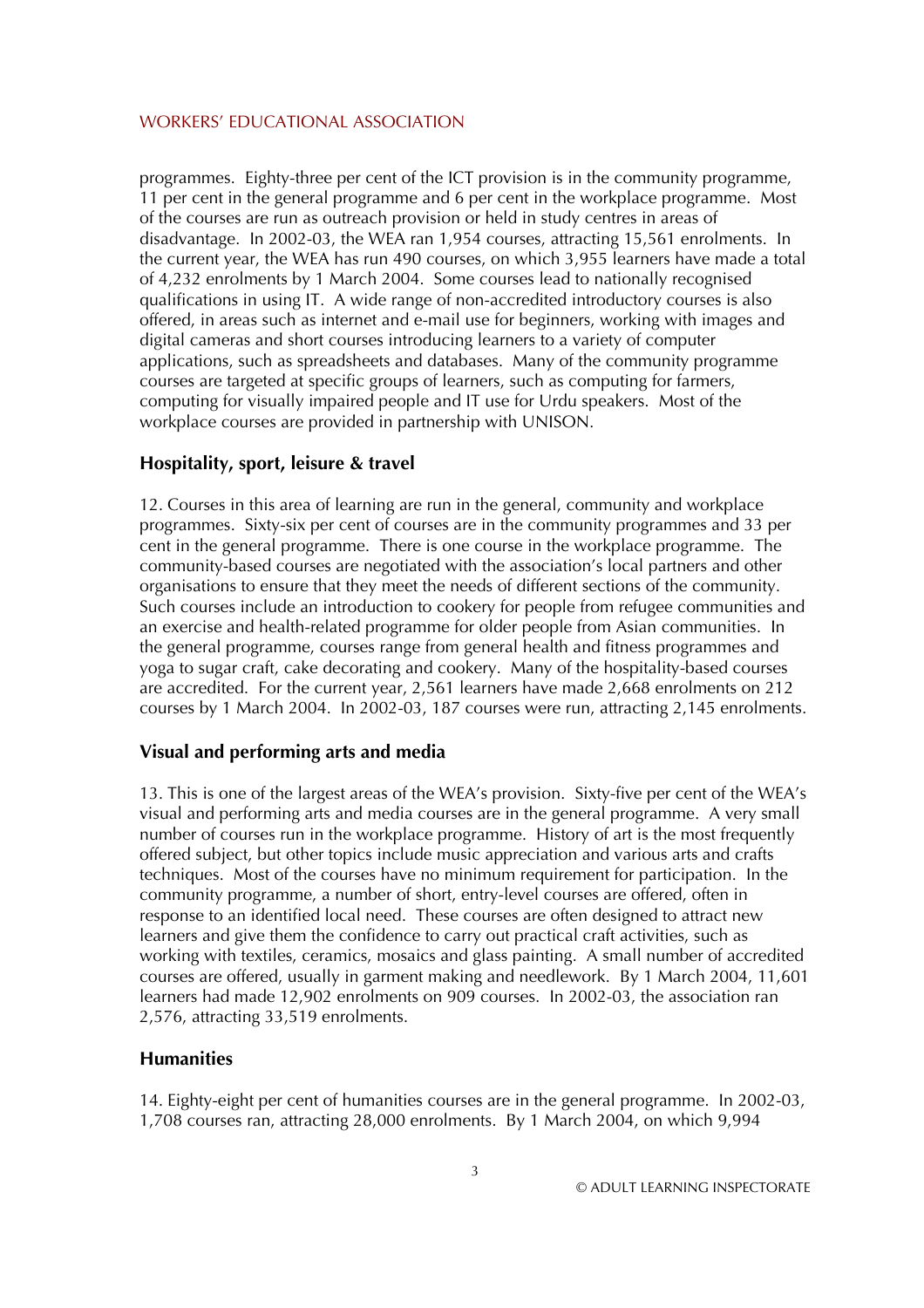programmes. Eighty-three per cent of the ICT provision is in the community programme, 11 per cent in the general programme and 6 per cent in the workplace programme. Most of the courses are run as outreach provision or held in study centres in areas of disadvantage. In 2002-03, the WEA ran 1,954 courses, attracting 15,561 enrolments. In the current year, the WEA has run 490 courses, on which 3,955 learners have made a total of 4,232 enrolments by 1 March 2004. Some courses lead to nationally recognised qualifications in using IT. A wide range of non-accredited introductory courses is also offered, in areas such as internet and e-mail use for beginners, working with images and digital cameras and short courses introducing learners to a variety of computer applications, such as spreadsheets and databases. Many of the community programme courses are targeted at specific groups of learners, such as computing for farmers, computing for visually impaired people and IT use for Urdu speakers. Most of the workplace courses are provided in partnership with UNISON.

### Hospitality, sport, leisure & travel

12. Courses in this area of learning are run in the general, community and workplace programmes. Sixty-six per cent of courses are in the community programmes and 33 per cent in the general programme. There is one course in the workplace programme. The community-based courses are negotiated with the association's local partners and other organisations to ensure that they meet the needs of different sections of the community. Such courses include an introduction to cookery for people from refugee communities and an exercise and health-related programme for older people from Asian communities. In the general programme, courses range from general health and fitness programmes and yoga to sugar craft, cake decorating and cookery. Many of the hospitality-based courses are accredited. For the current year, 2,561 learners have made 2,668 enrolments on 212 courses by 1 March 2004. In 2002-03, 187 courses were run, attracting 2,145 enrolments.

### Visual and performing arts and media

13. This is one of the largest areas of the WEA's provision. Sixty-five per cent of the WEA's visual and performing arts and media courses are in the general programme. A very small number of courses run in the workplace programme. History of art is the most frequently offered subject, but other topics include music appreciation and various arts and crafts techniques. Most of the courses have no minimum requirement for participation. In the community programme, a number of short, entry-level courses are offered, often in response to an identified local need. These courses are often designed to attract new learners and give them the confidence to carry out practical craft activities, such as working with textiles, ceramics, mosaics and glass painting. A small number of accredited courses are offered, usually in garment making and needlework. By 1 March 2004, 11,601 learners had made 12,902 enrolments on 909 courses. In 2002-03, the association ran 2,576, attracting 33,519 enrolments.

### Humanities

14. Eighty-eight per cent of humanities courses are in the general programme. In 2002-03, 1,708 courses ran, attracting 28,000 enrolments. By 1 March 2004, on which 9,994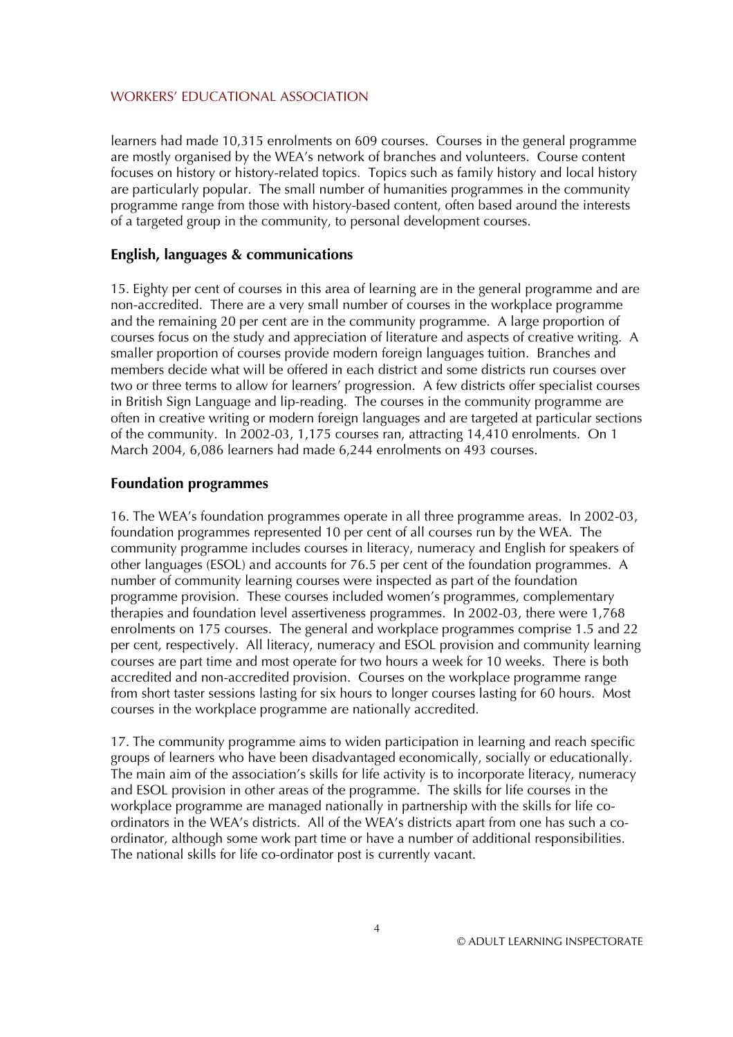learners had made 10,315 enrolments on 609 courses. Courses in the general programme are mostly organised by the WEA's network of branches and volunteers. Course content focuses on history or history-related topics. Topics such as family history and local history are particularly popular. The small number of humanities programmes in the community programme range from those with history-based content, often based around the interests of a targeted group in the community, to personal development courses.

### English, languages & communications

15. Eighty per cent of courses in this area of learning are in the general programme and are non-accredited. There are a very small number of courses in the workplace programme and the remaining 20 per cent are in the community programme. A large proportion of courses focus on the study and appreciation of literature and aspects of creative writing. A smaller proportion of courses provide modern foreign languages tuition. Branches and members decide what will be offered in each district and some districts run courses over two or three terms to allow for learners' progression. A few districts offer specialist courses in British Sign Language and lip-reading. The courses in the community programme are often in creative writing or modern foreign languages and are targeted at particular sections of the community. In 2002-03, 1,175 courses ran, attracting 14,410 enrolments. On 1 March 2004, 6,086 learners had made 6,244 enrolments on 493 courses.

### Foundation programmes

16. The WEA's foundation programmes operate in all three programme areas. In 2002-03, foundation programmes represented 10 per cent of all courses run by the WEA. The community programme includes courses in literacy, numeracy and English for speakers of other languages (ESOL) and accounts for 76.5 per cent of the foundation programmes. A number of community learning courses were inspected as part of the foundation programme provision. These courses included women's programmes, complementary therapies and foundation level assertiveness programmes. In 2002-03, there were 1,768 enrolments on 175 courses. The general and workplace programmes comprise 1.5 and 22 per cent, respectively. All literacy, numeracy and ESOL provision and community learning courses are part time and most operate for two hours a week for 10 weeks. There is both accredited and non-accredited provision. Courses on the workplace programme range from short taster sessions lasting for six hours to longer courses lasting for 60 hours. Most courses in the workplace programme are nationally accredited.

17. The community programme aims to widen participation in learning and reach specific groups of learners who have been disadvantaged economically, socially or educationally. The main aim of the association's skills for life activity is to incorporate literacy, numeracy and ESOL provision in other areas of the programme. The skills for life courses in the workplace programme are managed nationally in partnership with the skills for life co-ordinators in the WEA's districts. All of the WEA's districts apart from one has such a co-ordinator, although some work part time or have a number of additional responsibilities. The national skills for life co-ordinator post is currently vacant.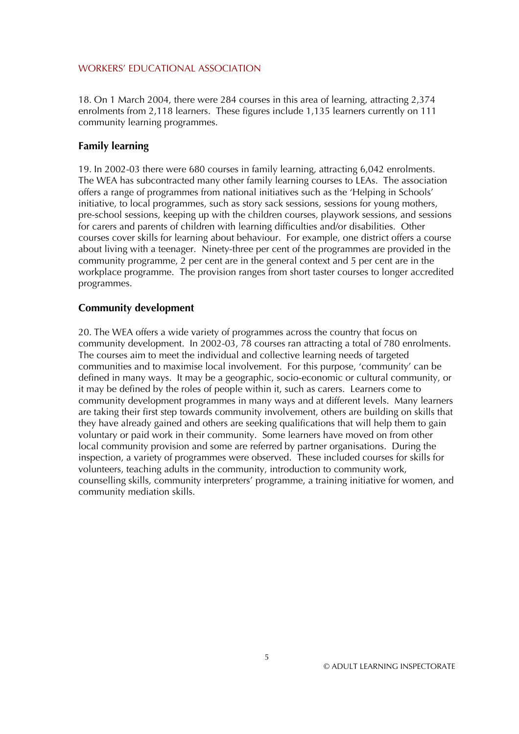18. On 1 March 2004, there were 284 courses in this area of learning, attracting 2,374 enrolments from 2,118 learners. These figures include 1,135 learners currently on 111 community learning programmes.

### Family learning

19. In 2002-03 there were 680 courses in family learning, attracting 6,042 enrolments. The WEA has subcontracted many other family learning courses to LEAs. The association offers a range of programmes from national initiatives such as the 'Helping in Schools' initiative, to local programmes, such as story sack sessions, sessions for young mothers, pre-school sessions, keeping up with the children courses, playwork sessions, and sessions for carers and parents of children with learning difficulties and/or disabilities. Other courses cover skills for learning about behaviour. For example, one district offers a course about living with a teenager. Ninety-three per cent of the programmes are provided in the community programme, 2 per cent are in the general context and 5 per cent are in the workplace programme. The provision ranges from short taster courses to longer accredited programmes.

### Community development

20. The WEA offers a wide variety of programmes across the country that focus on community development. In 2002-03, 78 courses ran attracting a total of 780 enrolments. The courses aim to meet the individual and collective learning needs of targeted communities and to maximise local involvement. For this purpose, 'community' can be defined in many ways. It may be a geographic, socio-economic or cultural community, or it may be defined by the roles of people within it, such as carers. Learners come to community development programmes in many ways and at different levels. Many learners are taking their first step towards community involvement, others are building on skills that they have already gained and others are seeking qualifications that will help them to gain voluntary or paid work in their community. Some learners have moved on from other local community provision and some are referred by partner organisations. During the inspection, a variety of programmes were observed. These included courses for skills for volunteers, teaching adults in the community, introduction to community work, counselling skills, community interpreters' programme, a training initiative for women, and community mediation skills.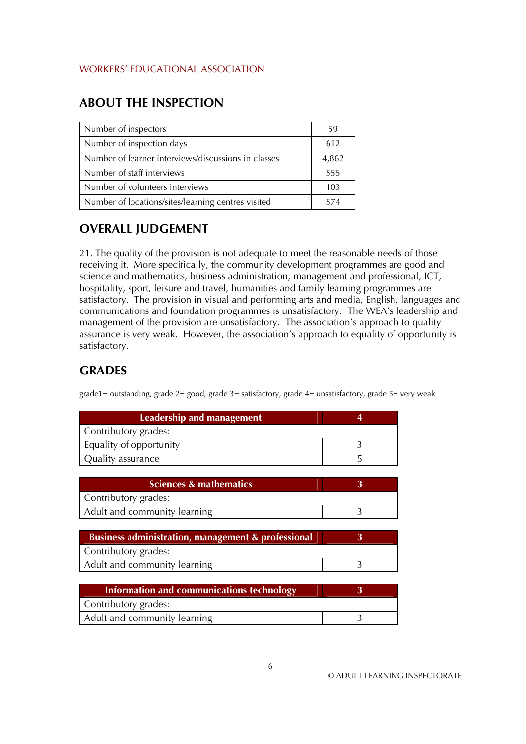WORKERS' EDUCATIONAL ASSOCIATION

## ABOUT THE INSPECTION

| | |
|---|---|
| Number of inspectors | 59 |
| Number of inspection days | 612 |
| Number of learner interviews/discussions in classes | 4,862 |
| Number of staff interviews | 555 |
| Number of volunteers interviews | 103 |
| Number of locations/sites/learning centres visited | 574 |

## OVERALL JUDGEMENT

21. The quality of the provision is not adequate to meet the reasonable needs of those receiving it. More specifically, the community development programmes are good and science and mathematics, business administration, management and professional, ICT, hospitality, sport, leisure and travel, humanities and family learning programmes are satisfactory. The provision in visual and performing arts and media, English, languages and communications and foundation programmes is unsatisfactory. The WEA's leadership and management of the provision are unsatisfactory. The association's approach to quality assurance is very weak. However, the association's approach to equality of opportunity is satisfactory.

## GRADES

grade1= outstanding, grade 2= good, grade 3= satisfactory, grade 4= unsatisfactory, grade 5= very weak

| Leadership and management | 4 |
|---|---|
| Contributory grades: | |
| Equality of opportunity | 3 |
| Quality assurance | 5 |

| Sciences & mathematics | 3 |
|---|---|
| Contributory grades: | |
| Adult and community learning | 3 |

| Business administration, management & professional | 3 |
|---|---|
| Contributory grades: | |
| Adult and community learning | 3 |

| Information and communications technology | 3 |
|---|---|
| Contributory grades: | |
| Adult and community learning | 3 |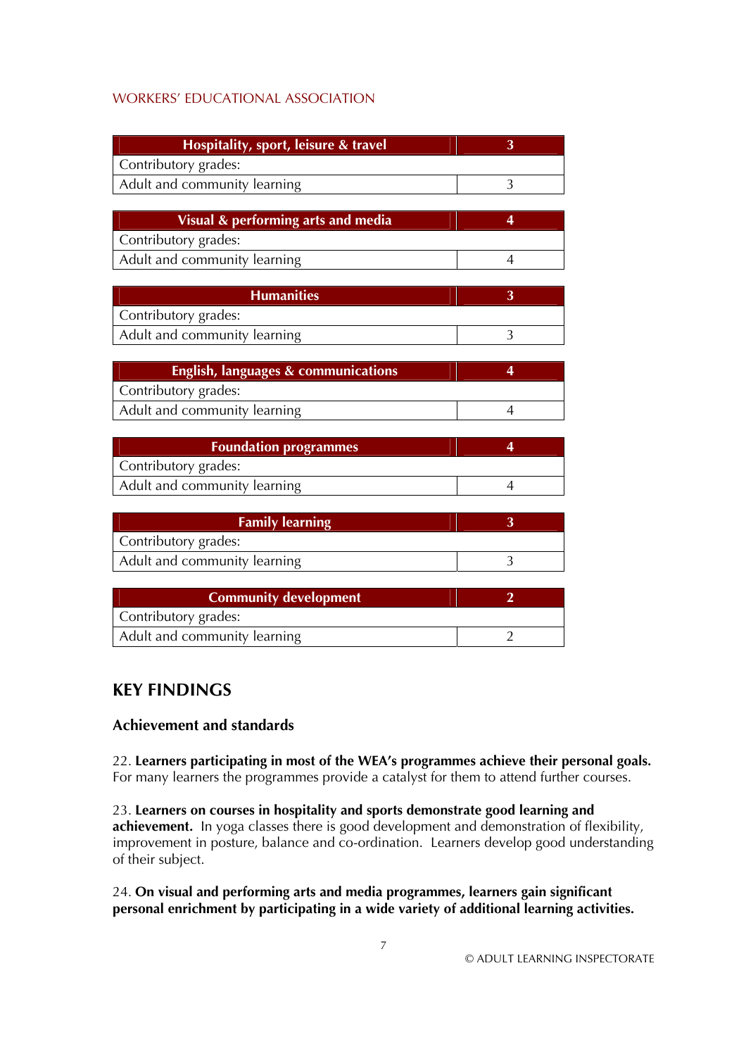| Hospitality, sport, leisure & travel | 3 |
| --- | --- |
| Contributory grades: | |
| Adult and community learning | 3 |

| Visual & performing arts and media | 4 |
| --- | --- |
| Contributory grades: | |
| Adult and community learning | 4 |

| Humanities | 3 |
| --- | --- |
| Contributory grades: | |
| Adult and community learning | 3 |

| English, languages & communications | 4 |
| --- | --- |
| Contributory grades: | |
| Adult and community learning | 4 |

| Foundation programmes | 4 |
| --- | --- |
| Contributory grades: | |
| Adult and community learning | 4 |

| Family learning | 3 |
| --- | --- |
| Contributory grades: | |
| Adult and community learning | 3 |

| Community development | 2 |
| --- | --- |
| Contributory grades: | |
| Adult and community learning | 2 |

## KEY FINDINGS

### Achievement and standards

22. **Learners participating in most of the WEA's programmes achieve their personal goals.** For many learners the programmes provide a catalyst for them to attend further courses.

23. **Learners on courses in hospitality and sports demonstrate good learning and achievement.** In yoga classes there is good development and demonstration of flexibility, improvement in posture, balance and co-ordination. Learners develop good understanding of their subject.

24. **On visual and performing arts and media programmes, learners gain significant personal enrichment by participating in a wide variety of additional learning activities.**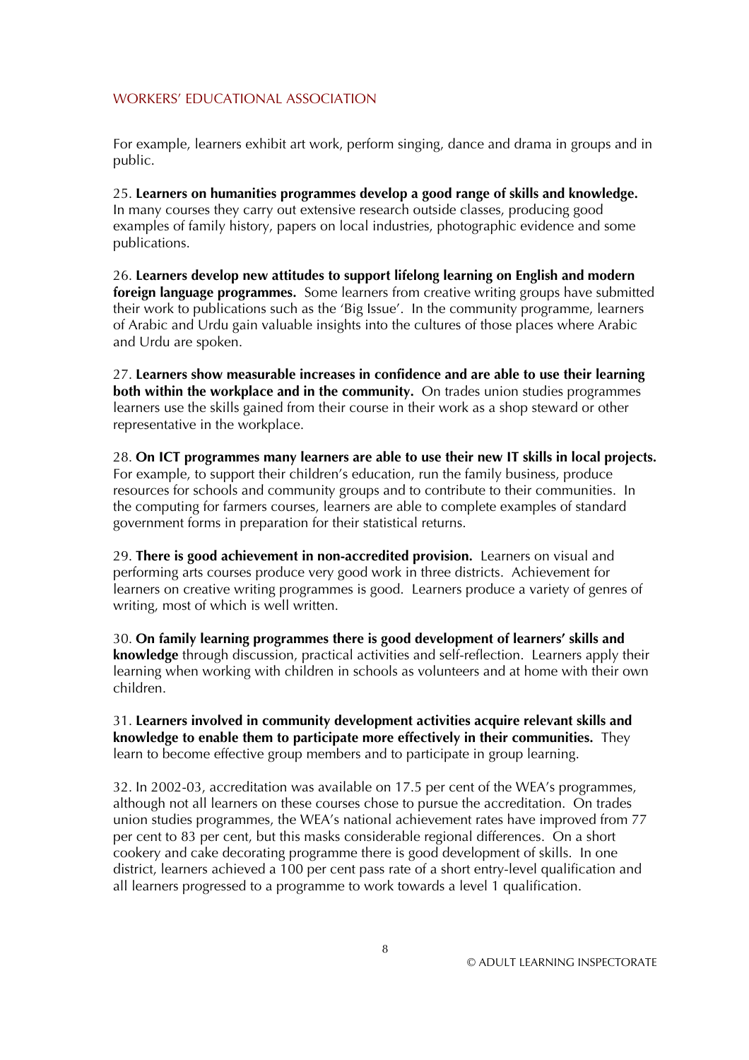For example, learners exhibit art work, perform singing, dance and drama in groups and in public.

25. **Learners on humanities programmes develop a good range of skills and knowledge.** In many courses they carry out extensive research outside classes, producing good examples of family history, papers on local industries, photographic evidence and some publications.

26. **Learners develop new attitudes to support lifelong learning on English and modern foreign language programmes.** Some learners from creative writing groups have submitted their work to publications such as the 'Big Issue'. In the community programme, learners of Arabic and Urdu gain valuable insights into the cultures of those places where Arabic and Urdu are spoken.

27. **Learners show measurable increases in confidence and are able to use their learning both within the workplace and in the community.** On trades union studies programmes learners use the skills gained from their course in their work as a shop steward or other representative in the workplace.

28. **On ICT programmes many learners are able to use their new IT skills in local projects.** For example, to support their children's education, run the family business, produce resources for schools and community groups and to contribute to their communities. In the computing for farmers courses, learners are able to complete examples of standard government forms in preparation for their statistical returns.

29. **There is good achievement in non-accredited provision.** Learners on visual and performing arts courses produce very good work in three districts. Achievement for learners on creative writing programmes is good. Learners produce a variety of genres of writing, most of which is well written.

30. **On family learning programmes there is good development of learners' skills and knowledge** through discussion, practical activities and self-reflection. Learners apply their learning when working with children in schools as volunteers and at home with their own children.

31. **Learners involved in community development activities acquire relevant skills and knowledge to enable them to participate more effectively in their communities.** They learn to become effective group members and to participate in group learning.

32. In 2002-03, accreditation was available on 17.5 per cent of the WEA's programmes, although not all learners on these courses chose to pursue the accreditation. On trades union studies programmes, the WEA's national achievement rates have improved from 77 per cent to 83 per cent, but this masks considerable regional differences. On a short cookery and cake decorating programme there is good development of skills. In one district, learners achieved a 100 per cent pass rate of a short entry-level qualification and all learners progressed to a programme to work towards a level 1 qualification.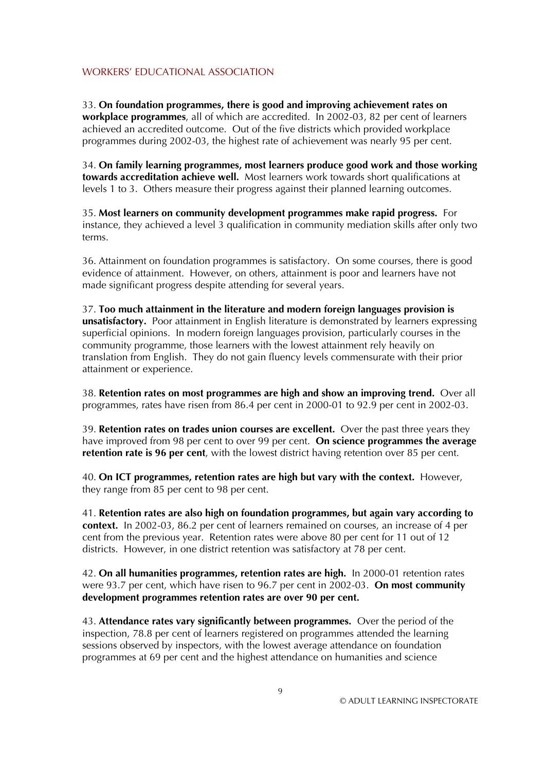33. **On foundation programmes, there is good and improving achievement rates on workplace programmes**, all of which are accredited. In 2002-03, 82 per cent of learners achieved an accredited outcome. Out of the five districts which provided workplace programmes during 2002-03, the highest rate of achievement was nearly 95 per cent.

34. **On family learning programmes, most learners produce good work and those working towards accreditation achieve well.** Most learners work towards short qualifications at levels 1 to 3. Others measure their progress against their planned learning outcomes.

35. **Most learners on community development programmes make rapid progress.** For instance, they achieved a level 3 qualification in community mediation skills after only two terms.

36. Attainment on foundation programmes is satisfactory. On some courses, there is good evidence of attainment. However, on others, attainment is poor and learners have not made significant progress despite attending for several years.

37. **Too much attainment in the literature and modern foreign languages provision is unsatisfactory.** Poor attainment in English literature is demonstrated by learners expressing superficial opinions. In modern foreign languages provision, particularly courses in the community programme, those learners with the lowest attainment rely heavily on translation from English. They do not gain fluency levels commensurate with their prior attainment or experience.

38. **Retention rates on most programmes are high and show an improving trend.** Over all programmes, rates have risen from 86.4 per cent in 2000-01 to 92.9 per cent in 2002-03.

39. **Retention rates on trades union courses are excellent.** Over the past three years they have improved from 98 per cent to over 99 per cent. **On science programmes the average retention rate is 96 per cent**, with the lowest district having retention over 85 per cent.

40. **On ICT programmes, retention rates are high but vary with the context.** However, they range from 85 per cent to 98 per cent.

41. **Retention rates are also high on foundation programmes, but again vary according to context.** In 2002-03, 86.2 per cent of learners remained on courses, an increase of 4 per cent from the previous year. Retention rates were above 80 per cent for 11 out of 12 districts. However, in one district retention was satisfactory at 78 per cent.

42. **On all humanities programmes, retention rates are high.** In 2000-01 retention rates were 93.7 per cent, which have risen to 96.7 per cent in 2002-03. **On most community development programmes retention rates are over 90 per cent.**

43. **Attendance rates vary significantly between programmes.** Over the period of the inspection, 78.8 per cent of learners registered on programmes attended the learning sessions observed by inspectors, with the lowest average attendance on foundation programmes at 69 per cent and the highest attendance on humanities and science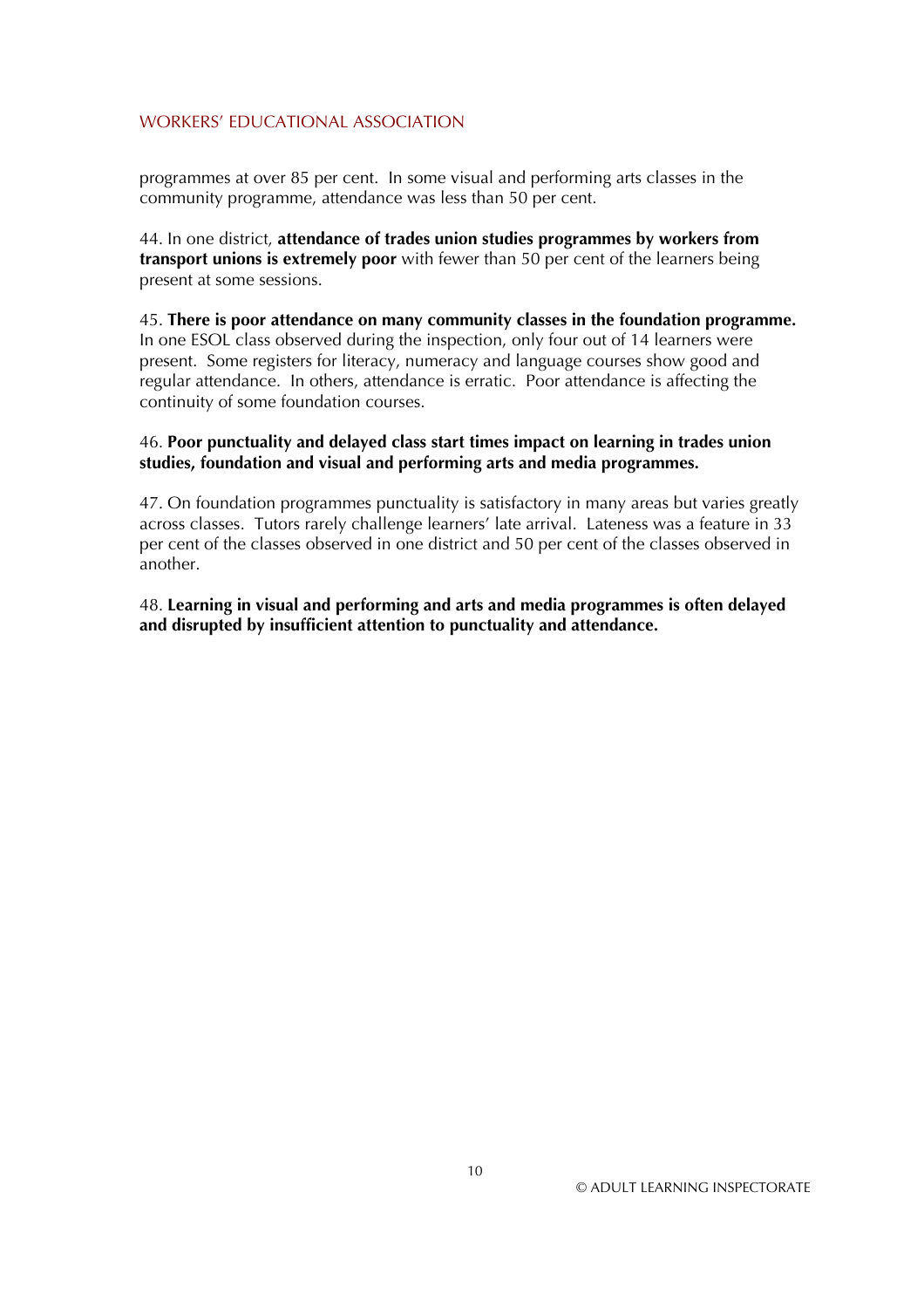programmes at over 85 per cent.  In some visual and performing arts classes in the community programme, attendance was less than 50 per cent.

44. In one district, **attendance of trades union studies programmes by workers from transport unions is extremely poor** with fewer than 50 per cent of the learners being present at some sessions.

45. **There is poor attendance on many community classes in the foundation programme.** In one ESOL class observed during the inspection, only four out of 14 learners were present.  Some registers for literacy, numeracy and language courses show good and regular attendance.  In others, attendance is erratic.  Poor attendance is affecting the continuity of some foundation courses.

46. **Poor punctuality and delayed class start times impact on learning in trades union studies, foundation and visual and performing arts and media programmes.**

47. On foundation programmes punctuality is satisfactory in many areas but varies greatly across classes.  Tutors rarely challenge learners' late arrival.  Lateness was a feature in 33 per cent of the classes observed in one district and 50 per cent of the classes observed in another.

48. **Learning in visual and performing and arts and media programmes is often delayed and disrupted by insufficient attention to punctuality and attendance.**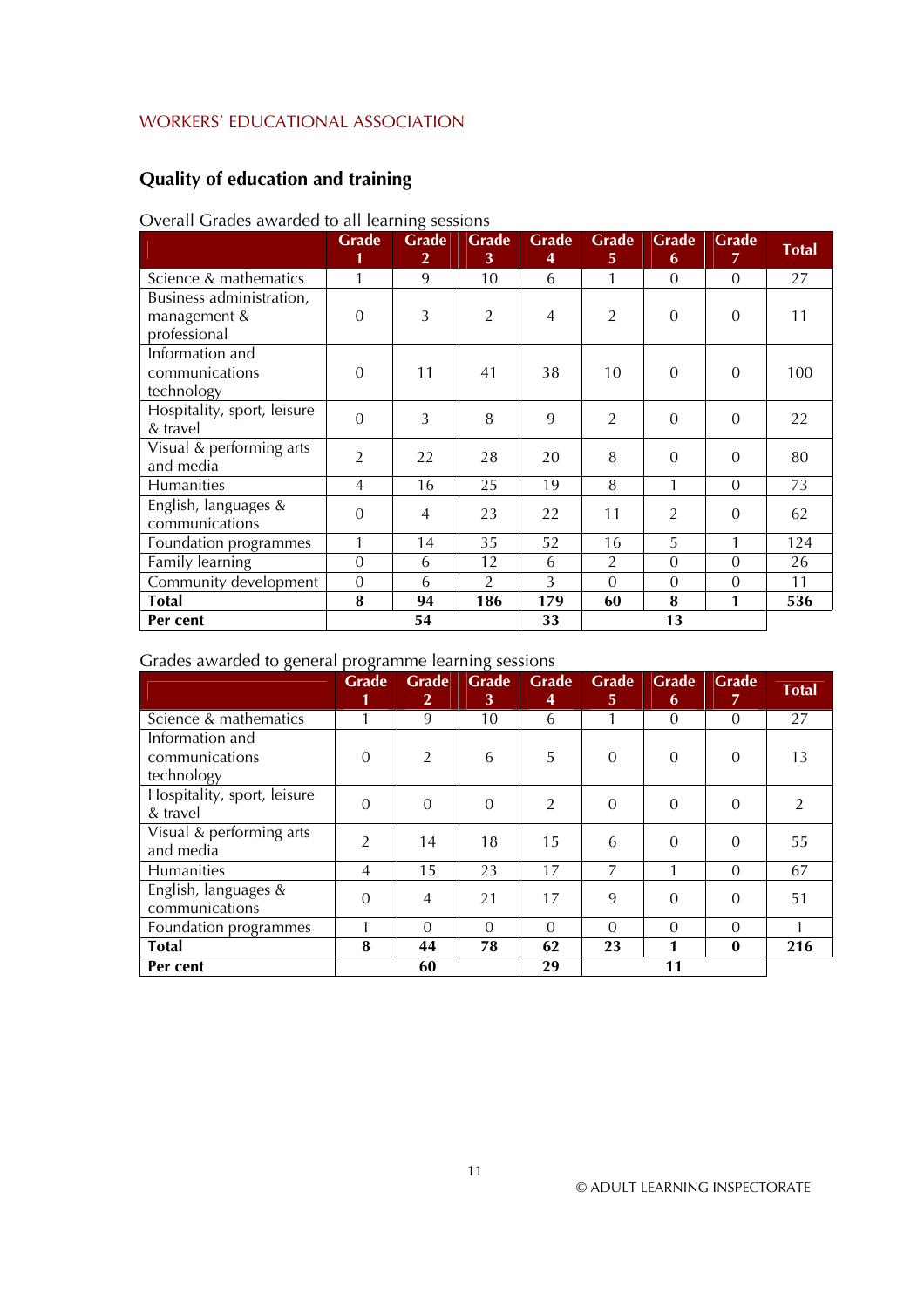## Quality of education and training

Overall Grades awarded to all learning sessions

| | Grade 1 | Grade 2 | Grade 3 | Grade 4 | Grade 5 | Grade 6 | Grade 7 | Total |
|---|---|---|---|---|---|---|---|---|
| Science & mathematics | 1 | 9 | 10 | 6 | 1 | 0 | 0 | 27 |
| Business administration, management & professional | 0 | 3 | 2 | 4 | 2 | 0 | 0 | 11 |
| Information and communications technology | 0 | 11 | 41 | 38 | 10 | 0 | 0 | 100 |
| Hospitality, sport, leisure & travel | 0 | 3 | 8 | 9 | 2 | 0 | 0 | 22 |
| Visual & performing arts and media | 2 | 22 | 28 | 20 | 8 | 0 | 0 | 80 |
| Humanities | 4 | 16 | 25 | 19 | 8 | 1 | 0 | 73 |
| English, languages & communications | 0 | 4 | 23 | 22 | 11 | 2 | 0 | 62 |
| Foundation programmes | 1 | 14 | 35 | 52 | 16 | 5 | 1 | 124 |
| Family learning | 0 | 6 | 12 | 6 | 2 | 0 | 0 | 26 |
| Community development | 0 | 6 | 2 | 3 | 0 | 0 | 0 | 11 |
| **Total** | **8** | **94** | **186** | **179** | **60** | **8** | **1** | **536** |
| **Per cent** | | **54** | | **33** | | **13** | | |

Grades awarded to general programme learning sessions

| | Grade 1 | Grade 2 | Grade 3 | Grade 4 | Grade 5 | Grade 6 | Grade 7 | Total |
|---|---|---|---|---|---|---|---|---|
| Science & mathematics | 1 | 9 | 10 | 6 | 1 | 0 | 0 | 27 |
| Information and communications technology | 0 | 2 | 6 | 5 | 0 | 0 | 0 | 13 |
| Hospitality, sport, leisure & travel | 0 | 0 | 0 | 2 | 0 | 0 | 0 | 2 |
| Visual & performing arts and media | 2 | 14 | 18 | 15 | 6 | 0 | 0 | 55 |
| Humanities | 4 | 15 | 23 | 17 | 7 | 1 | 0 | 67 |
| English, languages & communications | 0 | 4 | 21 | 17 | 9 | 0 | 0 | 51 |
| Foundation programmes | 1 | 0 | 0 | 0 | 0 | 0 | 0 | 1 |
| **Total** | **8** | **44** | **78** | **62** | **23** | **1** | **0** | **216** |
| **Per cent** | | **60** | | **29** | | **11** | | |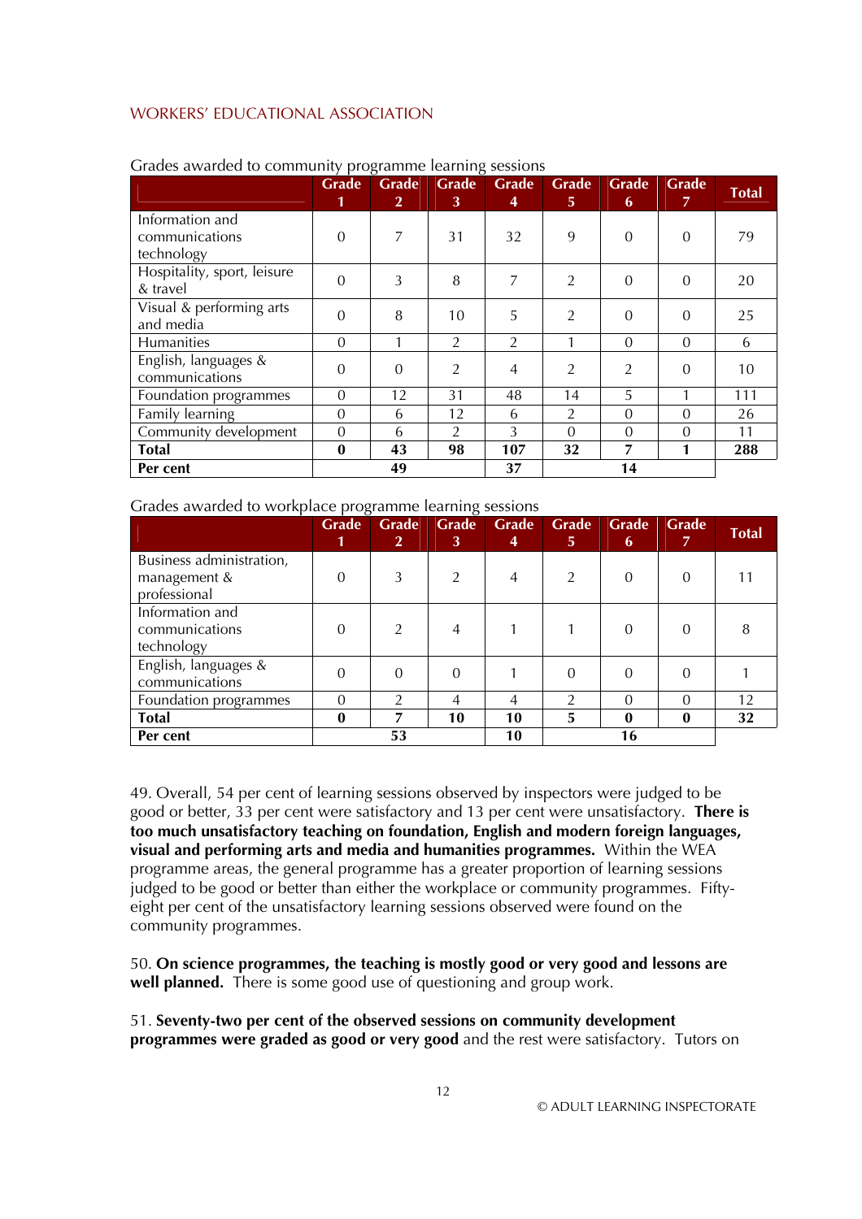WORKERS' EDUCATIONAL ASSOCIATION

Grades awarded to community programme learning sessions

| | Grade 1 | Grade 2 | Grade 3 | Grade 4 | Grade 5 | Grade 6 | Grade 7 | Total |
|---|---|---|---|---|---|---|---|---|
| Information and communications technology | 0 | 7 | 31 | 32 | 9 | 0 | 0 | 79 |
| Hospitality, sport, leisure & travel | 0 | 3 | 8 | 7 | 2 | 0 | 0 | 20 |
| Visual & performing arts and media | 0 | 8 | 10 | 5 | 2 | 0 | 0 | 25 |
| Humanities | 0 | 1 | 2 | 2 | 1 | 0 | 0 | 6 |
| English, languages & communications | 0 | 0 | 2 | 4 | 2 | 2 | 0 | 10 |
| Foundation programmes | 0 | 12 | 31 | 48 | 14 | 5 | 1 | 111 |
| Family learning | 0 | 6 | 12 | 6 | 2 | 0 | 0 | 26 |
| Community development | 0 | 6 | 2 | 3 | 0 | 0 | 0 | 11 |
| **Total** | **0** | **43** | **98** | **107** | **32** | **7** | **1** | **288** |
| **Per cent** | | **49** | | **37** | | **14** | | |

Grades awarded to workplace programme learning sessions

| | Grade 1 | Grade 2 | Grade 3 | Grade 4 | Grade 5 | Grade 6 | Grade 7 | Total |
|---|---|---|---|---|---|---|---|---|
| Business administration, management & professional | 0 | 3 | 2 | 4 | 2 | 0 | 0 | 11 |
| Information and communications technology | 0 | 2 | 4 | 1 | 1 | 0 | 0 | 8 |
| English, languages & communications | 0 | 0 | 0 | 1 | 0 | 0 | 0 | 1 |
| Foundation programmes | 0 | 2 | 4 | 4 | 2 | 0 | 0 | 12 |
| **Total** | **0** | **7** | **10** | **10** | **5** | **0** | **0** | **32** |
| **Per cent** | | **53** | | **10** | | **16** | | |

49. Overall, 54 per cent of learning sessions observed by inspectors were judged to be good or better, 33 per cent were satisfactory and 13 per cent were unsatisfactory. **There is too much unsatisfactory teaching on foundation, English and modern foreign languages, visual and performing arts and media and humanities programmes.** Within the WEA programme areas, the general programme has a greater proportion of learning sessions judged to be good or better than either the workplace or community programmes. Fifty-eight per cent of the unsatisfactory learning sessions observed were found on the community programmes.

50. **On science programmes, the teaching is mostly good or very good and lessons are well planned.** There is some good use of questioning and group work.

51. **Seventy-two per cent of the observed sessions on community development programmes were graded as good or very good** and the rest were satisfactory. Tutors on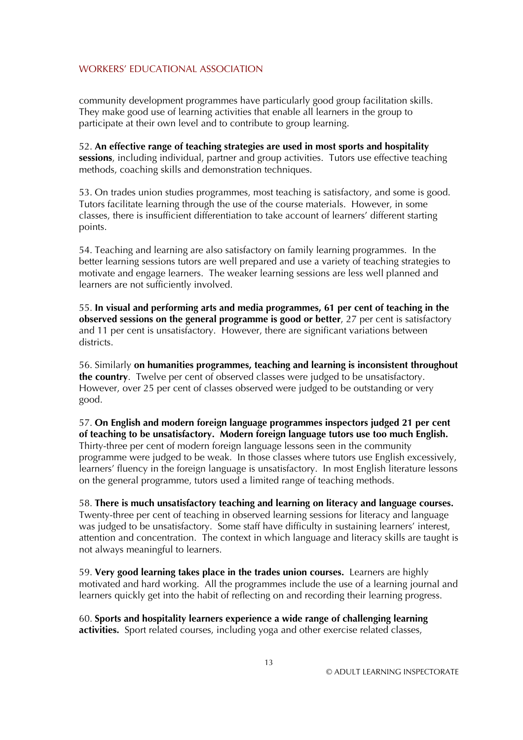community development programmes have particularly good group facilitation skills. They make good use of learning activities that enable all learners in the group to participate at their own level and to contribute to group learning.

52. **An effective range of teaching strategies are used in most sports and hospitality sessions**, including individual, partner and group activities. Tutors use effective teaching methods, coaching skills and demonstration techniques.

53. On trades union studies programmes, most teaching is satisfactory, and some is good. Tutors facilitate learning through the use of the course materials. However, in some classes, there is insufficient differentiation to take account of learners' different starting points.

54. Teaching and learning are also satisfactory on family learning programmes. In the better learning sessions tutors are well prepared and use a variety of teaching strategies to motivate and engage learners. The weaker learning sessions are less well planned and learners are not sufficiently involved.

55. **In visual and performing arts and media programmes, 61 per cent of teaching in the observed sessions on the general programme is good or better**, 27 per cent is satisfactory and 11 per cent is unsatisfactory. However, there are significant variations between districts.

56. Similarly **on humanities programmes, teaching and learning is inconsistent throughout the country**. Twelve per cent of observed classes were judged to be unsatisfactory. However, over 25 per cent of classes observed were judged to be outstanding or very good.

57. **On English and modern foreign language programmes inspectors judged 21 per cent of teaching to be unsatisfactory. Modern foreign language tutors use too much English.** Thirty-three per cent of modern foreign language lessons seen in the community programme were judged to be weak. In those classes where tutors use English excessively, learners' fluency in the foreign language is unsatisfactory. In most English literature lessons on the general programme, tutors used a limited range of teaching methods.

58. **There is much unsatisfactory teaching and learning on literacy and language courses.** Twenty-three per cent of teaching in observed learning sessions for literacy and language was judged to be unsatisfactory. Some staff have difficulty in sustaining learners' interest, attention and concentration. The context in which language and literacy skills are taught is not always meaningful to learners.

59. **Very good learning takes place in the trades union courses.** Learners are highly motivated and hard working. All the programmes include the use of a learning journal and learners quickly get into the habit of reflecting on and recording their learning progress.

60. **Sports and hospitality learners experience a wide range of challenging learning activities.** Sport related courses, including yoga and other exercise related classes,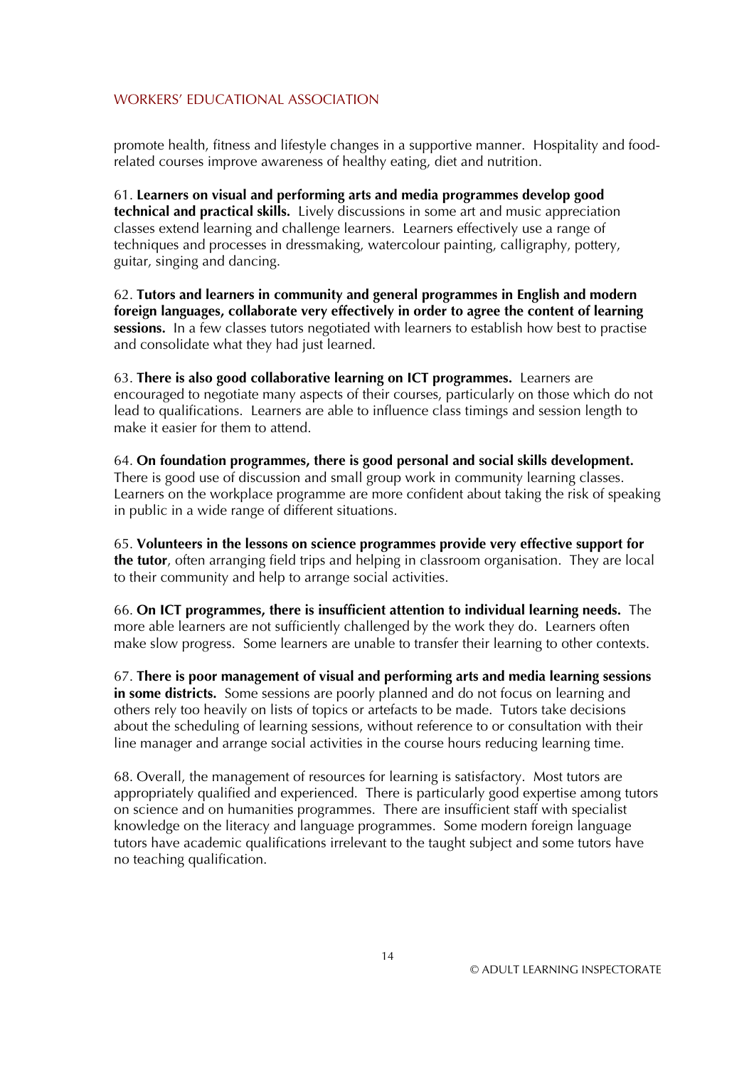promote health, fitness and lifestyle changes in a supportive manner. Hospitality and food-related courses improve awareness of healthy eating, diet and nutrition.

61. **Learners on visual and performing arts and media programmes develop good technical and practical skills.** Lively discussions in some art and music appreciation classes extend learning and challenge learners. Learners effectively use a range of techniques and processes in dressmaking, watercolour painting, calligraphy, pottery, guitar, singing and dancing.

62. **Tutors and learners in community and general programmes in English and modern foreign languages, collaborate very effectively in order to agree the content of learning sessions.** In a few classes tutors negotiated with learners to establish how best to practise and consolidate what they had just learned.

63. **There is also good collaborative learning on ICT programmes.** Learners are encouraged to negotiate many aspects of their courses, particularly on those which do not lead to qualifications. Learners are able to influence class timings and session length to make it easier for them to attend.

64. **On foundation programmes, there is good personal and social skills development.** There is good use of discussion and small group work in community learning classes. Learners on the workplace programme are more confident about taking the risk of speaking in public in a wide range of different situations.

65. **Volunteers in the lessons on science programmes provide very effective support for the tutor**, often arranging field trips and helping in classroom organisation. They are local to their community and help to arrange social activities.

66. **On ICT programmes, there is insufficient attention to individual learning needs.** The more able learners are not sufficiently challenged by the work they do. Learners often make slow progress. Some learners are unable to transfer their learning to other contexts.

67. **There is poor management of visual and performing arts and media learning sessions in some districts.** Some sessions are poorly planned and do not focus on learning and others rely too heavily on lists of topics or artefacts to be made. Tutors take decisions about the scheduling of learning sessions, without reference to or consultation with their line manager and arrange social activities in the course hours reducing learning time.

68. Overall, the management of resources for learning is satisfactory. Most tutors are appropriately qualified and experienced. There is particularly good expertise among tutors on science and on humanities programmes. There are insufficient staff with specialist knowledge on the literacy and language programmes. Some modern foreign language tutors have academic qualifications irrelevant to the taught subject and some tutors have no teaching qualification.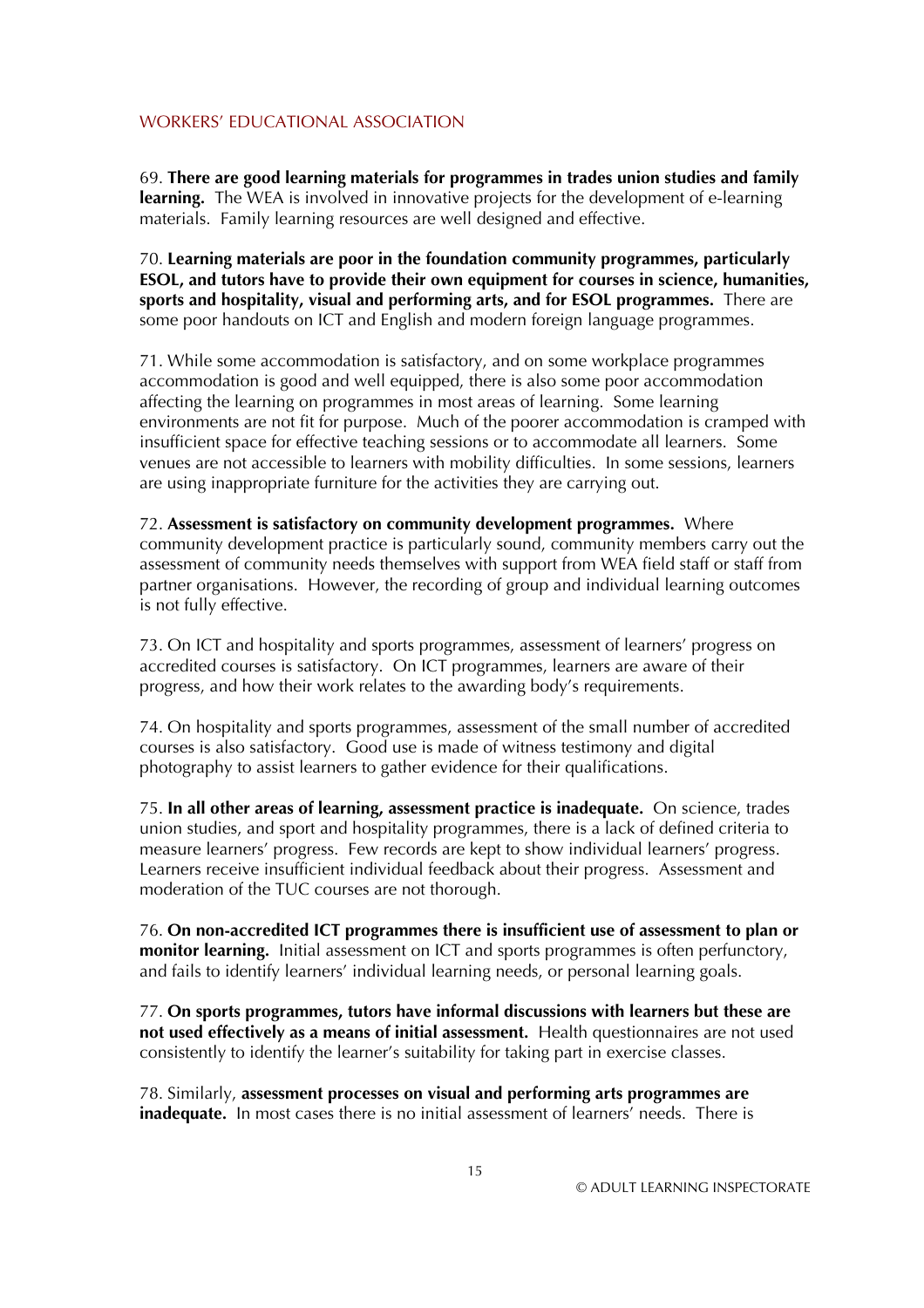69. **There are good learning materials for programmes in trades union studies and family learning.** The WEA is involved in innovative projects for the development of e-learning materials. Family learning resources are well designed and effective.

70. **Learning materials are poor in the foundation community programmes, particularly ESOL, and tutors have to provide their own equipment for courses in science, humanities, sports and hospitality, visual and performing arts, and for ESOL programmes.** There are some poor handouts on ICT and English and modern foreign language programmes.

71. While some accommodation is satisfactory, and on some workplace programmes accommodation is good and well equipped, there is also some poor accommodation affecting the learning on programmes in most areas of learning. Some learning environments are not fit for purpose. Much of the poorer accommodation is cramped with insufficient space for effective teaching sessions or to accommodate all learners. Some venues are not accessible to learners with mobility difficulties. In some sessions, learners are using inappropriate furniture for the activities they are carrying out.

72. **Assessment is satisfactory on community development programmes.** Where community development practice is particularly sound, community members carry out the assessment of community needs themselves with support from WEA field staff or staff from partner organisations. However, the recording of group and individual learning outcomes is not fully effective.

73. On ICT and hospitality and sports programmes, assessment of learners' progress on accredited courses is satisfactory. On ICT programmes, learners are aware of their progress, and how their work relates to the awarding body's requirements.

74. On hospitality and sports programmes, assessment of the small number of accredited courses is also satisfactory. Good use is made of witness testimony and digital photography to assist learners to gather evidence for their qualifications.

75. **In all other areas of learning, assessment practice is inadequate.** On science, trades union studies, and sport and hospitality programmes, there is a lack of defined criteria to measure learners' progress. Few records are kept to show individual learners' progress. Learners receive insufficient individual feedback about their progress. Assessment and moderation of the TUC courses are not thorough.

76. **On non-accredited ICT programmes there is insufficient use of assessment to plan or monitor learning.** Initial assessment on ICT and sports programmes is often perfunctory, and fails to identify learners' individual learning needs, or personal learning goals.

77. **On sports programmes, tutors have informal discussions with learners but these are not used effectively as a means of initial assessment.** Health questionnaires are not used consistently to identify the learner's suitability for taking part in exercise classes.

78. Similarly, **assessment processes on visual and performing arts programmes are inadequate.** In most cases there is no initial assessment of learners' needs. There is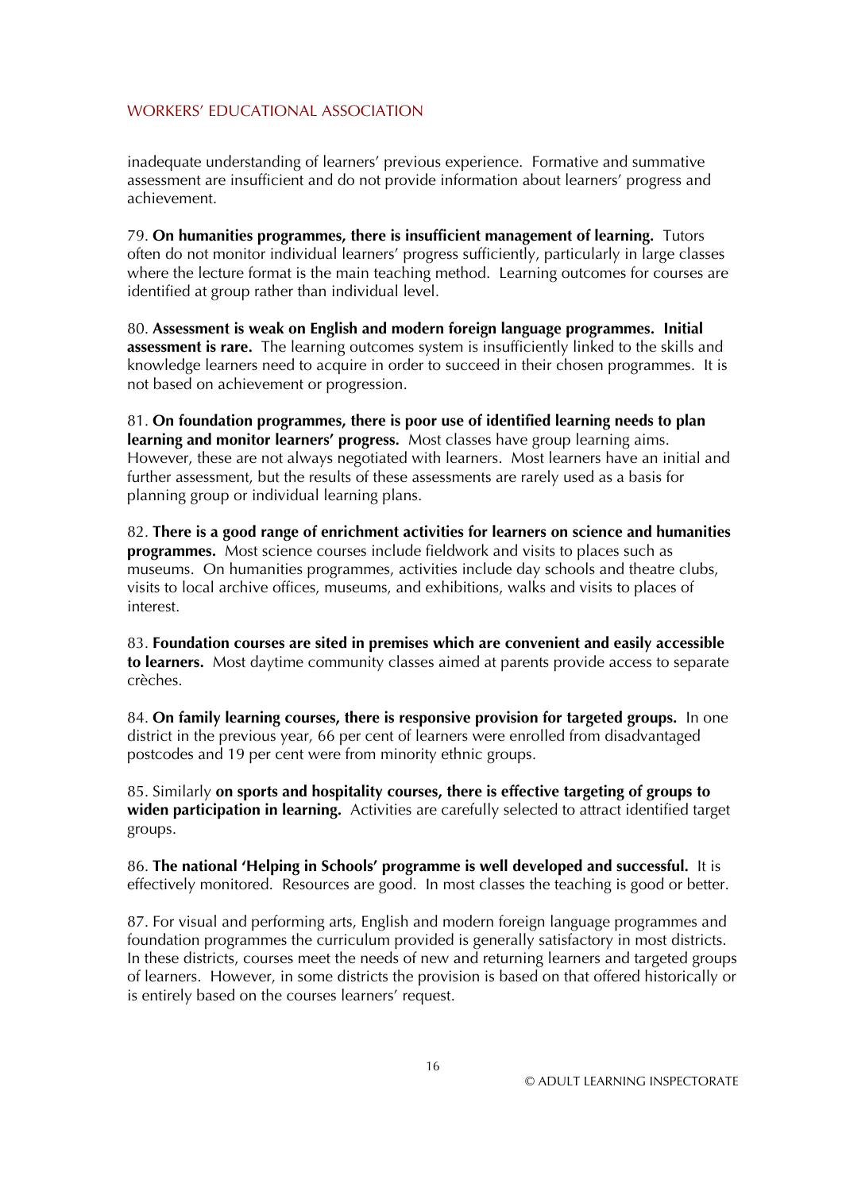inadequate understanding of learners' previous experience. Formative and summative assessment are insufficient and do not provide information about learners' progress and achievement.

79. **On humanities programmes, there is insufficient management of learning.** Tutors often do not monitor individual learners' progress sufficiently, particularly in large classes where the lecture format is the main teaching method. Learning outcomes for courses are identified at group rather than individual level.

80. **Assessment is weak on English and modern foreign language programmes. Initial assessment is rare.** The learning outcomes system is insufficiently linked to the skills and knowledge learners need to acquire in order to succeed in their chosen programmes. It is not based on achievement or progression.

81. **On foundation programmes, there is poor use of identified learning needs to plan learning and monitor learners' progress.** Most classes have group learning aims. However, these are not always negotiated with learners. Most learners have an initial and further assessment, but the results of these assessments are rarely used as a basis for planning group or individual learning plans.

82. **There is a good range of enrichment activities for learners on science and humanities programmes.** Most science courses include fieldwork and visits to places such as museums. On humanities programmes, activities include day schools and theatre clubs, visits to local archive offices, museums, and exhibitions, walks and visits to places of interest.

83. **Foundation courses are sited in premises which are convenient and easily accessible to learners.** Most daytime community classes aimed at parents provide access to separate crèches.

84. **On family learning courses, there is responsive provision for targeted groups.** In one district in the previous year, 66 per cent of learners were enrolled from disadvantaged postcodes and 19 per cent were from minority ethnic groups.

85. Similarly **on sports and hospitality courses, there is effective targeting of groups to widen participation in learning.** Activities are carefully selected to attract identified target groups.

86. **The national 'Helping in Schools' programme is well developed and successful.** It is effectively monitored. Resources are good. In most classes the teaching is good or better.

87. For visual and performing arts, English and modern foreign language programmes and foundation programmes the curriculum provided is generally satisfactory in most districts. In these districts, courses meet the needs of new and returning learners and targeted groups of learners. However, in some districts the provision is based on that offered historically or is entirely based on the courses learners' request.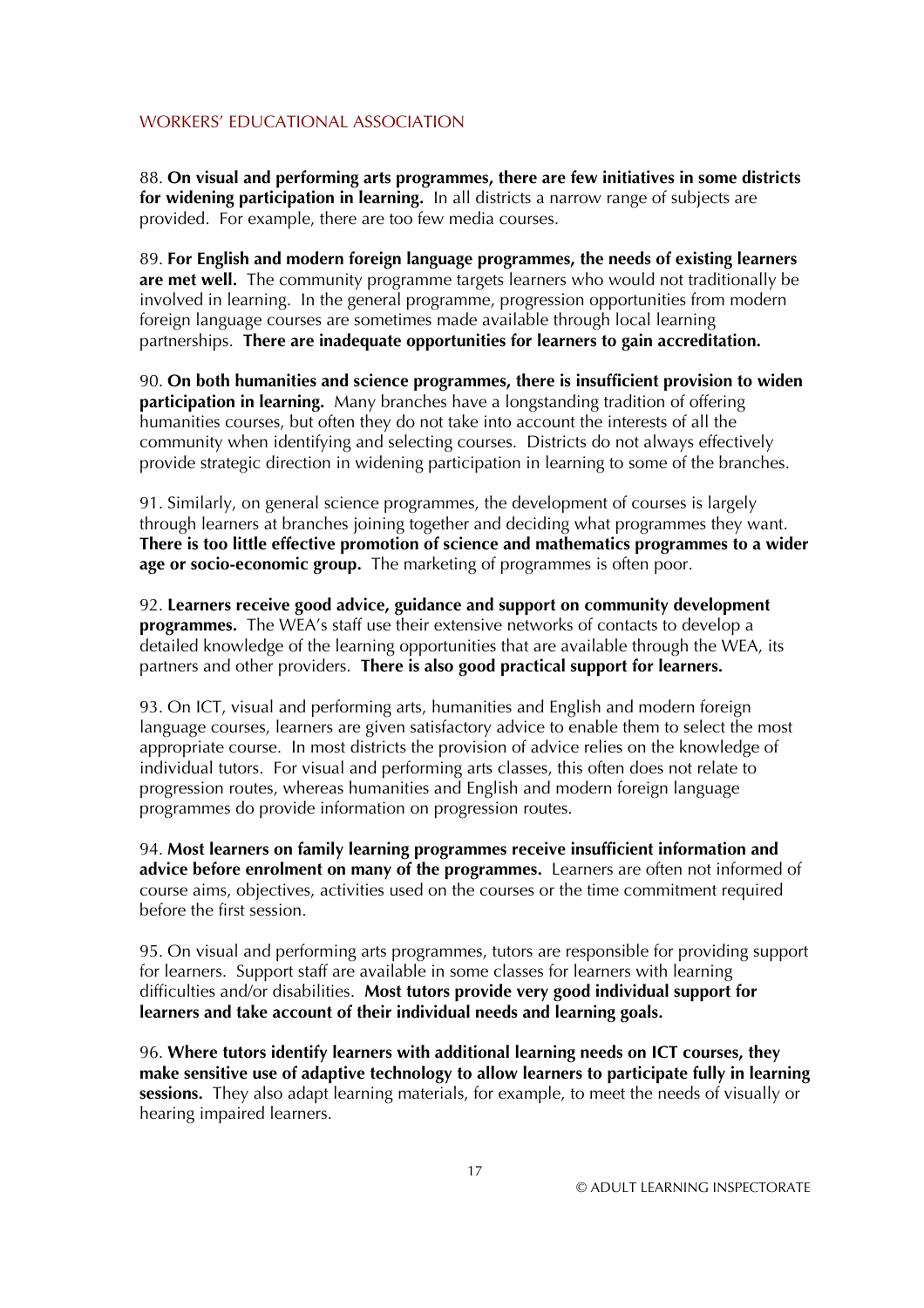88. **On visual and performing arts programmes, there are few initiatives in some districts for widening participation in learning.** In all districts a narrow range of subjects are provided. For example, there are too few media courses.

89. **For English and modern foreign language programmes, the needs of existing learners are met well.** The community programme targets learners who would not traditionally be involved in learning. In the general programme, progression opportunities from modern foreign language courses are sometimes made available through local learning partnerships. **There are inadequate opportunities for learners to gain accreditation.**

90. **On both humanities and science programmes, there is insufficient provision to widen participation in learning.** Many branches have a longstanding tradition of offering humanities courses, but often they do not take into account the interests of all the community when identifying and selecting courses. Districts do not always effectively provide strategic direction in widening participation in learning to some of the branches.

91. Similarly, on general science programmes, the development of courses is largely through learners at branches joining together and deciding what programmes they want. **There is too little effective promotion of science and mathematics programmes to a wider age or socio-economic group.** The marketing of programmes is often poor.

92. **Learners receive good advice, guidance and support on community development programmes.** The WEA's staff use their extensive networks of contacts to develop a detailed knowledge of the learning opportunities that are available through the WEA, its partners and other providers. **There is also good practical support for learners.**

93. On ICT, visual and performing arts, humanities and English and modern foreign language courses, learners are given satisfactory advice to enable them to select the most appropriate course. In most districts the provision of advice relies on the knowledge of individual tutors. For visual and performing arts classes, this often does not relate to progression routes, whereas humanities and English and modern foreign language programmes do provide information on progression routes.

94. **Most learners on family learning programmes receive insufficient information and advice before enrolment on many of the programmes.** Learners are often not informed of course aims, objectives, activities used on the courses or the time commitment required before the first session.

95. On visual and performing arts programmes, tutors are responsible for providing support for learners. Support staff are available in some classes for learners with learning difficulties and/or disabilities. **Most tutors provide very good individual support for learners and take account of their individual needs and learning goals.**

96. **Where tutors identify learners with additional learning needs on ICT courses, they make sensitive use of adaptive technology to allow learners to participate fully in learning sessions.** They also adapt learning materials, for example, to meet the needs of visually or hearing impaired learners.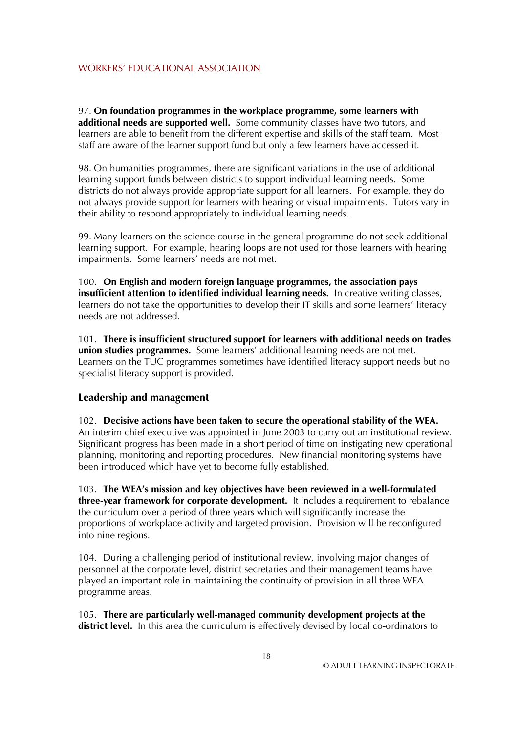97. **On foundation programmes in the workplace programme, some learners with additional needs are supported well.** Some community classes have two tutors, and learners are able to benefit from the different expertise and skills of the staff team. Most staff are aware of the learner support fund but only a few learners have accessed it.

98. On humanities programmes, there are significant variations in the use of additional learning support funds between districts to support individual learning needs. Some districts do not always provide appropriate support for all learners. For example, they do not always provide support for learners with hearing or visual impairments. Tutors vary in their ability to respond appropriately to individual learning needs.

99. Many learners on the science course in the general programme do not seek additional learning support. For example, hearing loops are not used for those learners with hearing impairments. Some learners' needs are not met.

100. **On English and modern foreign language programmes, the association pays insufficient attention to identified individual learning needs.** In creative writing classes, learners do not take the opportunities to develop their IT skills and some learners' literacy needs are not addressed.

101. **There is insufficient structured support for learners with additional needs on trades union studies programmes.** Some learners' additional learning needs are not met. Learners on the TUC programmes sometimes have identified literacy support needs but no specialist literacy support is provided.

### Leadership and management

102. **Decisive actions have been taken to secure the operational stability of the WEA.** An interim chief executive was appointed in June 2003 to carry out an institutional review. Significant progress has been made in a short period of time on instigating new operational planning, monitoring and reporting procedures. New financial monitoring systems have been introduced which have yet to become fully established.

103. **The WEA's mission and key objectives have been reviewed in a well-formulated three-year framework for corporate development.** It includes a requirement to rebalance the curriculum over a period of three years which will significantly increase the proportions of workplace activity and targeted provision. Provision will be reconfigured into nine regions.

104. During a challenging period of institutional review, involving major changes of personnel at the corporate level, district secretaries and their management teams have played an important role in maintaining the continuity of provision in all three WEA programme areas.

105. **There are particularly well-managed community development projects at the district level.** In this area the curriculum is effectively devised by local co-ordinators to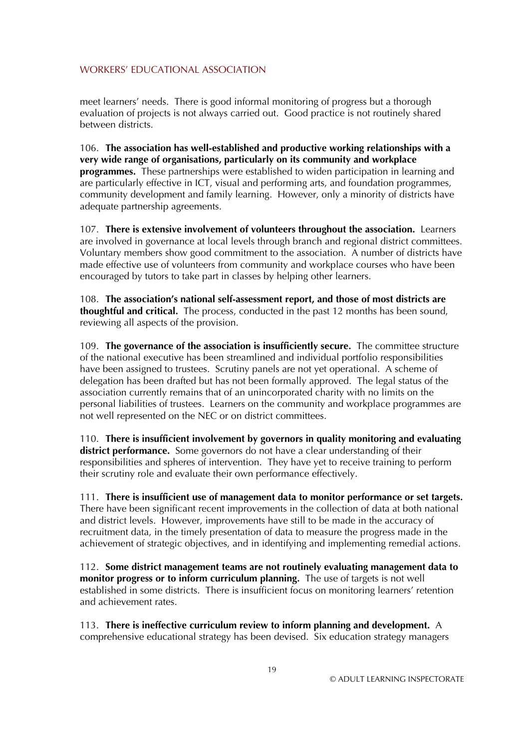meet learners' needs. There is good informal monitoring of progress but a thorough evaluation of projects is not always carried out. Good practice is not routinely shared between districts.

106. **The association has well-established and productive working relationships with a very wide range of organisations, particularly on its community and workplace programmes.** These partnerships were established to widen participation in learning and are particularly effective in ICT, visual and performing arts, and foundation programmes, community development and family learning. However, only a minority of districts have adequate partnership agreements.

107. **There is extensive involvement of volunteers throughout the association.** Learners are involved in governance at local levels through branch and regional district committees. Voluntary members show good commitment to the association. A number of districts have made effective use of volunteers from community and workplace courses who have been encouraged by tutors to take part in classes by helping other learners.

108. **The association's national self-assessment report, and those of most districts are thoughtful and critical.** The process, conducted in the past 12 months has been sound, reviewing all aspects of the provision.

109. **The governance of the association is insufficiently secure.** The committee structure of the national executive has been streamlined and individual portfolio responsibilities have been assigned to trustees. Scrutiny panels are not yet operational. A scheme of delegation has been drafted but has not been formally approved. The legal status of the association currently remains that of an unincorporated charity with no limits on the personal liabilities of trustees. Learners on the community and workplace programmes are not well represented on the NEC or on district committees.

110. **There is insufficient involvement by governors in quality monitoring and evaluating district performance.** Some governors do not have a clear understanding of their responsibilities and spheres of intervention. They have yet to receive training to perform their scrutiny role and evaluate their own performance effectively.

111. **There is insufficient use of management data to monitor performance or set targets.** There have been significant recent improvements in the collection of data at both national and district levels. However, improvements have still to be made in the accuracy of recruitment data, in the timely presentation of data to measure the progress made in the achievement of strategic objectives, and in identifying and implementing remedial actions.

112. **Some district management teams are not routinely evaluating management data to monitor progress or to inform curriculum planning.** The use of targets is not well established in some districts. There is insufficient focus on monitoring learners' retention and achievement rates.

113. **There is ineffective curriculum review to inform planning and development.** A comprehensive educational strategy has been devised. Six education strategy managers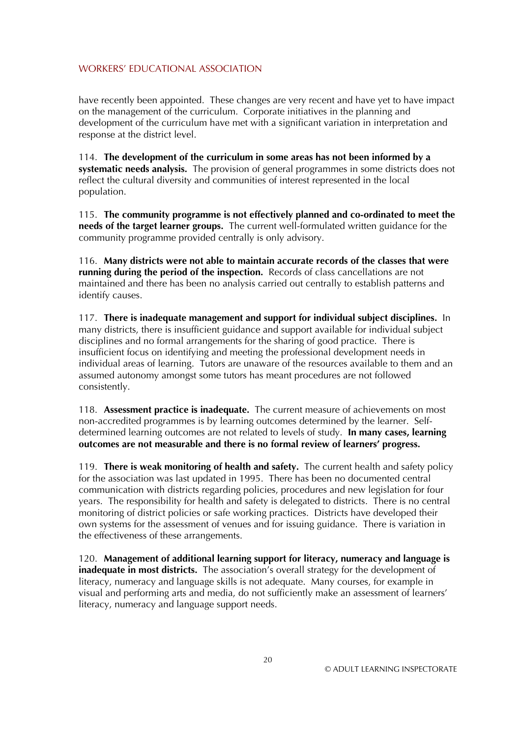have recently been appointed. These changes are very recent and have yet to have impact on the management of the curriculum. Corporate initiatives in the planning and development of the curriculum have met with a significant variation in interpretation and response at the district level.

114. **The development of the curriculum in some areas has not been informed by a systematic needs analysis.** The provision of general programmes in some districts does not reflect the cultural diversity and communities of interest represented in the local population.

115. **The community programme is not effectively planned and co-ordinated to meet the needs of the target learner groups.** The current well-formulated written guidance for the community programme provided centrally is only advisory.

116. **Many districts were not able to maintain accurate records of the classes that were running during the period of the inspection.** Records of class cancellations are not maintained and there has been no analysis carried out centrally to establish patterns and identify causes.

117. **There is inadequate management and support for individual subject disciplines.** In many districts, there is insufficient guidance and support available for individual subject disciplines and no formal arrangements for the sharing of good practice. There is insufficient focus on identifying and meeting the professional development needs in individual areas of learning. Tutors are unaware of the resources available to them and an assumed autonomy amongst some tutors has meant procedures are not followed consistently.

118. **Assessment practice is inadequate.** The current measure of achievements on most non-accredited programmes is by learning outcomes determined by the learner. Self-determined learning outcomes are not related to levels of study. **In many cases, learning outcomes are not measurable and there is no formal review of learners' progress.**

119. **There is weak monitoring of health and safety.** The current health and safety policy for the association was last updated in 1995. There has been no documented central communication with districts regarding policies, procedures and new legislation for four years. The responsibility for health and safety is delegated to districts. There is no central monitoring of district policies or safe working practices. Districts have developed their own systems for the assessment of venues and for issuing guidance. There is variation in the effectiveness of these arrangements.

120. **Management of additional learning support for literacy, numeracy and language is inadequate in most districts.** The association's overall strategy for the development of literacy, numeracy and language skills is not adequate. Many courses, for example in visual and performing arts and media, do not sufficiently make an assessment of learners' literacy, numeracy and language support needs.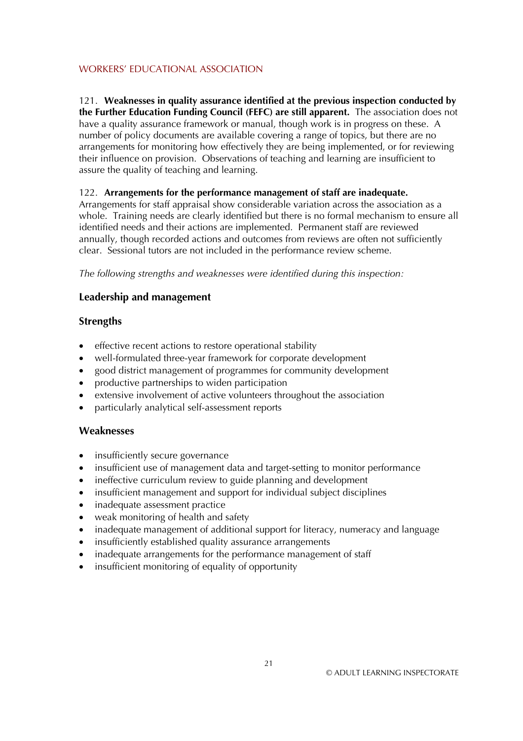121. **Weaknesses in quality assurance identified at the previous inspection conducted by the Further Education Funding Council (FEFC) are still apparent.** The association does not have a quality assurance framework or manual, though work is in progress on these. A number of policy documents are available covering a range of topics, but there are no arrangements for monitoring how effectively they are being implemented, or for reviewing their influence on provision. Observations of teaching and learning are insufficient to assure the quality of teaching and learning.

122. **Arrangements for the performance management of staff are inadequate.** Arrangements for staff appraisal show considerable variation across the association as a whole. Training needs are clearly identified but there is no formal mechanism to ensure all identified needs and their actions are implemented. Permanent staff are reviewed annually, though recorded actions and outcomes from reviews are often not sufficiently clear. Sessional tutors are not included in the performance review scheme.

*The following strengths and weaknesses were identified during this inspection:*

### Leadership and management

#### Strengths

- effective recent actions to restore operational stability
- well-formulated three-year framework for corporate development
- good district management of programmes for community development
- productive partnerships to widen participation
- extensive involvement of active volunteers throughout the association
- particularly analytical self-assessment reports

#### Weaknesses

- insufficiently secure governance
- insufficient use of management data and target-setting to monitor performance
- ineffective curriculum review to guide planning and development
- insufficient management and support for individual subject disciplines
- inadequate assessment practice
- weak monitoring of health and safety
- inadequate management of additional support for literacy, numeracy and language
- insufficiently established quality assurance arrangements
- inadequate arrangements for the performance management of staff
- insufficient monitoring of equality of opportunity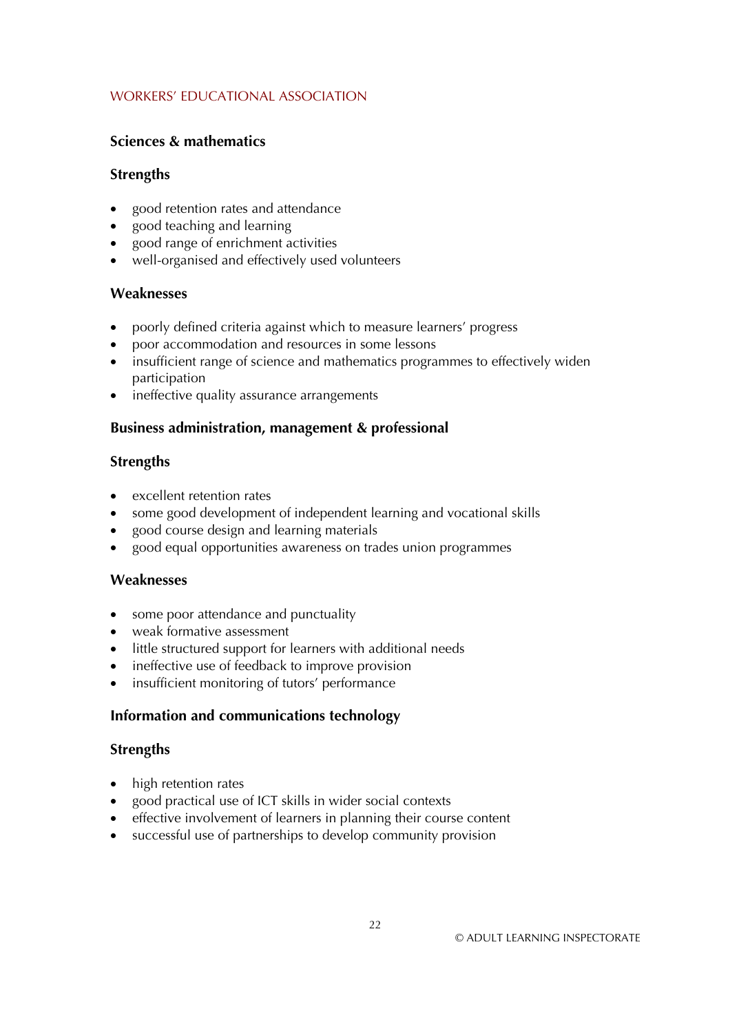### Sciences & mathematics

#### Strengths

- good retention rates and attendance
- good teaching and learning
- good range of enrichment activities
- well-organised and effectively used volunteers

#### Weaknesses

- poorly defined criteria against which to measure learners' progress
- poor accommodation and resources in some lessons
- insufficient range of science and mathematics programmes to effectively widen participation
- ineffective quality assurance arrangements

### Business administration, management & professional

#### Strengths

- excellent retention rates
- some good development of independent learning and vocational skills
- good course design and learning materials
- good equal opportunities awareness on trades union programmes

#### Weaknesses

- some poor attendance and punctuality
- weak formative assessment
- little structured support for learners with additional needs
- ineffective use of feedback to improve provision
- insufficient monitoring of tutors' performance

### Information and communications technology

#### Strengths

- high retention rates
- good practical use of ICT skills in wider social contexts
- effective involvement of learners in planning their course content
- successful use of partnerships to develop community provision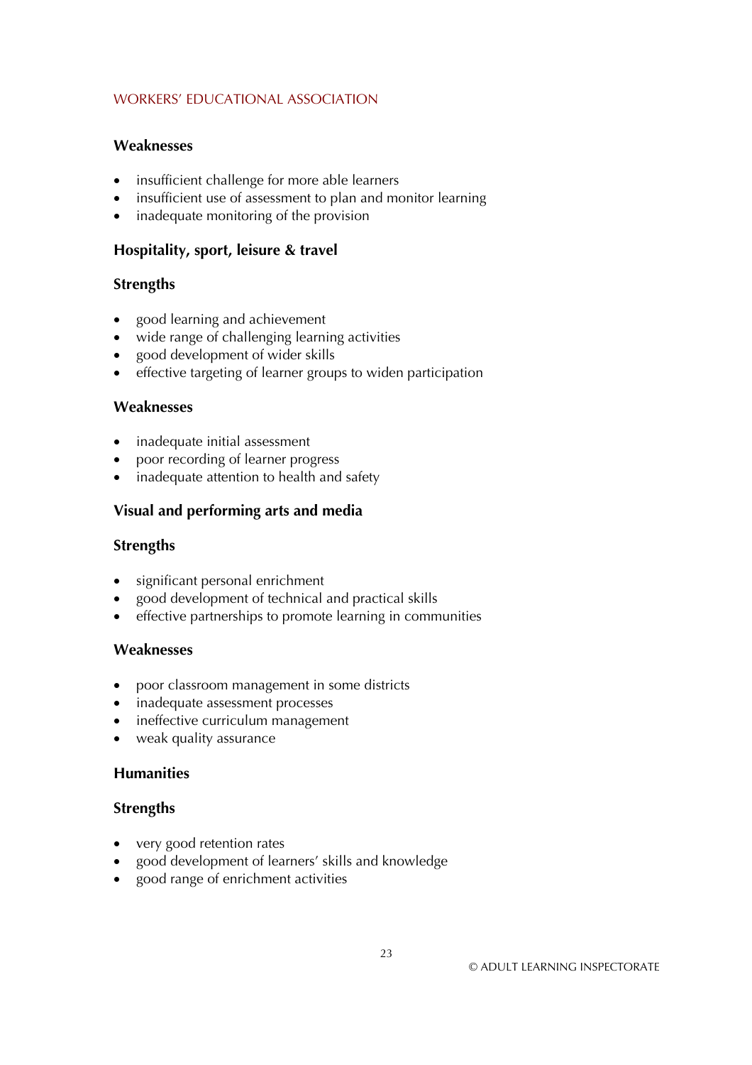### Weaknesses

- insufficient challenge for more able learners
- insufficient use of assessment to plan and monitor learning
- inadequate monitoring of the provision

## Hospitality, sport, leisure & travel

### Strengths

- good learning and achievement
- wide range of challenging learning activities
- good development of wider skills
- effective targeting of learner groups to widen participation

### Weaknesses

- inadequate initial assessment
- poor recording of learner progress
- inadequate attention to health and safety

## Visual and performing arts and media

### Strengths

- significant personal enrichment
- good development of technical and practical skills
- effective partnerships to promote learning in communities

### Weaknesses

- poor classroom management in some districts
- inadequate assessment processes
- ineffective curriculum management
- weak quality assurance

## Humanities

### Strengths

- very good retention rates
- good development of learners' skills and knowledge
- good range of enrichment activities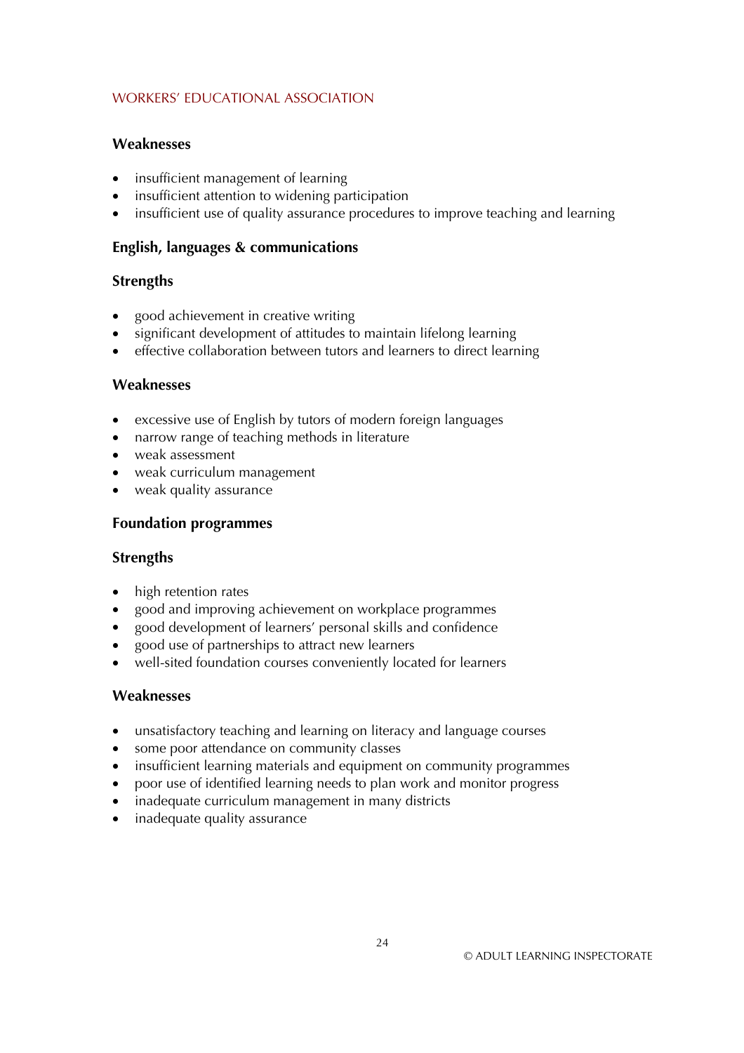### Weaknesses

- insufficient management of learning
- insufficient attention to widening participation
- insufficient use of quality assurance procedures to improve teaching and learning

## English, languages & communications

### Strengths

- good achievement in creative writing
- significant development of attitudes to maintain lifelong learning
- effective collaboration between tutors and learners to direct learning

### Weaknesses

- excessive use of English by tutors of modern foreign languages
- narrow range of teaching methods in literature
- weak assessment
- weak curriculum management
- weak quality assurance

## Foundation programmes

### Strengths

- high retention rates
- good and improving achievement on workplace programmes
- good development of learners' personal skills and confidence
- good use of partnerships to attract new learners
- well-sited foundation courses conveniently located for learners

### Weaknesses

- unsatisfactory teaching and learning on literacy and language courses
- some poor attendance on community classes
- insufficient learning materials and equipment on community programmes
- poor use of identified learning needs to plan work and monitor progress
- inadequate curriculum management in many districts
- inadequate quality assurance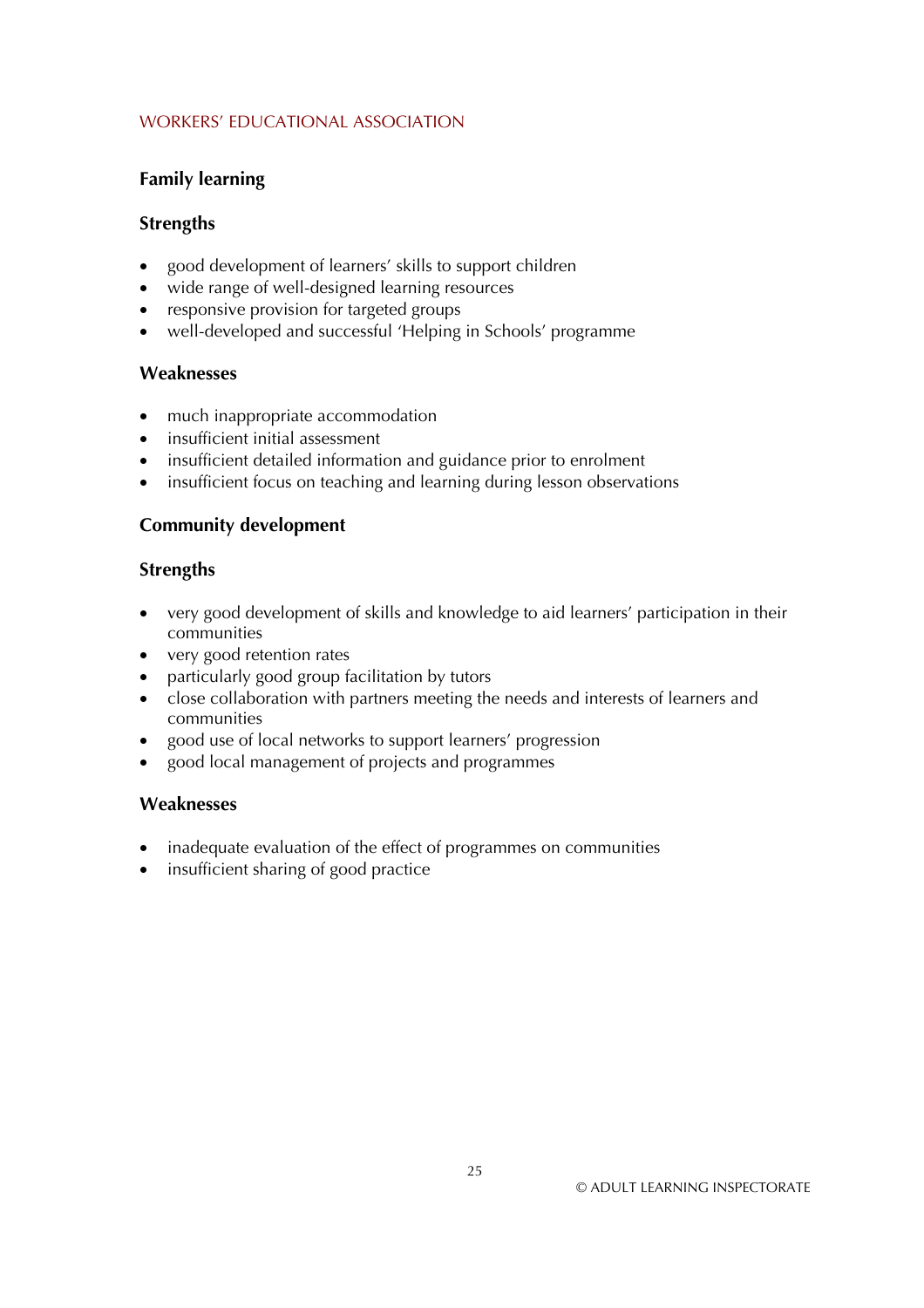### Family learning

#### Strengths

- good development of learners' skills to support children
- wide range of well-designed learning resources
- responsive provision for targeted groups
- well-developed and successful 'Helping in Schools' programme

#### Weaknesses

- much inappropriate accommodation
- insufficient initial assessment
- insufficient detailed information and guidance prior to enrolment
- insufficient focus on teaching and learning during lesson observations

### Community development

#### Strengths

- very good development of skills and knowledge to aid learners' participation in their communities
- very good retention rates
- particularly good group facilitation by tutors
- close collaboration with partners meeting the needs and interests of learners and communities
- good use of local networks to support learners' progression
- good local management of projects and programmes

#### Weaknesses

- inadequate evaluation of the effect of programmes on communities
- insufficient sharing of good practice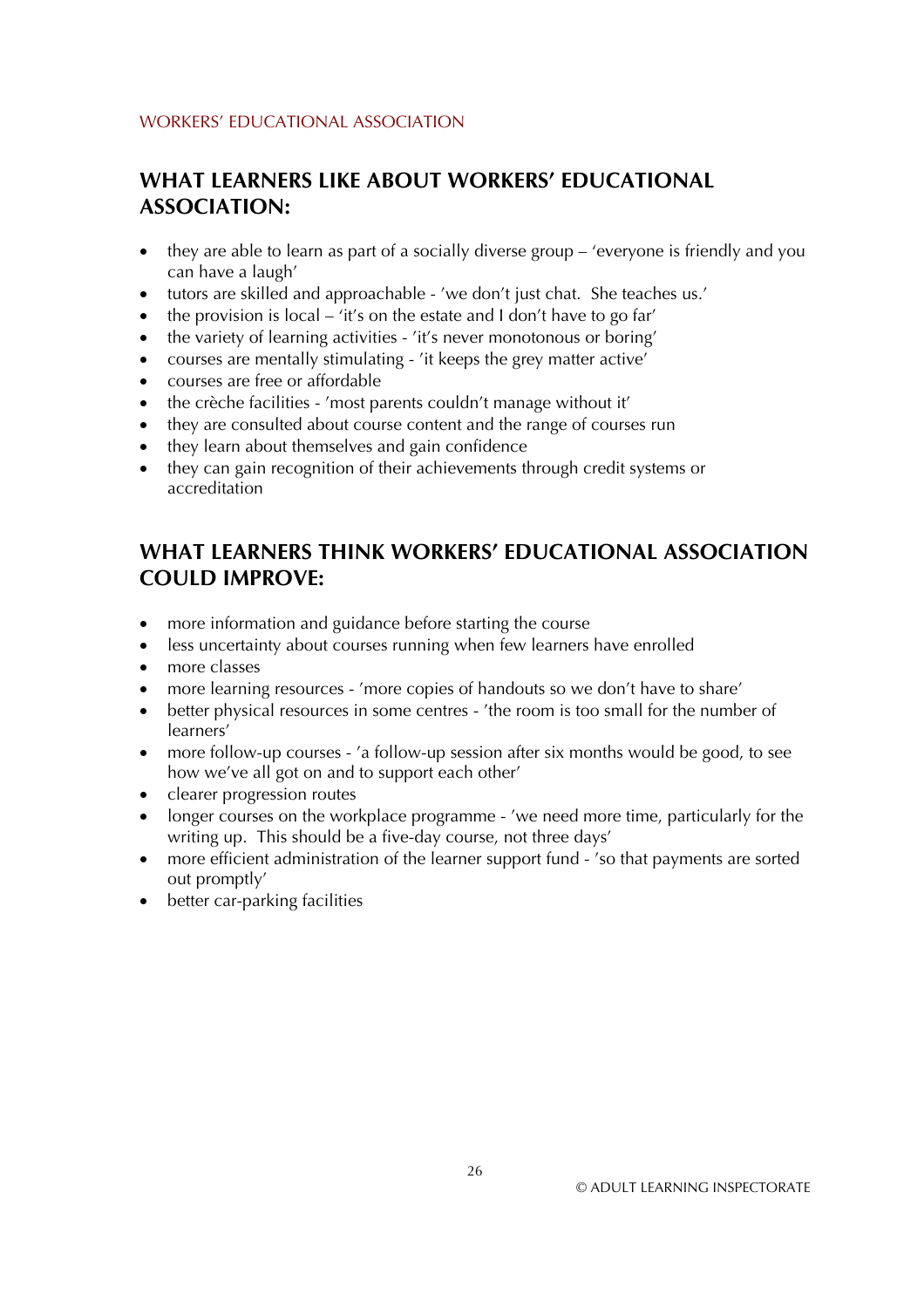WORKERS' EDUCATIONAL ASSOCIATION

## WHAT LEARNERS LIKE ABOUT WORKERS' EDUCATIONAL ASSOCIATION:

- they are able to learn as part of a socially diverse group – 'everyone is friendly and you can have a laugh'
- tutors are skilled and approachable - 'we don't just chat. She teaches us.'
- the provision is local – 'it's on the estate and I don't have to go far'
- the variety of learning activities - 'it's never monotonous or boring'
- courses are mentally stimulating - 'it keeps the grey matter active'
- courses are free or affordable
- the crèche facilities - 'most parents couldn't manage without it'
- they are consulted about course content and the range of courses run
- they learn about themselves and gain confidence
- they can gain recognition of their achievements through credit systems or accreditation

## WHAT LEARNERS THINK WORKERS' EDUCATIONAL ASSOCIATION COULD IMPROVE:

- more information and guidance before starting the course
- less uncertainty about courses running when few learners have enrolled
- more classes
- more learning resources - 'more copies of handouts so we don't have to share'
- better physical resources in some centres - 'the room is too small for the number of learners'
- more follow-up courses - 'a follow-up session after six months would be good, to see how we've all got on and to support each other'
- clearer progression routes
- longer courses on the workplace programme - 'we need more time, particularly for the writing up. This should be a five-day course, not three days'
- more efficient administration of the learner support fund - 'so that payments are sorted out promptly'
- better car-parking facilities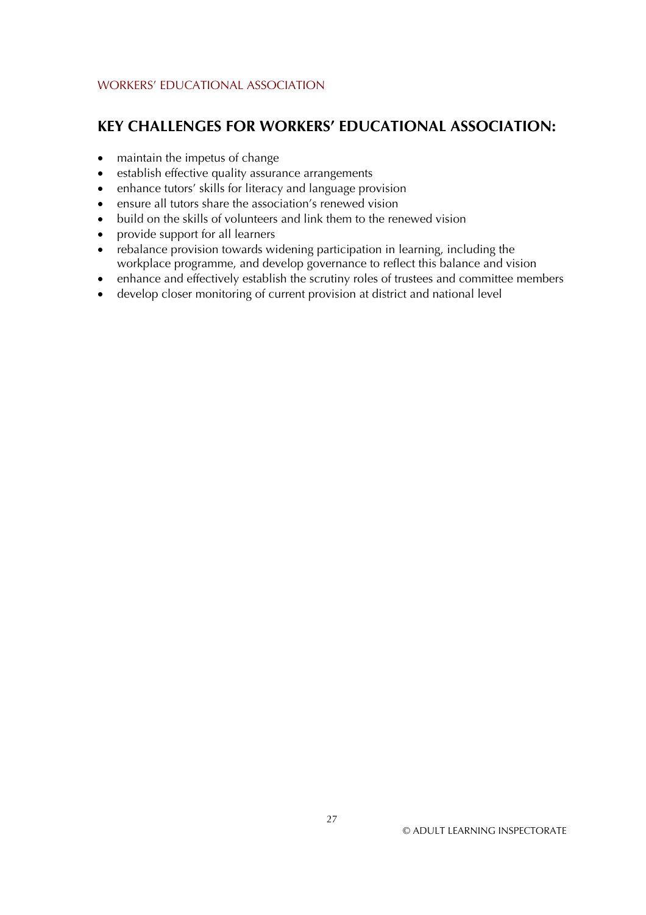## KEY CHALLENGES FOR WORKERS' EDUCATIONAL ASSOCIATION:

- maintain the impetus of change
- establish effective quality assurance arrangements
- enhance tutors' skills for literacy and language provision
- ensure all tutors share the association's renewed vision
- build on the skills of volunteers and link them to the renewed vision
- provide support for all learners
- rebalance provision towards widening participation in learning, including the workplace programme, and develop governance to reflect this balance and vision
- enhance and effectively establish the scrutiny roles of trustees and committee members
- develop closer monitoring of current provision at district and national level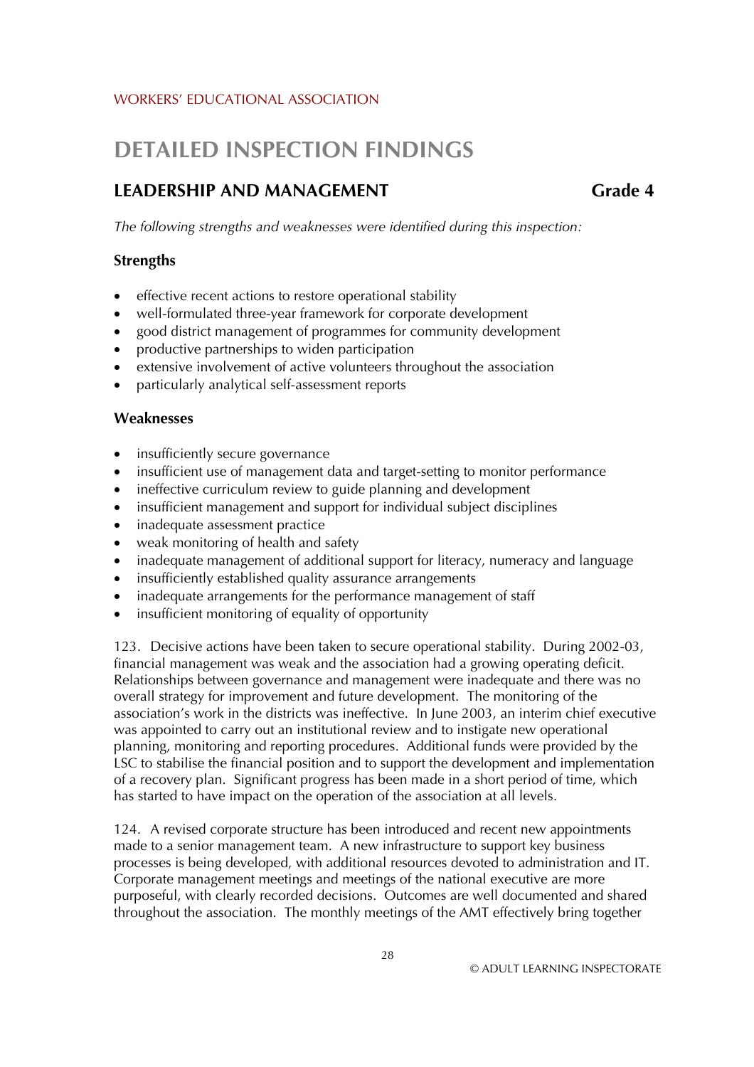# DETAILED INSPECTION FINDINGS

## LEADERSHIP AND MANAGEMENT Grade 4

*The following strengths and weaknesses were identified during this inspection:*

### Strengths

- effective recent actions to restore operational stability
- well-formulated three-year framework for corporate development
- good district management of programmes for community development
- productive partnerships to widen participation
- extensive involvement of active volunteers throughout the association
- particularly analytical self-assessment reports

### Weaknesses

- insufficiently secure governance
- insufficient use of management data and target-setting to monitor performance
- ineffective curriculum review to guide planning and development
- insufficient management and support for individual subject disciplines
- inadequate assessment practice
- weak monitoring of health and safety
- inadequate management of additional support for literacy, numeracy and language
- insufficiently established quality assurance arrangements
- inadequate arrangements for the performance management of staff
- insufficient monitoring of equality of opportunity

123. Decisive actions have been taken to secure operational stability. During 2002-03, financial management was weak and the association had a growing operating deficit. Relationships between governance and management were inadequate and there was no overall strategy for improvement and future development. The monitoring of the association's work in the districts was ineffective. In June 2003, an interim chief executive was appointed to carry out an institutional review and to instigate new operational planning, monitoring and reporting procedures. Additional funds were provided by the LSC to stabilise the financial position and to support the development and implementation of a recovery plan. Significant progress has been made in a short period of time, which has started to have impact on the operation of the association at all levels.

124. A revised corporate structure has been introduced and recent new appointments made to a senior management team. A new infrastructure to support key business processes is being developed, with additional resources devoted to administration and IT. Corporate management meetings and meetings of the national executive are more purposeful, with clearly recorded decisions. Outcomes are well documented and shared throughout the association. The monthly meetings of the AMT effectively bring together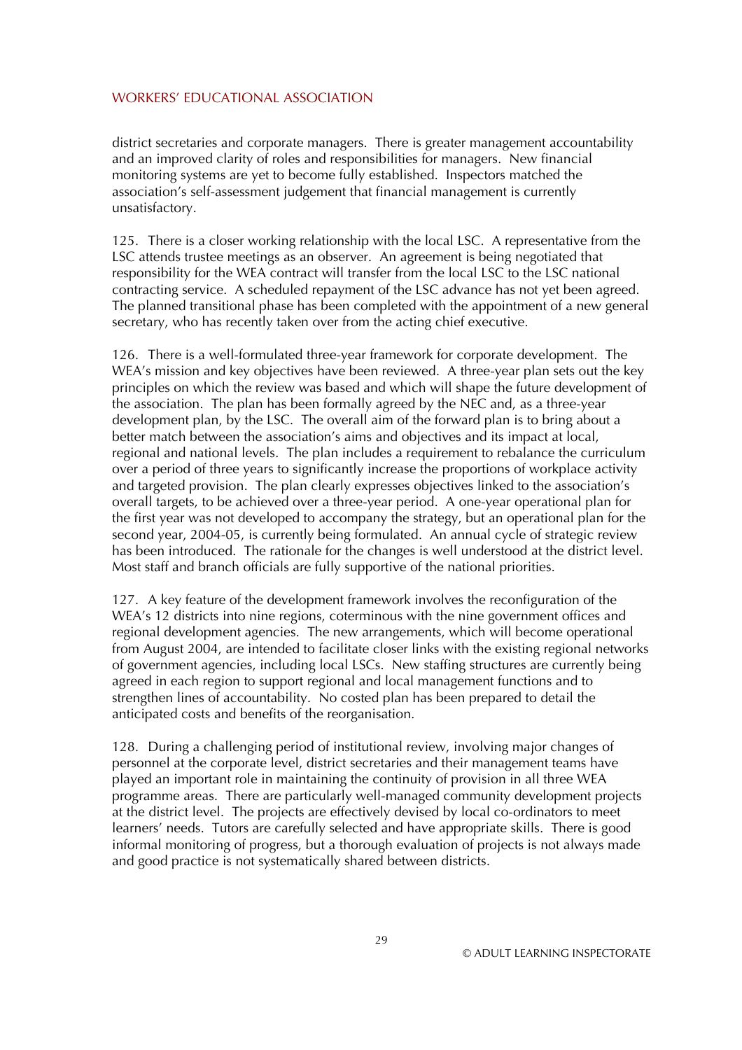district secretaries and corporate managers. There is greater management accountability and an improved clarity of roles and responsibilities for managers. New financial monitoring systems are yet to become fully established. Inspectors matched the association's self-assessment judgement that financial management is currently unsatisfactory.

125. There is a closer working relationship with the local LSC. A representative from the LSC attends trustee meetings as an observer. An agreement is being negotiated that responsibility for the WEA contract will transfer from the local LSC to the LSC national contracting service. A scheduled repayment of the LSC advance has not yet been agreed. The planned transitional phase has been completed with the appointment of a new general secretary, who has recently taken over from the acting chief executive.

126. There is a well-formulated three-year framework for corporate development. The WEA's mission and key objectives have been reviewed. A three-year plan sets out the key principles on which the review was based and which will shape the future development of the association. The plan has been formally agreed by the NEC and, as a three-year development plan, by the LSC. The overall aim of the forward plan is to bring about a better match between the association's aims and objectives and its impact at local, regional and national levels. The plan includes a requirement to rebalance the curriculum over a period of three years to significantly increase the proportions of workplace activity and targeted provision. The plan clearly expresses objectives linked to the association's overall targets, to be achieved over a three-year period. A one-year operational plan for the first year was not developed to accompany the strategy, but an operational plan for the second year, 2004-05, is currently being formulated. An annual cycle of strategic review has been introduced. The rationale for the changes is well understood at the district level. Most staff and branch officials are fully supportive of the national priorities.

127. A key feature of the development framework involves the reconfiguration of the WEA's 12 districts into nine regions, coterminous with the nine government offices and regional development agencies. The new arrangements, which will become operational from August 2004, are intended to facilitate closer links with the existing regional networks of government agencies, including local LSCs. New staffing structures are currently being agreed in each region to support regional and local management functions and to strengthen lines of accountability. No costed plan has been prepared to detail the anticipated costs and benefits of the reorganisation.

128. During a challenging period of institutional review, involving major changes of personnel at the corporate level, district secretaries and their management teams have played an important role in maintaining the continuity of provision in all three WEA programme areas. There are particularly well-managed community development projects at the district level. The projects are effectively devised by local co-ordinators to meet learners' needs. Tutors are carefully selected and have appropriate skills. There is good informal monitoring of progress, but a thorough evaluation of projects is not always made and good practice is not systematically shared between districts.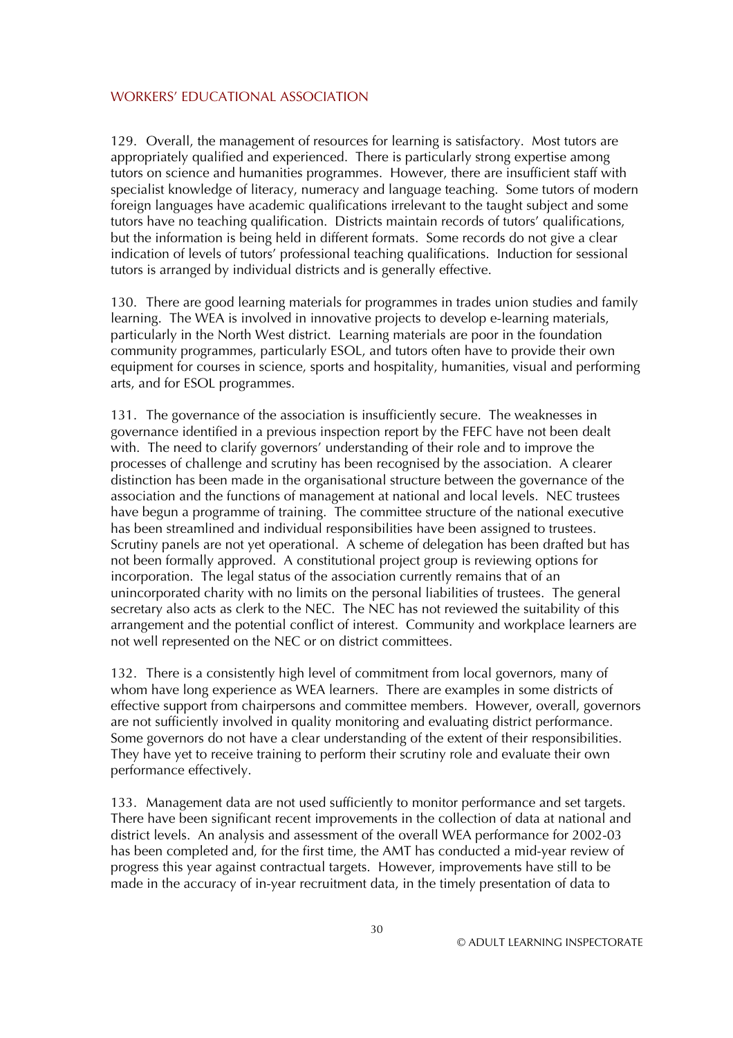129. Overall, the management of resources for learning is satisfactory. Most tutors are appropriately qualified and experienced. There is particularly strong expertise among tutors on science and humanities programmes. However, there are insufficient staff with specialist knowledge of literacy, numeracy and language teaching. Some tutors of modern foreign languages have academic qualifications irrelevant to the taught subject and some tutors have no teaching qualification. Districts maintain records of tutors' qualifications, but the information is being held in different formats. Some records do not give a clear indication of levels of tutors' professional teaching qualifications. Induction for sessional tutors is arranged by individual districts and is generally effective.

130. There are good learning materials for programmes in trades union studies and family learning. The WEA is involved in innovative projects to develop e-learning materials, particularly in the North West district. Learning materials are poor in the foundation community programmes, particularly ESOL, and tutors often have to provide their own equipment for courses in science, sports and hospitality, humanities, visual and performing arts, and for ESOL programmes.

131. The governance of the association is insufficiently secure. The weaknesses in governance identified in a previous inspection report by the FEFC have not been dealt with. The need to clarify governors' understanding of their role and to improve the processes of challenge and scrutiny has been recognised by the association. A clearer distinction has been made in the organisational structure between the governance of the association and the functions of management at national and local levels. NEC trustees have begun a programme of training. The committee structure of the national executive has been streamlined and individual responsibilities have been assigned to trustees. Scrutiny panels are not yet operational. A scheme of delegation has been drafted but has not been formally approved. A constitutional project group is reviewing options for incorporation. The legal status of the association currently remains that of an unincorporated charity with no limits on the personal liabilities of trustees. The general secretary also acts as clerk to the NEC. The NEC has not reviewed the suitability of this arrangement and the potential conflict of interest. Community and workplace learners are not well represented on the NEC or on district committees.

132. There is a consistently high level of commitment from local governors, many of whom have long experience as WEA learners. There are examples in some districts of effective support from chairpersons and committee members. However, overall, governors are not sufficiently involved in quality monitoring and evaluating district performance. Some governors do not have a clear understanding of the extent of their responsibilities. They have yet to receive training to perform their scrutiny role and evaluate their own performance effectively.

133. Management data are not used sufficiently to monitor performance and set targets. There have been significant recent improvements in the collection of data at national and district levels. An analysis and assessment of the overall WEA performance for 2002-03 has been completed and, for the first time, the AMT has conducted a mid-year review of progress this year against contractual targets. However, improvements have still to be made in the accuracy of in-year recruitment data, in the timely presentation of data to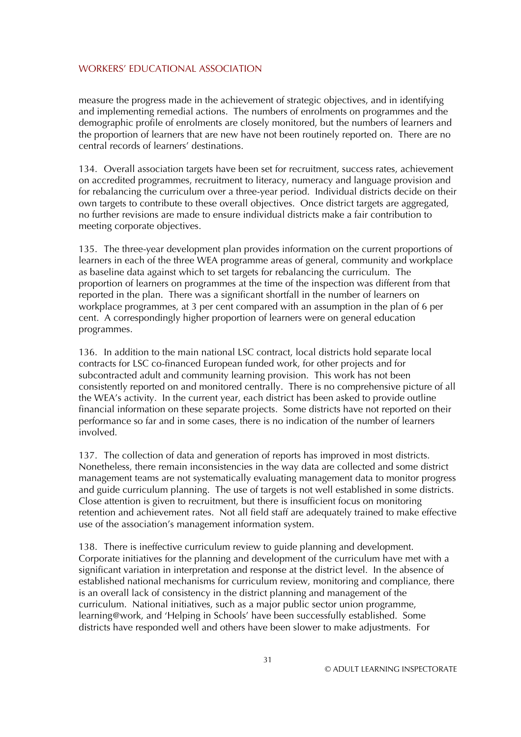measure the progress made in the achievement of strategic objectives, and in identifying and implementing remedial actions. The numbers of enrolments on programmes and the demographic profile of enrolments are closely monitored, but the numbers of learners and the proportion of learners that are new have not been routinely reported on. There are no central records of learners' destinations.

134. Overall association targets have been set for recruitment, success rates, achievement on accredited programmes, recruitment to literacy, numeracy and language provision and for rebalancing the curriculum over a three-year period. Individual districts decide on their own targets to contribute to these overall objectives. Once district targets are aggregated, no further revisions are made to ensure individual districts make a fair contribution to meeting corporate objectives.

135. The three-year development plan provides information on the current proportions of learners in each of the three WEA programme areas of general, community and workplace as baseline data against which to set targets for rebalancing the curriculum. The proportion of learners on programmes at the time of the inspection was different from that reported in the plan. There was a significant shortfall in the number of learners on workplace programmes, at 3 per cent compared with an assumption in the plan of 6 per cent. A correspondingly higher proportion of learners were on general education programmes.

136. In addition to the main national LSC contract, local districts hold separate local contracts for LSC co-financed European funded work, for other projects and for subcontracted adult and community learning provision. This work has not been consistently reported on and monitored centrally. There is no comprehensive picture of all the WEA's activity. In the current year, each district has been asked to provide outline financial information on these separate projects. Some districts have not reported on their performance so far and in some cases, there is no indication of the number of learners involved.

137. The collection of data and generation of reports has improved in most districts. Nonetheless, there remain inconsistencies in the way data are collected and some district management teams are not systematically evaluating management data to monitor progress and guide curriculum planning. The use of targets is not well established in some districts. Close attention is given to recruitment, but there is insufficient focus on monitoring retention and achievement rates. Not all field staff are adequately trained to make effective use of the association's management information system.

138. There is ineffective curriculum review to guide planning and development. Corporate initiatives for the planning and development of the curriculum have met with a significant variation in interpretation and response at the district level. In the absence of established national mechanisms for curriculum review, monitoring and compliance, there is an overall lack of consistency in the district planning and management of the curriculum. National initiatives, such as a major public sector union programme, learning@work, and 'Helping in Schools' have been successfully established. Some districts have responded well and others have been slower to make adjustments. For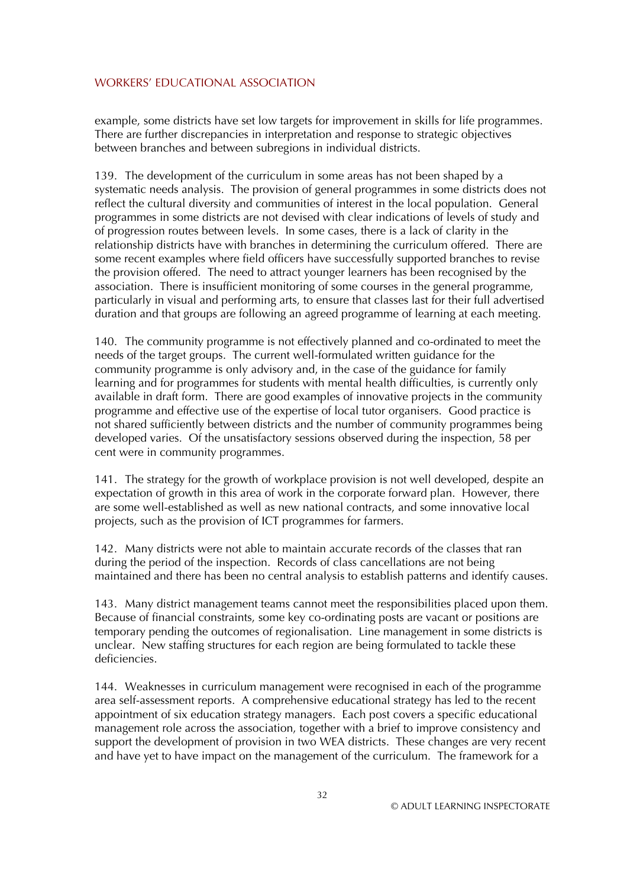example, some districts have set low targets for improvement in skills for life programmes. There are further discrepancies in interpretation and response to strategic objectives between branches and between subregions in individual districts.

139. The development of the curriculum in some areas has not been shaped by a systematic needs analysis. The provision of general programmes in some districts does not reflect the cultural diversity and communities of interest in the local population. General programmes in some districts are not devised with clear indications of levels of study and of progression routes between levels. In some cases, there is a lack of clarity in the relationship districts have with branches in determining the curriculum offered. There are some recent examples where field officers have successfully supported branches to revise the provision offered. The need to attract younger learners has been recognised by the association. There is insufficient monitoring of some courses in the general programme, particularly in visual and performing arts, to ensure that classes last for their full advertised duration and that groups are following an agreed programme of learning at each meeting.

140. The community programme is not effectively planned and co-ordinated to meet the needs of the target groups. The current well-formulated written guidance for the community programme is only advisory and, in the case of the guidance for family learning and for programmes for students with mental health difficulties, is currently only available in draft form. There are good examples of innovative projects in the community programme and effective use of the expertise of local tutor organisers. Good practice is not shared sufficiently between districts and the number of community programmes being developed varies. Of the unsatisfactory sessions observed during the inspection, 58 per cent were in community programmes.

141. The strategy for the growth of workplace provision is not well developed, despite an expectation of growth in this area of work in the corporate forward plan. However, there are some well-established as well as new national contracts, and some innovative local projects, such as the provision of ICT programmes for farmers.

142. Many districts were not able to maintain accurate records of the classes that ran during the period of the inspection. Records of class cancellations are not being maintained and there has been no central analysis to establish patterns and identify causes.

143. Many district management teams cannot meet the responsibilities placed upon them. Because of financial constraints, some key co-ordinating posts are vacant or positions are temporary pending the outcomes of regionalisation. Line management in some districts is unclear. New staffing structures for each region are being formulated to tackle these deficiencies.

144. Weaknesses in curriculum management were recognised in each of the programme area self-assessment reports. A comprehensive educational strategy has led to the recent appointment of six education strategy managers. Each post covers a specific educational management role across the association, together with a brief to improve consistency and support the development of provision in two WEA districts. These changes are very recent and have yet to have impact on the management of the curriculum. The framework for a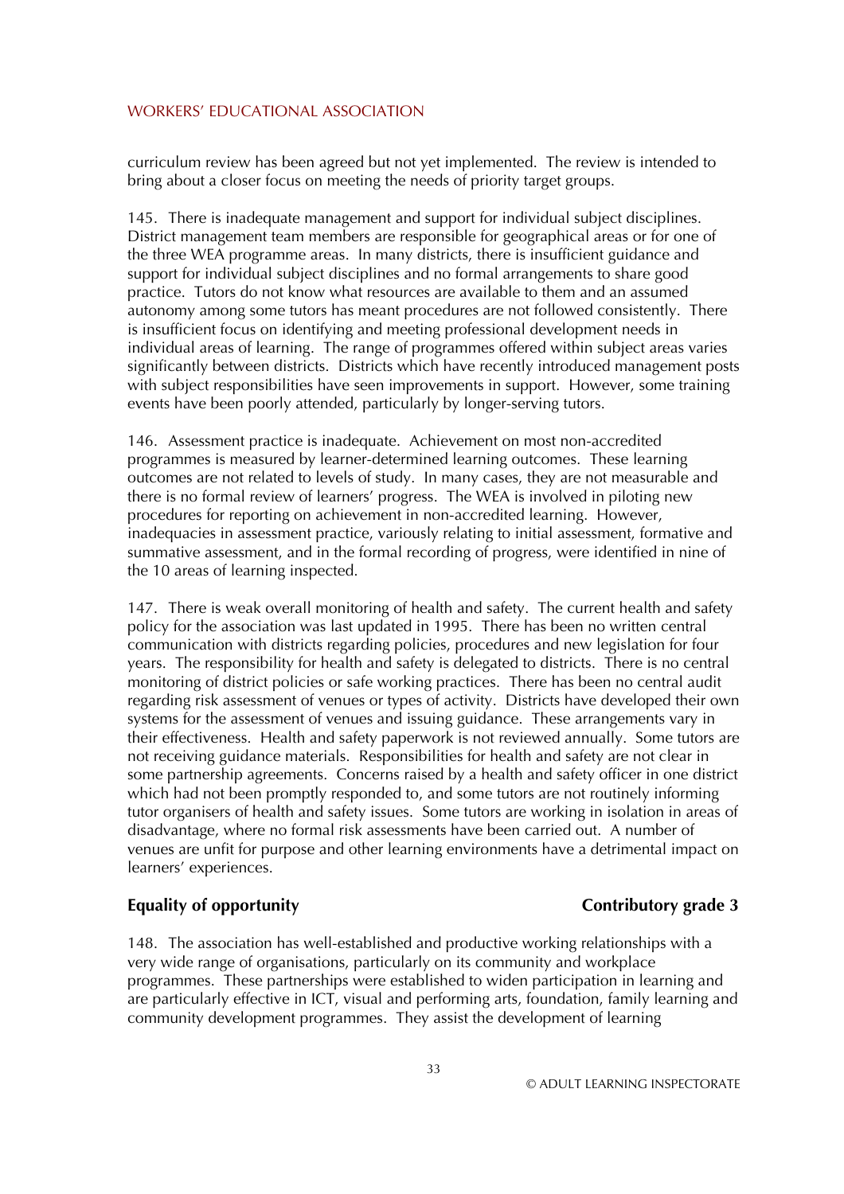curriculum review has been agreed but not yet implemented. The review is intended to bring about a closer focus on meeting the needs of priority target groups.

145. There is inadequate management and support for individual subject disciplines. District management team members are responsible for geographical areas or for one of the three WEA programme areas. In many districts, there is insufficient guidance and support for individual subject disciplines and no formal arrangements to share good practice. Tutors do not know what resources are available to them and an assumed autonomy among some tutors has meant procedures are not followed consistently. There is insufficient focus on identifying and meeting professional development needs in individual areas of learning. The range of programmes offered within subject areas varies significantly between districts. Districts which have recently introduced management posts with subject responsibilities have seen improvements in support. However, some training events have been poorly attended, particularly by longer-serving tutors.

146. Assessment practice is inadequate. Achievement on most non-accredited programmes is measured by learner-determined learning outcomes. These learning outcomes are not related to levels of study. In many cases, they are not measurable and there is no formal review of learners' progress. The WEA is involved in piloting new procedures for reporting on achievement in non-accredited learning. However, inadequacies in assessment practice, variously relating to initial assessment, formative and summative assessment, and in the formal recording of progress, were identified in nine of the 10 areas of learning inspected.

147. There is weak overall monitoring of health and safety. The current health and safety policy for the association was last updated in 1995. There has been no written central communication with districts regarding policies, procedures and new legislation for four years. The responsibility for health and safety is delegated to districts. There is no central monitoring of district policies or safe working practices. There has been no central audit regarding risk assessment of venues or types of activity. Districts have developed their own systems for the assessment of venues and issuing guidance. These arrangements vary in their effectiveness. Health and safety paperwork is not reviewed annually. Some tutors are not receiving guidance materials. Responsibilities for health and safety are not clear in some partnership agreements. Concerns raised by a health and safety officer in one district which had not been promptly responded to, and some tutors are not routinely informing tutor organisers of health and safety issues. Some tutors are working in isolation in areas of disadvantage, where no formal risk assessments have been carried out. A number of venues are unfit for purpose and other learning environments have a detrimental impact on learners' experiences.

### Equality of opportunity — Contributory grade 3

148. The association has well-established and productive working relationships with a very wide range of organisations, particularly on its community and workplace programmes. These partnerships were established to widen participation in learning and are particularly effective in ICT, visual and performing arts, foundation, family learning and community development programmes. They assist the development of learning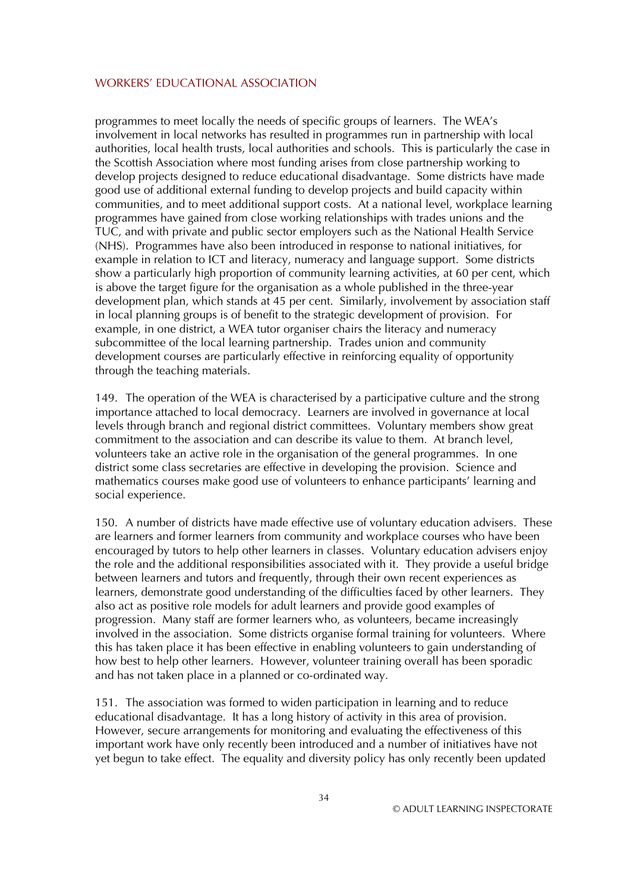programmes to meet locally the needs of specific groups of learners. The WEA's involvement in local networks has resulted in programmes run in partnership with local authorities, local health trusts, local authorities and schools. This is particularly the case in the Scottish Association where most funding arises from close partnership working to develop projects designed to reduce educational disadvantage. Some districts have made good use of additional external funding to develop projects and build capacity within communities, and to meet additional support costs. At a national level, workplace learning programmes have gained from close working relationships with trades unions and the TUC, and with private and public sector employers such as the National Health Service (NHS). Programmes have also been introduced in response to national initiatives, for example in relation to ICT and literacy, numeracy and language support. Some districts show a particularly high proportion of community learning activities, at 60 per cent, which is above the target figure for the organisation as a whole published in the three-year development plan, which stands at 45 per cent. Similarly, involvement by association staff in local planning groups is of benefit to the strategic development of provision. For example, in one district, a WEA tutor organiser chairs the literacy and numeracy subcommittee of the local learning partnership. Trades union and community development courses are particularly effective in reinforcing equality of opportunity through the teaching materials.

149. The operation of the WEA is characterised by a participative culture and the strong importance attached to local democracy. Learners are involved in governance at local levels through branch and regional district committees. Voluntary members show great commitment to the association and can describe its value to them. At branch level, volunteers take an active role in the organisation of the general programmes. In one district some class secretaries are effective in developing the provision. Science and mathematics courses make good use of volunteers to enhance participants' learning and social experience.

150. A number of districts have made effective use of voluntary education advisers. These are learners and former learners from community and workplace courses who have been encouraged by tutors to help other learners in classes. Voluntary education advisers enjoy the role and the additional responsibilities associated with it. They provide a useful bridge between learners and tutors and frequently, through their own recent experiences as learners, demonstrate good understanding of the difficulties faced by other learners. They also act as positive role models for adult learners and provide good examples of progression. Many staff are former learners who, as volunteers, became increasingly involved in the association. Some districts organise formal training for volunteers. Where this has taken place it has been effective in enabling volunteers to gain understanding of how best to help other learners. However, volunteer training overall has been sporadic and has not taken place in a planned or co-ordinated way.

151. The association was formed to widen participation in learning and to reduce educational disadvantage. It has a long history of activity in this area of provision. However, secure arrangements for monitoring and evaluating the effectiveness of this important work have only recently been introduced and a number of initiatives have not yet begun to take effect. The equality and diversity policy has only recently been updated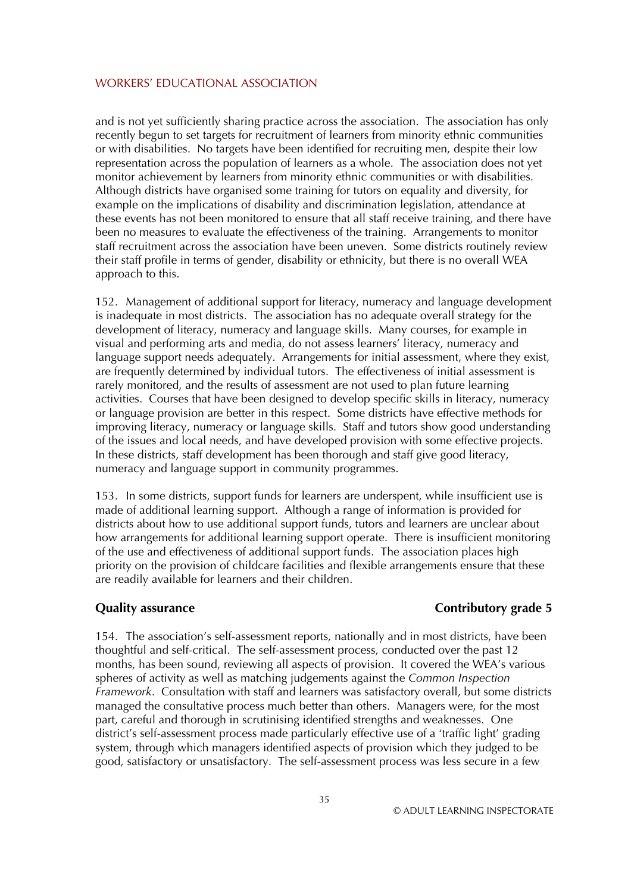and is not yet sufficiently sharing practice across the association. The association has only recently begun to set targets for recruitment of learners from minority ethnic communities or with disabilities. No targets have been identified for recruiting men, despite their low representation across the population of learners as a whole. The association does not yet monitor achievement by learners from minority ethnic communities or with disabilities. Although districts have organised some training for tutors on equality and diversity, for example on the implications of disability and discrimination legislation, attendance at these events has not been monitored to ensure that all staff receive training, and there have been no measures to evaluate the effectiveness of the training. Arrangements to monitor staff recruitment across the association have been uneven. Some districts routinely review their staff profile in terms of gender, disability or ethnicity, but there is no overall WEA approach to this.

152. Management of additional support for literacy, numeracy and language development is inadequate in most districts. The association has no adequate overall strategy for the development of literacy, numeracy and language skills. Many courses, for example in visual and performing arts and media, do not assess learners' literacy, numeracy and language support needs adequately. Arrangements for initial assessment, where they exist, are frequently determined by individual tutors. The effectiveness of initial assessment is rarely monitored, and the results of assessment are not used to plan future learning activities. Courses that have been designed to develop specific skills in literacy, numeracy or language provision are better in this respect. Some districts have effective methods for improving literacy, numeracy or language skills. Staff and tutors show good understanding of the issues and local needs, and have developed provision with some effective projects. In these districts, staff development has been thorough and staff give good literacy, numeracy and language support in community programmes.

153. In some districts, support funds for learners are underspent, while insufficient use is made of additional learning support. Although a range of information is provided for districts about how to use additional support funds, tutors and learners are unclear about how arrangements for additional learning support operate. There is insufficient monitoring of the use and effectiveness of additional support funds. The association places high priority on the provision of childcare facilities and flexible arrangements ensure that these are readily available for learners and their children.

**Quality assurance — Contributory grade 5**

154. The association's self-assessment reports, nationally and in most districts, have been thoughtful and self-critical. The self-assessment process, conducted over the past 12 months, has been sound, reviewing all aspects of provision. It covered the WEA's various spheres of activity as well as matching judgements against the *Common Inspection Framework*. Consultation with staff and learners was satisfactory overall, but some districts managed the consultative process much better than others. Managers were, for the most part, careful and thorough in scrutinising identified strengths and weaknesses. One district's self-assessment process made particularly effective use of a 'traffic light' grading system, through which managers identified aspects of provision which they judged to be good, satisfactory or unsatisfactory. The self-assessment process was less secure in a few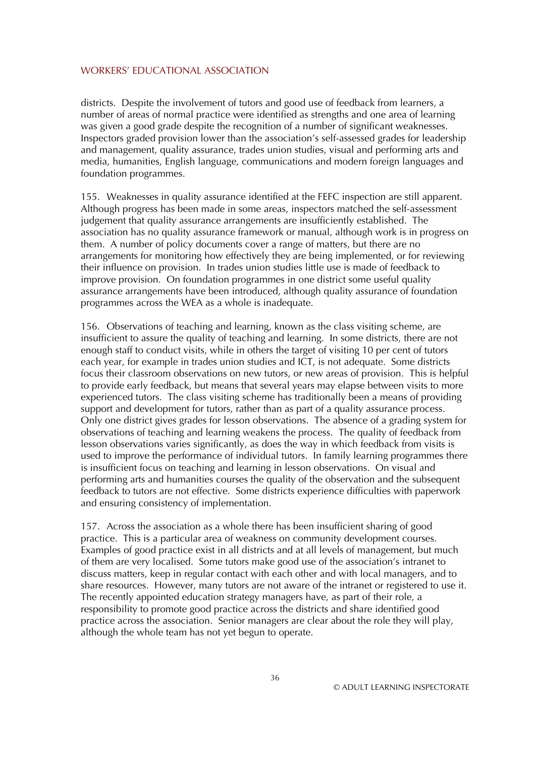districts. Despite the involvement of tutors and good use of feedback from learners, a number of areas of normal practice were identified as strengths and one area of learning was given a good grade despite the recognition of a number of significant weaknesses. Inspectors graded provision lower than the association's self-assessed grades for leadership and management, quality assurance, trades union studies, visual and performing arts and media, humanities, English language, communications and modern foreign languages and foundation programmes.

155. Weaknesses in quality assurance identified at the FEFC inspection are still apparent. Although progress has been made in some areas, inspectors matched the self-assessment judgement that quality assurance arrangements are insufficiently established. The association has no quality assurance framework or manual, although work is in progress on them. A number of policy documents cover a range of matters, but there are no arrangements for monitoring how effectively they are being implemented, or for reviewing their influence on provision. In trades union studies little use is made of feedback to improve provision. On foundation programmes in one district some useful quality assurance arrangements have been introduced, although quality assurance of foundation programmes across the WEA as a whole is inadequate.

156. Observations of teaching and learning, known as the class visiting scheme, are insufficient to assure the quality of teaching and learning. In some districts, there are not enough staff to conduct visits, while in others the target of visiting 10 per cent of tutors each year, for example in trades union studies and ICT, is not adequate. Some districts focus their classroom observations on new tutors, or new areas of provision. This is helpful to provide early feedback, but means that several years may elapse between visits to more experienced tutors. The class visiting scheme has traditionally been a means of providing support and development for tutors, rather than as part of a quality assurance process. Only one district gives grades for lesson observations. The absence of a grading system for observations of teaching and learning weakens the process. The quality of feedback from lesson observations varies significantly, as does the way in which feedback from visits is used to improve the performance of individual tutors. In family learning programmes there is insufficient focus on teaching and learning in lesson observations. On visual and performing arts and humanities courses the quality of the observation and the subsequent feedback to tutors are not effective. Some districts experience difficulties with paperwork and ensuring consistency of implementation.

157. Across the association as a whole there has been insufficient sharing of good practice. This is a particular area of weakness on community development courses. Examples of good practice exist in all districts and at all levels of management, but much of them are very localised. Some tutors make good use of the association's intranet to discuss matters, keep in regular contact with each other and with local managers, and to share resources. However, many tutors are not aware of the intranet or registered to use it. The recently appointed education strategy managers have, as part of their role, a responsibility to promote good practice across the districts and share identified good practice across the association. Senior managers are clear about the role they will play, although the whole team has not yet begun to operate.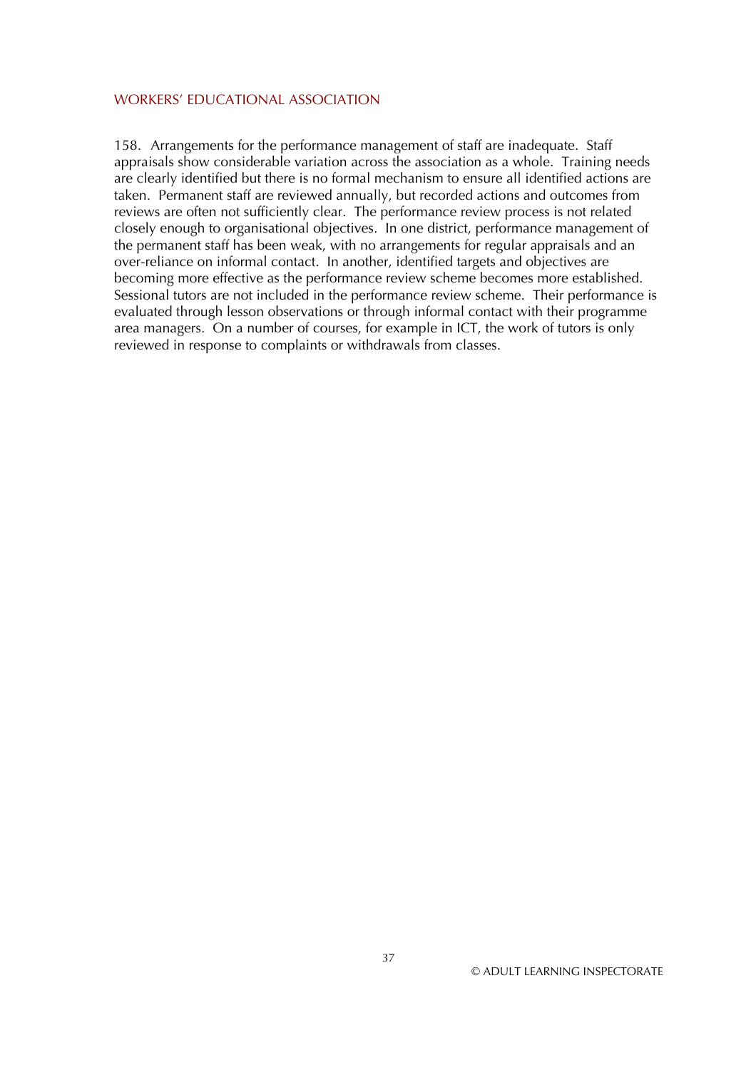158. Arrangements for the performance management of staff are inadequate. Staff appraisals show considerable variation across the association as a whole. Training needs are clearly identified but there is no formal mechanism to ensure all identified actions are taken. Permanent staff are reviewed annually, but recorded actions and outcomes from reviews are often not sufficiently clear. The performance review process is not related closely enough to organisational objectives. In one district, performance management of the permanent staff has been weak, with no arrangements for regular appraisals and an over-reliance on informal contact. In another, identified targets and objectives are becoming more effective as the performance review scheme becomes more established. Sessional tutors are not included in the performance review scheme. Their performance is evaluated through lesson observations or through informal contact with their programme area managers. On a number of courses, for example in ICT, the work of tutors is only reviewed in response to complaints or withdrawals from classes.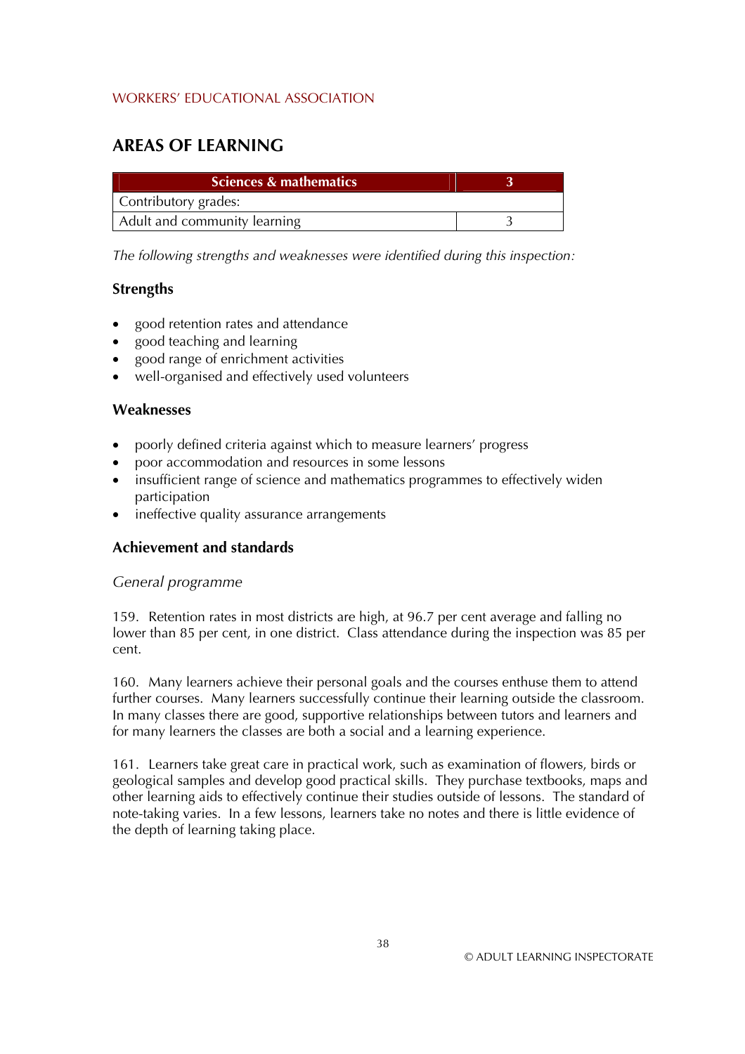## AREAS OF LEARNING

| Sciences & mathematics | 3 |
| --- | --- |
| Contributory grades: | |
| Adult and community learning | 3 |

*The following strengths and weaknesses were identified during this inspection:*

### Strengths

- good retention rates and attendance
- good teaching and learning
- good range of enrichment activities
- well-organised and effectively used volunteers

### Weaknesses

- poorly defined criteria against which to measure learners' progress
- poor accommodation and resources in some lessons
- insufficient range of science and mathematics programmes to effectively widen participation
- ineffective quality assurance arrangements

### Achievement and standards

*General programme*

159. Retention rates in most districts are high, at 96.7 per cent average and falling no lower than 85 per cent, in one district. Class attendance during the inspection was 85 per cent.

160. Many learners achieve their personal goals and the courses enthuse them to attend further courses. Many learners successfully continue their learning outside the classroom. In many classes there are good, supportive relationships between tutors and learners and for many learners the classes are both a social and a learning experience.

161. Learners take great care in practical work, such as examination of flowers, birds or geological samples and develop good practical skills. They purchase textbooks, maps and other learning aids to effectively continue their studies outside of lessons. The standard of note-taking varies. In a few lessons, learners take no notes and there is little evidence of the depth of learning taking place.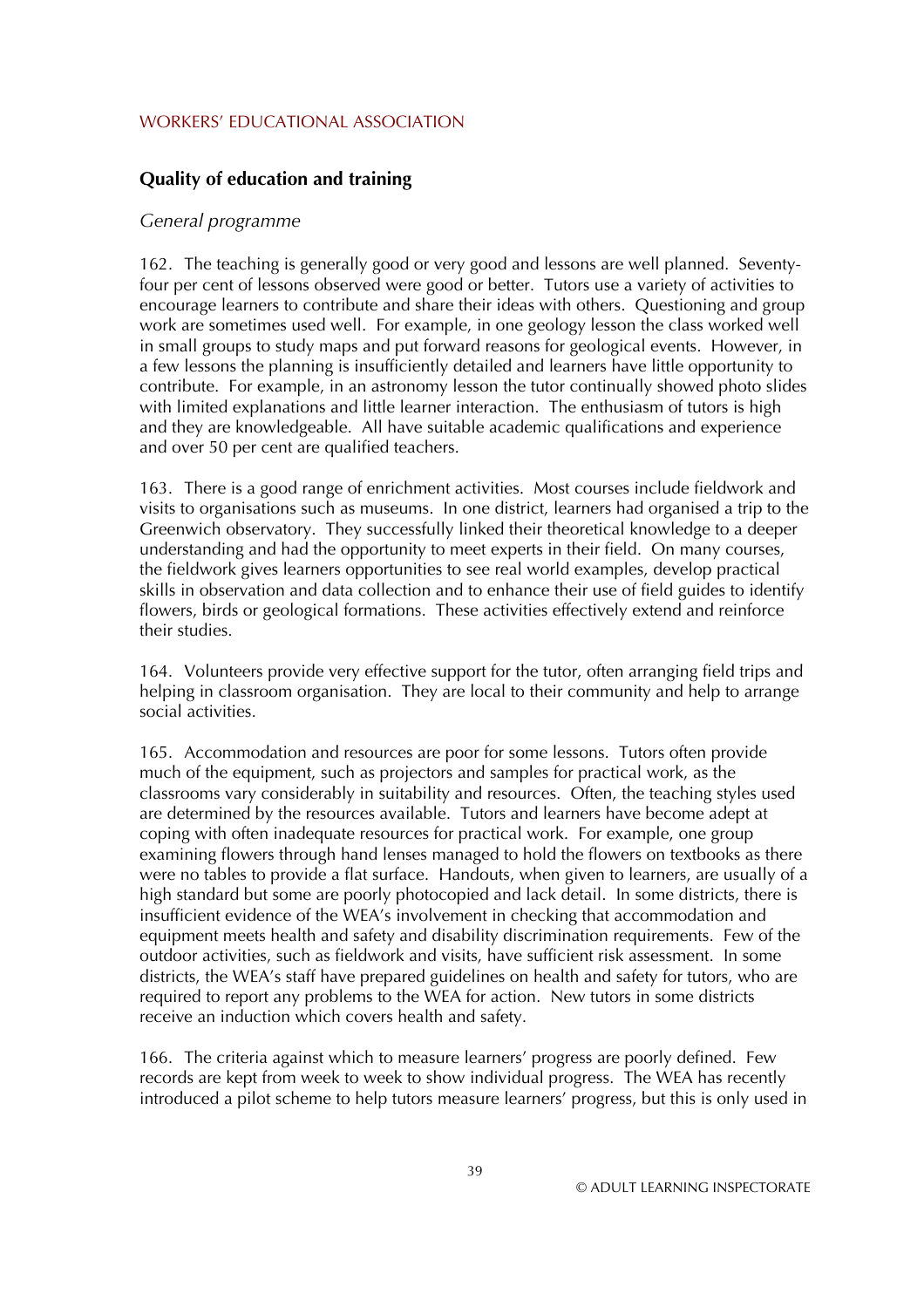## Quality of education and training

*General programme*

162. The teaching is generally good or very good and lessons are well planned. Seventy-four per cent of lessons observed were good or better. Tutors use a variety of activities to encourage learners to contribute and share their ideas with others. Questioning and group work are sometimes used well. For example, in one geology lesson the class worked well in small groups to study maps and put forward reasons for geological events. However, in a few lessons the planning is insufficiently detailed and learners have little opportunity to contribute. For example, in an astronomy lesson the tutor continually showed photo slides with limited explanations and little learner interaction. The enthusiasm of tutors is high and they are knowledgeable. All have suitable academic qualifications and experience and over 50 per cent are qualified teachers.

163. There is a good range of enrichment activities. Most courses include fieldwork and visits to organisations such as museums. In one district, learners had organised a trip to the Greenwich observatory. They successfully linked their theoretical knowledge to a deeper understanding and had the opportunity to meet experts in their field. On many courses, the fieldwork gives learners opportunities to see real world examples, develop practical skills in observation and data collection and to enhance their use of field guides to identify flowers, birds or geological formations. These activities effectively extend and reinforce their studies.

164. Volunteers provide very effective support for the tutor, often arranging field trips and helping in classroom organisation. They are local to their community and help to arrange social activities.

165. Accommodation and resources are poor for some lessons. Tutors often provide much of the equipment, such as projectors and samples for practical work, as the classrooms vary considerably in suitability and resources. Often, the teaching styles used are determined by the resources available. Tutors and learners have become adept at coping with often inadequate resources for practical work. For example, one group examining flowers through hand lenses managed to hold the flowers on textbooks as there were no tables to provide a flat surface. Handouts, when given to learners, are usually of a high standard but some are poorly photocopied and lack detail. In some districts, there is insufficient evidence of the WEA's involvement in checking that accommodation and equipment meets health and safety and disability discrimination requirements. Few of the outdoor activities, such as fieldwork and visits, have sufficient risk assessment. In some districts, the WEA's staff have prepared guidelines on health and safety for tutors, who are required to report any problems to the WEA for action. New tutors in some districts receive an induction which covers health and safety.

166. The criteria against which to measure learners' progress are poorly defined. Few records are kept from week to week to show individual progress. The WEA has recently introduced a pilot scheme to help tutors measure learners' progress, but this is only used in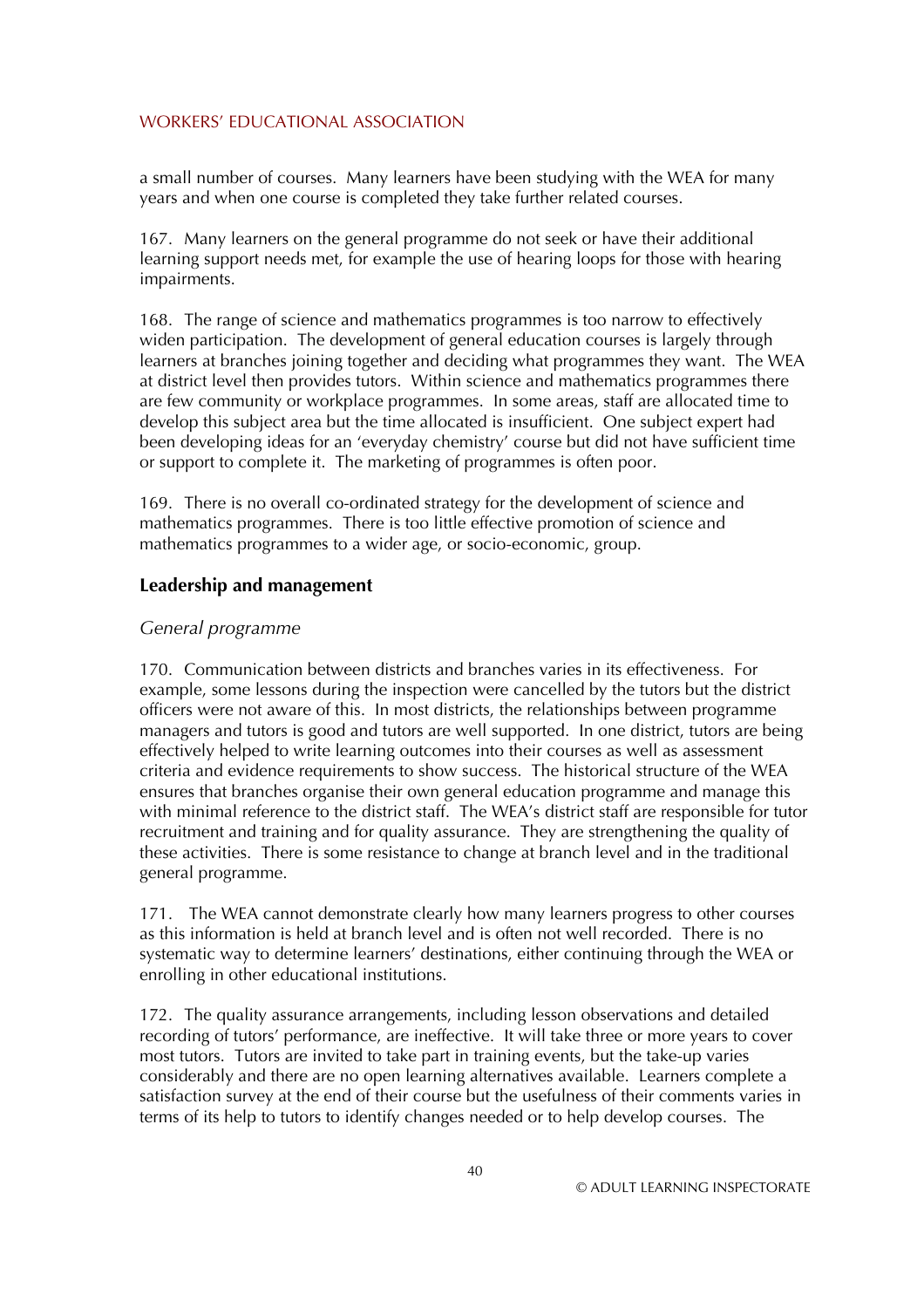a small number of courses. Many learners have been studying with the WEA for many years and when one course is completed they take further related courses.

167. Many learners on the general programme do not seek or have their additional learning support needs met, for example the use of hearing loops for those with hearing impairments.

168. The range of science and mathematics programmes is too narrow to effectively widen participation. The development of general education courses is largely through learners at branches joining together and deciding what programmes they want. The WEA at district level then provides tutors. Within science and mathematics programmes there are few community or workplace programmes. In some areas, staff are allocated time to develop this subject area but the time allocated is insufficient. One subject expert had been developing ideas for an 'everyday chemistry' course but did not have sufficient time or support to complete it. The marketing of programmes is often poor.

169. There is no overall co-ordinated strategy for the development of science and mathematics programmes. There is too little effective promotion of science and mathematics programmes to a wider age, or socio-economic, group.

### Leadership and management

*General programme*

170. Communication between districts and branches varies in its effectiveness. For example, some lessons during the inspection were cancelled by the tutors but the district officers were not aware of this. In most districts, the relationships between programme managers and tutors is good and tutors are well supported. In one district, tutors are being effectively helped to write learning outcomes into their courses as well as assessment criteria and evidence requirements to show success. The historical structure of the WEA ensures that branches organise their own general education programme and manage this with minimal reference to the district staff. The WEA's district staff are responsible for tutor recruitment and training and for quality assurance. They are strengthening the quality of these activities. There is some resistance to change at branch level and in the traditional general programme.

171. The WEA cannot demonstrate clearly how many learners progress to other courses as this information is held at branch level and is often not well recorded. There is no systematic way to determine learners' destinations, either continuing through the WEA or enrolling in other educational institutions.

172. The quality assurance arrangements, including lesson observations and detailed recording of tutors' performance, are ineffective. It will take three or more years to cover most tutors. Tutors are invited to take part in training events, but the take-up varies considerably and there are no open learning alternatives available. Learners complete a satisfaction survey at the end of their course but the usefulness of their comments varies in terms of its help to tutors to identify changes needed or to help develop courses. The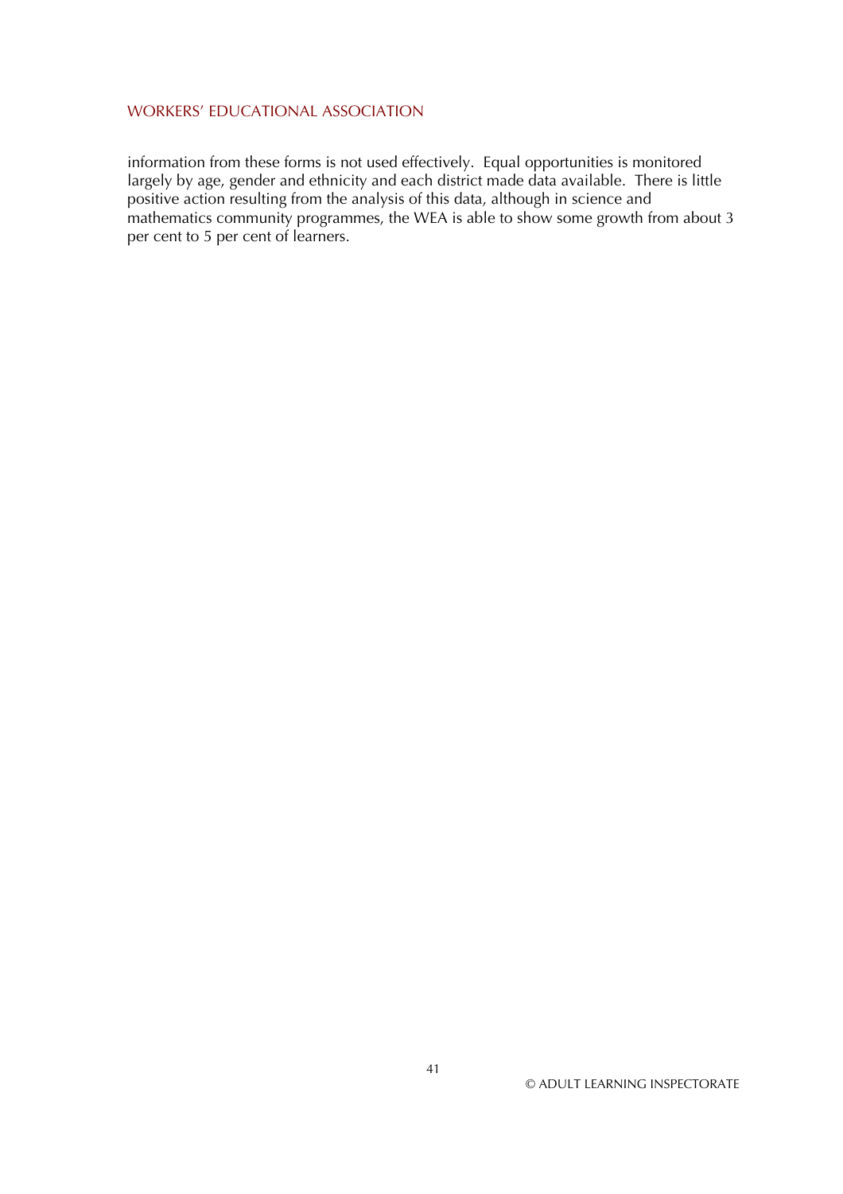information from these forms is not used effectively. Equal opportunities is monitored largely by age, gender and ethnicity and each district made data available. There is little positive action resulting from the analysis of this data, although in science and mathematics community programmes, the WEA is able to show some growth from about 3 per cent to 5 per cent of learners.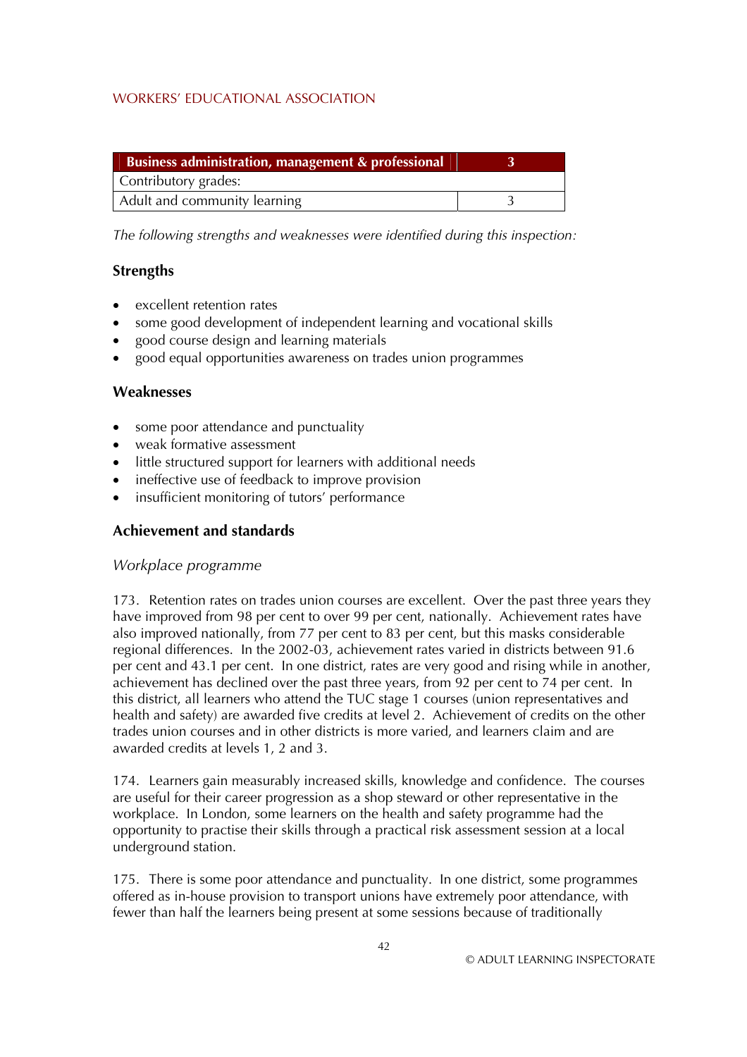| Business administration, management & professional | 3 |
|---|---|
| Contributory grades: | |
| Adult and community learning | 3 |

*The following strengths and weaknesses were identified during this inspection:*

### Strengths

- excellent retention rates
- some good development of independent learning and vocational skills
- good course design and learning materials
- good equal opportunities awareness on trades union programmes

### Weaknesses

- some poor attendance and punctuality
- weak formative assessment
- little structured support for learners with additional needs
- ineffective use of feedback to improve provision
- insufficient monitoring of tutors' performance

### Achievement and standards

*Workplace programme*

173. Retention rates on trades union courses are excellent. Over the past three years they have improved from 98 per cent to over 99 per cent, nationally. Achievement rates have also improved nationally, from 77 per cent to 83 per cent, but this masks considerable regional differences. In the 2002-03, achievement rates varied in districts between 91.6 per cent and 43.1 per cent. In one district, rates are very good and rising while in another, achievement has declined over the past three years, from 92 per cent to 74 per cent. In this district, all learners who attend the TUC stage 1 courses (union representatives and health and safety) are awarded five credits at level 2. Achievement of credits on the other trades union courses and in other districts is more varied, and learners claim and are awarded credits at levels 1, 2 and 3.

174. Learners gain measurably increased skills, knowledge and confidence. The courses are useful for their career progression as a shop steward or other representative in the workplace. In London, some learners on the health and safety programme had the opportunity to practise their skills through a practical risk assessment session at a local underground station.

175. There is some poor attendance and punctuality. In one district, some programmes offered as in-house provision to transport unions have extremely poor attendance, with fewer than half the learners being present at some sessions because of traditionally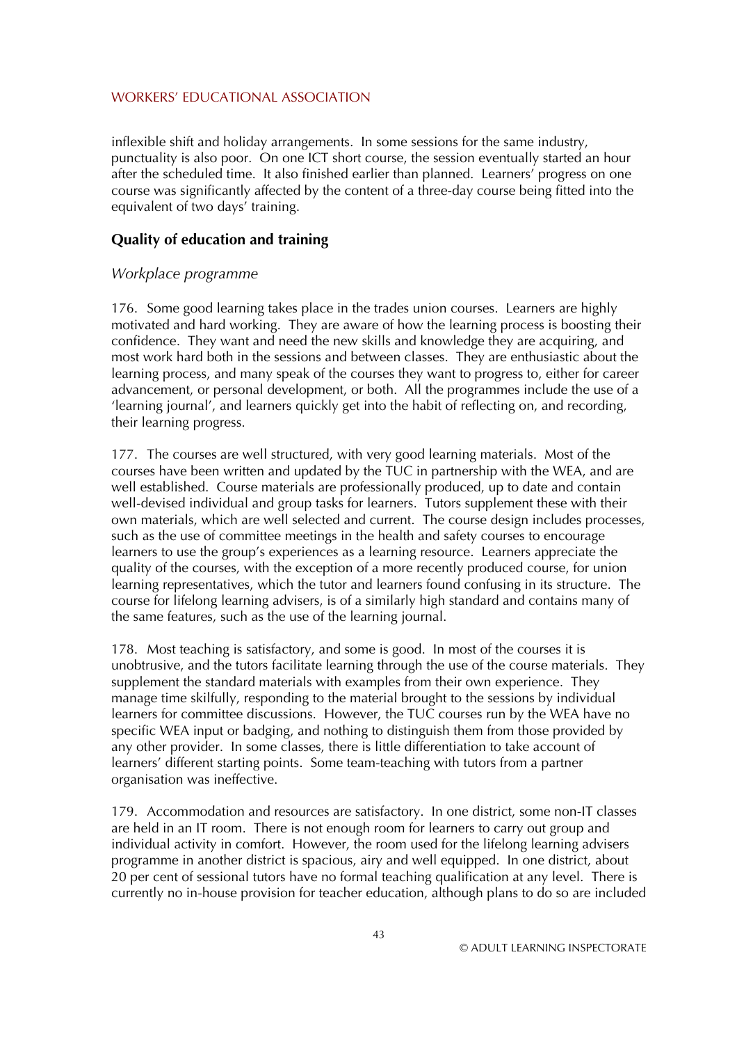inflexible shift and holiday arrangements. In some sessions for the same industry, punctuality is also poor. On one ICT short course, the session eventually started an hour after the scheduled time. It also finished earlier than planned. Learners' progress on one course was significantly affected by the content of a three-day course being fitted into the equivalent of two days' training.

### Quality of education and training

*Workplace programme*

176. Some good learning takes place in the trades union courses. Learners are highly motivated and hard working. They are aware of how the learning process is boosting their confidence. They want and need the new skills and knowledge they are acquiring, and most work hard both in the sessions and between classes. They are enthusiastic about the learning process, and many speak of the courses they want to progress to, either for career advancement, or personal development, or both. All the programmes include the use of a 'learning journal', and learners quickly get into the habit of reflecting on, and recording, their learning progress.

177. The courses are well structured, with very good learning materials. Most of the courses have been written and updated by the TUC in partnership with the WEA, and are well established. Course materials are professionally produced, up to date and contain well-devised individual and group tasks for learners. Tutors supplement these with their own materials, which are well selected and current. The course design includes processes, such as the use of committee meetings in the health and safety courses to encourage learners to use the group's experiences as a learning resource. Learners appreciate the quality of the courses, with the exception of a more recently produced course, for union learning representatives, which the tutor and learners found confusing in its structure. The course for lifelong learning advisers, is of a similarly high standard and contains many of the same features, such as the use of the learning journal.

178. Most teaching is satisfactory, and some is good. In most of the courses it is unobtrusive, and the tutors facilitate learning through the use of the course materials. They supplement the standard materials with examples from their own experience. They manage time skilfully, responding to the material brought to the sessions by individual learners for committee discussions. However, the TUC courses run by the WEA have no specific WEA input or badging, and nothing to distinguish them from those provided by any other provider. In some classes, there is little differentiation to take account of learners' different starting points. Some team-teaching with tutors from a partner organisation was ineffective.

179. Accommodation and resources are satisfactory. In one district, some non-IT classes are held in an IT room. There is not enough room for learners to carry out group and individual activity in comfort. However, the room used for the lifelong learning advisers programme in another district is spacious, airy and well equipped. In one district, about 20 per cent of sessional tutors have no formal teaching qualification at any level. There is currently no in-house provision for teacher education, although plans to do so are included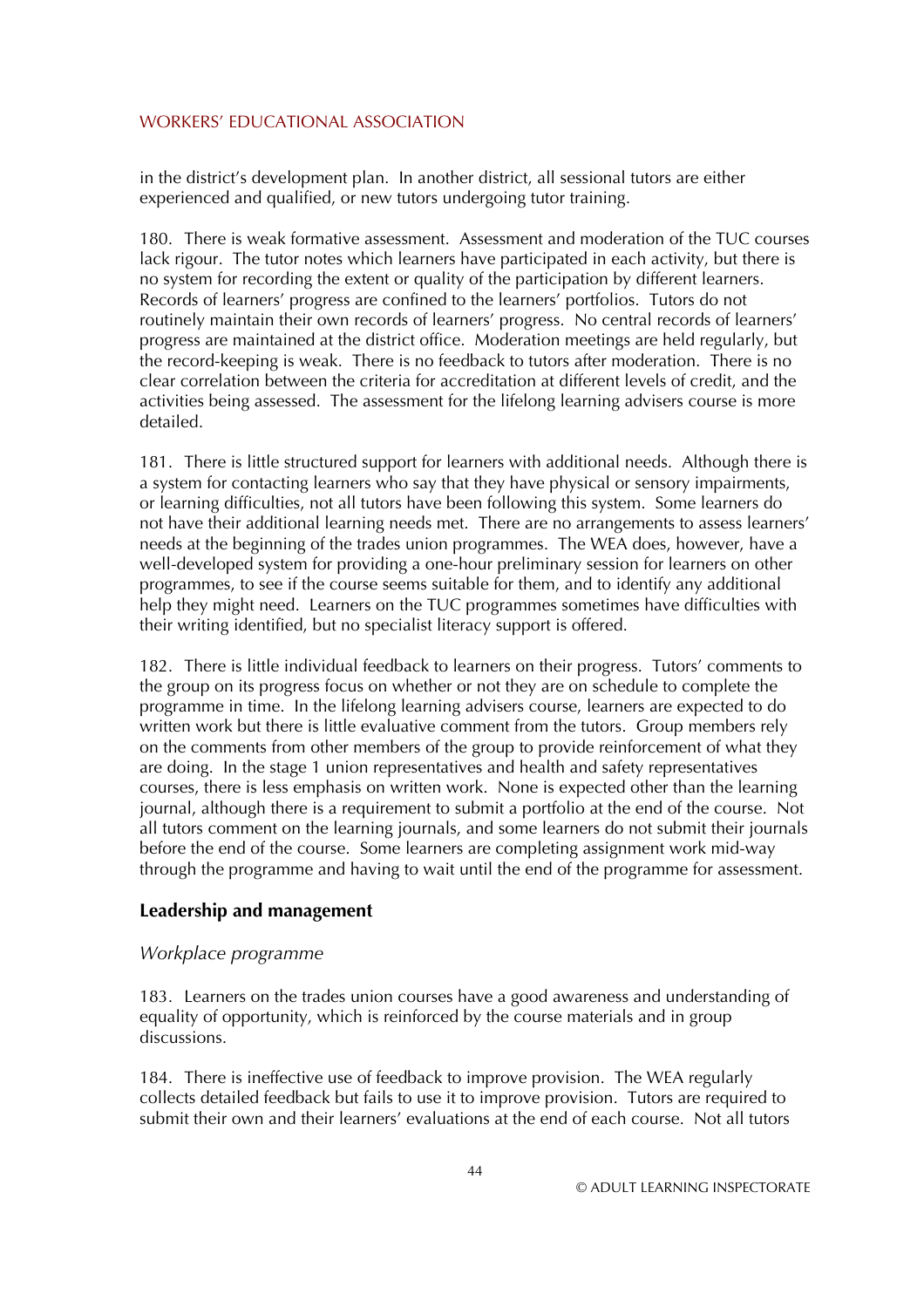in the district's development plan. In another district, all sessional tutors are either experienced and qualified, or new tutors undergoing tutor training.

180. There is weak formative assessment. Assessment and moderation of the TUC courses lack rigour. The tutor notes which learners have participated in each activity, but there is no system for recording the extent or quality of the participation by different learners. Records of learners' progress are confined to the learners' portfolios. Tutors do not routinely maintain their own records of learners' progress. No central records of learners' progress are maintained at the district office. Moderation meetings are held regularly, but the record-keeping is weak. There is no feedback to tutors after moderation. There is no clear correlation between the criteria for accreditation at different levels of credit, and the activities being assessed. The assessment for the lifelong learning advisers course is more detailed.

181. There is little structured support for learners with additional needs. Although there is a system for contacting learners who say that they have physical or sensory impairments, or learning difficulties, not all tutors have been following this system. Some learners do not have their additional learning needs met. There are no arrangements to assess learners' needs at the beginning of the trades union programmes. The WEA does, however, have a well-developed system for providing a one-hour preliminary session for learners on other programmes, to see if the course seems suitable for them, and to identify any additional help they might need. Learners on the TUC programmes sometimes have difficulties with their writing identified, but no specialist literacy support is offered.

182. There is little individual feedback to learners on their progress. Tutors' comments to the group on its progress focus on whether or not they are on schedule to complete the programme in time. In the lifelong learning advisers course, learners are expected to do written work but there is little evaluative comment from the tutors. Group members rely on the comments from other members of the group to provide reinforcement of what they are doing. In the stage 1 union representatives and health and safety representatives courses, there is less emphasis on written work. None is expected other than the learning journal, although there is a requirement to submit a portfolio at the end of the course. Not all tutors comment on the learning journals, and some learners do not submit their journals before the end of the course. Some learners are completing assignment work mid-way through the programme and having to wait until the end of the programme for assessment.

## Leadership and management

*Workplace programme*

183. Learners on the trades union courses have a good awareness and understanding of equality of opportunity, which is reinforced by the course materials and in group discussions.

184. There is ineffective use of feedback to improve provision. The WEA regularly collects detailed feedback but fails to use it to improve provision. Tutors are required to submit their own and their learners' evaluations at the end of each course. Not all tutors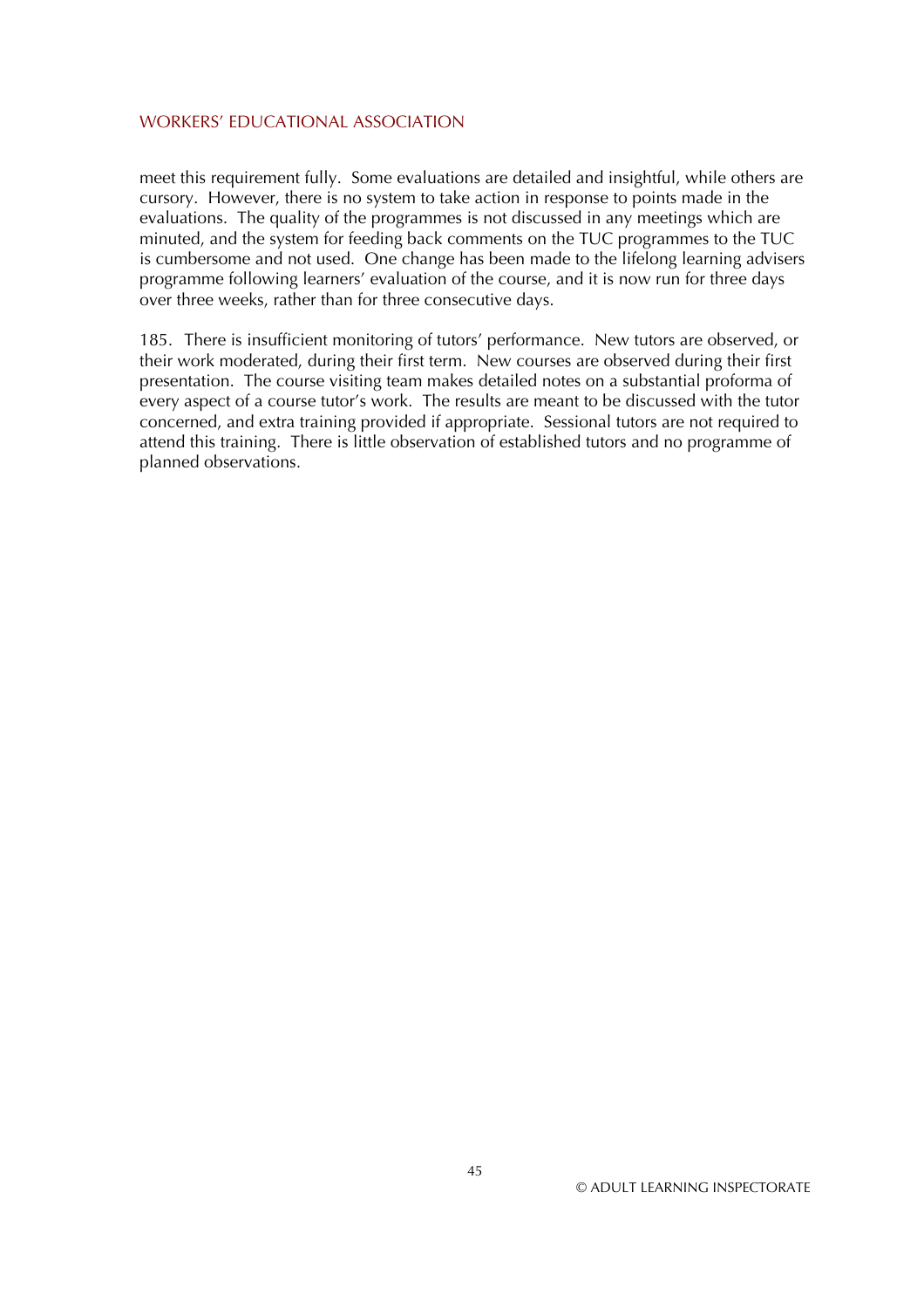meet this requirement fully. Some evaluations are detailed and insightful, while others are cursory. However, there is no system to take action in response to points made in the evaluations. The quality of the programmes is not discussed in any meetings which are minuted, and the system for feeding back comments on the TUC programmes to the TUC is cumbersome and not used. One change has been made to the lifelong learning advisers programme following learners' evaluation of the course, and it is now run for three days over three weeks, rather than for three consecutive days.

185. There is insufficient monitoring of tutors' performance. New tutors are observed, or their work moderated, during their first term. New courses are observed during their first presentation. The course visiting team makes detailed notes on a substantial proforma of every aspect of a course tutor's work. The results are meant to be discussed with the tutor concerned, and extra training provided if appropriate. Sessional tutors are not required to attend this training. There is little observation of established tutors and no programme of planned observations.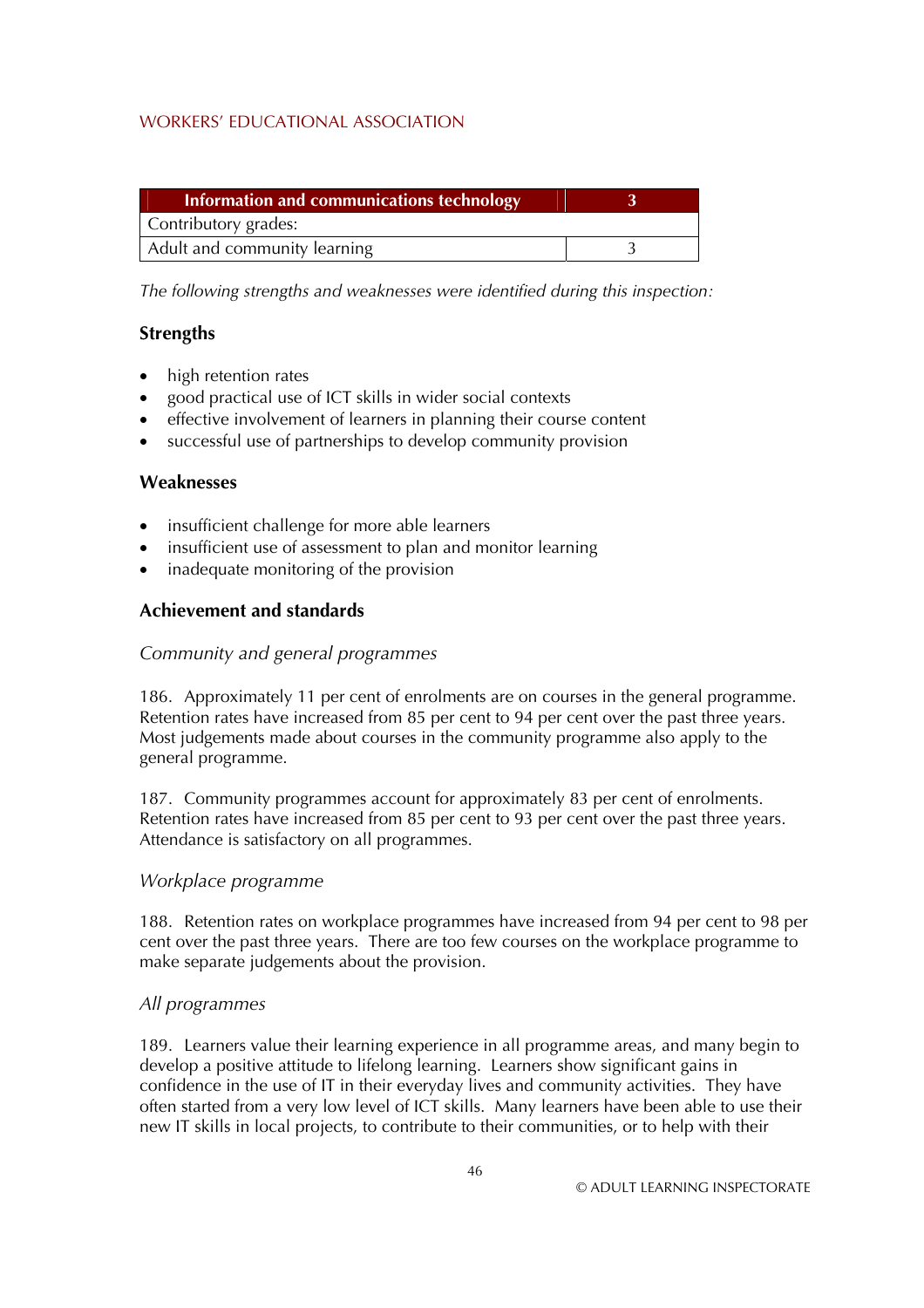| Information and communications technology | 3 |
| --- | --- |
| Contributory grades: | |
| Adult and community learning | 3 |

*The following strengths and weaknesses were identified during this inspection:*

### Strengths

- high retention rates
- good practical use of ICT skills in wider social contexts
- effective involvement of learners in planning their course content
- successful use of partnerships to develop community provision

### Weaknesses

- insufficient challenge for more able learners
- insufficient use of assessment to plan and monitor learning
- inadequate monitoring of the provision

### Achievement and standards

*Community and general programmes*

186. Approximately 11 per cent of enrolments are on courses in the general programme. Retention rates have increased from 85 per cent to 94 per cent over the past three years. Most judgements made about courses in the community programme also apply to the general programme.

187. Community programmes account for approximately 83 per cent of enrolments. Retention rates have increased from 85 per cent to 93 per cent over the past three years. Attendance is satisfactory on all programmes.

*Workplace programme*

188. Retention rates on workplace programmes have increased from 94 per cent to 98 per cent over the past three years. There are too few courses on the workplace programme to make separate judgements about the provision.

*All programmes*

189. Learners value their learning experience in all programme areas, and many begin to develop a positive attitude to lifelong learning. Learners show significant gains in confidence in the use of IT in their everyday lives and community activities. They have often started from a very low level of ICT skills. Many learners have been able to use their new IT skills in local projects, to contribute to their communities, or to help with their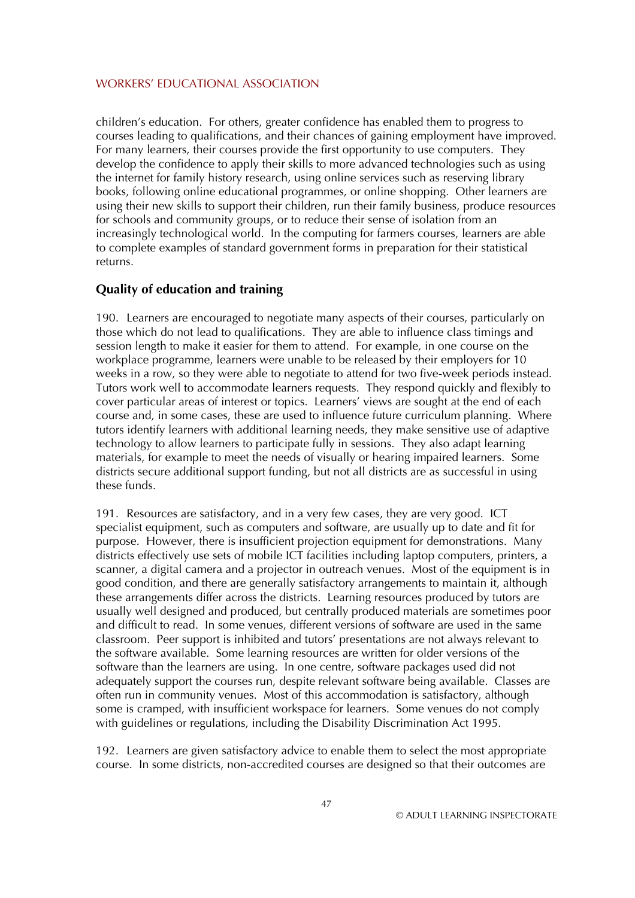children's education. For others, greater confidence has enabled them to progress to courses leading to qualifications, and their chances of gaining employment have improved. For many learners, their courses provide the first opportunity to use computers. They develop the confidence to apply their skills to more advanced technologies such as using the internet for family history research, using online services such as reserving library books, following online educational programmes, or online shopping. Other learners are using their new skills to support their children, run their family business, produce resources for schools and community groups, or to reduce their sense of isolation from an increasingly technological world. In the computing for farmers courses, learners are able to complete examples of standard government forms in preparation for their statistical returns.

### Quality of education and training

190. Learners are encouraged to negotiate many aspects of their courses, particularly on those which do not lead to qualifications. They are able to influence class timings and session length to make it easier for them to attend. For example, in one course on the workplace programme, learners were unable to be released by their employers for 10 weeks in a row, so they were able to negotiate to attend for two five-week periods instead. Tutors work well to accommodate learners requests. They respond quickly and flexibly to cover particular areas of interest or topics. Learners' views are sought at the end of each course and, in some cases, these are used to influence future curriculum planning. Where tutors identify learners with additional learning needs, they make sensitive use of adaptive technology to allow learners to participate fully in sessions. They also adapt learning materials, for example to meet the needs of visually or hearing impaired learners. Some districts secure additional support funding, but not all districts are as successful in using these funds.

191. Resources are satisfactory, and in a very few cases, they are very good. ICT specialist equipment, such as computers and software, are usually up to date and fit for purpose. However, there is insufficient projection equipment for demonstrations. Many districts effectively use sets of mobile ICT facilities including laptop computers, printers, a scanner, a digital camera and a projector in outreach venues. Most of the equipment is in good condition, and there are generally satisfactory arrangements to maintain it, although these arrangements differ across the districts. Learning resources produced by tutors are usually well designed and produced, but centrally produced materials are sometimes poor and difficult to read. In some venues, different versions of software are used in the same classroom. Peer support is inhibited and tutors' presentations are not always relevant to the software available. Some learning resources are written for older versions of the software than the learners are using. In one centre, software packages used did not adequately support the courses run, despite relevant software being available. Classes are often run in community venues. Most of this accommodation is satisfactory, although some is cramped, with insufficient workspace for learners. Some venues do not comply with guidelines or regulations, including the Disability Discrimination Act 1995.

192. Learners are given satisfactory advice to enable them to select the most appropriate course. In some districts, non-accredited courses are designed so that their outcomes are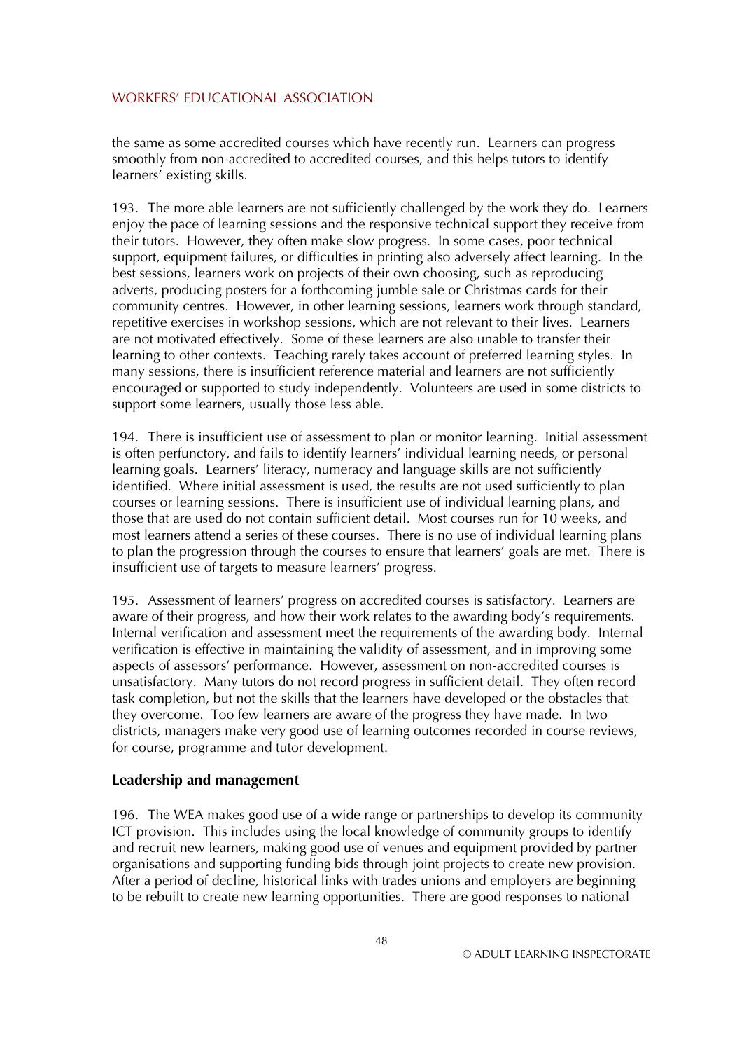the same as some accredited courses which have recently run. Learners can progress smoothly from non-accredited to accredited courses, and this helps tutors to identify learners' existing skills.

193. The more able learners are not sufficiently challenged by the work they do. Learners enjoy the pace of learning sessions and the responsive technical support they receive from their tutors. However, they often make slow progress. In some cases, poor technical support, equipment failures, or difficulties in printing also adversely affect learning. In the best sessions, learners work on projects of their own choosing, such as reproducing adverts, producing posters for a forthcoming jumble sale or Christmas cards for their community centres. However, in other learning sessions, learners work through standard, repetitive exercises in workshop sessions, which are not relevant to their lives. Learners are not motivated effectively. Some of these learners are also unable to transfer their learning to other contexts. Teaching rarely takes account of preferred learning styles. In many sessions, there is insufficient reference material and learners are not sufficiently encouraged or supported to study independently. Volunteers are used in some districts to support some learners, usually those less able.

194. There is insufficient use of assessment to plan or monitor learning. Initial assessment is often perfunctory, and fails to identify learners' individual learning needs, or personal learning goals. Learners' literacy, numeracy and language skills are not sufficiently identified. Where initial assessment is used, the results are not used sufficiently to plan courses or learning sessions. There is insufficient use of individual learning plans, and those that are used do not contain sufficient detail. Most courses run for 10 weeks, and most learners attend a series of these courses. There is no use of individual learning plans to plan the progression through the courses to ensure that learners' goals are met. There is insufficient use of targets to measure learners' progress.

195. Assessment of learners' progress on accredited courses is satisfactory. Learners are aware of their progress, and how their work relates to the awarding body's requirements. Internal verification and assessment meet the requirements of the awarding body. Internal verification is effective in maintaining the validity of assessment, and in improving some aspects of assessors' performance. However, assessment on non-accredited courses is unsatisfactory. Many tutors do not record progress in sufficient detail. They often record task completion, but not the skills that the learners have developed or the obstacles that they overcome. Too few learners are aware of the progress they have made. In two districts, managers make very good use of learning outcomes recorded in course reviews, for course, programme and tutor development.

### Leadership and management

196. The WEA makes good use of a wide range or partnerships to develop its community ICT provision. This includes using the local knowledge of community groups to identify and recruit new learners, making good use of venues and equipment provided by partner organisations and supporting funding bids through joint projects to create new provision. After a period of decline, historical links with trades unions and employers are beginning to be rebuilt to create new learning opportunities. There are good responses to national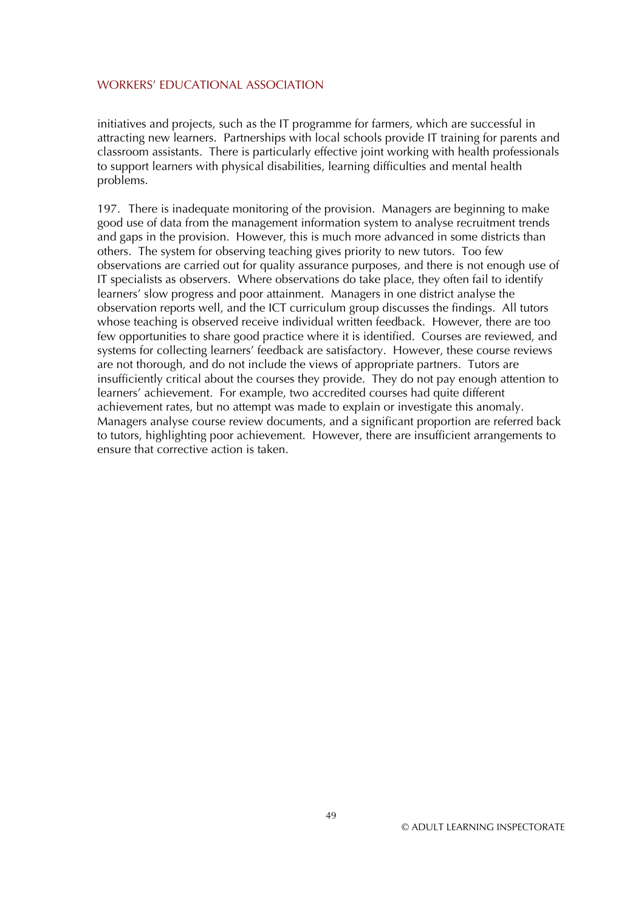initiatives and projects, such as the IT programme for farmers, which are successful in attracting new learners. Partnerships with local schools provide IT training for parents and classroom assistants. There is particularly effective joint working with health professionals to support learners with physical disabilities, learning difficulties and mental health problems.

197. There is inadequate monitoring of the provision. Managers are beginning to make good use of data from the management information system to analyse recruitment trends and gaps in the provision. However, this is much more advanced in some districts than others. The system for observing teaching gives priority to new tutors. Too few observations are carried out for quality assurance purposes, and there is not enough use of IT specialists as observers. Where observations do take place, they often fail to identify learners' slow progress and poor attainment. Managers in one district analyse the observation reports well, and the ICT curriculum group discusses the findings. All tutors whose teaching is observed receive individual written feedback. However, there are too few opportunities to share good practice where it is identified. Courses are reviewed, and systems for collecting learners' feedback are satisfactory. However, these course reviews are not thorough, and do not include the views of appropriate partners. Tutors are insufficiently critical about the courses they provide. They do not pay enough attention to learners' achievement. For example, two accredited courses had quite different achievement rates, but no attempt was made to explain or investigate this anomaly. Managers analyse course review documents, and a significant proportion are referred back to tutors, highlighting poor achievement. However, there are insufficient arrangements to ensure that corrective action is taken.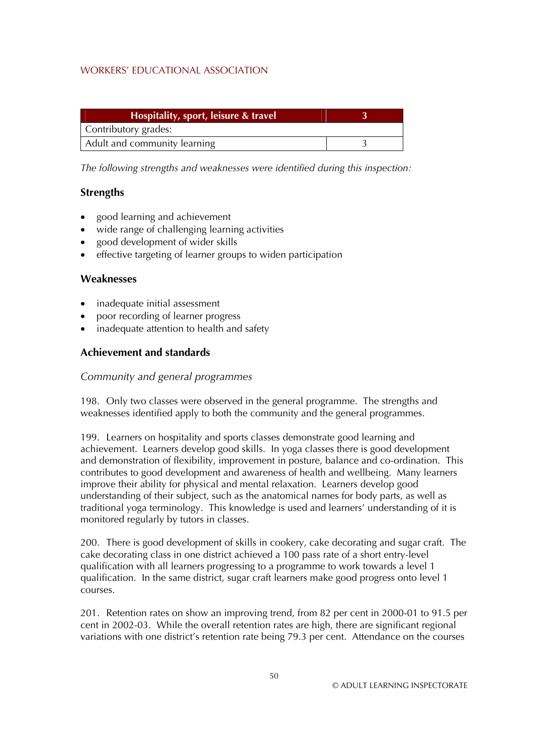| Hospitality, sport, leisure & travel | 3 |
|---|---|
| Contributory grades: | |
| Adult and community learning | 3 |

*The following strengths and weaknesses were identified during this inspection:*

### Strengths

- good learning and achievement
- wide range of challenging learning activities
- good development of wider skills
- effective targeting of learner groups to widen participation

### Weaknesses

- inadequate initial assessment
- poor recording of learner progress
- inadequate attention to health and safety

### Achievement and standards

*Community and general programmes*

198. Only two classes were observed in the general programme. The strengths and weaknesses identified apply to both the community and the general programmes.

199. Learners on hospitality and sports classes demonstrate good learning and achievement. Learners develop good skills. In yoga classes there is good development and demonstration of flexibility, improvement in posture, balance and co-ordination. This contributes to good development and awareness of health and wellbeing. Many learners improve their ability for physical and mental relaxation. Learners develop good understanding of their subject, such as the anatomical names for body parts, as well as traditional yoga terminology. This knowledge is used and learners' understanding of it is monitored regularly by tutors in classes.

200. There is good development of skills in cookery, cake decorating and sugar craft. The cake decorating class in one district achieved a 100 pass rate of a short entry-level qualification with all learners progressing to a programme to work towards a level 1 qualification. In the same district, sugar craft learners make good progress onto level 1 courses.

201. Retention rates on show an improving trend, from 82 per cent in 2000-01 to 91.5 per cent in 2002-03. While the overall retention rates are high, there are significant regional variations with one district's retention rate being 79.3 per cent. Attendance on the courses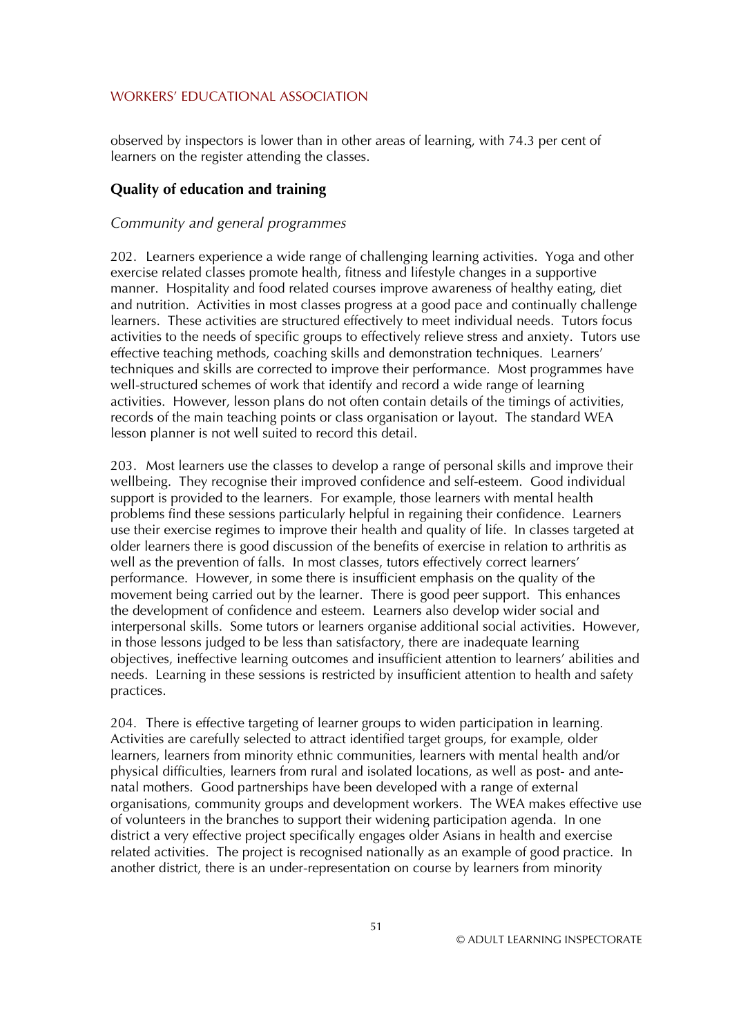observed by inspectors is lower than in other areas of learning, with 74.3 per cent of learners on the register attending the classes.

## Quality of education and training

*Community and general programmes*

202. Learners experience a wide range of challenging learning activities. Yoga and other exercise related classes promote health, fitness and lifestyle changes in a supportive manner. Hospitality and food related courses improve awareness of healthy eating, diet and nutrition. Activities in most classes progress at a good pace and continually challenge learners. These activities are structured effectively to meet individual needs. Tutors focus activities to the needs of specific groups to effectively relieve stress and anxiety. Tutors use effective teaching methods, coaching skills and demonstration techniques. Learners' techniques and skills are corrected to improve their performance. Most programmes have well-structured schemes of work that identify and record a wide range of learning activities. However, lesson plans do not often contain details of the timings of activities, records of the main teaching points or class organisation or layout. The standard WEA lesson planner is not well suited to record this detail.

203. Most learners use the classes to develop a range of personal skills and improve their wellbeing. They recognise their improved confidence and self-esteem. Good individual support is provided to the learners. For example, those learners with mental health problems find these sessions particularly helpful in regaining their confidence. Learners use their exercise regimes to improve their health and quality of life. In classes targeted at older learners there is good discussion of the benefits of exercise in relation to arthritis as well as the prevention of falls. In most classes, tutors effectively correct learners' performance. However, in some there is insufficient emphasis on the quality of the movement being carried out by the learner. There is good peer support. This enhances the development of confidence and esteem. Learners also develop wider social and interpersonal skills. Some tutors or learners organise additional social activities. However, in those lessons judged to be less than satisfactory, there are inadequate learning objectives, ineffective learning outcomes and insufficient attention to learners' abilities and needs. Learning in these sessions is restricted by insufficient attention to health and safety practices.

204. There is effective targeting of learner groups to widen participation in learning. Activities are carefully selected to attract identified target groups, for example, older learners, learners from minority ethnic communities, learners with mental health and/or physical difficulties, learners from rural and isolated locations, as well as post- and ante-natal mothers. Good partnerships have been developed with a range of external organisations, community groups and development workers. The WEA makes effective use of volunteers in the branches to support their widening participation agenda. In one district a very effective project specifically engages older Asians in health and exercise related activities. The project is recognised nationally as an example of good practice. In another district, there is an under-representation on course by learners from minority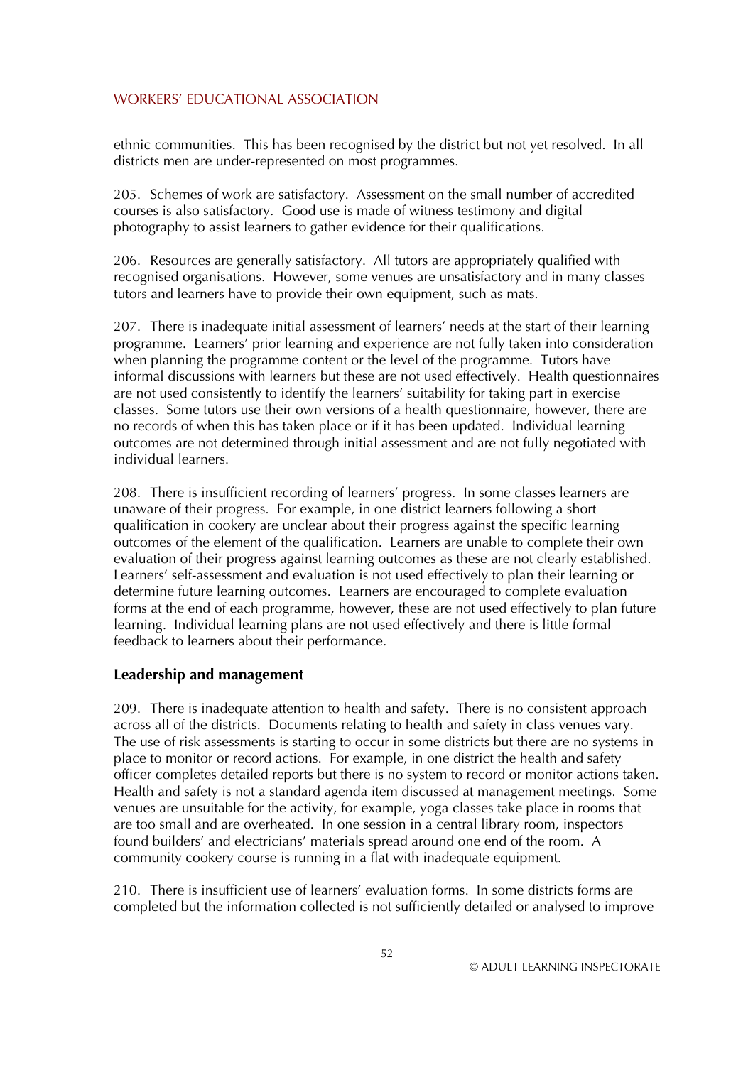ethnic communities. This has been recognised by the district but not yet resolved. In all districts men are under-represented on most programmes.

205. Schemes of work are satisfactory. Assessment on the small number of accredited courses is also satisfactory. Good use is made of witness testimony and digital photography to assist learners to gather evidence for their qualifications.

206. Resources are generally satisfactory. All tutors are appropriately qualified with recognised organisations. However, some venues are unsatisfactory and in many classes tutors and learners have to provide their own equipment, such as mats.

207. There is inadequate initial assessment of learners' needs at the start of their learning programme. Learners' prior learning and experience are not fully taken into consideration when planning the programme content or the level of the programme. Tutors have informal discussions with learners but these are not used effectively. Health questionnaires are not used consistently to identify the learners' suitability for taking part in exercise classes. Some tutors use their own versions of a health questionnaire, however, there are no records of when this has taken place or if it has been updated. Individual learning outcomes are not determined through initial assessment and are not fully negotiated with individual learners.

208. There is insufficient recording of learners' progress. In some classes learners are unaware of their progress. For example, in one district learners following a short qualification in cookery are unclear about their progress against the specific learning outcomes of the element of the qualification. Learners are unable to complete their own evaluation of their progress against learning outcomes as these are not clearly established. Learners' self-assessment and evaluation is not used effectively to plan their learning or determine future learning outcomes. Learners are encouraged to complete evaluation forms at the end of each programme, however, these are not used effectively to plan future learning. Individual learning plans are not used effectively and there is little formal feedback to learners about their performance.

### Leadership and management

209. There is inadequate attention to health and safety. There is no consistent approach across all of the districts. Documents relating to health and safety in class venues vary. The use of risk assessments is starting to occur in some districts but there are no systems in place to monitor or record actions. For example, in one district the health and safety officer completes detailed reports but there is no system to record or monitor actions taken. Health and safety is not a standard agenda item discussed at management meetings. Some venues are unsuitable for the activity, for example, yoga classes take place in rooms that are too small and are overheated. In one session in a central library room, inspectors found builders' and electricians' materials spread around one end of the room. A community cookery course is running in a flat with inadequate equipment.

210. There is insufficient use of learners' evaluation forms. In some districts forms are completed but the information collected is not sufficiently detailed or analysed to improve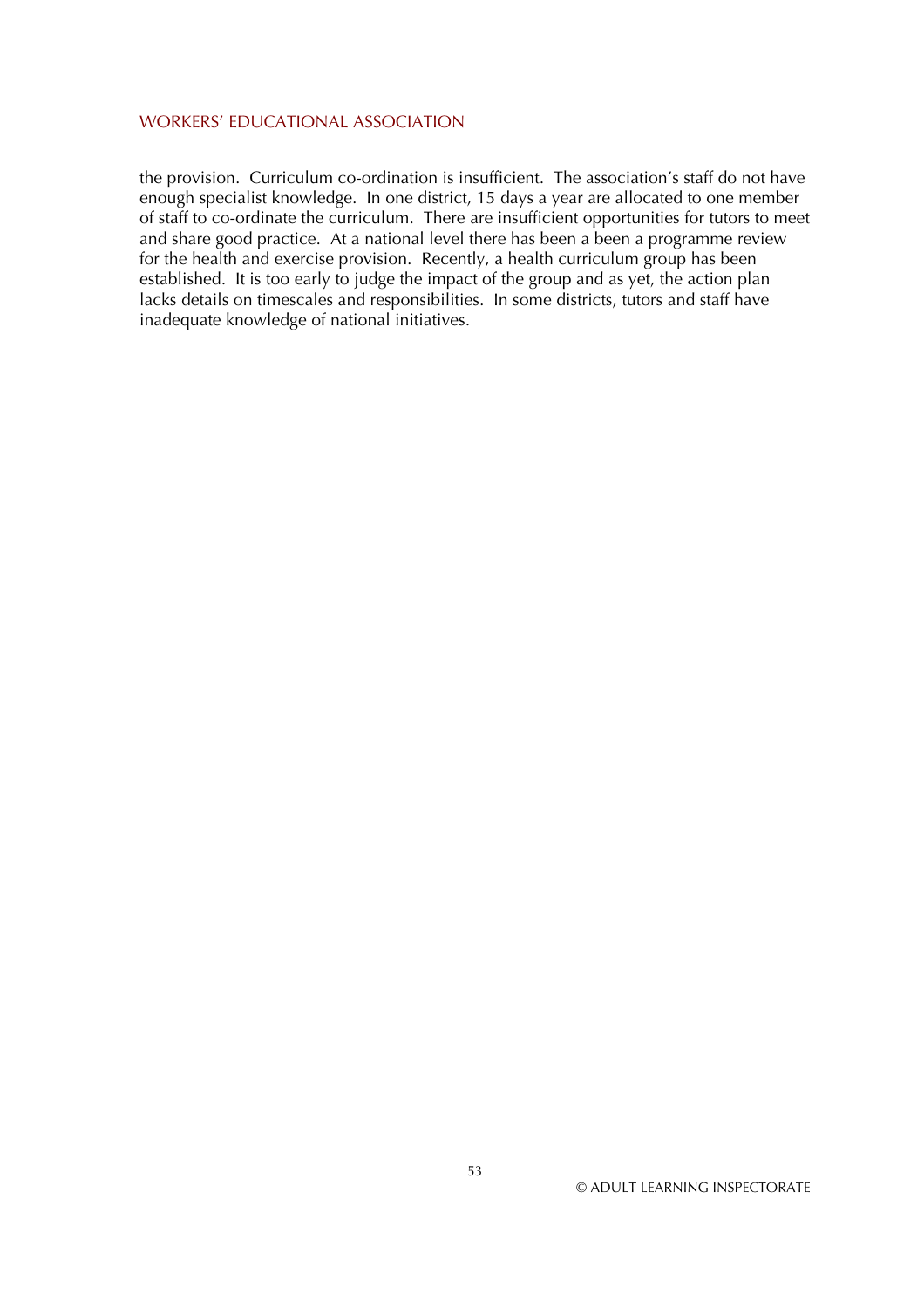the provision. Curriculum co-ordination is insufficient. The association's staff do not have enough specialist knowledge. In one district, 15 days a year are allocated to one member of staff to co-ordinate the curriculum. There are insufficient opportunities for tutors to meet and share good practice. At a national level there has been a been a programme review for the health and exercise provision. Recently, a health curriculum group has been established. It is too early to judge the impact of the group and as yet, the action plan lacks details on timescales and responsibilities. In some districts, tutors and staff have inadequate knowledge of national initiatives.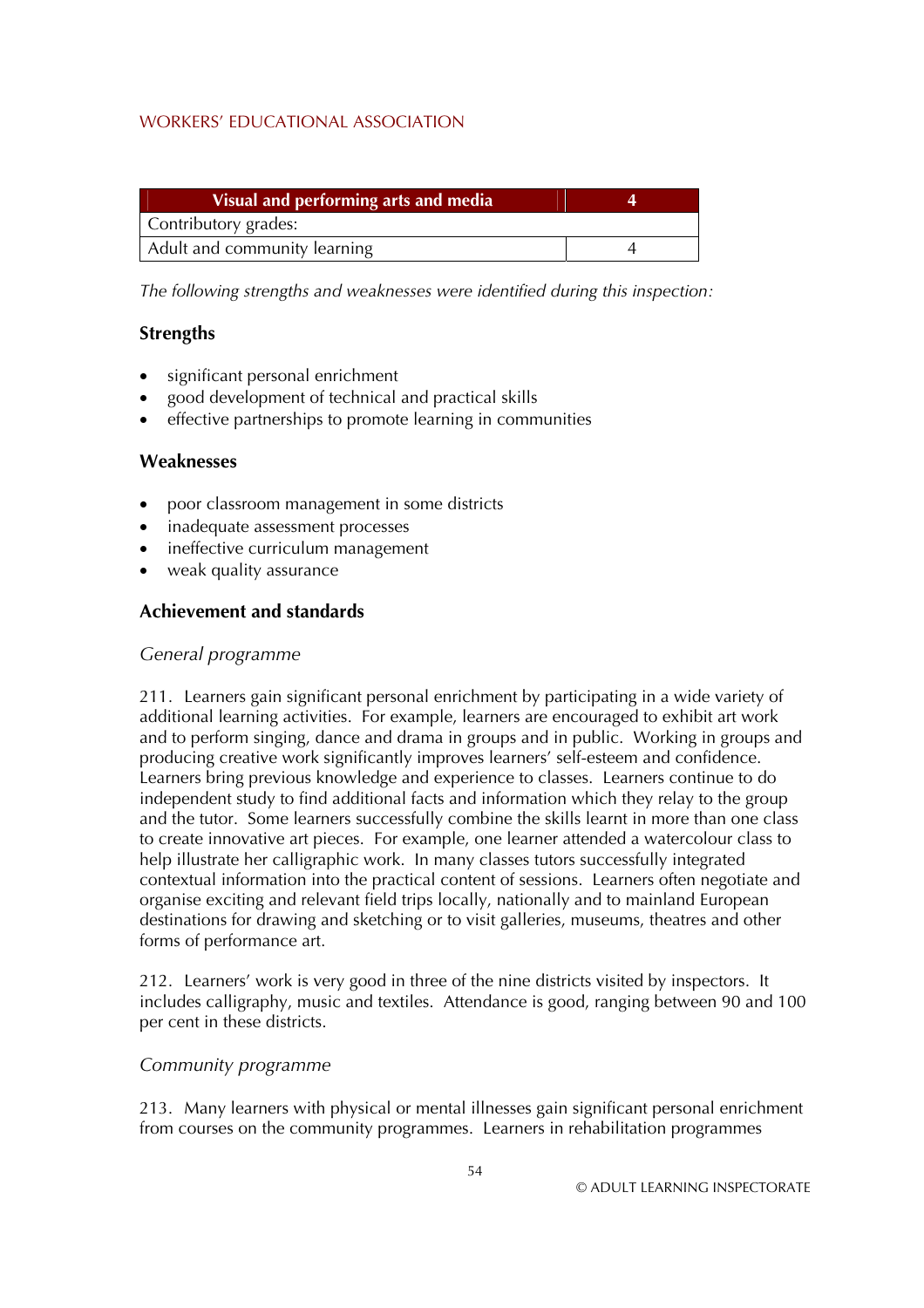| Visual and performing arts and media | 4 |
| --- | --- |
| Contributory grades: | |
| Adult and community learning | 4 |

*The following strengths and weaknesses were identified during this inspection:*

### Strengths

- significant personal enrichment
- good development of technical and practical skills
- effective partnerships to promote learning in communities

### Weaknesses

- poor classroom management in some districts
- inadequate assessment processes
- ineffective curriculum management
- weak quality assurance

### Achievement and standards

*General programme*

211. Learners gain significant personal enrichment by participating in a wide variety of additional learning activities. For example, learners are encouraged to exhibit art work and to perform singing, dance and drama in groups and in public. Working in groups and producing creative work significantly improves learners' self-esteem and confidence. Learners bring previous knowledge and experience to classes. Learners continue to do independent study to find additional facts and information which they relay to the group and the tutor. Some learners successfully combine the skills learnt in more than one class to create innovative art pieces. For example, one learner attended a watercolour class to help illustrate her calligraphic work. In many classes tutors successfully integrated contextual information into the practical content of sessions. Learners often negotiate and organise exciting and relevant field trips locally, nationally and to mainland European destinations for drawing and sketching or to visit galleries, museums, theatres and other forms of performance art.

212. Learners' work is very good in three of the nine districts visited by inspectors. It includes calligraphy, music and textiles. Attendance is good, ranging between 90 and 100 per cent in these districts.

*Community programme*

213. Many learners with physical or mental illnesses gain significant personal enrichment from courses on the community programmes. Learners in rehabilitation programmes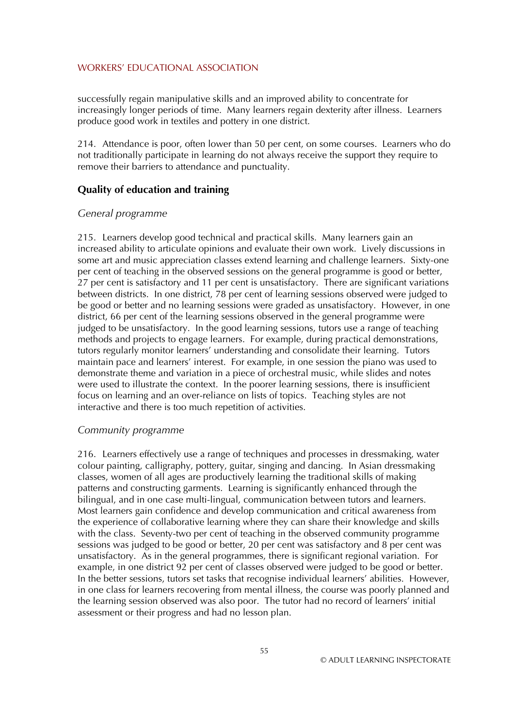successfully regain manipulative skills and an improved ability to concentrate for increasingly longer periods of time. Many learners regain dexterity after illness. Learners produce good work in textiles and pottery in one district.

214. Attendance is poor, often lower than 50 per cent, on some courses. Learners who do not traditionally participate in learning do not always receive the support they require to remove their barriers to attendance and punctuality.

### Quality of education and training

*General programme*

215. Learners develop good technical and practical skills. Many learners gain an increased ability to articulate opinions and evaluate their own work. Lively discussions in some art and music appreciation classes extend learning and challenge learners. Sixty-one per cent of teaching in the observed sessions on the general programme is good or better, 27 per cent is satisfactory and 11 per cent is unsatisfactory. There are significant variations between districts. In one district, 78 per cent of learning sessions observed were judged to be good or better and no learning sessions were graded as unsatisfactory. However, in one district, 66 per cent of the learning sessions observed in the general programme were judged to be unsatisfactory. In the good learning sessions, tutors use a range of teaching methods and projects to engage learners. For example, during practical demonstrations, tutors regularly monitor learners' understanding and consolidate their learning. Tutors maintain pace and learners' interest. For example, in one session the piano was used to demonstrate theme and variation in a piece of orchestral music, while slides and notes were used to illustrate the context. In the poorer learning sessions, there is insufficient focus on learning and an over-reliance on lists of topics. Teaching styles are not interactive and there is too much repetition of activities.

*Community programme*

216. Learners effectively use a range of techniques and processes in dressmaking, water colour painting, calligraphy, pottery, guitar, singing and dancing. In Asian dressmaking classes, women of all ages are productively learning the traditional skills of making patterns and constructing garments. Learning is significantly enhanced through the bilingual, and in one case multi-lingual, communication between tutors and learners. Most learners gain confidence and develop communication and critical awareness from the experience of collaborative learning where they can share their knowledge and skills with the class. Seventy-two per cent of teaching in the observed community programme sessions was judged to be good or better, 20 per cent was satisfactory and 8 per cent was unsatisfactory. As in the general programmes, there is significant regional variation. For example, in one district 92 per cent of classes observed were judged to be good or better. In the better sessions, tutors set tasks that recognise individual learners' abilities. However, in one class for learners recovering from mental illness, the course was poorly planned and the learning session observed was also poor. The tutor had no record of learners' initial assessment or their progress and had no lesson plan.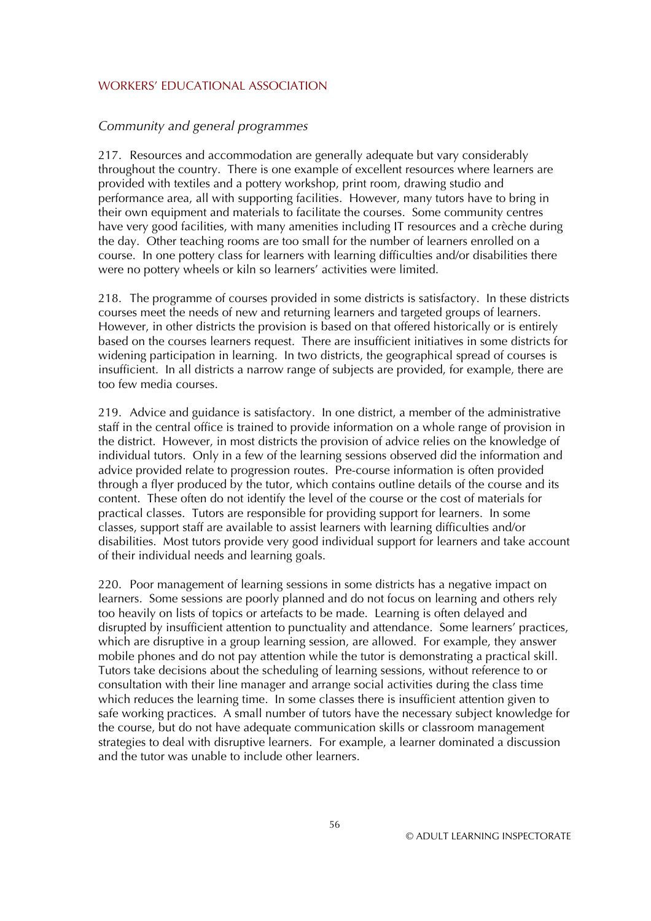*Community and general programmes*

217. Resources and accommodation are generally adequate but vary considerably throughout the country. There is one example of excellent resources where learners are provided with textiles and a pottery workshop, print room, drawing studio and performance area, all with supporting facilities. However, many tutors have to bring in their own equipment and materials to facilitate the courses. Some community centres have very good facilities, with many amenities including IT resources and a crèche during the day. Other teaching rooms are too small for the number of learners enrolled on a course. In one pottery class for learners with learning difficulties and/or disabilities there were no pottery wheels or kiln so learners' activities were limited.

218. The programme of courses provided in some districts is satisfactory. In these districts courses meet the needs of new and returning learners and targeted groups of learners. However, in other districts the provision is based on that offered historically or is entirely based on the courses learners request. There are insufficient initiatives in some districts for widening participation in learning. In two districts, the geographical spread of courses is insufficient. In all districts a narrow range of subjects are provided, for example, there are too few media courses.

219. Advice and guidance is satisfactory. In one district, a member of the administrative staff in the central office is trained to provide information on a whole range of provision in the district. However, in most districts the provision of advice relies on the knowledge of individual tutors. Only in a few of the learning sessions observed did the information and advice provided relate to progression routes. Pre-course information is often provided through a flyer produced by the tutor, which contains outline details of the course and its content. These often do not identify the level of the course or the cost of materials for practical classes. Tutors are responsible for providing support for learners. In some classes, support staff are available to assist learners with learning difficulties and/or disabilities. Most tutors provide very good individual support for learners and take account of their individual needs and learning goals.

220. Poor management of learning sessions in some districts has a negative impact on learners. Some sessions are poorly planned and do not focus on learning and others rely too heavily on lists of topics or artefacts to be made. Learning is often delayed and disrupted by insufficient attention to punctuality and attendance. Some learners' practices, which are disruptive in a group learning session, are allowed. For example, they answer mobile phones and do not pay attention while the tutor is demonstrating a practical skill. Tutors take decisions about the scheduling of learning sessions, without reference to or consultation with their line manager and arrange social activities during the class time which reduces the learning time. In some classes there is insufficient attention given to safe working practices. A small number of tutors have the necessary subject knowledge for the course, but do not have adequate communication skills or classroom management strategies to deal with disruptive learners. For example, a learner dominated a discussion and the tutor was unable to include other learners.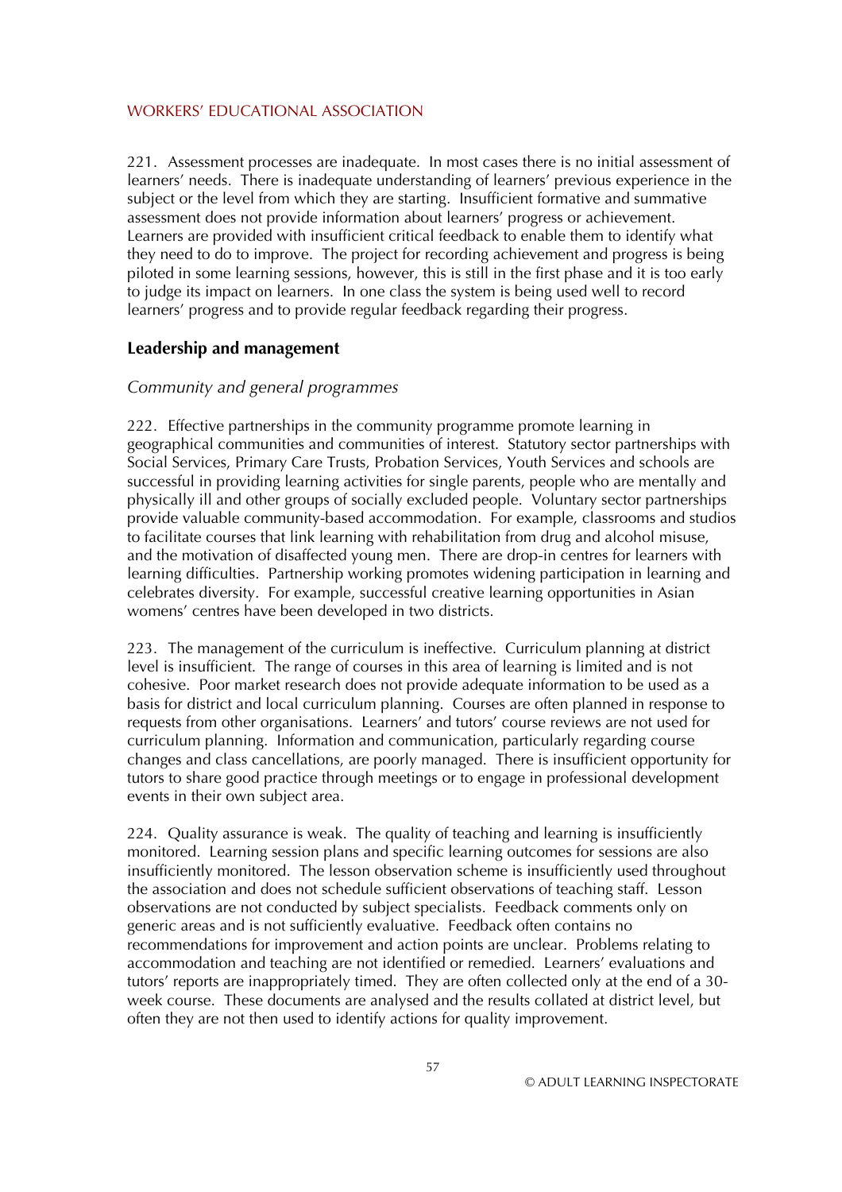221. Assessment processes are inadequate. In most cases there is no initial assessment of learners' needs. There is inadequate understanding of learners' previous experience in the subject or the level from which they are starting. Insufficient formative and summative assessment does not provide information about learners' progress or achievement. Learners are provided with insufficient critical feedback to enable them to identify what they need to do to improve. The project for recording achievement and progress is being piloted in some learning sessions, however, this is still in the first phase and it is too early to judge its impact on learners. In one class the system is being used well to record learners' progress and to provide regular feedback regarding their progress.

### Leadership and management

*Community and general programmes*

222. Effective partnerships in the community programme promote learning in geographical communities and communities of interest. Statutory sector partnerships with Social Services, Primary Care Trusts, Probation Services, Youth Services and schools are successful in providing learning activities for single parents, people who are mentally and physically ill and other groups of socially excluded people. Voluntary sector partnerships provide valuable community-based accommodation. For example, classrooms and studios to facilitate courses that link learning with rehabilitation from drug and alcohol misuse, and the motivation of disaffected young men. There are drop-in centres for learners with learning difficulties. Partnership working promotes widening participation in learning and celebrates diversity. For example, successful creative learning opportunities in Asian womens' centres have been developed in two districts.

223. The management of the curriculum is ineffective. Curriculum planning at district level is insufficient. The range of courses in this area of learning is limited and is not cohesive. Poor market research does not provide adequate information to be used as a basis for district and local curriculum planning. Courses are often planned in response to requests from other organisations. Learners' and tutors' course reviews are not used for curriculum planning. Information and communication, particularly regarding course changes and class cancellations, are poorly managed. There is insufficient opportunity for tutors to share good practice through meetings or to engage in professional development events in their own subject area.

224. Quality assurance is weak. The quality of teaching and learning is insufficiently monitored. Learning session plans and specific learning outcomes for sessions are also insufficiently monitored. The lesson observation scheme is insufficiently used throughout the association and does not schedule sufficient observations of teaching staff. Lesson observations are not conducted by subject specialists. Feedback comments only on generic areas and is not sufficiently evaluative. Feedback often contains no recommendations for improvement and action points are unclear. Problems relating to accommodation and teaching are not identified or remedied. Learners' evaluations and tutors' reports are inappropriately timed. They are often collected only at the end of a 30-week course. These documents are analysed and the results collated at district level, but often they are not then used to identify actions for quality improvement.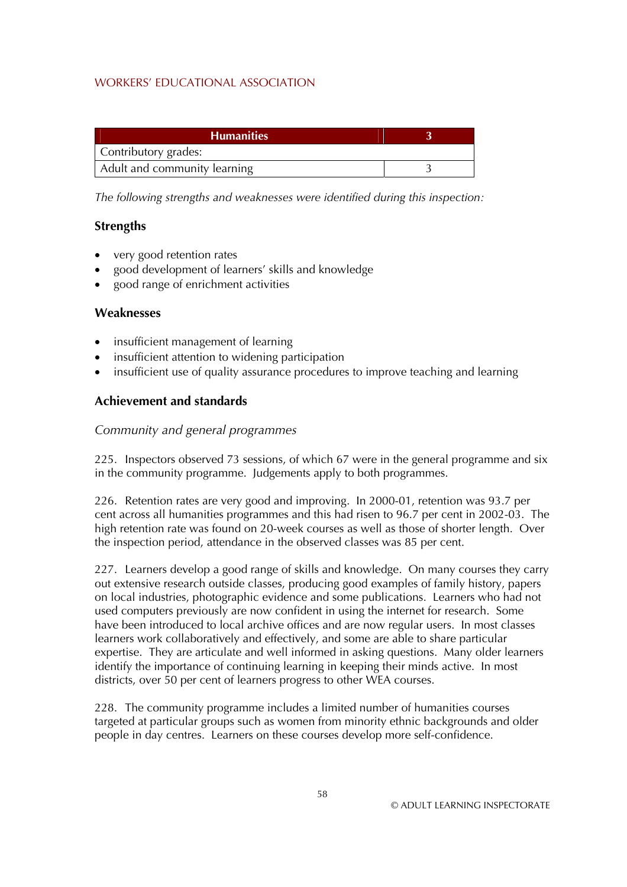| Humanities | 3 |
|---|---|
| Contributory grades: | |
| Adult and community learning | 3 |

*The following strengths and weaknesses were identified during this inspection:*

### Strengths

- very good retention rates
- good development of learners' skills and knowledge
- good range of enrichment activities

### Weaknesses

- insufficient management of learning
- insufficient attention to widening participation
- insufficient use of quality assurance procedures to improve teaching and learning

### Achievement and standards

*Community and general programmes*

225. Inspectors observed 73 sessions, of which 67 were in the general programme and six in the community programme. Judgements apply to both programmes.

226. Retention rates are very good and improving. In 2000-01, retention was 93.7 per cent across all humanities programmes and this had risen to 96.7 per cent in 2002-03. The high retention rate was found on 20-week courses as well as those of shorter length. Over the inspection period, attendance in the observed classes was 85 per cent.

227. Learners develop a good range of skills and knowledge. On many courses they carry out extensive research outside classes, producing good examples of family history, papers on local industries, photographic evidence and some publications. Learners who had not used computers previously are now confident in using the internet for research. Some have been introduced to local archive offices and are now regular users. In most classes learners work collaboratively and effectively, and some are able to share particular expertise. They are articulate and well informed in asking questions. Many older learners identify the importance of continuing learning in keeping their minds active. In most districts, over 50 per cent of learners progress to other WEA courses.

228. The community programme includes a limited number of humanities courses targeted at particular groups such as women from minority ethnic backgrounds and older people in day centres. Learners on these courses develop more self-confidence.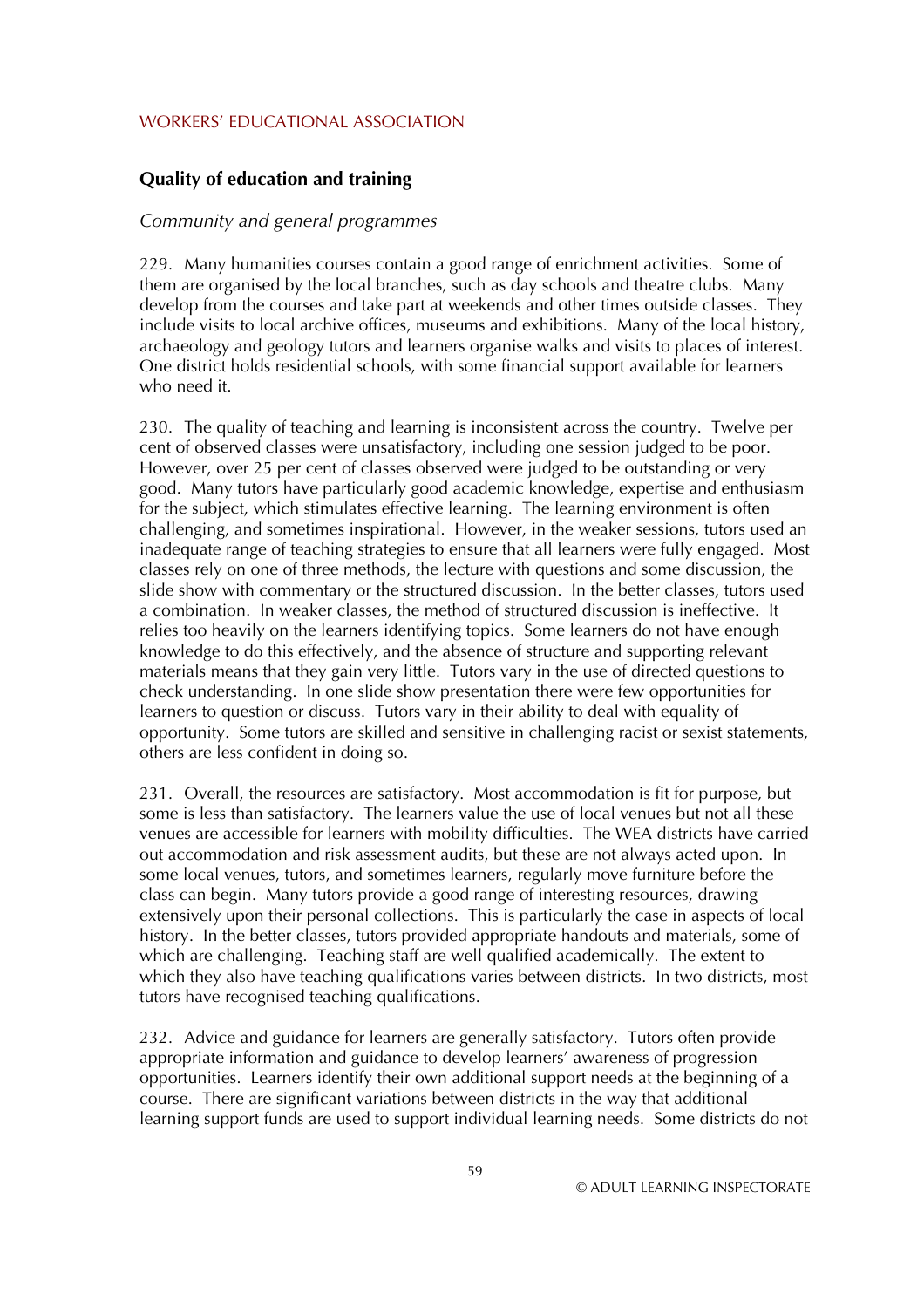## Quality of education and training

*Community and general programmes*

229. Many humanities courses contain a good range of enrichment activities. Some of them are organised by the local branches, such as day schools and theatre clubs. Many develop from the courses and take part at weekends and other times outside classes. They include visits to local archive offices, museums and exhibitions. Many of the local history, archaeology and geology tutors and learners organise walks and visits to places of interest. One district holds residential schools, with some financial support available for learners who need it.

230. The quality of teaching and learning is inconsistent across the country. Twelve per cent of observed classes were unsatisfactory, including one session judged to be poor. However, over 25 per cent of classes observed were judged to be outstanding or very good. Many tutors have particularly good academic knowledge, expertise and enthusiasm for the subject, which stimulates effective learning. The learning environment is often challenging, and sometimes inspirational. However, in the weaker sessions, tutors used an inadequate range of teaching strategies to ensure that all learners were fully engaged. Most classes rely on one of three methods, the lecture with questions and some discussion, the slide show with commentary or the structured discussion. In the better classes, tutors used a combination. In weaker classes, the method of structured discussion is ineffective. It relies too heavily on the learners identifying topics. Some learners do not have enough knowledge to do this effectively, and the absence of structure and supporting relevant materials means that they gain very little. Tutors vary in the use of directed questions to check understanding. In one slide show presentation there were few opportunities for learners to question or discuss. Tutors vary in their ability to deal with equality of opportunity. Some tutors are skilled and sensitive in challenging racist or sexist statements, others are less confident in doing so.

231. Overall, the resources are satisfactory. Most accommodation is fit for purpose, but some is less than satisfactory. The learners value the use of local venues but not all these venues are accessible for learners with mobility difficulties. The WEA districts have carried out accommodation and risk assessment audits, but these are not always acted upon. In some local venues, tutors, and sometimes learners, regularly move furniture before the class can begin. Many tutors provide a good range of interesting resources, drawing extensively upon their personal collections. This is particularly the case in aspects of local history. In the better classes, tutors provided appropriate handouts and materials, some of which are challenging. Teaching staff are well qualified academically. The extent to which they also have teaching qualifications varies between districts. In two districts, most tutors have recognised teaching qualifications.

232. Advice and guidance for learners are generally satisfactory. Tutors often provide appropriate information and guidance to develop learners' awareness of progression opportunities. Learners identify their own additional support needs at the beginning of a course. There are significant variations between districts in the way that additional learning support funds are used to support individual learning needs. Some districts do not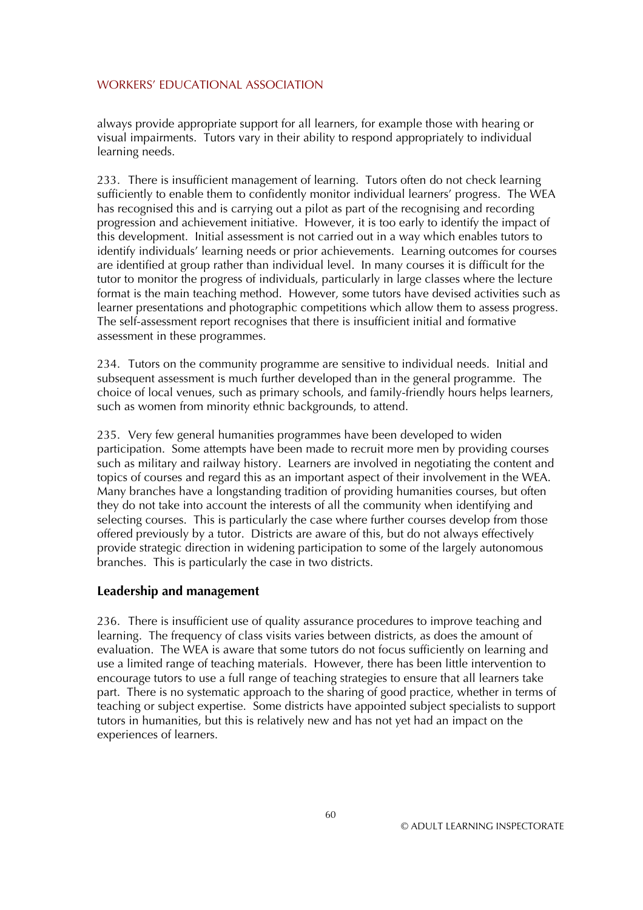always provide appropriate support for all learners, for example those with hearing or visual impairments. Tutors vary in their ability to respond appropriately to individual learning needs.

233. There is insufficient management of learning. Tutors often do not check learning sufficiently to enable them to confidently monitor individual learners' progress. The WEA has recognised this and is carrying out a pilot as part of the recognising and recording progression and achievement initiative. However, it is too early to identify the impact of this development. Initial assessment is not carried out in a way which enables tutors to identify individuals' learning needs or prior achievements. Learning outcomes for courses are identified at group rather than individual level. In many courses it is difficult for the tutor to monitor the progress of individuals, particularly in large classes where the lecture format is the main teaching method. However, some tutors have devised activities such as learner presentations and photographic competitions which allow them to assess progress. The self-assessment report recognises that there is insufficient initial and formative assessment in these programmes.

234. Tutors on the community programme are sensitive to individual needs. Initial and subsequent assessment is much further developed than in the general programme. The choice of local venues, such as primary schools, and family-friendly hours helps learners, such as women from minority ethnic backgrounds, to attend.

235. Very few general humanities programmes have been developed to widen participation. Some attempts have been made to recruit more men by providing courses such as military and railway history. Learners are involved in negotiating the content and topics of courses and regard this as an important aspect of their involvement in the WEA. Many branches have a longstanding tradition of providing humanities courses, but often they do not take into account the interests of all the community when identifying and selecting courses. This is particularly the case where further courses develop from those offered previously by a tutor. Districts are aware of this, but do not always effectively provide strategic direction in widening participation to some of the largely autonomous branches. This is particularly the case in two districts.

### Leadership and management

236. There is insufficient use of quality assurance procedures to improve teaching and learning. The frequency of class visits varies between districts, as does the amount of evaluation. The WEA is aware that some tutors do not focus sufficiently on learning and use a limited range of teaching materials. However, there has been little intervention to encourage tutors to use a full range of teaching strategies to ensure that all learners take part. There is no systematic approach to the sharing of good practice, whether in terms of teaching or subject expertise. Some districts have appointed subject specialists to support tutors in humanities, but this is relatively new and has not yet had an impact on the experiences of learners.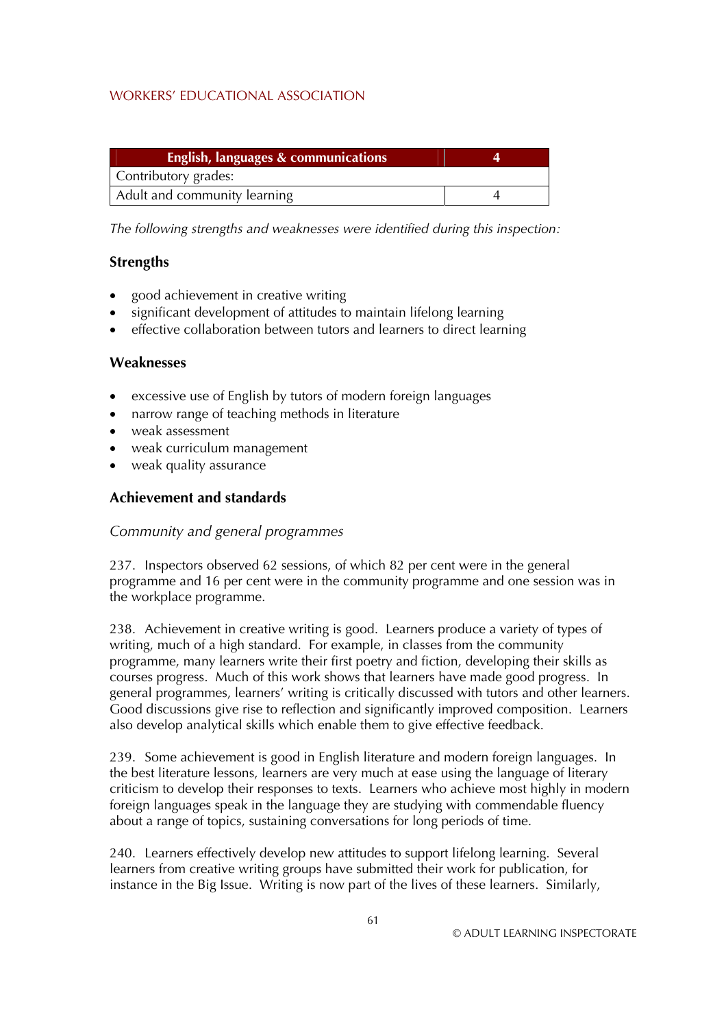| English, languages & communications | 4 |
|---|---|
| Contributory grades: | |
| Adult and community learning | 4 |

*The following strengths and weaknesses were identified during this inspection:*

### Strengths

- good achievement in creative writing
- significant development of attitudes to maintain lifelong learning
- effective collaboration between tutors and learners to direct learning

### Weaknesses

- excessive use of English by tutors of modern foreign languages
- narrow range of teaching methods in literature
- weak assessment
- weak curriculum management
- weak quality assurance

### Achievement and standards

*Community and general programmes*

237. Inspectors observed 62 sessions, of which 82 per cent were in the general programme and 16 per cent were in the community programme and one session was in the workplace programme.

238. Achievement in creative writing is good. Learners produce a variety of types of writing, much of a high standard. For example, in classes from the community programme, many learners write their first poetry and fiction, developing their skills as courses progress. Much of this work shows that learners have made good progress. In general programmes, learners' writing is critically discussed with tutors and other learners. Good discussions give rise to reflection and significantly improved composition. Learners also develop analytical skills which enable them to give effective feedback.

239. Some achievement is good in English literature and modern foreign languages. In the best literature lessons, learners are very much at ease using the language of literary criticism to develop their responses to texts. Learners who achieve most highly in modern foreign languages speak in the language they are studying with commendable fluency about a range of topics, sustaining conversations for long periods of time.

240. Learners effectively develop new attitudes to support lifelong learning. Several learners from creative writing groups have submitted their work for publication, for instance in the Big Issue. Writing is now part of the lives of these learners. Similarly,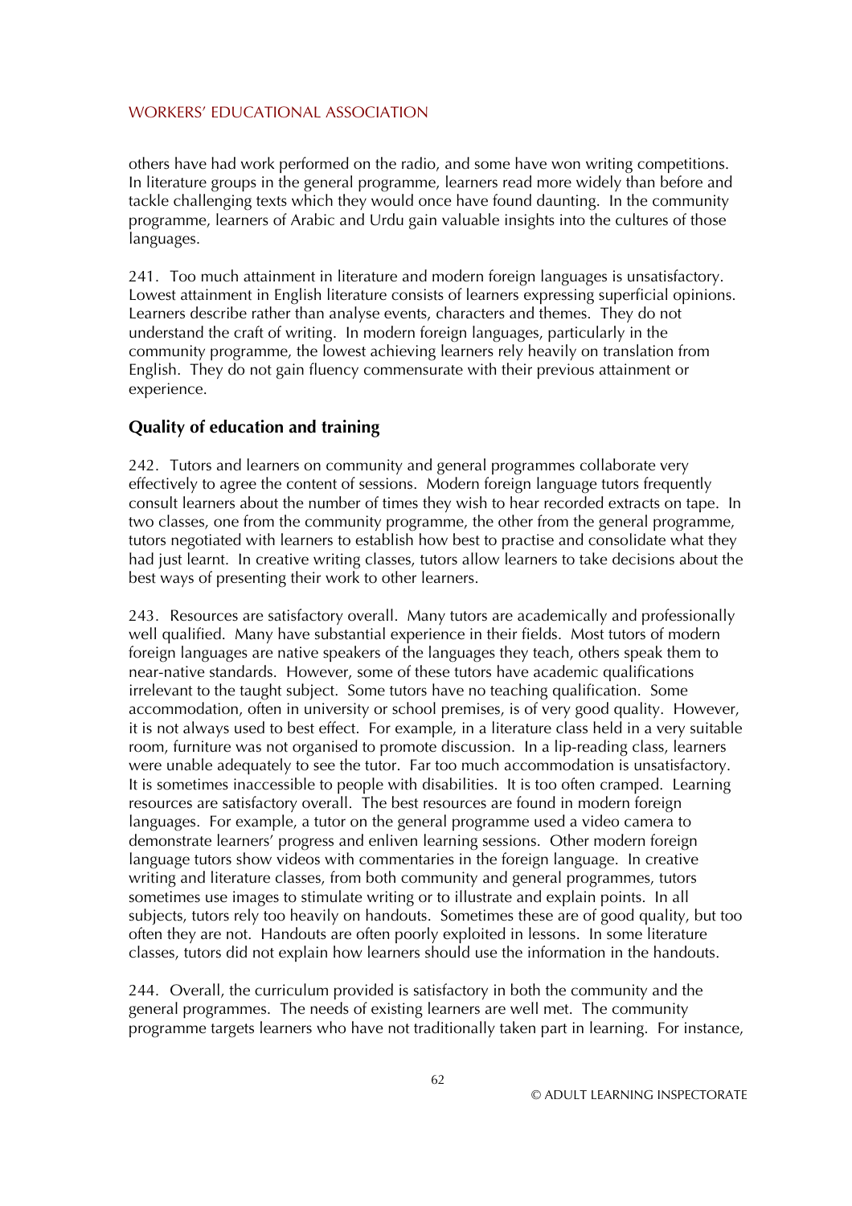others have had work performed on the radio, and some have won writing competitions. In literature groups in the general programme, learners read more widely than before and tackle challenging texts which they would once have found daunting. In the community programme, learners of Arabic and Urdu gain valuable insights into the cultures of those languages.

241. Too much attainment in literature and modern foreign languages is unsatisfactory. Lowest attainment in English literature consists of learners expressing superficial opinions. Learners describe rather than analyse events, characters and themes. They do not understand the craft of writing. In modern foreign languages, particularly in the community programme, the lowest achieving learners rely heavily on translation from English. They do not gain fluency commensurate with their previous attainment or experience.

### Quality of education and training

242. Tutors and learners on community and general programmes collaborate very effectively to agree the content of sessions. Modern foreign language tutors frequently consult learners about the number of times they wish to hear recorded extracts on tape. In two classes, one from the community programme, the other from the general programme, tutors negotiated with learners to establish how best to practise and consolidate what they had just learnt. In creative writing classes, tutors allow learners to take decisions about the best ways of presenting their work to other learners.

243. Resources are satisfactory overall. Many tutors are academically and professionally well qualified. Many have substantial experience in their fields. Most tutors of modern foreign languages are native speakers of the languages they teach, others speak them to near-native standards. However, some of these tutors have academic qualifications irrelevant to the taught subject. Some tutors have no teaching qualification. Some accommodation, often in university or school premises, is of very good quality. However, it is not always used to best effect. For example, in a literature class held in a very suitable room, furniture was not organised to promote discussion. In a lip-reading class, learners were unable adequately to see the tutor. Far too much accommodation is unsatisfactory. It is sometimes inaccessible to people with disabilities. It is too often cramped. Learning resources are satisfactory overall. The best resources are found in modern foreign languages. For example, a tutor on the general programme used a video camera to demonstrate learners' progress and enliven learning sessions. Other modern foreign language tutors show videos with commentaries in the foreign language. In creative writing and literature classes, from both community and general programmes, tutors sometimes use images to stimulate writing or to illustrate and explain points. In all subjects, tutors rely too heavily on handouts. Sometimes these are of good quality, but too often they are not. Handouts are often poorly exploited in lessons. In some literature classes, tutors did not explain how learners should use the information in the handouts.

244. Overall, the curriculum provided is satisfactory in both the community and the general programmes. The needs of existing learners are well met. The community programme targets learners who have not traditionally taken part in learning. For instance,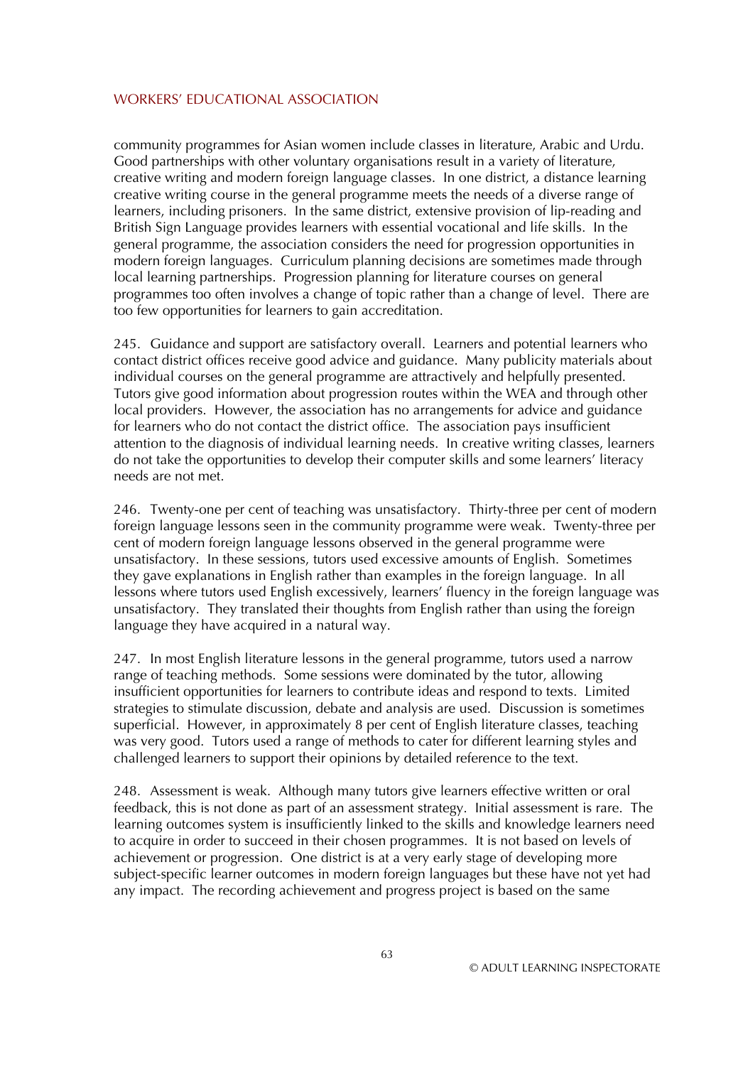community programmes for Asian women include classes in literature, Arabic and Urdu. Good partnerships with other voluntary organisations result in a variety of literature, creative writing and modern foreign language classes. In one district, a distance learning creative writing course in the general programme meets the needs of a diverse range of learners, including prisoners. In the same district, extensive provision of lip-reading and British Sign Language provides learners with essential vocational and life skills. In the general programme, the association considers the need for progression opportunities in modern foreign languages. Curriculum planning decisions are sometimes made through local learning partnerships. Progression planning for literature courses on general programmes too often involves a change of topic rather than a change of level. There are too few opportunities for learners to gain accreditation.

245. Guidance and support are satisfactory overall. Learners and potential learners who contact district offices receive good advice and guidance. Many publicity materials about individual courses on the general programme are attractively and helpfully presented. Tutors give good information about progression routes within the WEA and through other local providers. However, the association has no arrangements for advice and guidance for learners who do not contact the district office. The association pays insufficient attention to the diagnosis of individual learning needs. In creative writing classes, learners do not take the opportunities to develop their computer skills and some learners' literacy needs are not met.

246. Twenty-one per cent of teaching was unsatisfactory. Thirty-three per cent of modern foreign language lessons seen in the community programme were weak. Twenty-three per cent of modern foreign language lessons observed in the general programme were unsatisfactory. In these sessions, tutors used excessive amounts of English. Sometimes they gave explanations in English rather than examples in the foreign language. In all lessons where tutors used English excessively, learners' fluency in the foreign language was unsatisfactory. They translated their thoughts from English rather than using the foreign language they have acquired in a natural way.

247. In most English literature lessons in the general programme, tutors used a narrow range of teaching methods. Some sessions were dominated by the tutor, allowing insufficient opportunities for learners to contribute ideas and respond to texts. Limited strategies to stimulate discussion, debate and analysis are used. Discussion is sometimes superficial. However, in approximately 8 per cent of English literature classes, teaching was very good. Tutors used a range of methods to cater for different learning styles and challenged learners to support their opinions by detailed reference to the text.

248. Assessment is weak. Although many tutors give learners effective written or oral feedback, this is not done as part of an assessment strategy. Initial assessment is rare. The learning outcomes system is insufficiently linked to the skills and knowledge learners need to acquire in order to succeed in their chosen programmes. It is not based on levels of achievement or progression. One district is at a very early stage of developing more subject-specific learner outcomes in modern foreign languages but these have not yet had any impact. The recording achievement and progress project is based on the same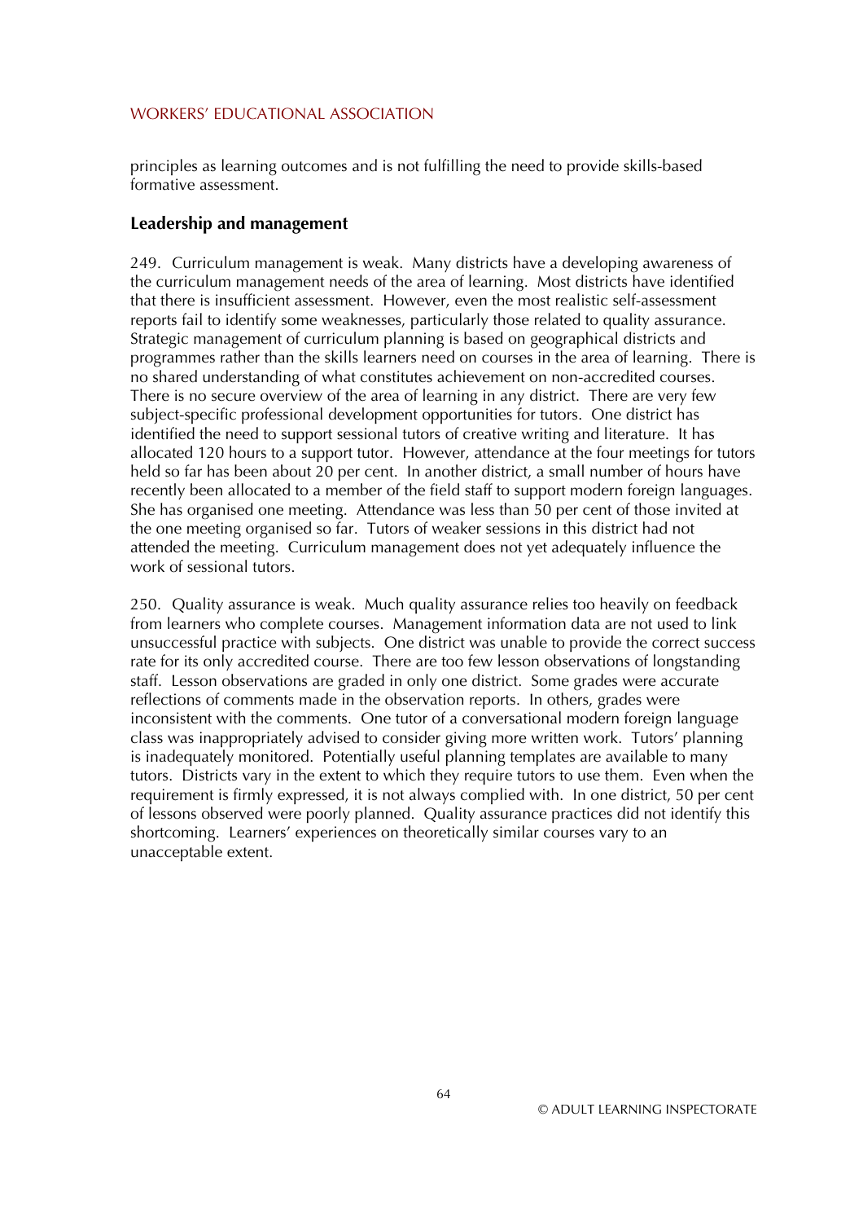principles as learning outcomes and is not fulfilling the need to provide skills-based formative assessment.

### Leadership and management

249. Curriculum management is weak. Many districts have a developing awareness of the curriculum management needs of the area of learning. Most districts have identified that there is insufficient assessment. However, even the most realistic self-assessment reports fail to identify some weaknesses, particularly those related to quality assurance. Strategic management of curriculum planning is based on geographical districts and programmes rather than the skills learners need on courses in the area of learning. There is no shared understanding of what constitutes achievement on non-accredited courses. There is no secure overview of the area of learning in any district. There are very few subject-specific professional development opportunities for tutors. One district has identified the need to support sessional tutors of creative writing and literature. It has allocated 120 hours to a support tutor. However, attendance at the four meetings for tutors held so far has been about 20 per cent. In another district, a small number of hours have recently been allocated to a member of the field staff to support modern foreign languages. She has organised one meeting. Attendance was less than 50 per cent of those invited at the one meeting organised so far. Tutors of weaker sessions in this district had not attended the meeting. Curriculum management does not yet adequately influence the work of sessional tutors.

250. Quality assurance is weak. Much quality assurance relies too heavily on feedback from learners who complete courses. Management information data are not used to link unsuccessful practice with subjects. One district was unable to provide the correct success rate for its only accredited course. There are too few lesson observations of longstanding staff. Lesson observations are graded in only one district. Some grades were accurate reflections of comments made in the observation reports. In others, grades were inconsistent with the comments. One tutor of a conversational modern foreign language class was inappropriately advised to consider giving more written work. Tutors' planning is inadequately monitored. Potentially useful planning templates are available to many tutors. Districts vary in the extent to which they require tutors to use them. Even when the requirement is firmly expressed, it is not always complied with. In one district, 50 per cent of lessons observed were poorly planned. Quality assurance practices did not identify this shortcoming. Learners' experiences on theoretically similar courses vary to an unacceptable extent.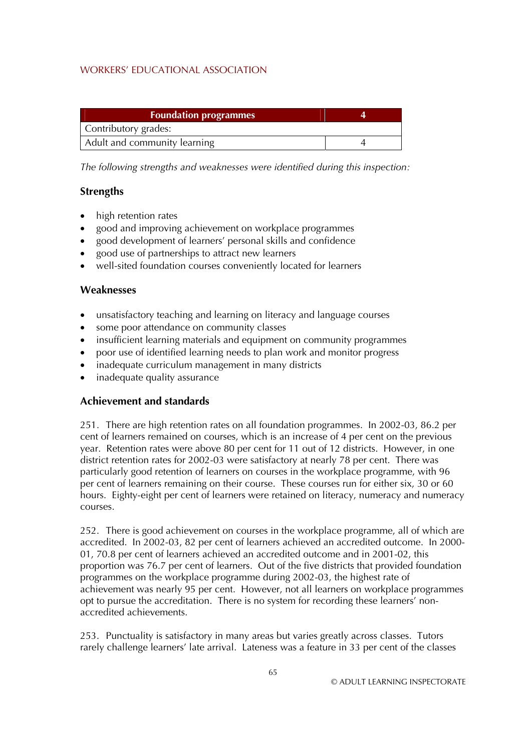| Foundation programmes | 4 |
|---|---|
| Contributory grades: | |
| Adult and community learning | 4 |

*The following strengths and weaknesses were identified during this inspection:*

### Strengths

- high retention rates
- good and improving achievement on workplace programmes
- good development of learners' personal skills and confidence
- good use of partnerships to attract new learners
- well-sited foundation courses conveniently located for learners

### Weaknesses

- unsatisfactory teaching and learning on literacy and language courses
- some poor attendance on community classes
- insufficient learning materials and equipment on community programmes
- poor use of identified learning needs to plan work and monitor progress
- inadequate curriculum management in many districts
- inadequate quality assurance

### Achievement and standards

251. There are high retention rates on all foundation programmes. In 2002-03, 86.2 per cent of learners remained on courses, which is an increase of 4 per cent on the previous year. Retention rates were above 80 per cent for 11 out of 12 districts. However, in one district retention rates for 2002-03 were satisfactory at nearly 78 per cent. There was particularly good retention of learners on courses in the workplace programme, with 96 per cent of learners remaining on their course. These courses run for either six, 30 or 60 hours. Eighty-eight per cent of learners were retained on literacy, numeracy and numeracy courses.

252. There is good achievement on courses in the workplace programme, all of which are accredited. In 2002-03, 82 per cent of learners achieved an accredited outcome. In 2000-01, 70.8 per cent of learners achieved an accredited outcome and in 2001-02, this proportion was 76.7 per cent of learners. Out of the five districts that provided foundation programmes on the workplace programme during 2002-03, the highest rate of achievement was nearly 95 per cent. However, not all learners on workplace programmes opt to pursue the accreditation. There is no system for recording these learners' non-accredited achievements.

253. Punctuality is satisfactory in many areas but varies greatly across classes. Tutors rarely challenge learners' late arrival. Lateness was a feature in 33 per cent of the classes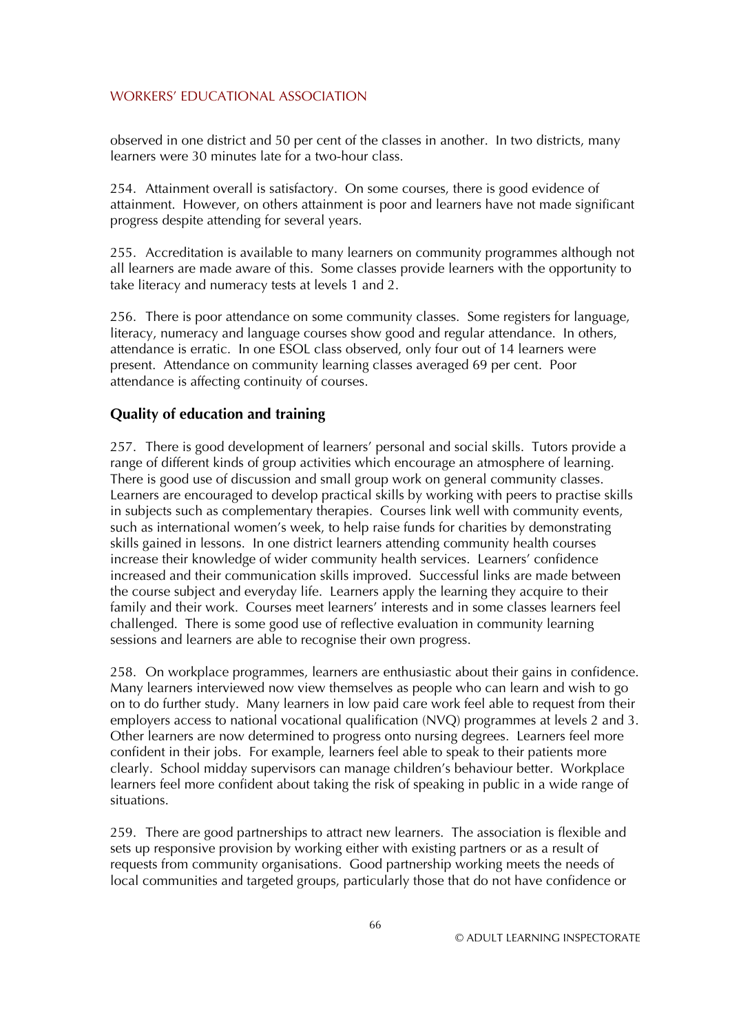observed in one district and 50 per cent of the classes in another. In two districts, many learners were 30 minutes late for a two-hour class.

254. Attainment overall is satisfactory. On some courses, there is good evidence of attainment. However, on others attainment is poor and learners have not made significant progress despite attending for several years.

255. Accreditation is available to many learners on community programmes although not all learners are made aware of this. Some classes provide learners with the opportunity to take literacy and numeracy tests at levels 1 and 2.

256. There is poor attendance on some community classes. Some registers for language, literacy, numeracy and language courses show good and regular attendance. In others, attendance is erratic. In one ESOL class observed, only four out of 14 learners were present. Attendance on community learning classes averaged 69 per cent. Poor attendance is affecting continuity of courses.

### Quality of education and training

257. There is good development of learners' personal and social skills. Tutors provide a range of different kinds of group activities which encourage an atmosphere of learning. There is good use of discussion and small group work on general community classes. Learners are encouraged to develop practical skills by working with peers to practise skills in subjects such as complementary therapies. Courses link well with community events, such as international women's week, to help raise funds for charities by demonstrating skills gained in lessons. In one district learners attending community health courses increase their knowledge of wider community health services. Learners' confidence increased and their communication skills improved. Successful links are made between the course subject and everyday life. Learners apply the learning they acquire to their family and their work. Courses meet learners' interests and in some classes learners feel challenged. There is some good use of reflective evaluation in community learning sessions and learners are able to recognise their own progress.

258. On workplace programmes, learners are enthusiastic about their gains in confidence. Many learners interviewed now view themselves as people who can learn and wish to go on to do further study. Many learners in low paid care work feel able to request from their employers access to national vocational qualification (NVQ) programmes at levels 2 and 3. Other learners are now determined to progress onto nursing degrees. Learners feel more confident in their jobs. For example, learners feel able to speak to their patients more clearly. School midday supervisors can manage children's behaviour better. Workplace learners feel more confident about taking the risk of speaking in public in a wide range of situations.

259. There are good partnerships to attract new learners. The association is flexible and sets up responsive provision by working either with existing partners or as a result of requests from community organisations. Good partnership working meets the needs of local communities and targeted groups, particularly those that do not have confidence or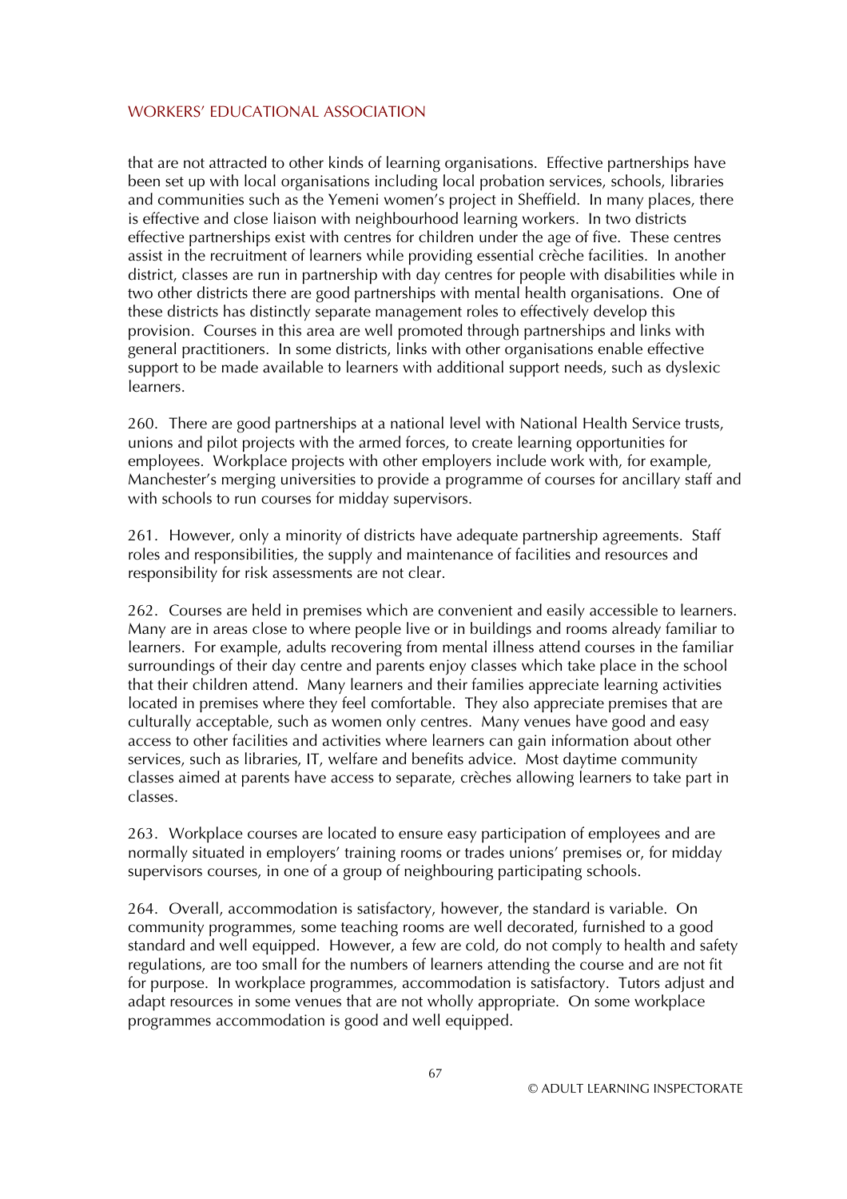that are not attracted to other kinds of learning organisations. Effective partnerships have been set up with local organisations including local probation services, schools, libraries and communities such as the Yemeni women's project in Sheffield. In many places, there is effective and close liaison with neighbourhood learning workers. In two districts effective partnerships exist with centres for children under the age of five. These centres assist in the recruitment of learners while providing essential crèche facilities. In another district, classes are run in partnership with day centres for people with disabilities while in two other districts there are good partnerships with mental health organisations. One of these districts has distinctly separate management roles to effectively develop this provision. Courses in this area are well promoted through partnerships and links with general practitioners. In some districts, links with other organisations enable effective support to be made available to learners with additional support needs, such as dyslexic learners.

260. There are good partnerships at a national level with National Health Service trusts, unions and pilot projects with the armed forces, to create learning opportunities for employees. Workplace projects with other employers include work with, for example, Manchester's merging universities to provide a programme of courses for ancillary staff and with schools to run courses for midday supervisors.

261. However, only a minority of districts have adequate partnership agreements. Staff roles and responsibilities, the supply and maintenance of facilities and resources and responsibility for risk assessments are not clear.

262. Courses are held in premises which are convenient and easily accessible to learners. Many are in areas close to where people live or in buildings and rooms already familiar to learners. For example, adults recovering from mental illness attend courses in the familiar surroundings of their day centre and parents enjoy classes which take place in the school that their children attend. Many learners and their families appreciate learning activities located in premises where they feel comfortable. They also appreciate premises that are culturally acceptable, such as women only centres. Many venues have good and easy access to other facilities and activities where learners can gain information about other services, such as libraries, IT, welfare and benefits advice. Most daytime community classes aimed at parents have access to separate, crèches allowing learners to take part in classes.

263. Workplace courses are located to ensure easy participation of employees and are normally situated in employers' training rooms or trades unions' premises or, for midday supervisors courses, in one of a group of neighbouring participating schools.

264. Overall, accommodation is satisfactory, however, the standard is variable. On community programmes, some teaching rooms are well decorated, furnished to a good standard and well equipped. However, a few are cold, do not comply to health and safety regulations, are too small for the numbers of learners attending the course and are not fit for purpose. In workplace programmes, accommodation is satisfactory. Tutors adjust and adapt resources in some venues that are not wholly appropriate. On some workplace programmes accommodation is good and well equipped.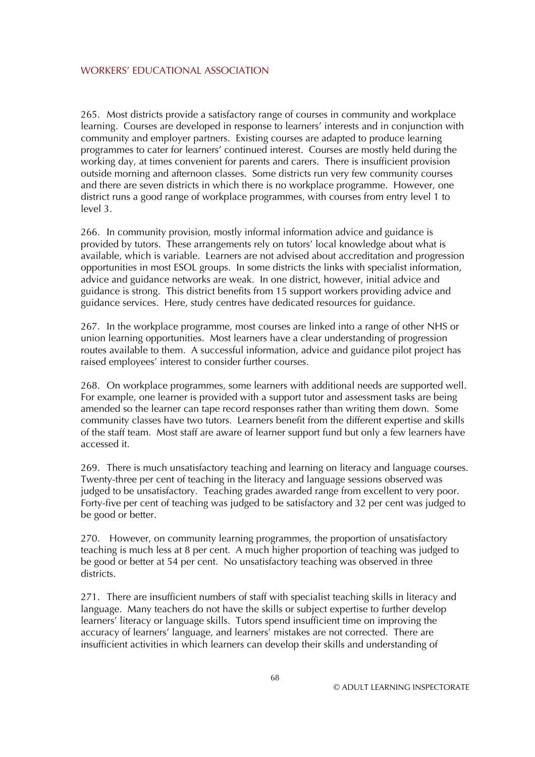265. Most districts provide a satisfactory range of courses in community and workplace learning. Courses are developed in response to learners' interests and in conjunction with community and employer partners. Existing courses are adapted to produce learning programmes to cater for learners' continued interest. Courses are mostly held during the working day, at times convenient for parents and carers. There is insufficient provision outside morning and afternoon classes. Some districts run very few community courses and there are seven districts in which there is no workplace programme. However, one district runs a good range of workplace programmes, with courses from entry level 1 to level 3.

266. In community provision, mostly informal information advice and guidance is provided by tutors. These arrangements rely on tutors' local knowledge about what is available, which is variable. Learners are not advised about accreditation and progression opportunities in most ESOL groups. In some districts the links with specialist information, advice and guidance networks are weak. In one district, however, initial advice and guidance is strong. This district benefits from 15 support workers providing advice and guidance services. Here, study centres have dedicated resources for guidance.

267. In the workplace programme, most courses are linked into a range of other NHS or union learning opportunities. Most learners have a clear understanding of progression routes available to them. A successful information, advice and guidance pilot project has raised employees' interest to consider further courses.

268. On workplace programmes, some learners with additional needs are supported well. For example, one learner is provided with a support tutor and assessment tasks are being amended so the learner can tape record responses rather than writing them down. Some community classes have two tutors. Learners benefit from the different expertise and skills of the staff team. Most staff are aware of learner support fund but only a few learners have accessed it.

269. There is much unsatisfactory teaching and learning on literacy and language courses. Twenty-three per cent of teaching in the literacy and language sessions observed was judged to be unsatisfactory. Teaching grades awarded range from excellent to very poor. Forty-five per cent of teaching was judged to be satisfactory and 32 per cent was judged to be good or better.

270. However, on community learning programmes, the proportion of unsatisfactory teaching is much less at 8 per cent. A much higher proportion of teaching was judged to be good or better at 54 per cent. No unsatisfactory teaching was observed in three districts.

271. There are insufficient numbers of staff with specialist teaching skills in literacy and language. Many teachers do not have the skills or subject expertise to further develop learners' literacy or language skills. Tutors spend insufficient time on improving the accuracy of learners' language, and learners' mistakes are not corrected. There are insufficient activities in which learners can develop their skills and understanding of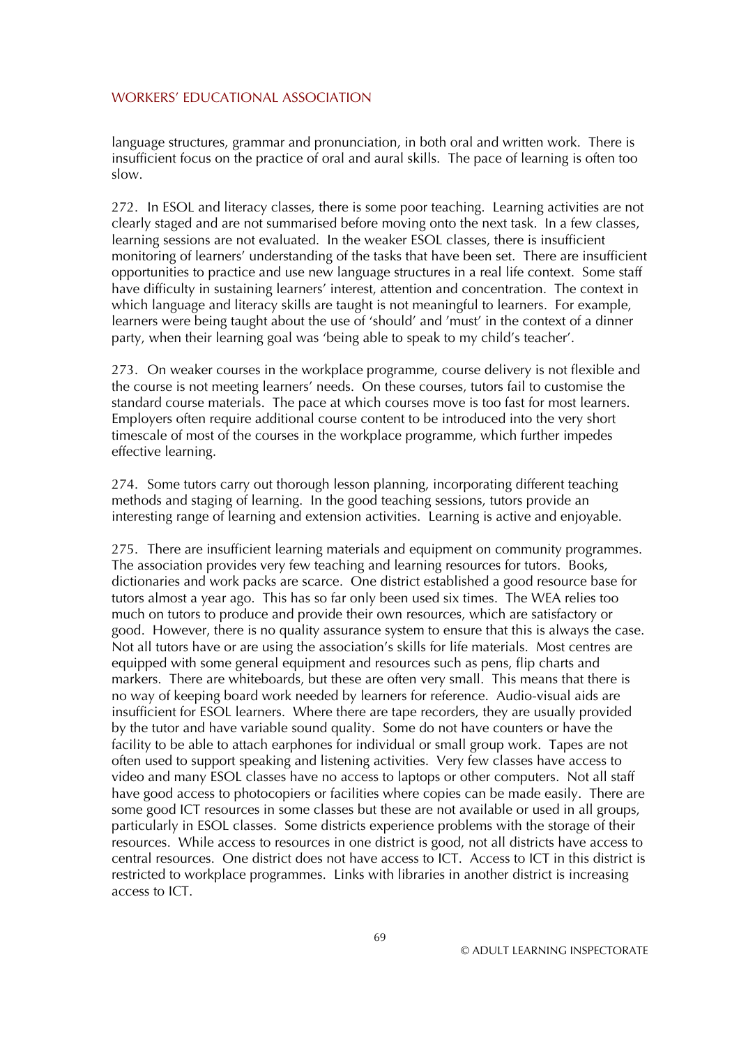language structures, grammar and pronunciation, in both oral and written work. There is insufficient focus on the practice of oral and aural skills. The pace of learning is often too slow.

272. In ESOL and literacy classes, there is some poor teaching. Learning activities are not clearly staged and are not summarised before moving onto the next task. In a few classes, learning sessions are not evaluated. In the weaker ESOL classes, there is insufficient monitoring of learners' understanding of the tasks that have been set. There are insufficient opportunities to practice and use new language structures in a real life context. Some staff have difficulty in sustaining learners' interest, attention and concentration. The context in which language and literacy skills are taught is not meaningful to learners. For example, learners were being taught about the use of 'should' and 'must' in the context of a dinner party, when their learning goal was 'being able to speak to my child's teacher'.

273. On weaker courses in the workplace programme, course delivery is not flexible and the course is not meeting learners' needs. On these courses, tutors fail to customise the standard course materials. The pace at which courses move is too fast for most learners. Employers often require additional course content to be introduced into the very short timescale of most of the courses in the workplace programme, which further impedes effective learning.

274. Some tutors carry out thorough lesson planning, incorporating different teaching methods and staging of learning. In the good teaching sessions, tutors provide an interesting range of learning and extension activities. Learning is active and enjoyable.

275. There are insufficient learning materials and equipment on community programmes. The association provides very few teaching and learning resources for tutors. Books, dictionaries and work packs are scarce. One district established a good resource base for tutors almost a year ago. This has so far only been used six times. The WEA relies too much on tutors to produce and provide their own resources, which are satisfactory or good. However, there is no quality assurance system to ensure that this is always the case. Not all tutors have or are using the association's skills for life materials. Most centres are equipped with some general equipment and resources such as pens, flip charts and markers. There are whiteboards, but these are often very small. This means that there is no way of keeping board work needed by learners for reference. Audio-visual aids are insufficient for ESOL learners. Where there are tape recorders, they are usually provided by the tutor and have variable sound quality. Some do not have counters or have the facility to be able to attach earphones for individual or small group work. Tapes are not often used to support speaking and listening activities. Very few classes have access to video and many ESOL classes have no access to laptops or other computers. Not all staff have good access to photocopiers or facilities where copies can be made easily. There are some good ICT resources in some classes but these are not available or used in all groups, particularly in ESOL classes. Some districts experience problems with the storage of their resources. While access to resources in one district is good, not all districts have access to central resources. One district does not have access to ICT. Access to ICT in this district is restricted to workplace programmes. Links with libraries in another district is increasing access to ICT.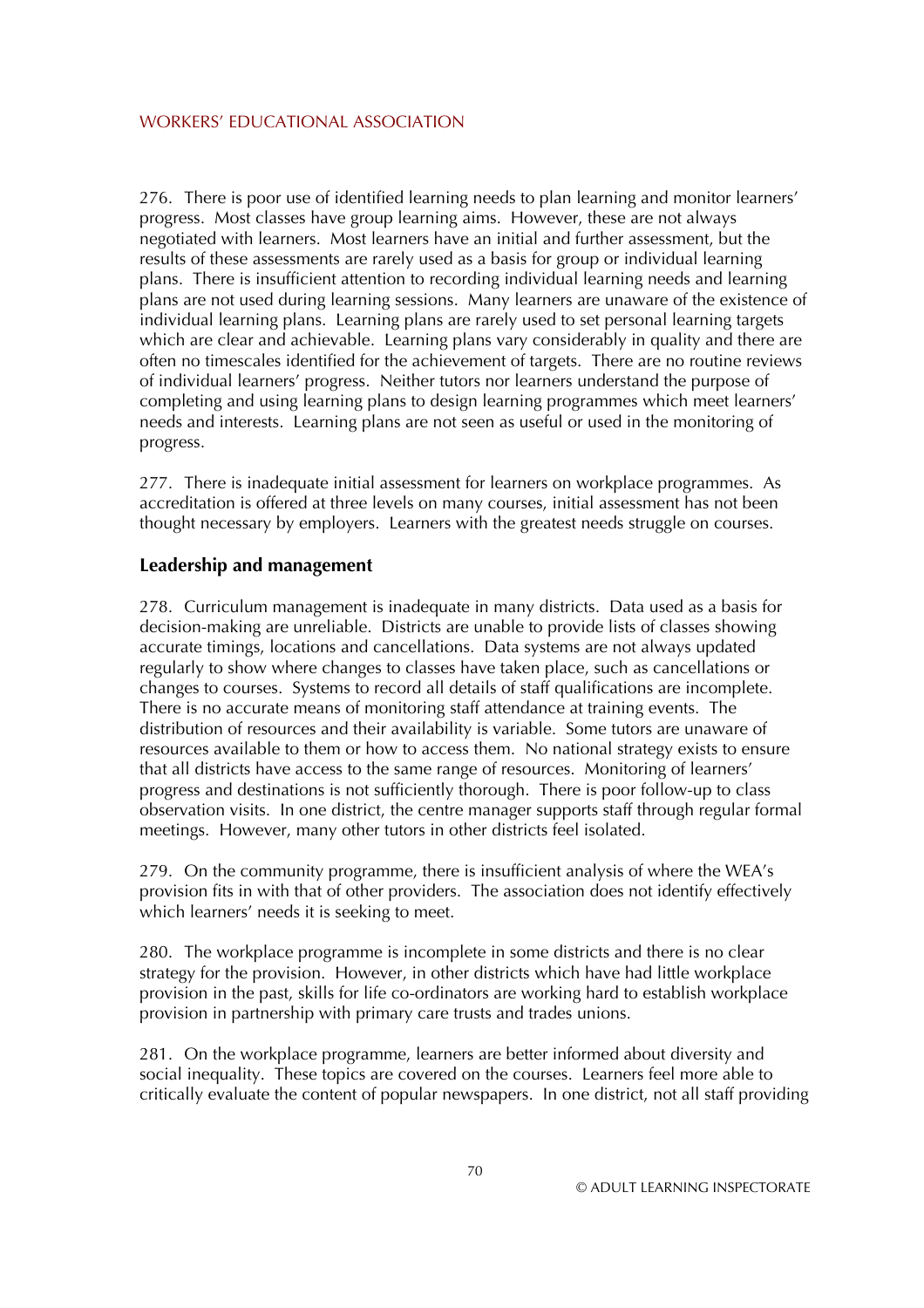276. There is poor use of identified learning needs to plan learning and monitor learners' progress. Most classes have group learning aims. However, these are not always negotiated with learners. Most learners have an initial and further assessment, but the results of these assessments are rarely used as a basis for group or individual learning plans. There is insufficient attention to recording individual learning needs and learning plans are not used during learning sessions. Many learners are unaware of the existence of individual learning plans. Learning plans are rarely used to set personal learning targets which are clear and achievable. Learning plans vary considerably in quality and there are often no timescales identified for the achievement of targets. There are no routine reviews of individual learners' progress. Neither tutors nor learners understand the purpose of completing and using learning plans to design learning programmes which meet learners' needs and interests. Learning plans are not seen as useful or used in the monitoring of progress.

277. There is inadequate initial assessment for learners on workplace programmes. As accreditation is offered at three levels on many courses, initial assessment has not been thought necessary by employers. Learners with the greatest needs struggle on courses.

### Leadership and management

278. Curriculum management is inadequate in many districts. Data used as a basis for decision-making are unreliable. Districts are unable to provide lists of classes showing accurate timings, locations and cancellations. Data systems are not always updated regularly to show where changes to classes have taken place, such as cancellations or changes to courses. Systems to record all details of staff qualifications are incomplete. There is no accurate means of monitoring staff attendance at training events. The distribution of resources and their availability is variable. Some tutors are unaware of resources available to them or how to access them. No national strategy exists to ensure that all districts have access to the same range of resources. Monitoring of learners' progress and destinations is not sufficiently thorough. There is poor follow-up to class observation visits. In one district, the centre manager supports staff through regular formal meetings. However, many other tutors in other districts feel isolated.

279. On the community programme, there is insufficient analysis of where the WEA's provision fits in with that of other providers. The association does not identify effectively which learners' needs it is seeking to meet.

280. The workplace programme is incomplete in some districts and there is no clear strategy for the provision. However, in other districts which have had little workplace provision in the past, skills for life co-ordinators are working hard to establish workplace provision in partnership with primary care trusts and trades unions.

281. On the workplace programme, learners are better informed about diversity and social inequality. These topics are covered on the courses. Learners feel more able to critically evaluate the content of popular newspapers. In one district, not all staff providing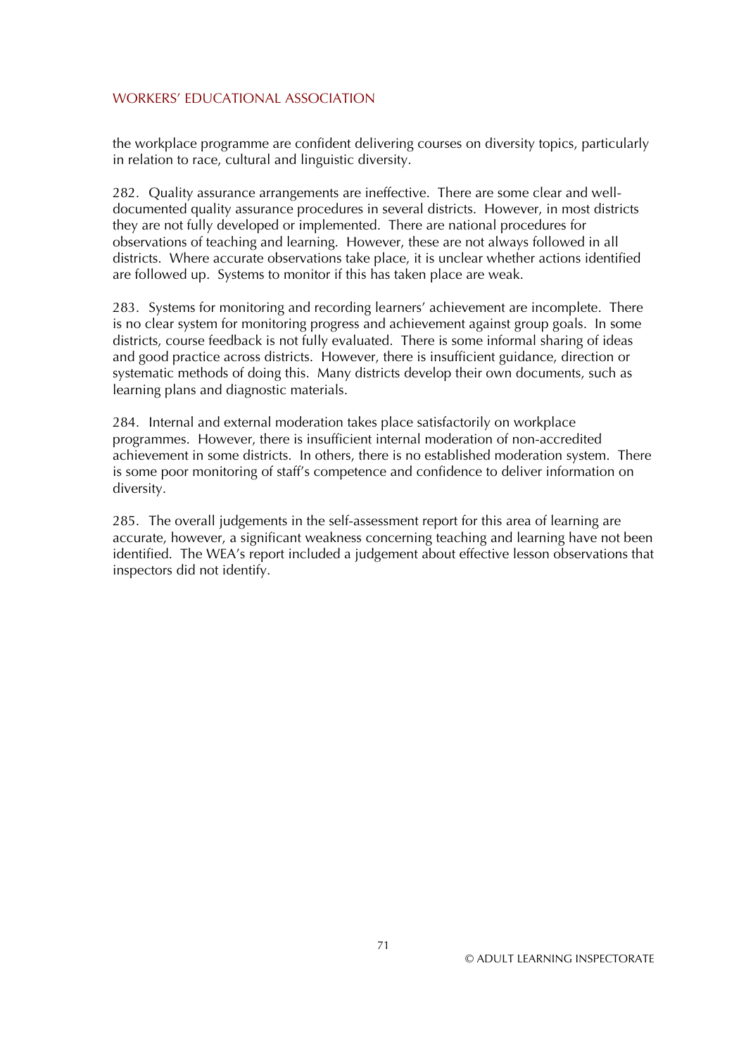the workplace programme are confident delivering courses on diversity topics, particularly in relation to race, cultural and linguistic diversity.

282. Quality assurance arrangements are ineffective. There are some clear and well-documented quality assurance procedures in several districts. However, in most districts they are not fully developed or implemented. There are national procedures for observations of teaching and learning. However, these are not always followed in all districts. Where accurate observations take place, it is unclear whether actions identified are followed up. Systems to monitor if this has taken place are weak.

283. Systems for monitoring and recording learners' achievement are incomplete. There is no clear system for monitoring progress and achievement against group goals. In some districts, course feedback is not fully evaluated. There is some informal sharing of ideas and good practice across districts. However, there is insufficient guidance, direction or systematic methods of doing this. Many districts develop their own documents, such as learning plans and diagnostic materials.

284. Internal and external moderation takes place satisfactorily on workplace programmes. However, there is insufficient internal moderation of non-accredited achievement in some districts. In others, there is no established moderation system. There is some poor monitoring of staff's competence and confidence to deliver information on diversity.

285. The overall judgements in the self-assessment report for this area of learning are accurate, however, a significant weakness concerning teaching and learning have not been identified. The WEA's report included a judgement about effective lesson observations that inspectors did not identify.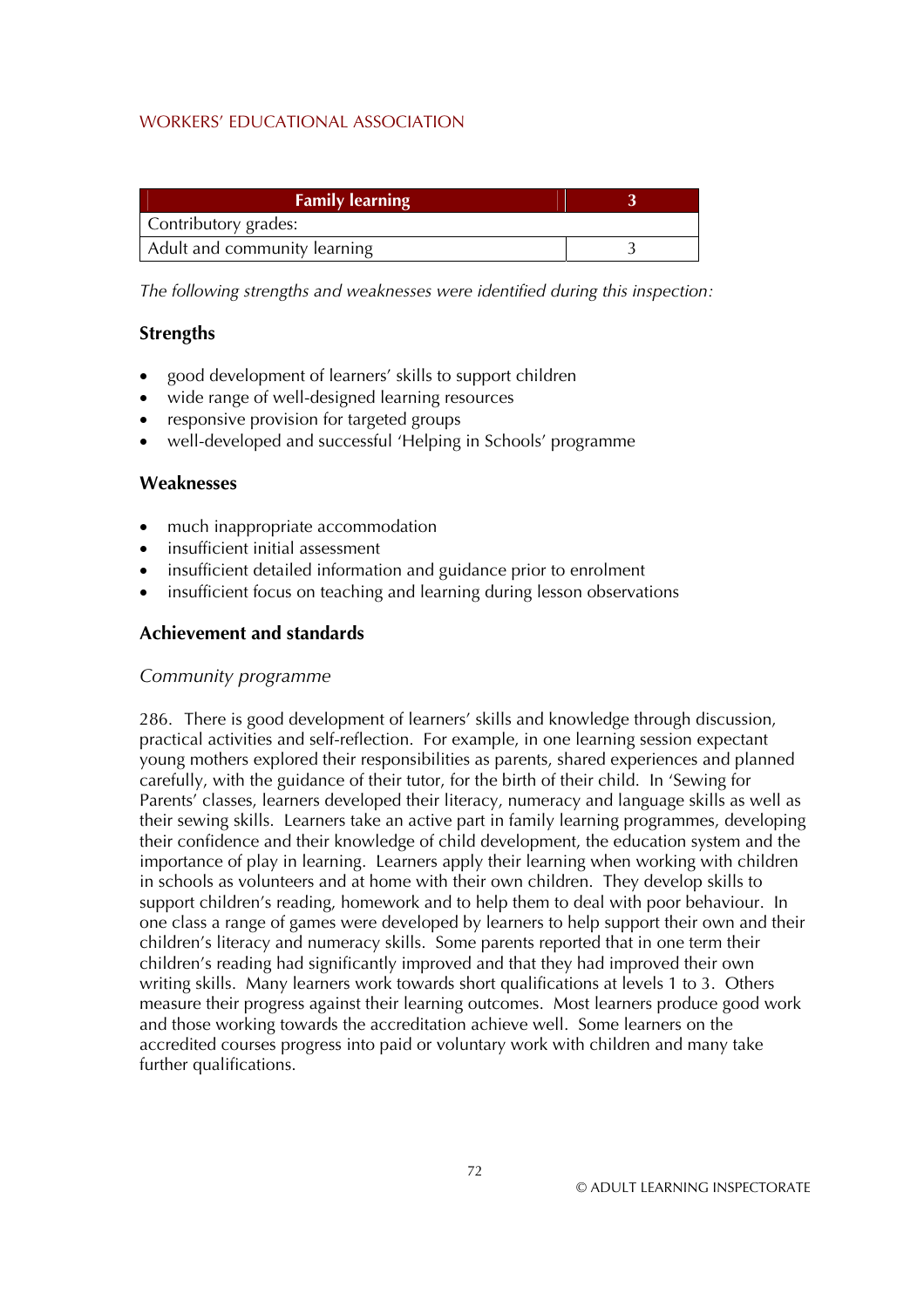| Family learning | 3 |
|---|---|
| Contributory grades: | |
| Adult and community learning | 3 |

*The following strengths and weaknesses were identified during this inspection:*

### Strengths

- good development of learners' skills to support children
- wide range of well-designed learning resources
- responsive provision for targeted groups
- well-developed and successful 'Helping in Schools' programme

### Weaknesses

- much inappropriate accommodation
- insufficient initial assessment
- insufficient detailed information and guidance prior to enrolment
- insufficient focus on teaching and learning during lesson observations

### Achievement and standards

*Community programme*

286. There is good development of learners' skills and knowledge through discussion, practical activities and self-reflection. For example, in one learning session expectant young mothers explored their responsibilities as parents, shared experiences and planned carefully, with the guidance of their tutor, for the birth of their child. In 'Sewing for Parents' classes, learners developed their literacy, numeracy and language skills as well as their sewing skills. Learners take an active part in family learning programmes, developing their confidence and their knowledge of child development, the education system and the importance of play in learning. Learners apply their learning when working with children in schools as volunteers and at home with their own children. They develop skills to support children's reading, homework and to help them to deal with poor behaviour. In one class a range of games were developed by learners to help support their own and their children's literacy and numeracy skills. Some parents reported that in one term their children's reading had significantly improved and that they had improved their own writing skills. Many learners work towards short qualifications at levels 1 to 3. Others measure their progress against their learning outcomes. Most learners produce good work and those working towards the accreditation achieve well. Some learners on the accredited courses progress into paid or voluntary work with children and many take further qualifications.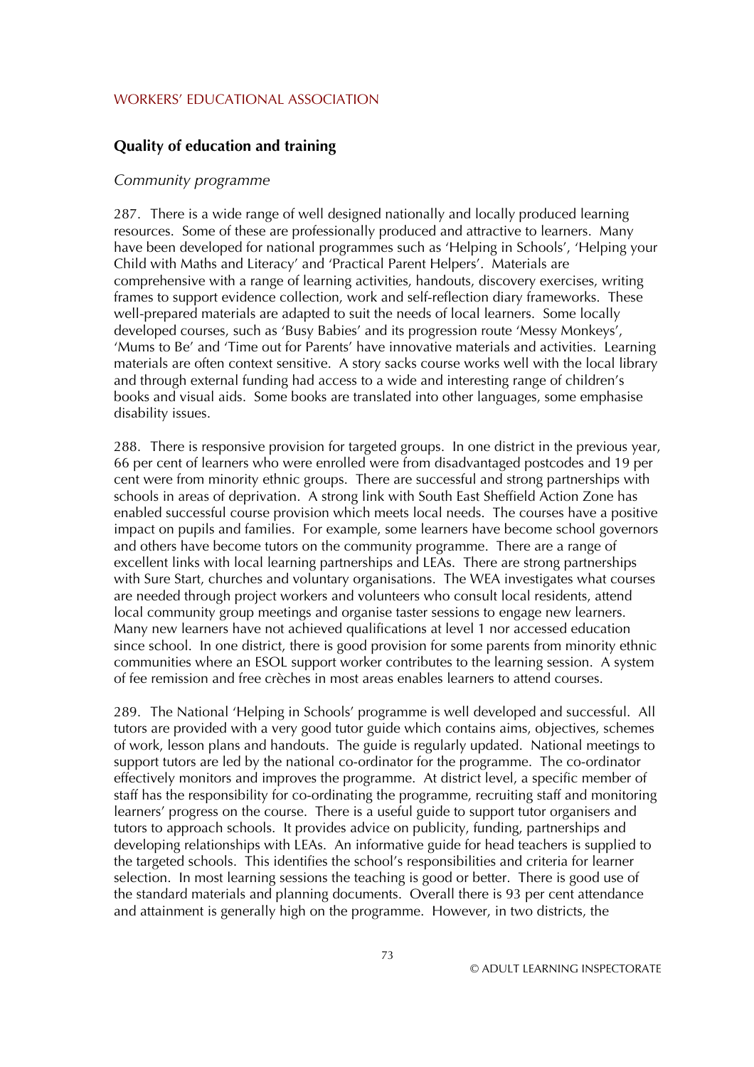## Quality of education and training

*Community programme*

287. There is a wide range of well designed nationally and locally produced learning resources. Some of these are professionally produced and attractive to learners. Many have been developed for national programmes such as 'Helping in Schools', 'Helping your Child with Maths and Literacy' and 'Practical Parent Helpers'. Materials are comprehensive with a range of learning activities, handouts, discovery exercises, writing frames to support evidence collection, work and self-reflection diary frameworks. These well-prepared materials are adapted to suit the needs of local learners. Some locally developed courses, such as 'Busy Babies' and its progression route 'Messy Monkeys', 'Mums to Be' and 'Time out for Parents' have innovative materials and activities. Learning materials are often context sensitive. A story sacks course works well with the local library and through external funding had access to a wide and interesting range of children's books and visual aids. Some books are translated into other languages, some emphasise disability issues.

288. There is responsive provision for targeted groups. In one district in the previous year, 66 per cent of learners who were enrolled were from disadvantaged postcodes and 19 per cent were from minority ethnic groups. There are successful and strong partnerships with schools in areas of deprivation. A strong link with South East Sheffield Action Zone has enabled successful course provision which meets local needs. The courses have a positive impact on pupils and families. For example, some learners have become school governors and others have become tutors on the community programme. There are a range of excellent links with local learning partnerships and LEAs. There are strong partnerships with Sure Start, churches and voluntary organisations. The WEA investigates what courses are needed through project workers and volunteers who consult local residents, attend local community group meetings and organise taster sessions to engage new learners. Many new learners have not achieved qualifications at level 1 nor accessed education since school. In one district, there is good provision for some parents from minority ethnic communities where an ESOL support worker contributes to the learning session. A system of fee remission and free crèches in most areas enables learners to attend courses.

289. The National 'Helping in Schools' programme is well developed and successful. All tutors are provided with a very good tutor guide which contains aims, objectives, schemes of work, lesson plans and handouts. The guide is regularly updated. National meetings to support tutors are led by the national co-ordinator for the programme. The co-ordinator effectively monitors and improves the programme. At district level, a specific member of staff has the responsibility for co-ordinating the programme, recruiting staff and monitoring learners' progress on the course. There is a useful guide to support tutor organisers and tutors to approach schools. It provides advice on publicity, funding, partnerships and developing relationships with LEAs. An informative guide for head teachers is supplied to the targeted schools. This identifies the school's responsibilities and criteria for learner selection. In most learning sessions the teaching is good or better. There is good use of the standard materials and planning documents. Overall there is 93 per cent attendance and attainment is generally high on the programme. However, in two districts, the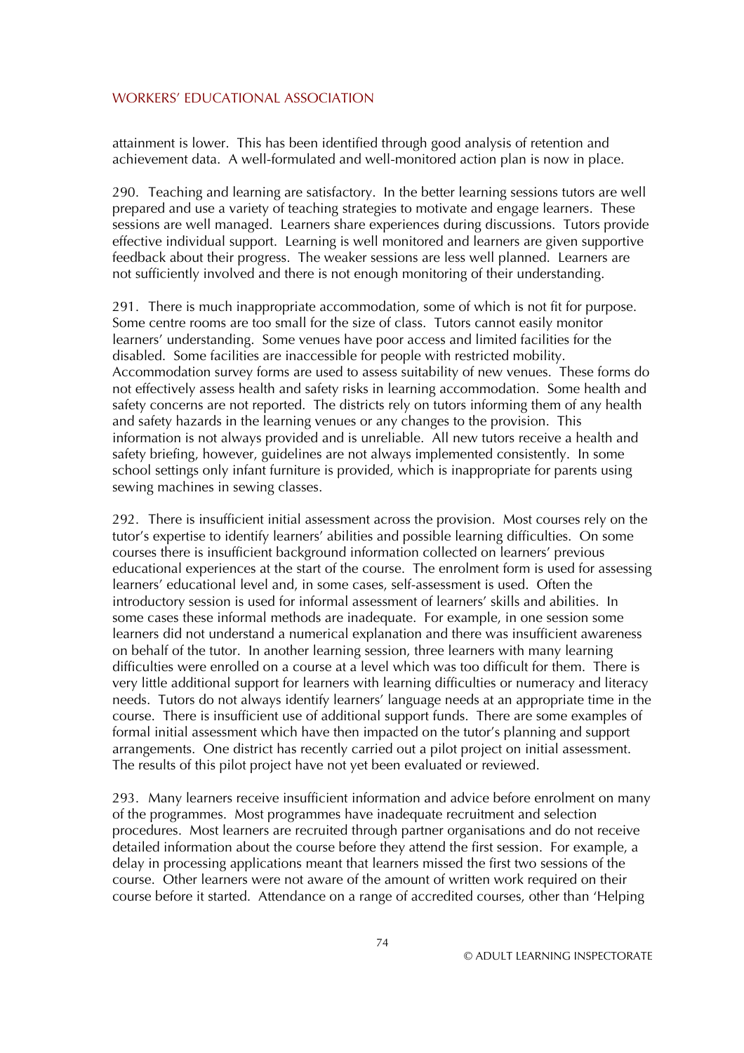attainment is lower. This has been identified through good analysis of retention and achievement data. A well-formulated and well-monitored action plan is now in place.

290. Teaching and learning are satisfactory. In the better learning sessions tutors are well prepared and use a variety of teaching strategies to motivate and engage learners. These sessions are well managed. Learners share experiences during discussions. Tutors provide effective individual support. Learning is well monitored and learners are given supportive feedback about their progress. The weaker sessions are less well planned. Learners are not sufficiently involved and there is not enough monitoring of their understanding.

291. There is much inappropriate accommodation, some of which is not fit for purpose. Some centre rooms are too small for the size of class. Tutors cannot easily monitor learners' understanding. Some venues have poor access and limited facilities for the disabled. Some facilities are inaccessible for people with restricted mobility. Accommodation survey forms are used to assess suitability of new venues. These forms do not effectively assess health and safety risks in learning accommodation. Some health and safety concerns are not reported. The districts rely on tutors informing them of any health and safety hazards in the learning venues or any changes to the provision. This information is not always provided and is unreliable. All new tutors receive a health and safety briefing, however, guidelines are not always implemented consistently. In some school settings only infant furniture is provided, which is inappropriate for parents using sewing machines in sewing classes.

292. There is insufficient initial assessment across the provision. Most courses rely on the tutor's expertise to identify learners' abilities and possible learning difficulties. On some courses there is insufficient background information collected on learners' previous educational experiences at the start of the course. The enrolment form is used for assessing learners' educational level and, in some cases, self-assessment is used. Often the introductory session is used for informal assessment of learners' skills and abilities. In some cases these informal methods are inadequate. For example, in one session some learners did not understand a numerical explanation and there was insufficient awareness on behalf of the tutor. In another learning session, three learners with many learning difficulties were enrolled on a course at a level which was too difficult for them. There is very little additional support for learners with learning difficulties or numeracy and literacy needs. Tutors do not always identify learners' language needs at an appropriate time in the course. There is insufficient use of additional support funds. There are some examples of formal initial assessment which have then impacted on the tutor's planning and support arrangements. One district has recently carried out a pilot project on initial assessment. The results of this pilot project have not yet been evaluated or reviewed.

293. Many learners receive insufficient information and advice before enrolment on many of the programmes. Most programmes have inadequate recruitment and selection procedures. Most learners are recruited through partner organisations and do not receive detailed information about the course before they attend the first session. For example, a delay in processing applications meant that learners missed the first two sessions of the course. Other learners were not aware of the amount of written work required on their course before it started. Attendance on a range of accredited courses, other than 'Helping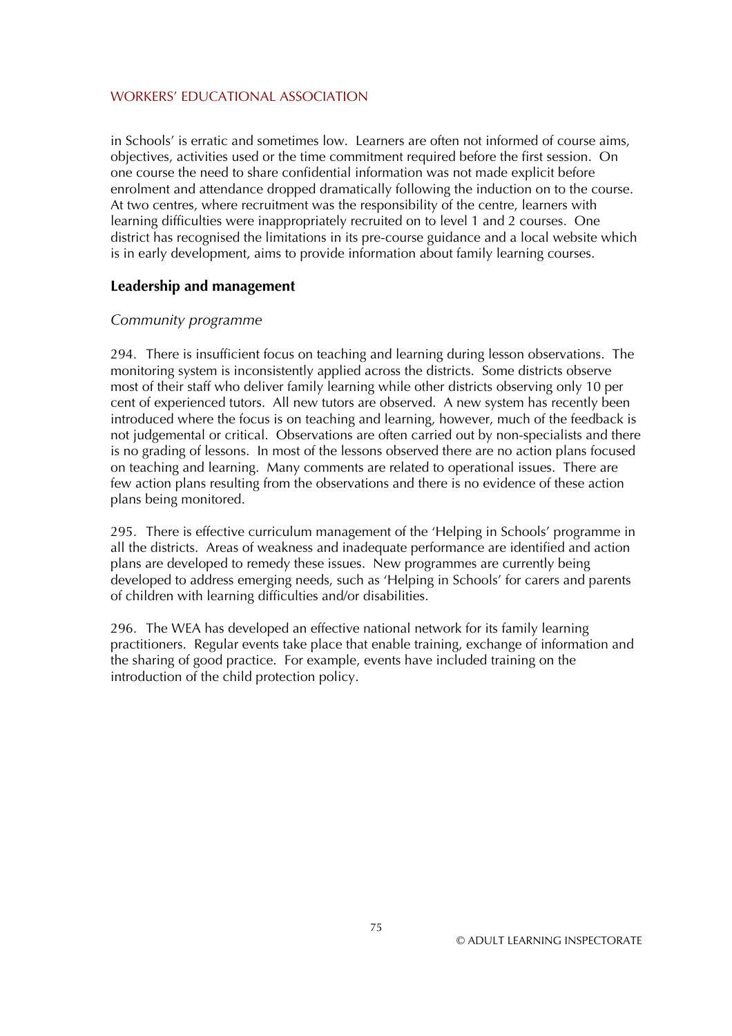in Schools' is erratic and sometimes low. Learners are often not informed of course aims, objectives, activities used or the time commitment required before the first session. On one course the need to share confidential information was not made explicit before enrolment and attendance dropped dramatically following the induction on to the course. At two centres, where recruitment was the responsibility of the centre, learners with learning difficulties were inappropriately recruited on to level 1 and 2 courses. One district has recognised the limitations in its pre-course guidance and a local website which is in early development, aims to provide information about family learning courses.

### Leadership and management

*Community programme*

294. There is insufficient focus on teaching and learning during lesson observations. The monitoring system is inconsistently applied across the districts. Some districts observe most of their staff who deliver family learning while other districts observing only 10 per cent of experienced tutors. All new tutors are observed. A new system has recently been introduced where the focus is on teaching and learning, however, much of the feedback is not judgemental or critical. Observations are often carried out by non-specialists and there is no grading of lessons. In most of the lessons observed there are no action plans focused on teaching and learning. Many comments are related to operational issues. There are few action plans resulting from the observations and there is no evidence of these action plans being monitored.

295. There is effective curriculum management of the 'Helping in Schools' programme in all the districts. Areas of weakness and inadequate performance are identified and action plans are developed to remedy these issues. New programmes are currently being developed to address emerging needs, such as 'Helping in Schools' for carers and parents of children with learning difficulties and/or disabilities.

296. The WEA has developed an effective national network for its family learning practitioners. Regular events take place that enable training, exchange of information and the sharing of good practice. For example, events have included training on the introduction of the child protection policy.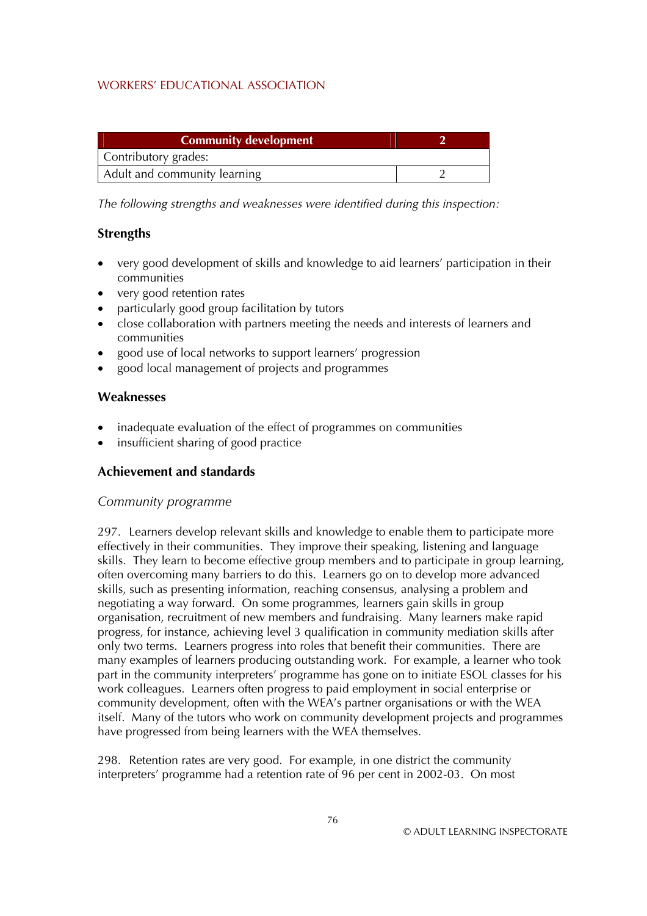| Community development | 2 |
|---|---|
| Contributory grades: | |
| Adult and community learning | 2 |

*The following strengths and weaknesses were identified during this inspection:*

### Strengths

- very good development of skills and knowledge to aid learners' participation in their communities
- very good retention rates
- particularly good group facilitation by tutors
- close collaboration with partners meeting the needs and interests of learners and communities
- good use of local networks to support learners' progression
- good local management of projects and programmes

### Weaknesses

- inadequate evaluation of the effect of programmes on communities
- insufficient sharing of good practice

### Achievement and standards

*Community programme*

297. Learners develop relevant skills and knowledge to enable them to participate more effectively in their communities. They improve their speaking, listening and language skills. They learn to become effective group members and to participate in group learning, often overcoming many barriers to do this. Learners go on to develop more advanced skills, such as presenting information, reaching consensus, analysing a problem and negotiating a way forward. On some programmes, learners gain skills in group organisation, recruitment of new members and fundraising. Many learners make rapid progress, for instance, achieving level 3 qualification in community mediation skills after only two terms. Learners progress into roles that benefit their communities. There are many examples of learners producing outstanding work. For example, a learner who took part in the community interpreters' programme has gone on to initiate ESOL classes for his work colleagues. Learners often progress to paid employment in social enterprise or community development, often with the WEA's partner organisations or with the WEA itself. Many of the tutors who work on community development projects and programmes have progressed from being learners with the WEA themselves.

298. Retention rates are very good. For example, in one district the community interpreters' programme had a retention rate of 96 per cent in 2002-03. On most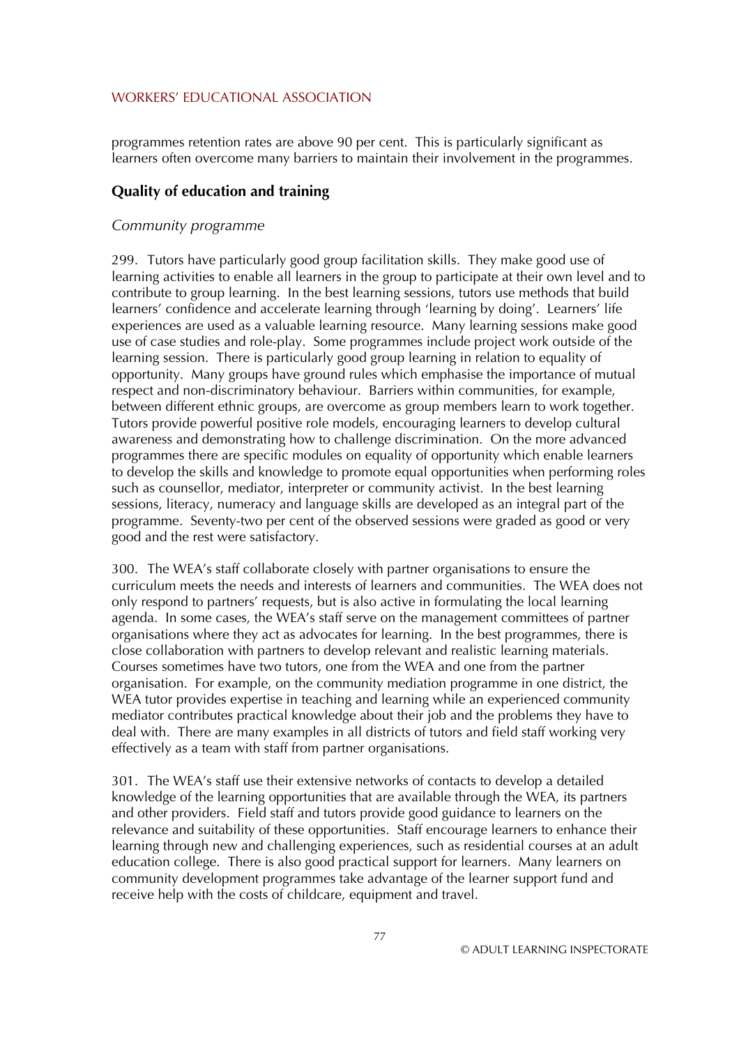programmes retention rates are above 90 per cent. This is particularly significant as learners often overcome many barriers to maintain their involvement in the programmes.

## Quality of education and training

*Community programme*

299. Tutors have particularly good group facilitation skills. They make good use of learning activities to enable all learners in the group to participate at their own level and to contribute to group learning. In the best learning sessions, tutors use methods that build learners' confidence and accelerate learning through 'learning by doing'. Learners' life experiences are used as a valuable learning resource. Many learning sessions make good use of case studies and role-play. Some programmes include project work outside of the learning session. There is particularly good group learning in relation to equality of opportunity. Many groups have ground rules which emphasise the importance of mutual respect and non-discriminatory behaviour. Barriers within communities, for example, between different ethnic groups, are overcome as group members learn to work together. Tutors provide powerful positive role models, encouraging learners to develop cultural awareness and demonstrating how to challenge discrimination. On the more advanced programmes there are specific modules on equality of opportunity which enable learners to develop the skills and knowledge to promote equal opportunities when performing roles such as counsellor, mediator, interpreter or community activist. In the best learning sessions, literacy, numeracy and language skills are developed as an integral part of the programme. Seventy-two per cent of the observed sessions were graded as good or very good and the rest were satisfactory.

300. The WEA's staff collaborate closely with partner organisations to ensure the curriculum meets the needs and interests of learners and communities. The WEA does not only respond to partners' requests, but is also active in formulating the local learning agenda. In some cases, the WEA's staff serve on the management committees of partner organisations where they act as advocates for learning. In the best programmes, there is close collaboration with partners to develop relevant and realistic learning materials. Courses sometimes have two tutors, one from the WEA and one from the partner organisation. For example, on the community mediation programme in one district, the WEA tutor provides expertise in teaching and learning while an experienced community mediator contributes practical knowledge about their job and the problems they have to deal with. There are many examples in all districts of tutors and field staff working very effectively as a team with staff from partner organisations.

301. The WEA's staff use their extensive networks of contacts to develop a detailed knowledge of the learning opportunities that are available through the WEA, its partners and other providers. Field staff and tutors provide good guidance to learners on the relevance and suitability of these opportunities. Staff encourage learners to enhance their learning through new and challenging experiences, such as residential courses at an adult education college. There is also good practical support for learners. Many learners on community development programmes take advantage of the learner support fund and receive help with the costs of childcare, equipment and travel.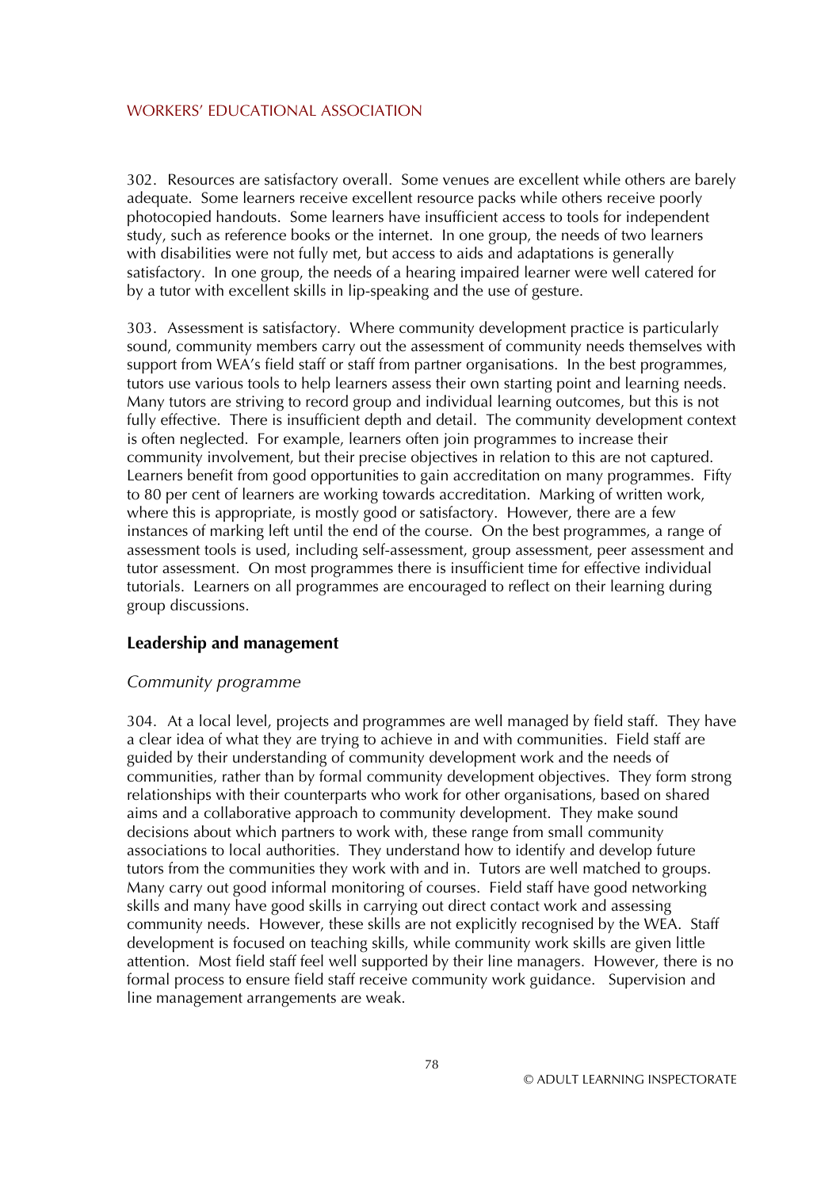302. Resources are satisfactory overall. Some venues are excellent while others are barely adequate. Some learners receive excellent resource packs while others receive poorly photocopied handouts. Some learners have insufficient access to tools for independent study, such as reference books or the internet. In one group, the needs of two learners with disabilities were not fully met, but access to aids and adaptations is generally satisfactory. In one group, the needs of a hearing impaired learner were well catered for by a tutor with excellent skills in lip-speaking and the use of gesture.

303. Assessment is satisfactory. Where community development practice is particularly sound, community members carry out the assessment of community needs themselves with support from WEA's field staff or staff from partner organisations. In the best programmes, tutors use various tools to help learners assess their own starting point and learning needs. Many tutors are striving to record group and individual learning outcomes, but this is not fully effective. There is insufficient depth and detail. The community development context is often neglected. For example, learners often join programmes to increase their community involvement, but their precise objectives in relation to this are not captured. Learners benefit from good opportunities to gain accreditation on many programmes. Fifty to 80 per cent of learners are working towards accreditation. Marking of written work, where this is appropriate, is mostly good or satisfactory. However, there are a few instances of marking left until the end of the course. On the best programmes, a range of assessment tools is used, including self-assessment, group assessment, peer assessment and tutor assessment. On most programmes there is insufficient time for effective individual tutorials. Learners on all programmes are encouraged to reflect on their learning during group discussions.

## Leadership and management

*Community programme*

304. At a local level, projects and programmes are well managed by field staff. They have a clear idea of what they are trying to achieve in and with communities. Field staff are guided by their understanding of community development work and the needs of communities, rather than by formal community development objectives. They form strong relationships with their counterparts who work for other organisations, based on shared aims and a collaborative approach to community development. They make sound decisions about which partners to work with, these range from small community associations to local authorities. They understand how to identify and develop future tutors from the communities they work with and in. Tutors are well matched to groups. Many carry out good informal monitoring of courses. Field staff have good networking skills and many have good skills in carrying out direct contact work and assessing community needs. However, these skills are not explicitly recognised by the WEA. Staff development is focused on teaching skills, while community work skills are given little attention. Most field staff feel well supported by their line managers. However, there is no formal process to ensure field staff receive community work guidance. Supervision and line management arrangements are weak.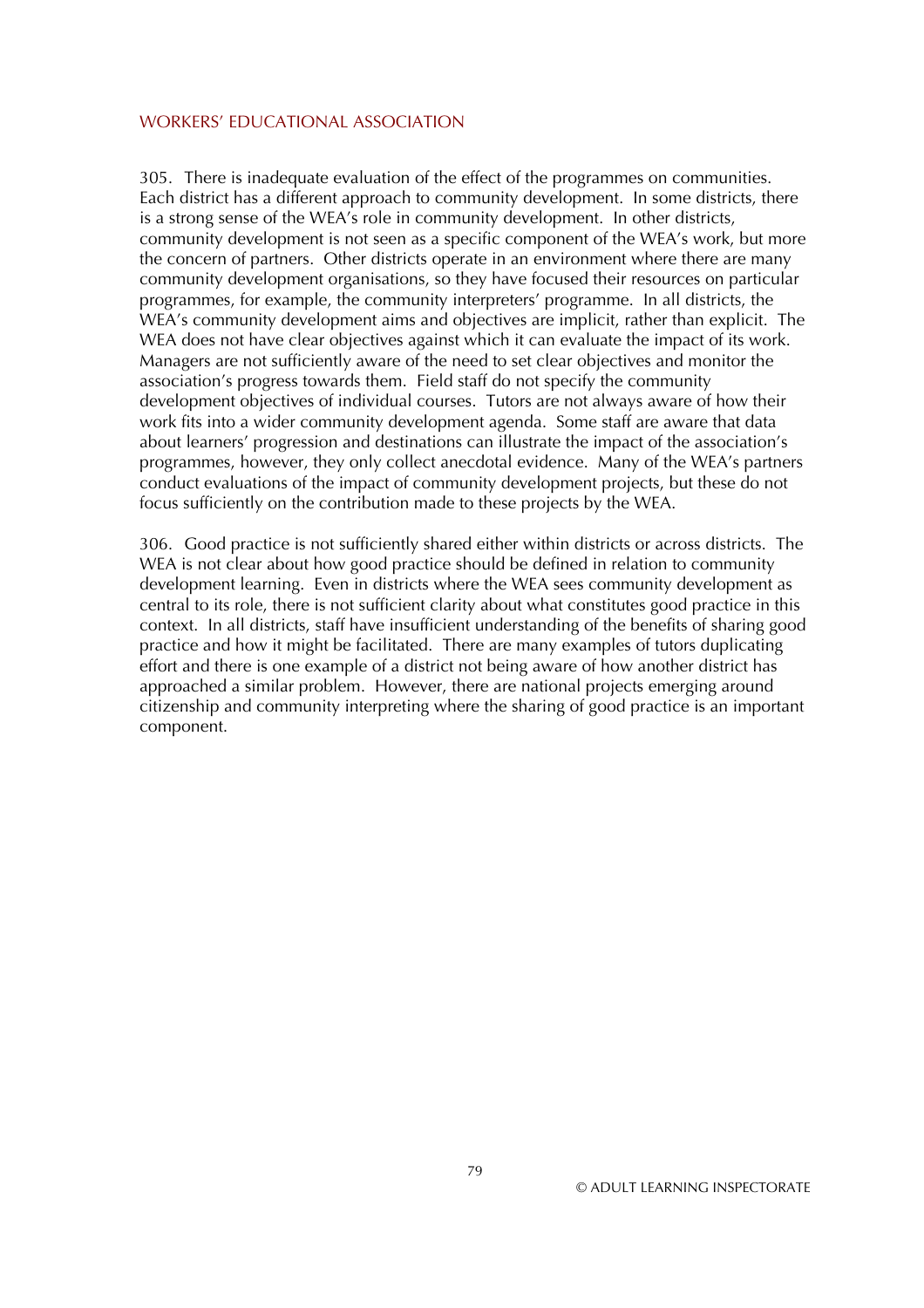305. There is inadequate evaluation of the effect of the programmes on communities. Each district has a different approach to community development. In some districts, there is a strong sense of the WEA's role in community development. In other districts, community development is not seen as a specific component of the WEA's work, but more the concern of partners. Other districts operate in an environment where there are many community development organisations, so they have focused their resources on particular programmes, for example, the community interpreters' programme. In all districts, the WEA's community development aims and objectives are implicit, rather than explicit. The WEA does not have clear objectives against which it can evaluate the impact of its work. Managers are not sufficiently aware of the need to set clear objectives and monitor the association's progress towards them. Field staff do not specify the community development objectives of individual courses. Tutors are not always aware of how their work fits into a wider community development agenda. Some staff are aware that data about learners' progression and destinations can illustrate the impact of the association's programmes, however, they only collect anecdotal evidence. Many of the WEA's partners conduct evaluations of the impact of community development projects, but these do not focus sufficiently on the contribution made to these projects by the WEA.

306. Good practice is not sufficiently shared either within districts or across districts. The WEA is not clear about how good practice should be defined in relation to community development learning. Even in districts where the WEA sees community development as central to its role, there is not sufficient clarity about what constitutes good practice in this context. In all districts, staff have insufficient understanding of the benefits of sharing good practice and how it might be facilitated. There are many examples of tutors duplicating effort and there is one example of a district not being aware of how another district has approached a similar problem. However, there are national projects emerging around citizenship and community interpreting where the sharing of good practice is an important component.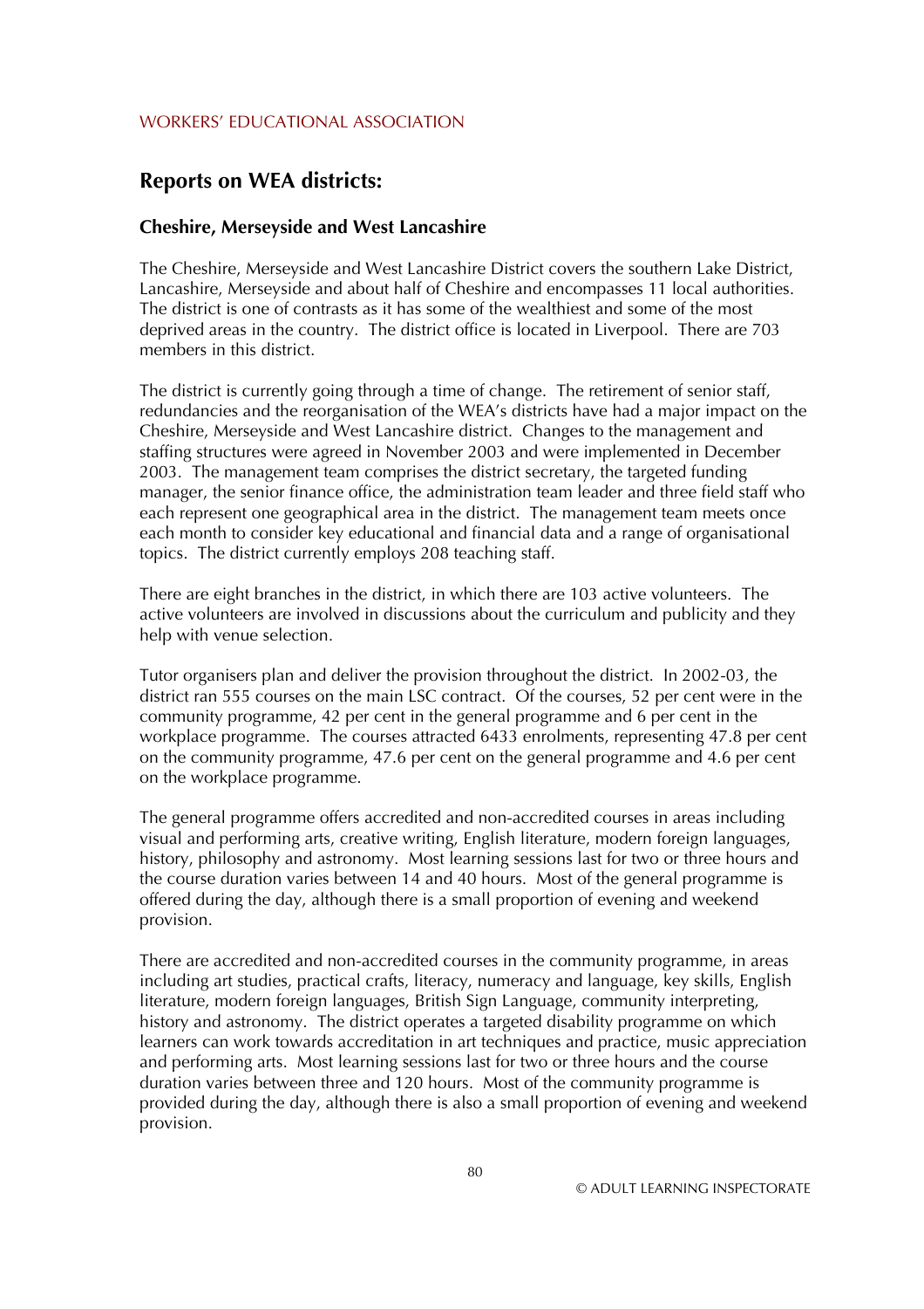WORKERS' EDUCATIONAL ASSOCIATION

## Reports on WEA districts:

### Cheshire, Merseyside and West Lancashire

The Cheshire, Merseyside and West Lancashire District covers the southern Lake District, Lancashire, Merseyside and about half of Cheshire and encompasses 11 local authorities. The district is one of contrasts as it has some of the wealthiest and some of the most deprived areas in the country. The district office is located in Liverpool. There are 703 members in this district.

The district is currently going through a time of change. The retirement of senior staff, redundancies and the reorganisation of the WEA's districts have had a major impact on the Cheshire, Merseyside and West Lancashire district. Changes to the management and staffing structures were agreed in November 2003 and were implemented in December 2003. The management team comprises the district secretary, the targeted funding manager, the senior finance office, the administration team leader and three field staff who each represent one geographical area in the district. The management team meets once each month to consider key educational and financial data and a range of organisational topics. The district currently employs 208 teaching staff.

There are eight branches in the district, in which there are 103 active volunteers. The active volunteers are involved in discussions about the curriculum and publicity and they help with venue selection.

Tutor organisers plan and deliver the provision throughout the district. In 2002-03, the district ran 555 courses on the main LSC contract. Of the courses, 52 per cent were in the community programme, 42 per cent in the general programme and 6 per cent in the workplace programme. The courses attracted 6433 enrolments, representing 47.8 per cent on the community programme, 47.6 per cent on the general programme and 4.6 per cent on the workplace programme.

The general programme offers accredited and non-accredited courses in areas including visual and performing arts, creative writing, English literature, modern foreign languages, history, philosophy and astronomy. Most learning sessions last for two or three hours and the course duration varies between 14 and 40 hours. Most of the general programme is offered during the day, although there is a small proportion of evening and weekend provision.

There are accredited and non-accredited courses in the community programme, in areas including art studies, practical crafts, literacy, numeracy and language, key skills, English literature, modern foreign languages, British Sign Language, community interpreting, history and astronomy. The district operates a targeted disability programme on which learners can work towards accreditation in art techniques and practice, music appreciation and performing arts. Most learning sessions last for two or three hours and the course duration varies between three and 120 hours. Most of the community programme is provided during the day, although there is also a small proportion of evening and weekend provision.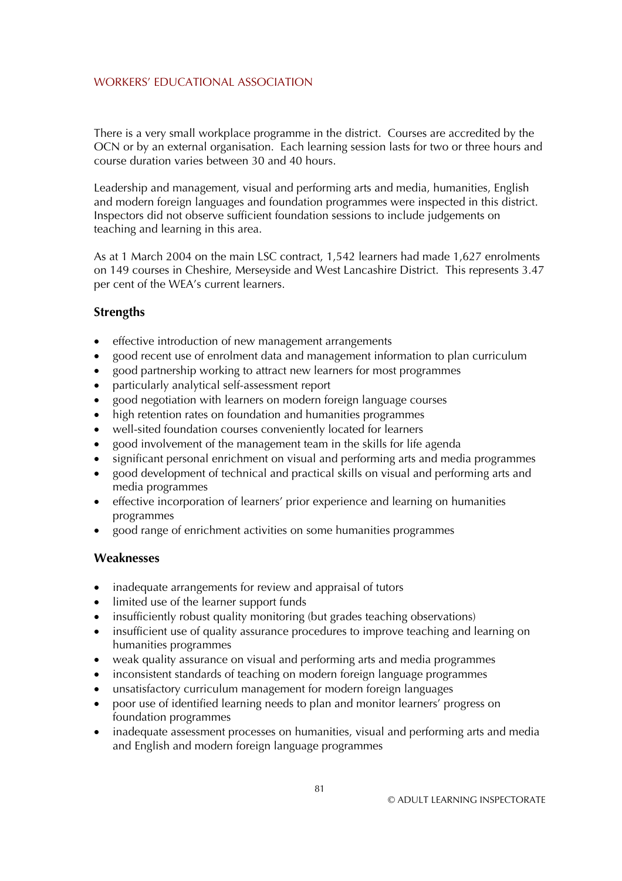There is a very small workplace programme in the district. Courses are accredited by the OCN or by an external organisation. Each learning session lasts for two or three hours and course duration varies between 30 and 40 hours.

Leadership and management, visual and performing arts and media, humanities, English and modern foreign languages and foundation programmes were inspected in this district. Inspectors did not observe sufficient foundation sessions to include judgements on teaching and learning in this area.

As at 1 March 2004 on the main LSC contract, 1,542 learners had made 1,627 enrolments on 149 courses in Cheshire, Merseyside and West Lancashire District. This represents 3.47 per cent of the WEA's current learners.

### Strengths

- effective introduction of new management arrangements
- good recent use of enrolment data and management information to plan curriculum
- good partnership working to attract new learners for most programmes
- particularly analytical self-assessment report
- good negotiation with learners on modern foreign language courses
- high retention rates on foundation and humanities programmes
- well-sited foundation courses conveniently located for learners
- good involvement of the management team in the skills for life agenda
- significant personal enrichment on visual and performing arts and media programmes
- good development of technical and practical skills on visual and performing arts and media programmes
- effective incorporation of learners' prior experience and learning on humanities programmes
- good range of enrichment activities on some humanities programmes

### Weaknesses

- inadequate arrangements for review and appraisal of tutors
- limited use of the learner support funds
- insufficiently robust quality monitoring (but grades teaching observations)
- insufficient use of quality assurance procedures to improve teaching and learning on humanities programmes
- weak quality assurance on visual and performing arts and media programmes
- inconsistent standards of teaching on modern foreign language programmes
- unsatisfactory curriculum management for modern foreign languages
- poor use of identified learning needs to plan and monitor learners' progress on foundation programmes
- inadequate assessment processes on humanities, visual and performing arts and media and English and modern foreign language programmes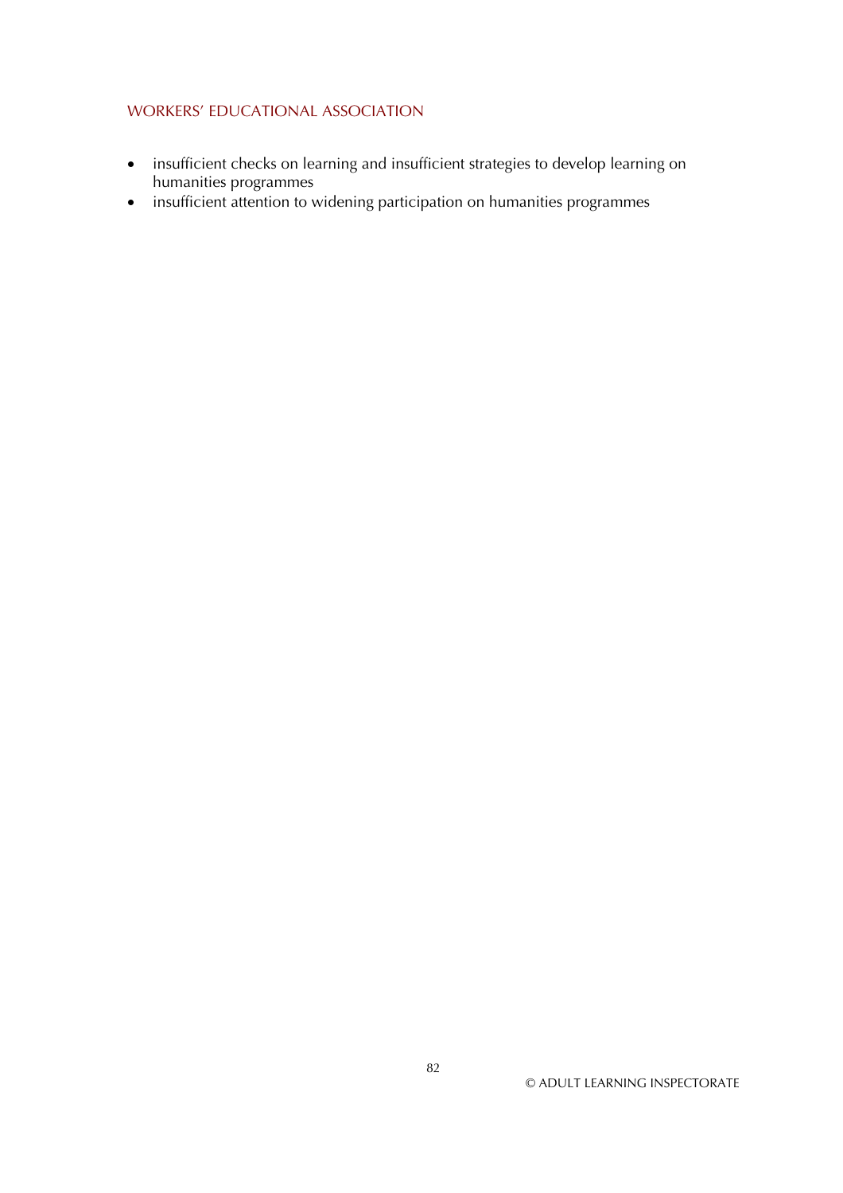- insufficient checks on learning and insufficient strategies to develop learning on humanities programmes
- insufficient attention to widening participation on humanities programmes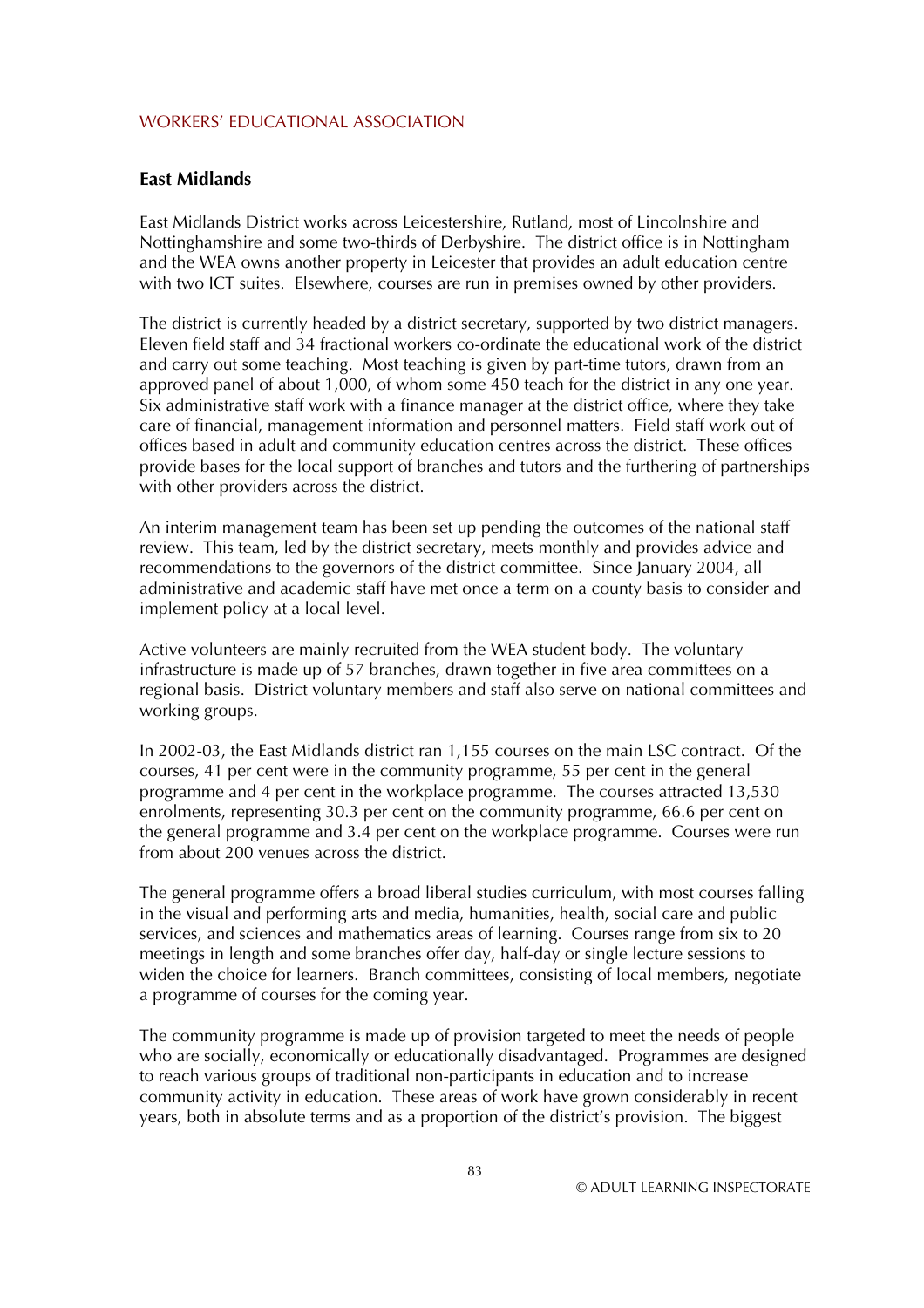## East Midlands

East Midlands District works across Leicestershire, Rutland, most of Lincolnshire and Nottinghamshire and some two-thirds of Derbyshire. The district office is in Nottingham and the WEA owns another property in Leicester that provides an adult education centre with two ICT suites. Elsewhere, courses are run in premises owned by other providers.

The district is currently headed by a district secretary, supported by two district managers. Eleven field staff and 34 fractional workers co-ordinate the educational work of the district and carry out some teaching. Most teaching is given by part-time tutors, drawn from an approved panel of about 1,000, of whom some 450 teach for the district in any one year. Six administrative staff work with a finance manager at the district office, where they take care of financial, management information and personnel matters. Field staff work out of offices based in adult and community education centres across the district. These offices provide bases for the local support of branches and tutors and the furthering of partnerships with other providers across the district.

An interim management team has been set up pending the outcomes of the national staff review. This team, led by the district secretary, meets monthly and provides advice and recommendations to the governors of the district committee. Since January 2004, all administrative and academic staff have met once a term on a county basis to consider and implement policy at a local level.

Active volunteers are mainly recruited from the WEA student body. The voluntary infrastructure is made up of 57 branches, drawn together in five area committees on a regional basis. District voluntary members and staff also serve on national committees and working groups.

In 2002-03, the East Midlands district ran 1,155 courses on the main LSC contract. Of the courses, 41 per cent were in the community programme, 55 per cent in the general programme and 4 per cent in the workplace programme. The courses attracted 13,530 enrolments, representing 30.3 per cent on the community programme, 66.6 per cent on the general programme and 3.4 per cent on the workplace programme. Courses were run from about 200 venues across the district.

The general programme offers a broad liberal studies curriculum, with most courses falling in the visual and performing arts and media, humanities, health, social care and public services, and sciences and mathematics areas of learning. Courses range from six to 20 meetings in length and some branches offer day, half-day or single lecture sessions to widen the choice for learners. Branch committees, consisting of local members, negotiate a programme of courses for the coming year.

The community programme is made up of provision targeted to meet the needs of people who are socially, economically or educationally disadvantaged. Programmes are designed to reach various groups of traditional non-participants in education and to increase community activity in education. These areas of work have grown considerably in recent years, both in absolute terms and as a proportion of the district's provision. The biggest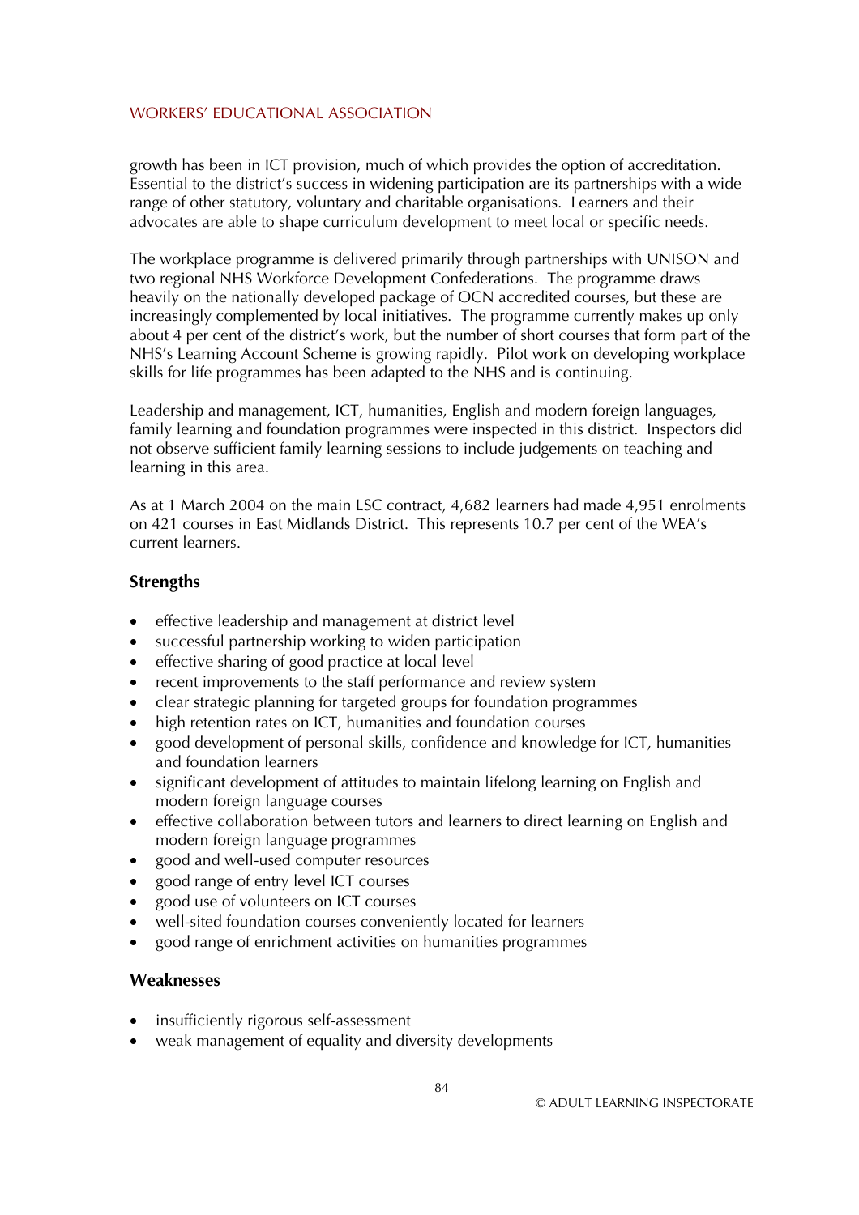growth has been in ICT provision, much of which provides the option of accreditation. Essential to the district's success in widening participation are its partnerships with a wide range of other statutory, voluntary and charitable organisations. Learners and their advocates are able to shape curriculum development to meet local or specific needs.

The workplace programme is delivered primarily through partnerships with UNISON and two regional NHS Workforce Development Confederations. The programme draws heavily on the nationally developed package of OCN accredited courses, but these are increasingly complemented by local initiatives. The programme currently makes up only about 4 per cent of the district's work, but the number of short courses that form part of the NHS's Learning Account Scheme is growing rapidly. Pilot work on developing workplace skills for life programmes has been adapted to the NHS and is continuing.

Leadership and management, ICT, humanities, English and modern foreign languages, family learning and foundation programmes were inspected in this district. Inspectors did not observe sufficient family learning sessions to include judgements on teaching and learning in this area.

As at 1 March 2004 on the main LSC contract, 4,682 learners had made 4,951 enrolments on 421 courses in East Midlands District. This represents 10.7 per cent of the WEA's current learners.

### Strengths

- effective leadership and management at district level
- successful partnership working to widen participation
- effective sharing of good practice at local level
- recent improvements to the staff performance and review system
- clear strategic planning for targeted groups for foundation programmes
- high retention rates on ICT, humanities and foundation courses
- good development of personal skills, confidence and knowledge for ICT, humanities and foundation learners
- significant development of attitudes to maintain lifelong learning on English and modern foreign language courses
- effective collaboration between tutors and learners to direct learning on English and modern foreign language programmes
- good and well-used computer resources
- good range of entry level ICT courses
- good use of volunteers on ICT courses
- well-sited foundation courses conveniently located for learners
- good range of enrichment activities on humanities programmes

### Weaknesses

- insufficiently rigorous self-assessment
- weak management of equality and diversity developments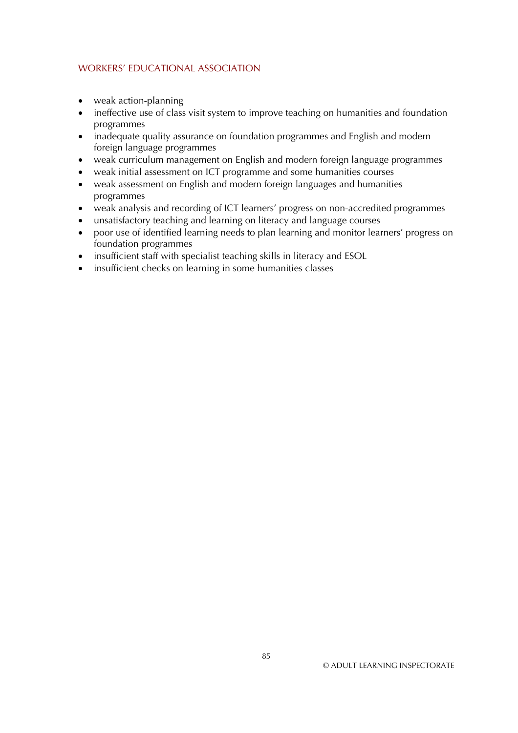- weak action-planning
- ineffective use of class visit system to improve teaching on humanities and foundation programmes
- inadequate quality assurance on foundation programmes and English and modern foreign language programmes
- weak curriculum management on English and modern foreign language programmes
- weak initial assessment on ICT programme and some humanities courses
- weak assessment on English and modern foreign languages and humanities programmes
- weak analysis and recording of ICT learners' progress on non-accredited programmes
- unsatisfactory teaching and learning on literacy and language courses
- poor use of identified learning needs to plan learning and monitor learners' progress on foundation programmes
- insufficient staff with specialist teaching skills in literacy and ESOL
- insufficient checks on learning in some humanities classes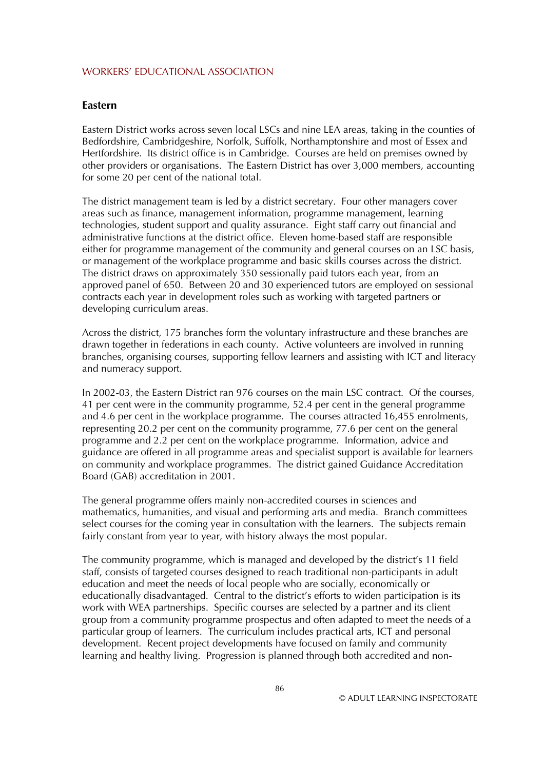WORKERS' EDUCATIONAL ASSOCIATION

## Eastern

Eastern District works across seven local LSCs and nine LEA areas, taking in the counties of Bedfordshire, Cambridgeshire, Norfolk, Suffolk, Northamptonshire and most of Essex and Hertfordshire. Its district office is in Cambridge. Courses are held on premises owned by other providers or organisations. The Eastern District has over 3,000 members, accounting for some 20 per cent of the national total.

The district management team is led by a district secretary. Four other managers cover areas such as finance, management information, programme management, learning technologies, student support and quality assurance. Eight staff carry out financial and administrative functions at the district office. Eleven home-based staff are responsible either for programme management of the community and general courses on an LSC basis, or management of the workplace programme and basic skills courses across the district. The district draws on approximately 350 sessionally paid tutors each year, from an approved panel of 650. Between 20 and 30 experienced tutors are employed on sessional contracts each year in development roles such as working with targeted partners or developing curriculum areas.

Across the district, 175 branches form the voluntary infrastructure and these branches are drawn together in federations in each county. Active volunteers are involved in running branches, organising courses, supporting fellow learners and assisting with ICT and literacy and numeracy support.

In 2002-03, the Eastern District ran 976 courses on the main LSC contract. Of the courses, 41 per cent were in the community programme, 52.4 per cent in the general programme and 4.6 per cent in the workplace programme. The courses attracted 16,455 enrolments, representing 20.2 per cent on the community programme, 77.6 per cent on the general programme and 2.2 per cent on the workplace programme. Information, advice and guidance are offered in all programme areas and specialist support is available for learners on community and workplace programmes. The district gained Guidance Accreditation Board (GAB) accreditation in 2001.

The general programme offers mainly non-accredited courses in sciences and mathematics, humanities, and visual and performing arts and media. Branch committees select courses for the coming year in consultation with the learners. The subjects remain fairly constant from year to year, with history always the most popular.

The community programme, which is managed and developed by the district's 11 field staff, consists of targeted courses designed to reach traditional non-participants in adult education and meet the needs of local people who are socially, economically or educationally disadvantaged. Central to the district's efforts to widen participation is its work with WEA partnerships. Specific courses are selected by a partner and its client group from a community programme prospectus and often adapted to meet the needs of a particular group of learners. The curriculum includes practical arts, ICT and personal development. Recent project developments have focused on family and community learning and healthy living. Progression is planned through both accredited and non-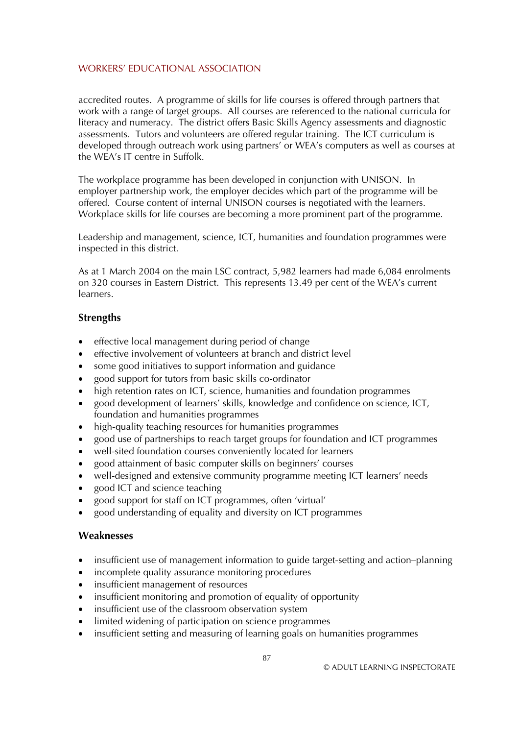accredited routes. A programme of skills for life courses is offered through partners that work with a range of target groups. All courses are referenced to the national curricula for literacy and numeracy. The district offers Basic Skills Agency assessments and diagnostic assessments. Tutors and volunteers are offered regular training. The ICT curriculum is developed through outreach work using partners' or WEA's computers as well as courses at the WEA's IT centre in Suffolk.

The workplace programme has been developed in conjunction with UNISON. In employer partnership work, the employer decides which part of the programme will be offered. Course content of internal UNISON courses is negotiated with the learners. Workplace skills for life courses are becoming a more prominent part of the programme.

Leadership and management, science, ICT, humanities and foundation programmes were inspected in this district.

As at 1 March 2004 on the main LSC contract, 5,982 learners had made 6,084 enrolments on 320 courses in Eastern District. This represents 13.49 per cent of the WEA's current learners.

### Strengths

- effective local management during period of change
- effective involvement of volunteers at branch and district level
- some good initiatives to support information and guidance
- good support for tutors from basic skills co-ordinator
- high retention rates on ICT, science, humanities and foundation programmes
- good development of learners' skills, knowledge and confidence on science, ICT, foundation and humanities programmes
- high-quality teaching resources for humanities programmes
- good use of partnerships to reach target groups for foundation and ICT programmes
- well-sited foundation courses conveniently located for learners
- good attainment of basic computer skills on beginners' courses
- well-designed and extensive community programme meeting ICT learners' needs
- good ICT and science teaching
- good support for staff on ICT programmes, often 'virtual'
- good understanding of equality and diversity on ICT programmes

### Weaknesses

- insufficient use of management information to guide target-setting and action–planning
- incomplete quality assurance monitoring procedures
- insufficient management of resources
- insufficient monitoring and promotion of equality of opportunity
- insufficient use of the classroom observation system
- limited widening of participation on science programmes
- insufficient setting and measuring of learning goals on humanities programmes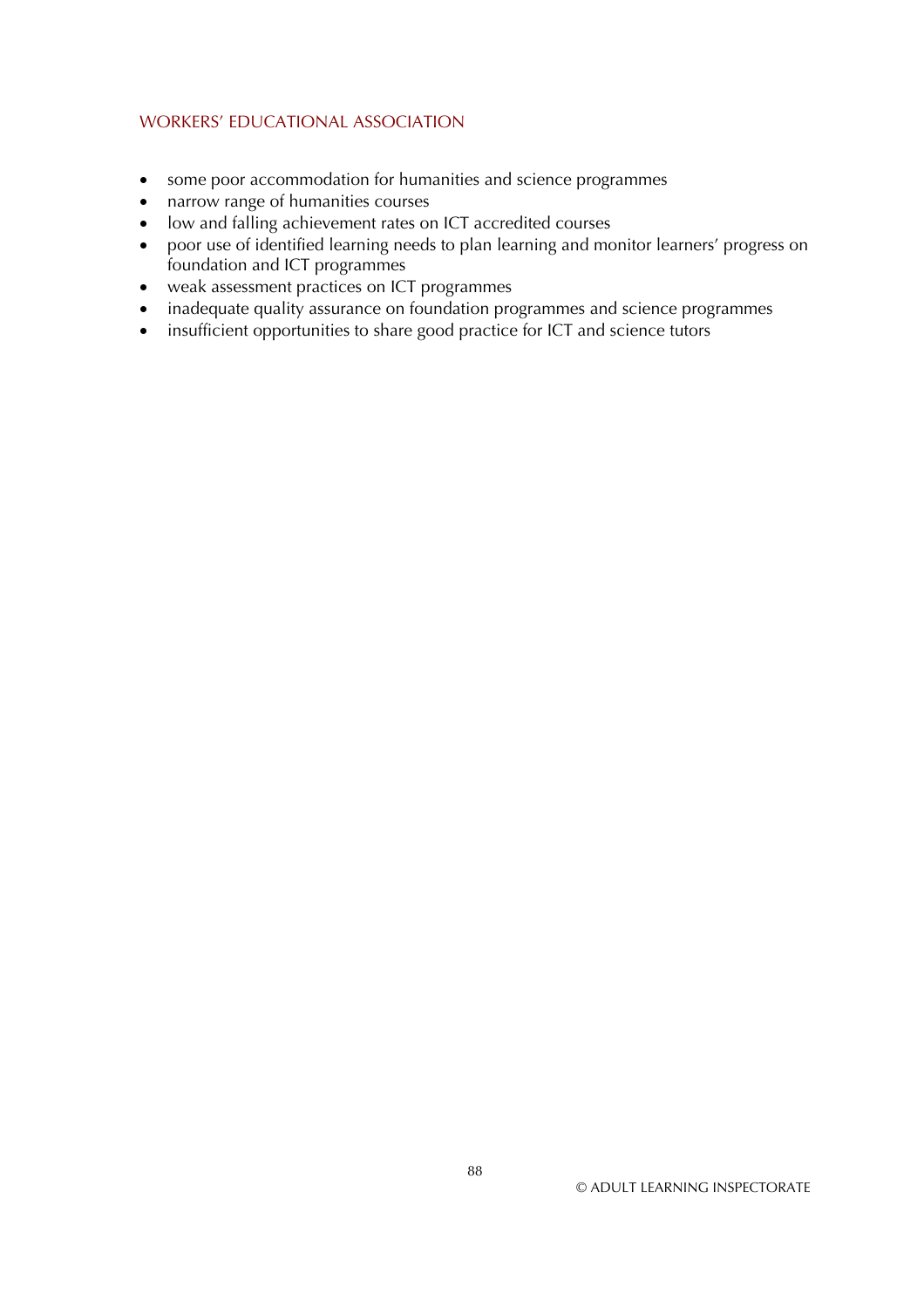- some poor accommodation for humanities and science programmes
- narrow range of humanities courses
- low and falling achievement rates on ICT accredited courses
- poor use of identified learning needs to plan learning and monitor learners' progress on foundation and ICT programmes
- weak assessment practices on ICT programmes
- inadequate quality assurance on foundation programmes and science programmes
- insufficient opportunities to share good practice for ICT and science tutors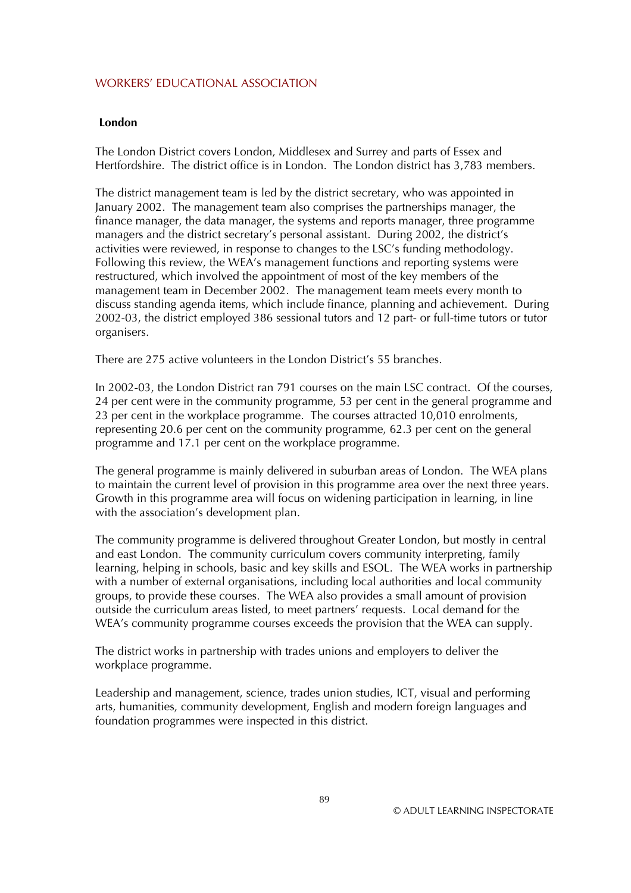## London

The London District covers London, Middlesex and Surrey and parts of Essex and Hertfordshire. The district office is in London. The London district has 3,783 members.

The district management team is led by the district secretary, who was appointed in January 2002. The management team also comprises the partnerships manager, the finance manager, the data manager, the systems and reports manager, three programme managers and the district secretary's personal assistant. During 2002, the district's activities were reviewed, in response to changes to the LSC's funding methodology. Following this review, the WEA's management functions and reporting systems were restructured, which involved the appointment of most of the key members of the management team in December 2002. The management team meets every month to discuss standing agenda items, which include finance, planning and achievement. During 2002-03, the district employed 386 sessional tutors and 12 part- or full-time tutors or tutor organisers.

There are 275 active volunteers in the London District's 55 branches.

In 2002-03, the London District ran 791 courses on the main LSC contract. Of the courses, 24 per cent were in the community programme, 53 per cent in the general programme and 23 per cent in the workplace programme. The courses attracted 10,010 enrolments, representing 20.6 per cent on the community programme, 62.3 per cent on the general programme and 17.1 per cent on the workplace programme.

The general programme is mainly delivered in suburban areas of London. The WEA plans to maintain the current level of provision in this programme area over the next three years. Growth in this programme area will focus on widening participation in learning, in line with the association's development plan.

The community programme is delivered throughout Greater London, but mostly in central and east London. The community curriculum covers community interpreting, family learning, helping in schools, basic and key skills and ESOL. The WEA works in partnership with a number of external organisations, including local authorities and local community groups, to provide these courses. The WEA also provides a small amount of provision outside the curriculum areas listed, to meet partners' requests. Local demand for the WEA's community programme courses exceeds the provision that the WEA can supply.

The district works in partnership with trades unions and employers to deliver the workplace programme.

Leadership and management, science, trades union studies, ICT, visual and performing arts, humanities, community development, English and modern foreign languages and foundation programmes were inspected in this district.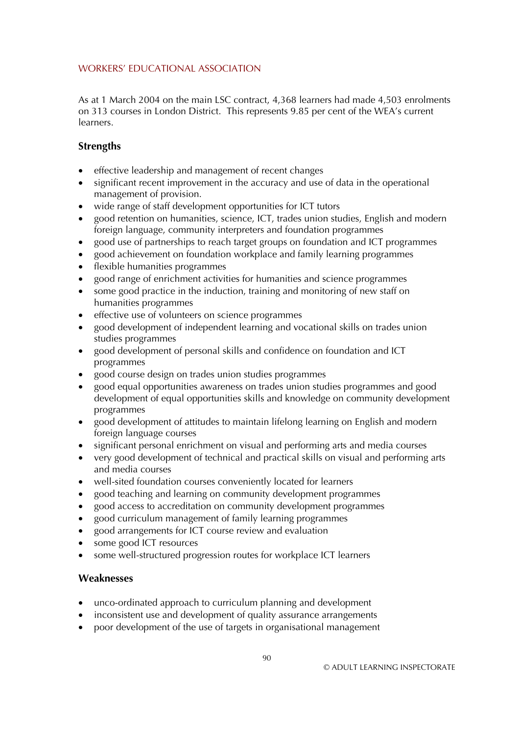WORKERS' EDUCATIONAL ASSOCIATION

As at 1 March 2004 on the main LSC contract, 4,368 learners had made 4,503 enrolments on 313 courses in London District. This represents 9.85 per cent of the WEA's current learners.

### Strengths

- effective leadership and management of recent changes
- significant recent improvement in the accuracy and use of data in the operational management of provision.
- wide range of staff development opportunities for ICT tutors
- good retention on humanities, science, ICT, trades union studies, English and modern foreign language, community interpreters and foundation programmes
- good use of partnerships to reach target groups on foundation and ICT programmes
- good achievement on foundation workplace and family learning programmes
- flexible humanities programmes
- good range of enrichment activities for humanities and science programmes
- some good practice in the induction, training and monitoring of new staff on humanities programmes
- effective use of volunteers on science programmes
- good development of independent learning and vocational skills on trades union studies programmes
- good development of personal skills and confidence on foundation and ICT programmes
- good course design on trades union studies programmes
- good equal opportunities awareness on trades union studies programmes and good development of equal opportunities skills and knowledge on community development programmes
- good development of attitudes to maintain lifelong learning on English and modern foreign language courses
- significant personal enrichment on visual and performing arts and media courses
- very good development of technical and practical skills on visual and performing arts and media courses
- well-sited foundation courses conveniently located for learners
- good teaching and learning on community development programmes
- good access to accreditation on community development programmes
- good curriculum management of family learning programmes
- good arrangements for ICT course review and evaluation
- some good ICT resources
- some well-structured progression routes for workplace ICT learners

### Weaknesses

- unco-ordinated approach to curriculum planning and development
- inconsistent use and development of quality assurance arrangements
- poor development of the use of targets in organisational management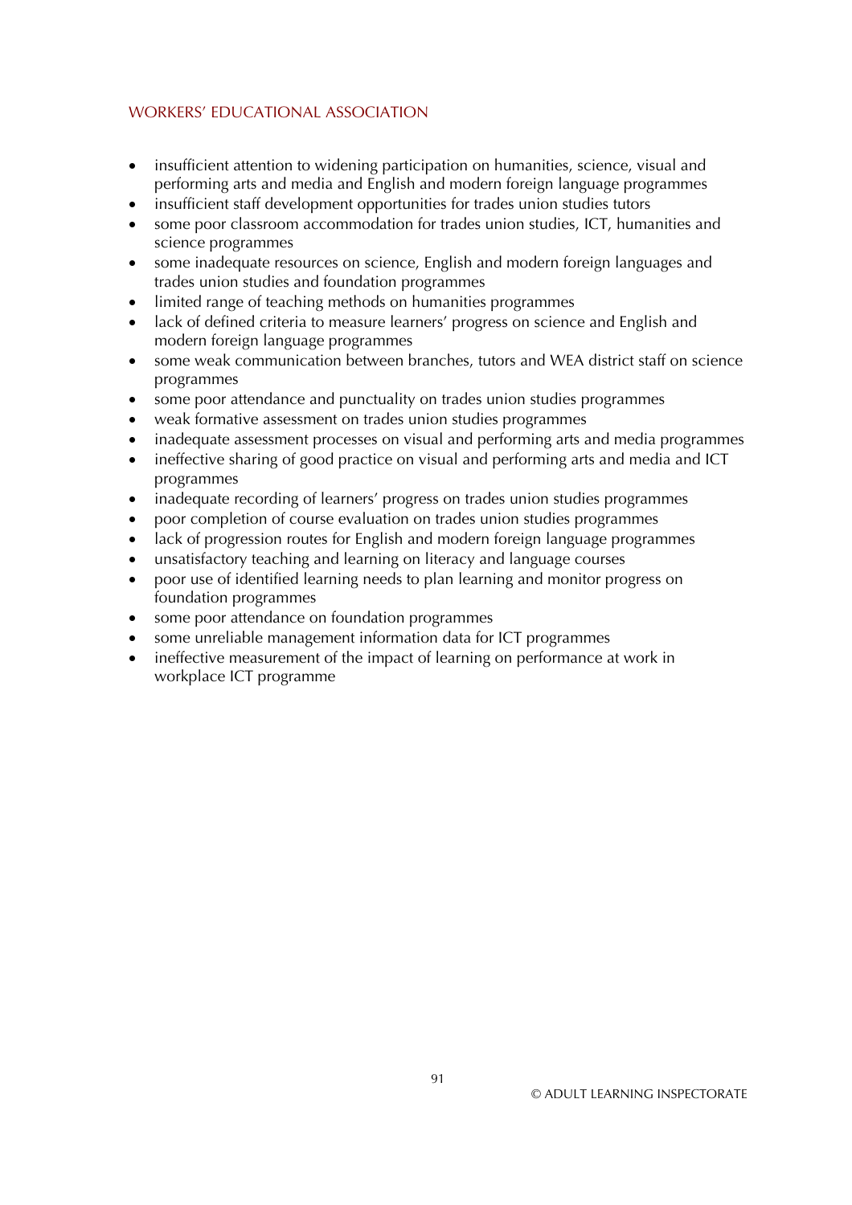- insufficient attention to widening participation on humanities, science, visual and performing arts and media and English and modern foreign language programmes
- insufficient staff development opportunities for trades union studies tutors
- some poor classroom accommodation for trades union studies, ICT, humanities and science programmes
- some inadequate resources on science, English and modern foreign languages and trades union studies and foundation programmes
- limited range of teaching methods on humanities programmes
- lack of defined criteria to measure learners' progress on science and English and modern foreign language programmes
- some weak communication between branches, tutors and WEA district staff on science programmes
- some poor attendance and punctuality on trades union studies programmes
- weak formative assessment on trades union studies programmes
- inadequate assessment processes on visual and performing arts and media programmes
- ineffective sharing of good practice on visual and performing arts and media and ICT programmes
- inadequate recording of learners' progress on trades union studies programmes
- poor completion of course evaluation on trades union studies programmes
- lack of progression routes for English and modern foreign language programmes
- unsatisfactory teaching and learning on literacy and language courses
- poor use of identified learning needs to plan learning and monitor progress on foundation programmes
- some poor attendance on foundation programmes
- some unreliable management information data for ICT programmes
- ineffective measurement of the impact of learning on performance at work in workplace ICT programme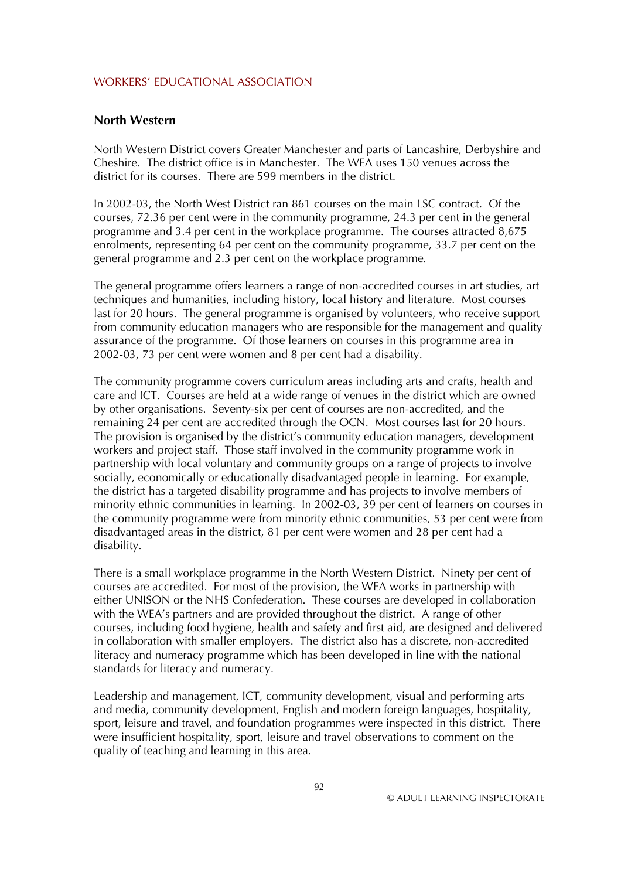## North Western

North Western District covers Greater Manchester and parts of Lancashire, Derbyshire and Cheshire. The district office is in Manchester. The WEA uses 150 venues across the district for its courses. There are 599 members in the district.

In 2002-03, the North West District ran 861 courses on the main LSC contract. Of the courses, 72.36 per cent were in the community programme, 24.3 per cent in the general programme and 3.4 per cent in the workplace programme. The courses attracted 8,675 enrolments, representing 64 per cent on the community programme, 33.7 per cent on the general programme and 2.3 per cent on the workplace programme.

The general programme offers learners a range of non-accredited courses in art studies, art techniques and humanities, including history, local history and literature. Most courses last for 20 hours. The general programme is organised by volunteers, who receive support from community education managers who are responsible for the management and quality assurance of the programme. Of those learners on courses in this programme area in 2002-03, 73 per cent were women and 8 per cent had a disability.

The community programme covers curriculum areas including arts and crafts, health and care and ICT. Courses are held at a wide range of venues in the district which are owned by other organisations. Seventy-six per cent of courses are non-accredited, and the remaining 24 per cent are accredited through the OCN. Most courses last for 20 hours. The provision is organised by the district's community education managers, development workers and project staff. Those staff involved in the community programme work in partnership with local voluntary and community groups on a range of projects to involve socially, economically or educationally disadvantaged people in learning. For example, the district has a targeted disability programme and has projects to involve members of minority ethnic communities in learning. In 2002-03, 39 per cent of learners on courses in the community programme were from minority ethnic communities, 53 per cent were from disadvantaged areas in the district, 81 per cent were women and 28 per cent had a disability.

There is a small workplace programme in the North Western District. Ninety per cent of courses are accredited. For most of the provision, the WEA works in partnership with either UNISON or the NHS Confederation. These courses are developed in collaboration with the WEA's partners and are provided throughout the district. A range of other courses, including food hygiene, health and safety and first aid, are designed and delivered in collaboration with smaller employers. The district also has a discrete, non-accredited literacy and numeracy programme which has been developed in line with the national standards for literacy and numeracy.

Leadership and management, ICT, community development, visual and performing arts and media, community development, English and modern foreign languages, hospitality, sport, leisure and travel, and foundation programmes were inspected in this district. There were insufficient hospitality, sport, leisure and travel observations to comment on the quality of teaching and learning in this area.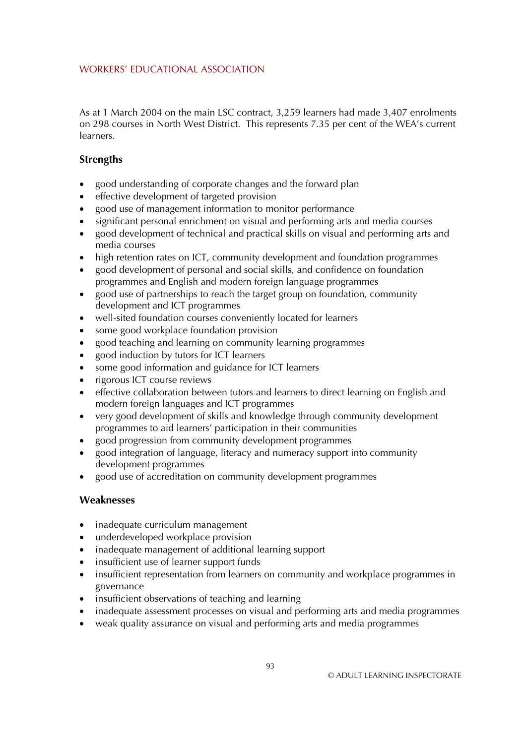WORKERS' EDUCATIONAL ASSOCIATION

As at 1 March 2004 on the main LSC contract, 3,259 learners had made 3,407 enrolments on 298 courses in North West District. This represents 7.35 per cent of the WEA's current learners.

### Strengths

- good understanding of corporate changes and the forward plan
- effective development of targeted provision
- good use of management information to monitor performance
- significant personal enrichment on visual and performing arts and media courses
- good development of technical and practical skills on visual and performing arts and media courses
- high retention rates on ICT, community development and foundation programmes
- good development of personal and social skills, and confidence on foundation programmes and English and modern foreign language programmes
- good use of partnerships to reach the target group on foundation, community development and ICT programmes
- well-sited foundation courses conveniently located for learners
- some good workplace foundation provision
- good teaching and learning on community learning programmes
- good induction by tutors for ICT learners
- some good information and guidance for ICT learners
- rigorous ICT course reviews
- effective collaboration between tutors and learners to direct learning on English and modern foreign languages and ICT programmes
- very good development of skills and knowledge through community development programmes to aid learners' participation in their communities
- good progression from community development programmes
- good integration of language, literacy and numeracy support into community development programmes
- good use of accreditation on community development programmes

### Weaknesses

- inadequate curriculum management
- underdeveloped workplace provision
- inadequate management of additional learning support
- insufficient use of learner support funds
- insufficient representation from learners on community and workplace programmes in governance
- insufficient observations of teaching and learning
- inadequate assessment processes on visual and performing arts and media programmes
- weak quality assurance on visual and performing arts and media programmes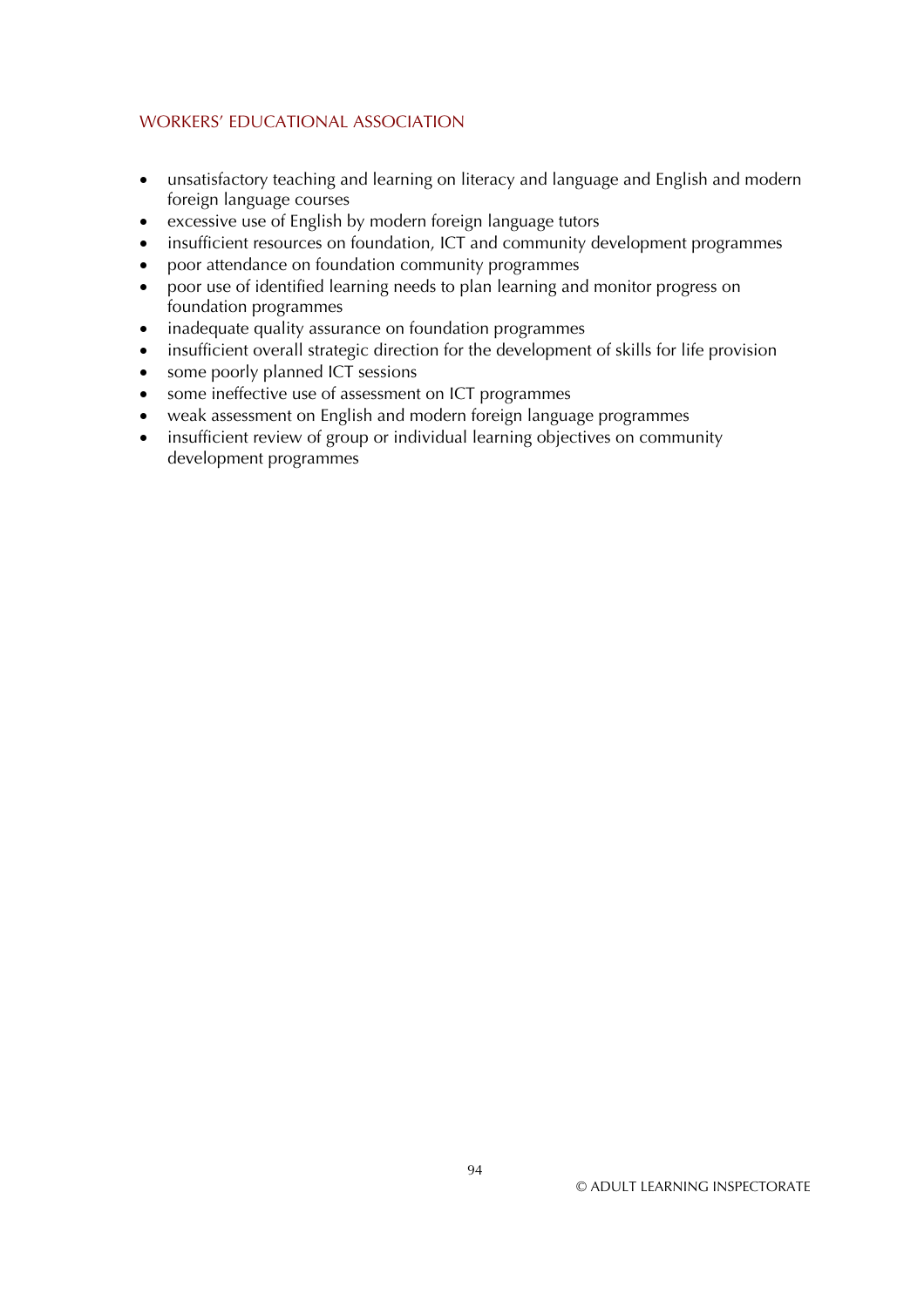- unsatisfactory teaching and learning on literacy and language and English and modern foreign language courses
- excessive use of English by modern foreign language tutors
- insufficient resources on foundation, ICT and community development programmes
- poor attendance on foundation community programmes
- poor use of identified learning needs to plan learning and monitor progress on foundation programmes
- inadequate quality assurance on foundation programmes
- insufficient overall strategic direction for the development of skills for life provision
- some poorly planned ICT sessions
- some ineffective use of assessment on ICT programmes
- weak assessment on English and modern foreign language programmes
- insufficient review of group or individual learning objectives on community development programmes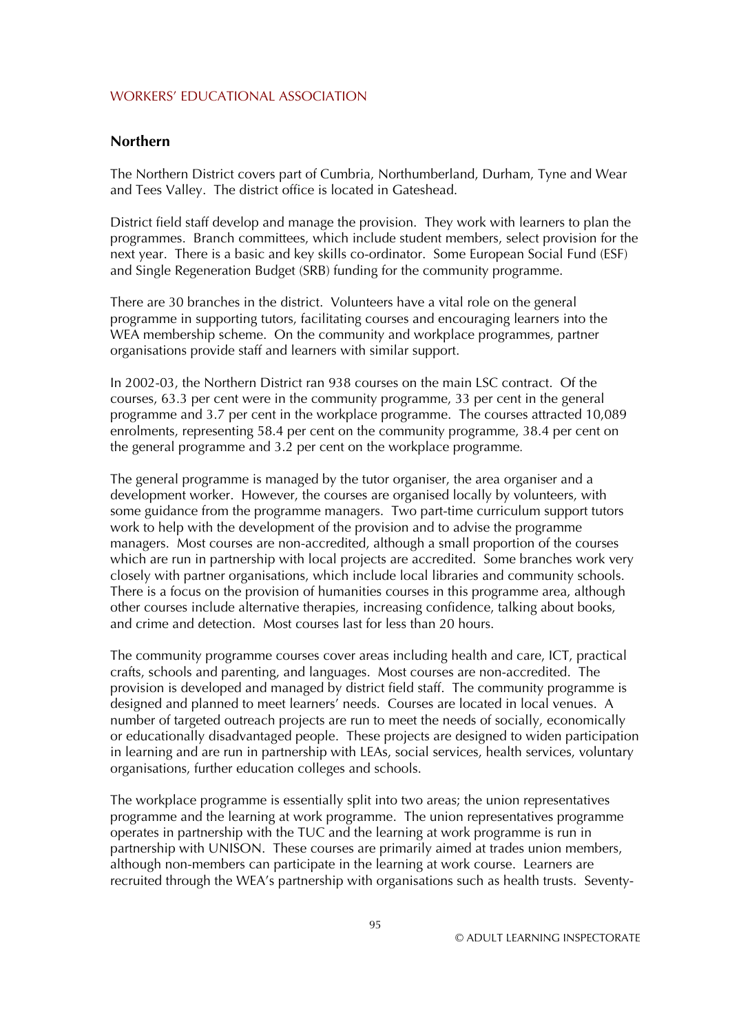WORKERS' EDUCATIONAL ASSOCIATION

## Northern

The Northern District covers part of Cumbria, Northumberland, Durham, Tyne and Wear and Tees Valley. The district office is located in Gateshead.

District field staff develop and manage the provision. They work with learners to plan the programmes. Branch committees, which include student members, select provision for the next year. There is a basic and key skills co-ordinator. Some European Social Fund (ESF) and Single Regeneration Budget (SRB) funding for the community programme.

There are 30 branches in the district. Volunteers have a vital role on the general programme in supporting tutors, facilitating courses and encouraging learners into the WEA membership scheme. On the community and workplace programmes, partner organisations provide staff and learners with similar support.

In 2002-03, the Northern District ran 938 courses on the main LSC contract. Of the courses, 63.3 per cent were in the community programme, 33 per cent in the general programme and 3.7 per cent in the workplace programme. The courses attracted 10,089 enrolments, representing 58.4 per cent on the community programme, 38.4 per cent on the general programme and 3.2 per cent on the workplace programme.

The general programme is managed by the tutor organiser, the area organiser and a development worker. However, the courses are organised locally by volunteers, with some guidance from the programme managers. Two part-time curriculum support tutors work to help with the development of the provision and to advise the programme managers. Most courses are non-accredited, although a small proportion of the courses which are run in partnership with local projects are accredited. Some branches work very closely with partner organisations, which include local libraries and community schools. There is a focus on the provision of humanities courses in this programme area, although other courses include alternative therapies, increasing confidence, talking about books, and crime and detection. Most courses last for less than 20 hours.

The community programme courses cover areas including health and care, ICT, practical crafts, schools and parenting, and languages. Most courses are non-accredited. The provision is developed and managed by district field staff. The community programme is designed and planned to meet learners' needs. Courses are located in local venues. A number of targeted outreach projects are run to meet the needs of socially, economically or educationally disadvantaged people. These projects are designed to widen participation in learning and are run in partnership with LEAs, social services, health services, voluntary organisations, further education colleges and schools.

The workplace programme is essentially split into two areas; the union representatives programme and the learning at work programme. The union representatives programme operates in partnership with the TUC and the learning at work programme is run in partnership with UNISON. These courses are primarily aimed at trades union members, although non-members can participate in the learning at work course. Learners are recruited through the WEA's partnership with organisations such as health trusts. Seventy-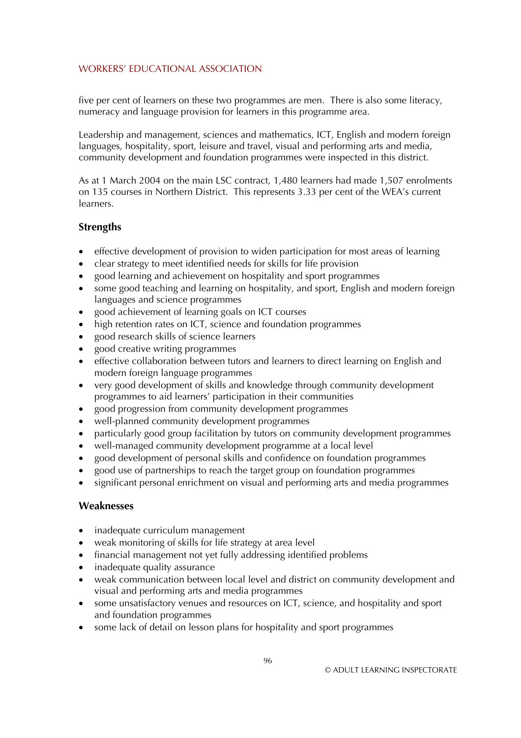five per cent of learners on these two programmes are men. There is also some literacy, numeracy and language provision for learners in this programme area.

Leadership and management, sciences and mathematics, ICT, English and modern foreign languages, hospitality, sport, leisure and travel, visual and performing arts and media, community development and foundation programmes were inspected in this district.

As at 1 March 2004 on the main LSC contract, 1,480 learners had made 1,507 enrolments on 135 courses in Northern District. This represents 3.33 per cent of the WEA's current learners.

### Strengths

- effective development of provision to widen participation for most areas of learning
- clear strategy to meet identified needs for skills for life provision
- good learning and achievement on hospitality and sport programmes
- some good teaching and learning on hospitality, and sport, English and modern foreign languages and science programmes
- good achievement of learning goals on ICT courses
- high retention rates on ICT, science and foundation programmes
- good research skills of science learners
- good creative writing programmes
- effective collaboration between tutors and learners to direct learning on English and modern foreign language programmes
- very good development of skills and knowledge through community development programmes to aid learners' participation in their communities
- good progression from community development programmes
- well-planned community development programmes
- particularly good group facilitation by tutors on community development programmes
- well-managed community development programme at a local level
- good development of personal skills and confidence on foundation programmes
- good use of partnerships to reach the target group on foundation programmes
- significant personal enrichment on visual and performing arts and media programmes

### Weaknesses

- inadequate curriculum management
- weak monitoring of skills for life strategy at area level
- financial management not yet fully addressing identified problems
- inadequate quality assurance
- weak communication between local level and district on community development and visual and performing arts and media programmes
- some unsatisfactory venues and resources on ICT, science, and hospitality and sport and foundation programmes
- some lack of detail on lesson plans for hospitality and sport programmes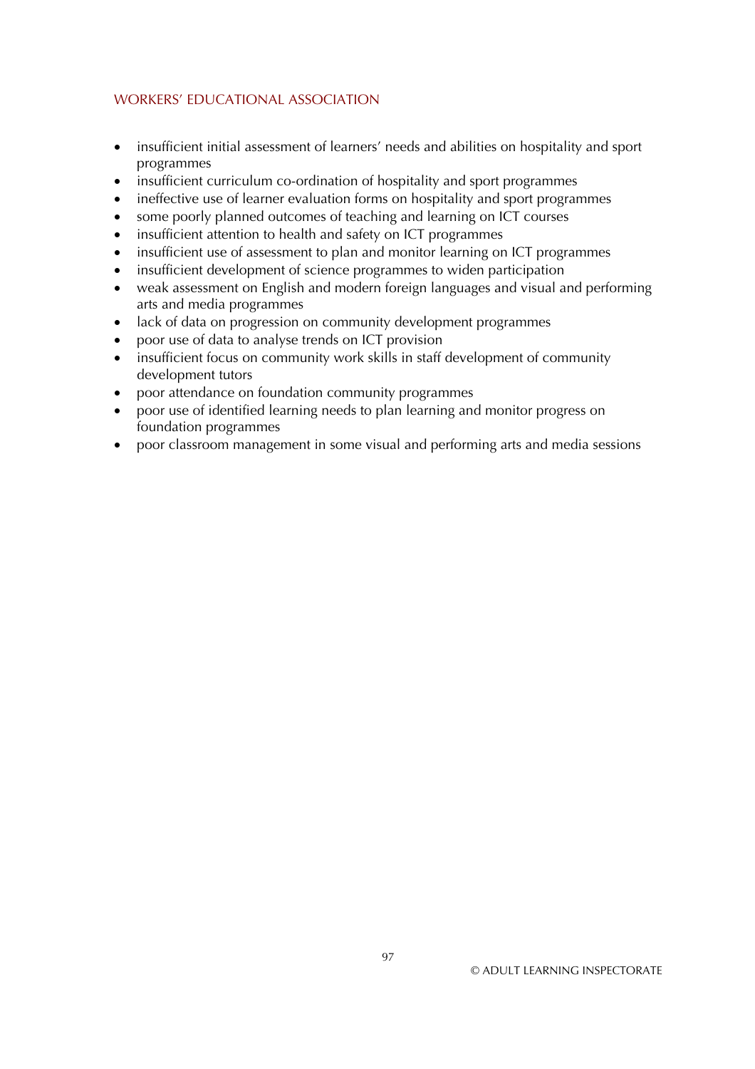- insufficient initial assessment of learners' needs and abilities on hospitality and sport programmes
- insufficient curriculum co-ordination of hospitality and sport programmes
- ineffective use of learner evaluation forms on hospitality and sport programmes
- some poorly planned outcomes of teaching and learning on ICT courses
- insufficient attention to health and safety on ICT programmes
- insufficient use of assessment to plan and monitor learning on ICT programmes
- insufficient development of science programmes to widen participation
- weak assessment on English and modern foreign languages and visual and performing arts and media programmes
- lack of data on progression on community development programmes
- poor use of data to analyse trends on ICT provision
- insufficient focus on community work skills in staff development of community development tutors
- poor attendance on foundation community programmes
- poor use of identified learning needs to plan learning and monitor progress on foundation programmes
- poor classroom management in some visual and performing arts and media sessions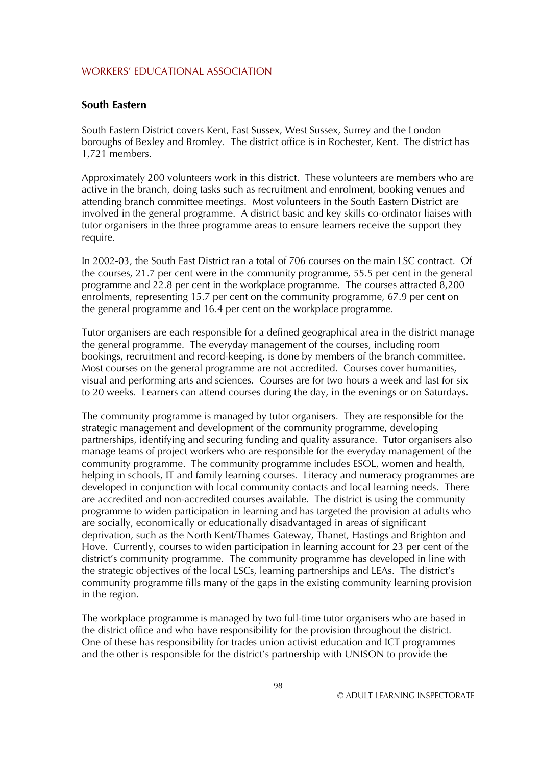WORKERS' EDUCATIONAL ASSOCIATION

## South Eastern

South Eastern District covers Kent, East Sussex, West Sussex, Surrey and the London boroughs of Bexley and Bromley. The district office is in Rochester, Kent. The district has 1,721 members.

Approximately 200 volunteers work in this district. These volunteers are members who are active in the branch, doing tasks such as recruitment and enrolment, booking venues and attending branch committee meetings. Most volunteers in the South Eastern District are involved in the general programme. A district basic and key skills co-ordinator liaises with tutor organisers in the three programme areas to ensure learners receive the support they require.

In 2002-03, the South East District ran a total of 706 courses on the main LSC contract. Of the courses, 21.7 per cent were in the community programme, 55.5 per cent in the general programme and 22.8 per cent in the workplace programme. The courses attracted 8,200 enrolments, representing 15.7 per cent on the community programme, 67.9 per cent on the general programme and 16.4 per cent on the workplace programme.

Tutor organisers are each responsible for a defined geographical area in the district manage the general programme. The everyday management of the courses, including room bookings, recruitment and record-keeping, is done by members of the branch committee. Most courses on the general programme are not accredited. Courses cover humanities, visual and performing arts and sciences. Courses are for two hours a week and last for six to 20 weeks. Learners can attend courses during the day, in the evenings or on Saturdays.

The community programme is managed by tutor organisers. They are responsible for the strategic management and development of the community programme, developing partnerships, identifying and securing funding and quality assurance. Tutor organisers also manage teams of project workers who are responsible for the everyday management of the community programme. The community programme includes ESOL, women and health, helping in schools, IT and family learning courses. Literacy and numeracy programmes are developed in conjunction with local community contacts and local learning needs. There are accredited and non-accredited courses available. The district is using the community programme to widen participation in learning and has targeted the provision at adults who are socially, economically or educationally disadvantaged in areas of significant deprivation, such as the North Kent/Thames Gateway, Thanet, Hastings and Brighton and Hove. Currently, courses to widen participation in learning account for 23 per cent of the district's community programme. The community programme has developed in line with the strategic objectives of the local LSCs, learning partnerships and LEAs. The district's community programme fills many of the gaps in the existing community learning provision in the region.

The workplace programme is managed by two full-time tutor organisers who are based in the district office and who have responsibility for the provision throughout the district. One of these has responsibility for trades union activist education and ICT programmes and the other is responsible for the district's partnership with UNISON to provide the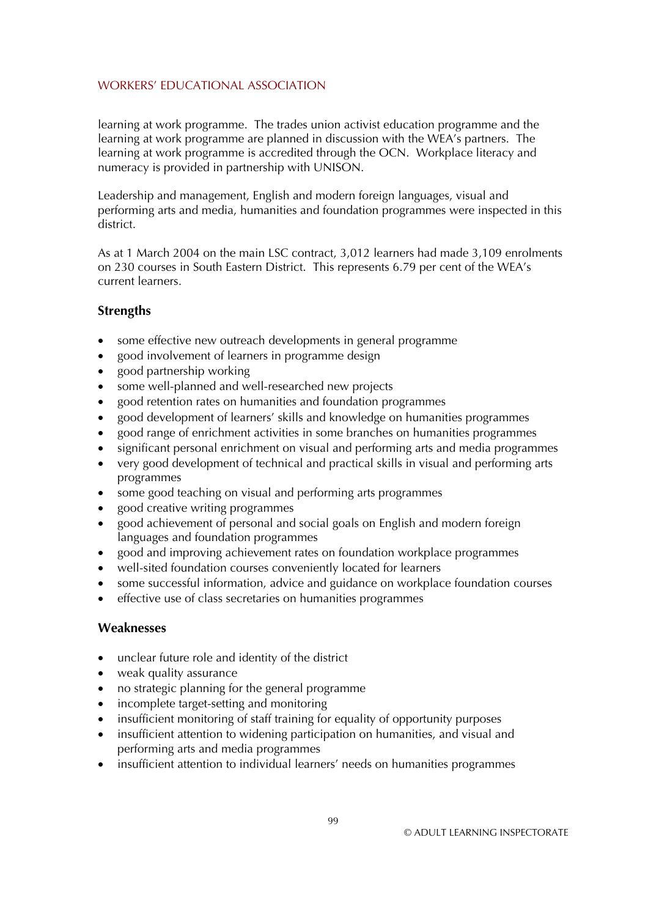learning at work programme. The trades union activist education programme and the learning at work programme are planned in discussion with the WEA's partners. The learning at work programme is accredited through the OCN. Workplace literacy and numeracy is provided in partnership with UNISON.

Leadership and management, English and modern foreign languages, visual and performing arts and media, humanities and foundation programmes were inspected in this district.

As at 1 March 2004 on the main LSC contract, 3,012 learners had made 3,109 enrolments on 230 courses in South Eastern District. This represents 6.79 per cent of the WEA's current learners.

### Strengths

- some effective new outreach developments in general programme
- good involvement of learners in programme design
- good partnership working
- some well-planned and well-researched new projects
- good retention rates on humanities and foundation programmes
- good development of learners' skills and knowledge on humanities programmes
- good range of enrichment activities in some branches on humanities programmes
- significant personal enrichment on visual and performing arts and media programmes
- very good development of technical and practical skills in visual and performing arts programmes
- some good teaching on visual and performing arts programmes
- good creative writing programmes
- good achievement of personal and social goals on English and modern foreign languages and foundation programmes
- good and improving achievement rates on foundation workplace programmes
- well-sited foundation courses conveniently located for learners
- some successful information, advice and guidance on workplace foundation courses
- effective use of class secretaries on humanities programmes

### Weaknesses

- unclear future role and identity of the district
- weak quality assurance
- no strategic planning for the general programme
- incomplete target-setting and monitoring
- insufficient monitoring of staff training for equality of opportunity purposes
- insufficient attention to widening participation on humanities, and visual and performing arts and media programmes
- insufficient attention to individual learners' needs on humanities programmes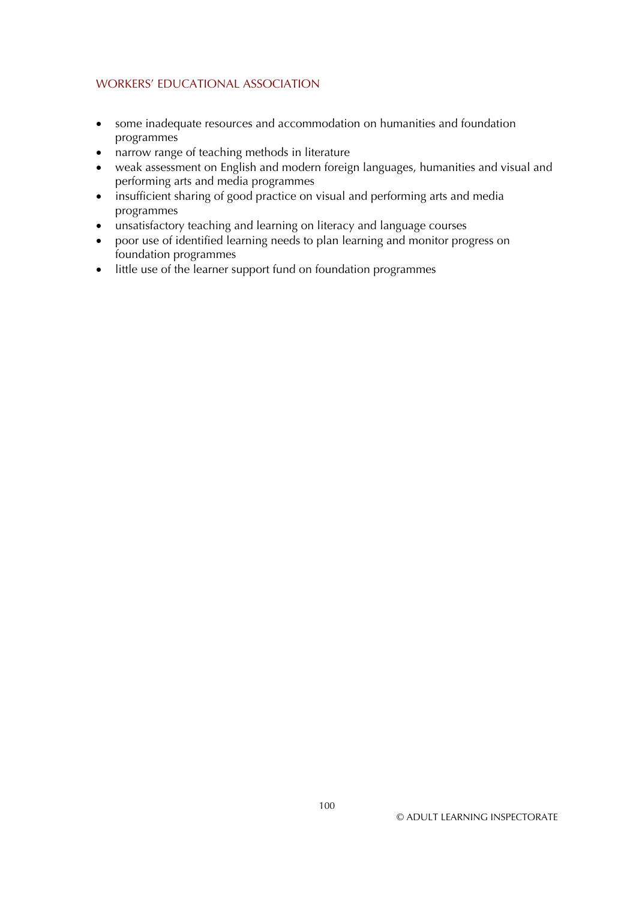- some inadequate resources and accommodation on humanities and foundation programmes
- narrow range of teaching methods in literature
- weak assessment on English and modern foreign languages, humanities and visual and performing arts and media programmes
- insufficient sharing of good practice on visual and performing arts and media programmes
- unsatisfactory teaching and learning on literacy and language courses
- poor use of identified learning needs to plan learning and monitor progress on foundation programmes
- little use of the learner support fund on foundation programmes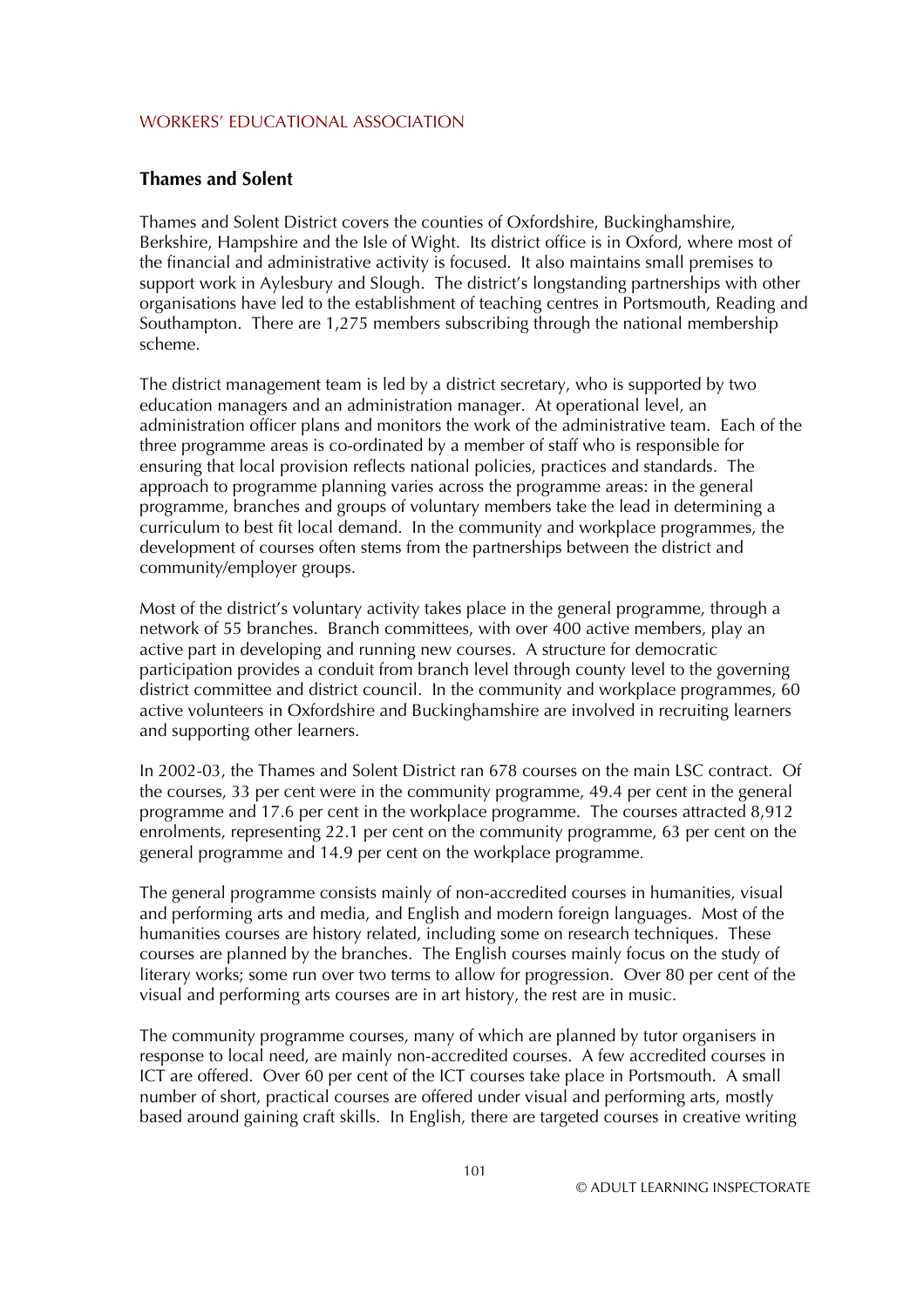WORKERS' EDUCATIONAL ASSOCIATION

## Thames and Solent

Thames and Solent District covers the counties of Oxfordshire, Buckinghamshire, Berkshire, Hampshire and the Isle of Wight. Its district office is in Oxford, where most of the financial and administrative activity is focused. It also maintains small premises to support work in Aylesbury and Slough. The district's longstanding partnerships with other organisations have led to the establishment of teaching centres in Portsmouth, Reading and Southampton. There are 1,275 members subscribing through the national membership scheme.

The district management team is led by a district secretary, who is supported by two education managers and an administration manager. At operational level, an administration officer plans and monitors the work of the administrative team. Each of the three programme areas is co-ordinated by a member of staff who is responsible for ensuring that local provision reflects national policies, practices and standards. The approach to programme planning varies across the programme areas: in the general programme, branches and groups of voluntary members take the lead in determining a curriculum to best fit local demand. In the community and workplace programmes, the development of courses often stems from the partnerships between the district and community/employer groups.

Most of the district's voluntary activity takes place in the general programme, through a network of 55 branches. Branch committees, with over 400 active members, play an active part in developing and running new courses. A structure for democratic participation provides a conduit from branch level through county level to the governing district committee and district council. In the community and workplace programmes, 60 active volunteers in Oxfordshire and Buckinghamshire are involved in recruiting learners and supporting other learners.

In 2002-03, the Thames and Solent District ran 678 courses on the main LSC contract. Of the courses, 33 per cent were in the community programme, 49.4 per cent in the general programme and 17.6 per cent in the workplace programme. The courses attracted 8,912 enrolments, representing 22.1 per cent on the community programme, 63 per cent on the general programme and 14.9 per cent on the workplace programme.

The general programme consists mainly of non-accredited courses in humanities, visual and performing arts and media, and English and modern foreign languages. Most of the humanities courses are history related, including some on research techniques. These courses are planned by the branches. The English courses mainly focus on the study of literary works; some run over two terms to allow for progression. Over 80 per cent of the visual and performing arts courses are in art history, the rest are in music.

The community programme courses, many of which are planned by tutor organisers in response to local need, are mainly non-accredited courses. A few accredited courses in ICT are offered. Over 60 per cent of the ICT courses take place in Portsmouth. A small number of short, practical courses are offered under visual and performing arts, mostly based around gaining craft skills. In English, there are targeted courses in creative writing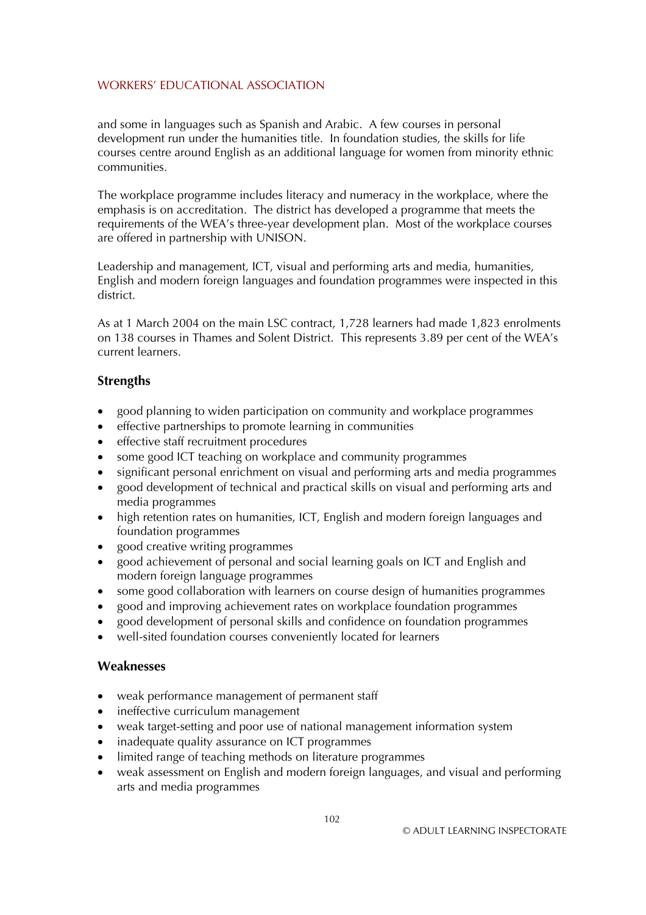and some in languages such as Spanish and Arabic. A few courses in personal development run under the humanities title. In foundation studies, the skills for life courses centre around English as an additional language for women from minority ethnic communities.

The workplace programme includes literacy and numeracy in the workplace, where the emphasis is on accreditation. The district has developed a programme that meets the requirements of the WEA's three-year development plan. Most of the workplace courses are offered in partnership with UNISON.

Leadership and management, ICT, visual and performing arts and media, humanities, English and modern foreign languages and foundation programmes were inspected in this district.

As at 1 March 2004 on the main LSC contract, 1,728 learners had made 1,823 enrolments on 138 courses in Thames and Solent District. This represents 3.89 per cent of the WEA's current learners.

### Strengths

- good planning to widen participation on community and workplace programmes
- effective partnerships to promote learning in communities
- effective staff recruitment procedures
- some good ICT teaching on workplace and community programmes
- significant personal enrichment on visual and performing arts and media programmes
- good development of technical and practical skills on visual and performing arts and media programmes
- high retention rates on humanities, ICT, English and modern foreign languages and foundation programmes
- good creative writing programmes
- good achievement of personal and social learning goals on ICT and English and modern foreign language programmes
- some good collaboration with learners on course design of humanities programmes
- good and improving achievement rates on workplace foundation programmes
- good development of personal skills and confidence on foundation programmes
- well-sited foundation courses conveniently located for learners

### Weaknesses

- weak performance management of permanent staff
- ineffective curriculum management
- weak target-setting and poor use of national management information system
- inadequate quality assurance on ICT programmes
- limited range of teaching methods on literature programmes
- weak assessment on English and modern foreign languages, and visual and performing arts and media programmes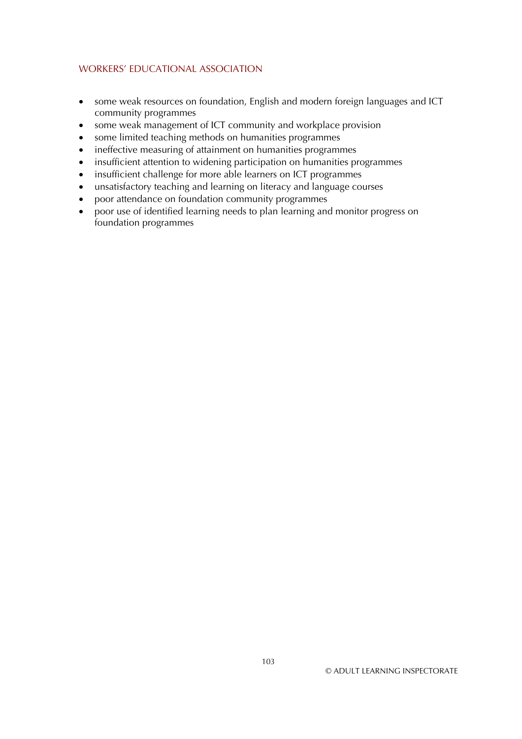- some weak resources on foundation, English and modern foreign languages and ICT community programmes
- some weak management of ICT community and workplace provision
- some limited teaching methods on humanities programmes
- ineffective measuring of attainment on humanities programmes
- insufficient attention to widening participation on humanities programmes
- insufficient challenge for more able learners on ICT programmes
- unsatisfactory teaching and learning on literacy and language courses
- poor attendance on foundation community programmes
- poor use of identified learning needs to plan learning and monitor progress on foundation programmes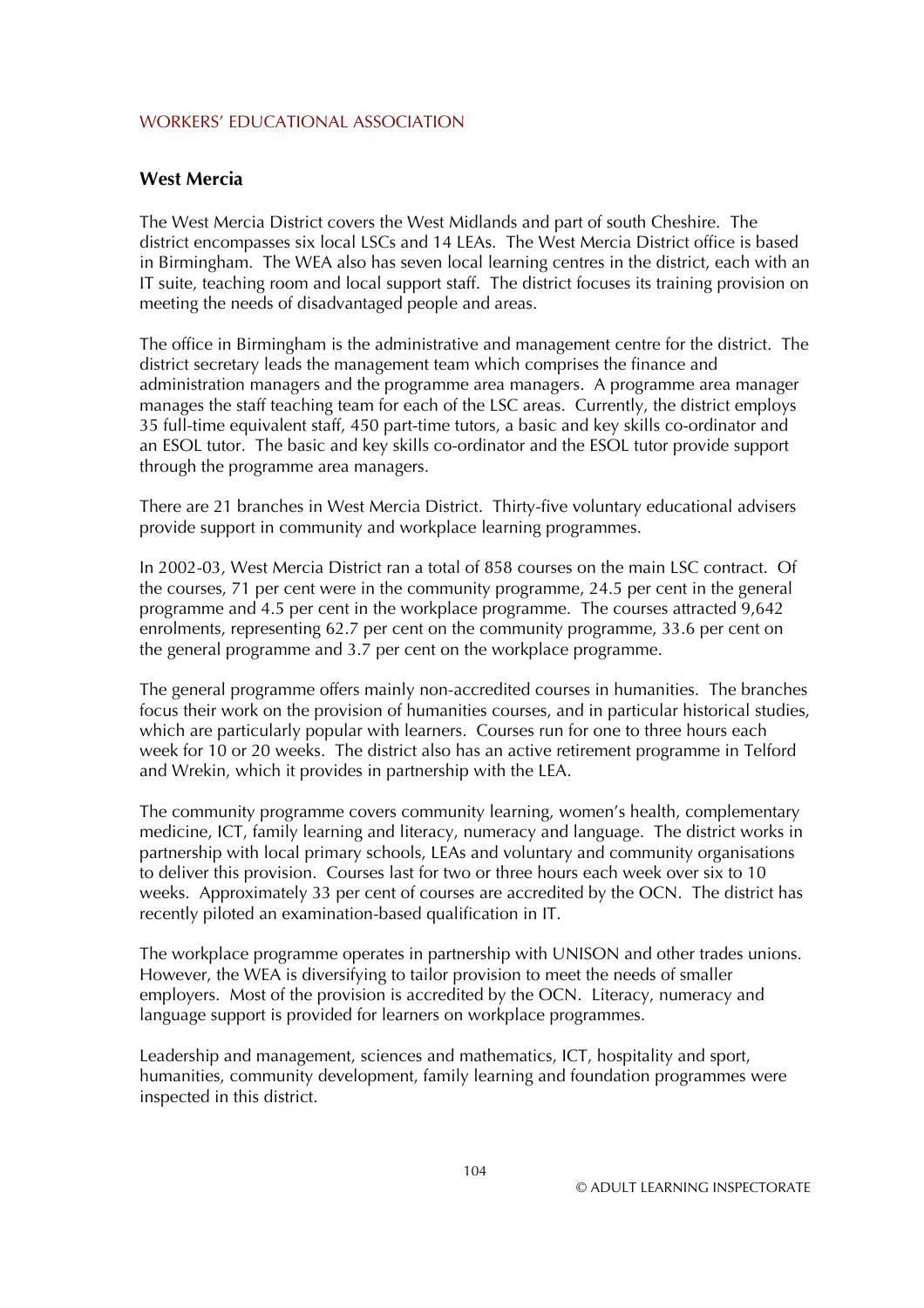## West Mercia

The West Mercia District covers the West Midlands and part of south Cheshire. The district encompasses six local LSCs and 14 LEAs. The West Mercia District office is based in Birmingham. The WEA also has seven local learning centres in the district, each with an IT suite, teaching room and local support staff. The district focuses its training provision on meeting the needs of disadvantaged people and areas.

The office in Birmingham is the administrative and management centre for the district. The district secretary leads the management team which comprises the finance and administration managers and the programme area managers. A programme area manager manages the staff teaching team for each of the LSC areas. Currently, the district employs 35 full-time equivalent staff, 450 part-time tutors, a basic and key skills co-ordinator and an ESOL tutor. The basic and key skills co-ordinator and the ESOL tutor provide support through the programme area managers.

There are 21 branches in West Mercia District. Thirty-five voluntary educational advisers provide support in community and workplace learning programmes.

In 2002-03, West Mercia District ran a total of 858 courses on the main LSC contract. Of the courses, 71 per cent were in the community programme, 24.5 per cent in the general programme and 4.5 per cent in the workplace programme. The courses attracted 9,642 enrolments, representing 62.7 per cent on the community programme, 33.6 per cent on the general programme and 3.7 per cent on the workplace programme.

The general programme offers mainly non-accredited courses in humanities. The branches focus their work on the provision of humanities courses, and in particular historical studies, which are particularly popular with learners. Courses run for one to three hours each week for 10 or 20 weeks. The district also has an active retirement programme in Telford and Wrekin, which it provides in partnership with the LEA.

The community programme covers community learning, women's health, complementary medicine, ICT, family learning and literacy, numeracy and language. The district works in partnership with local primary schools, LEAs and voluntary and community organisations to deliver this provision. Courses last for two or three hours each week over six to 10 weeks. Approximately 33 per cent of courses are accredited by the OCN. The district has recently piloted an examination-based qualification in IT.

The workplace programme operates in partnership with UNISON and other trades unions. However, the WEA is diversifying to tailor provision to meet the needs of smaller employers. Most of the provision is accredited by the OCN. Literacy, numeracy and language support is provided for learners on workplace programmes.

Leadership and management, sciences and mathematics, ICT, hospitality and sport, humanities, community development, family learning and foundation programmes were inspected in this district.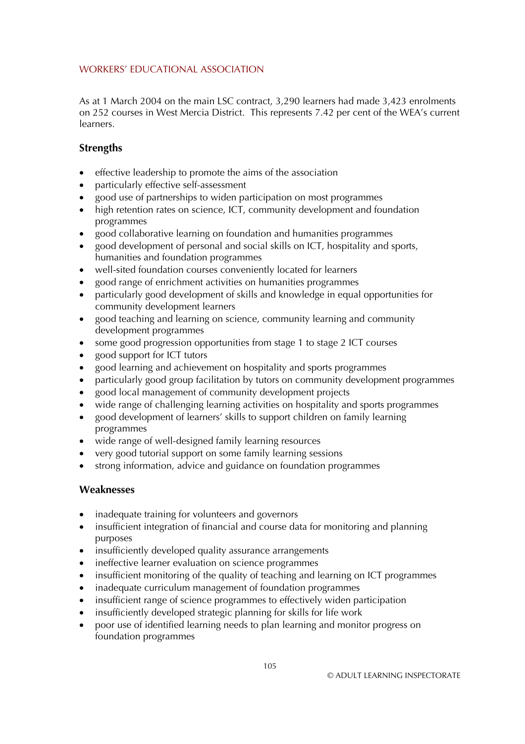WORKERS' EDUCATIONAL ASSOCIATION

As at 1 March 2004 on the main LSC contract, 3,290 learners had made 3,423 enrolments on 252 courses in West Mercia District. This represents 7.42 per cent of the WEA's current learners.

### Strengths

- effective leadership to promote the aims of the association
- particularly effective self-assessment
- good use of partnerships to widen participation on most programmes
- high retention rates on science, ICT, community development and foundation programmes
- good collaborative learning on foundation and humanities programmes
- good development of personal and social skills on ICT, hospitality and sports, humanities and foundation programmes
- well-sited foundation courses conveniently located for learners
- good range of enrichment activities on humanities programmes
- particularly good development of skills and knowledge in equal opportunities for community development learners
- good teaching and learning on science, community learning and community development programmes
- some good progression opportunities from stage 1 to stage 2 ICT courses
- good support for ICT tutors
- good learning and achievement on hospitality and sports programmes
- particularly good group facilitation by tutors on community development programmes
- good local management of community development projects
- wide range of challenging learning activities on hospitality and sports programmes
- good development of learners' skills to support children on family learning programmes
- wide range of well-designed family learning resources
- very good tutorial support on some family learning sessions
- strong information, advice and guidance on foundation programmes

### Weaknesses

- inadequate training for volunteers and governors
- insufficient integration of financial and course data for monitoring and planning purposes
- insufficiently developed quality assurance arrangements
- ineffective learner evaluation on science programmes
- insufficient monitoring of the quality of teaching and learning on ICT programmes
- inadequate curriculum management of foundation programmes
- insufficient range of science programmes to effectively widen participation
- insufficiently developed strategic planning for skills for life work
- poor use of identified learning needs to plan learning and monitor progress on foundation programmes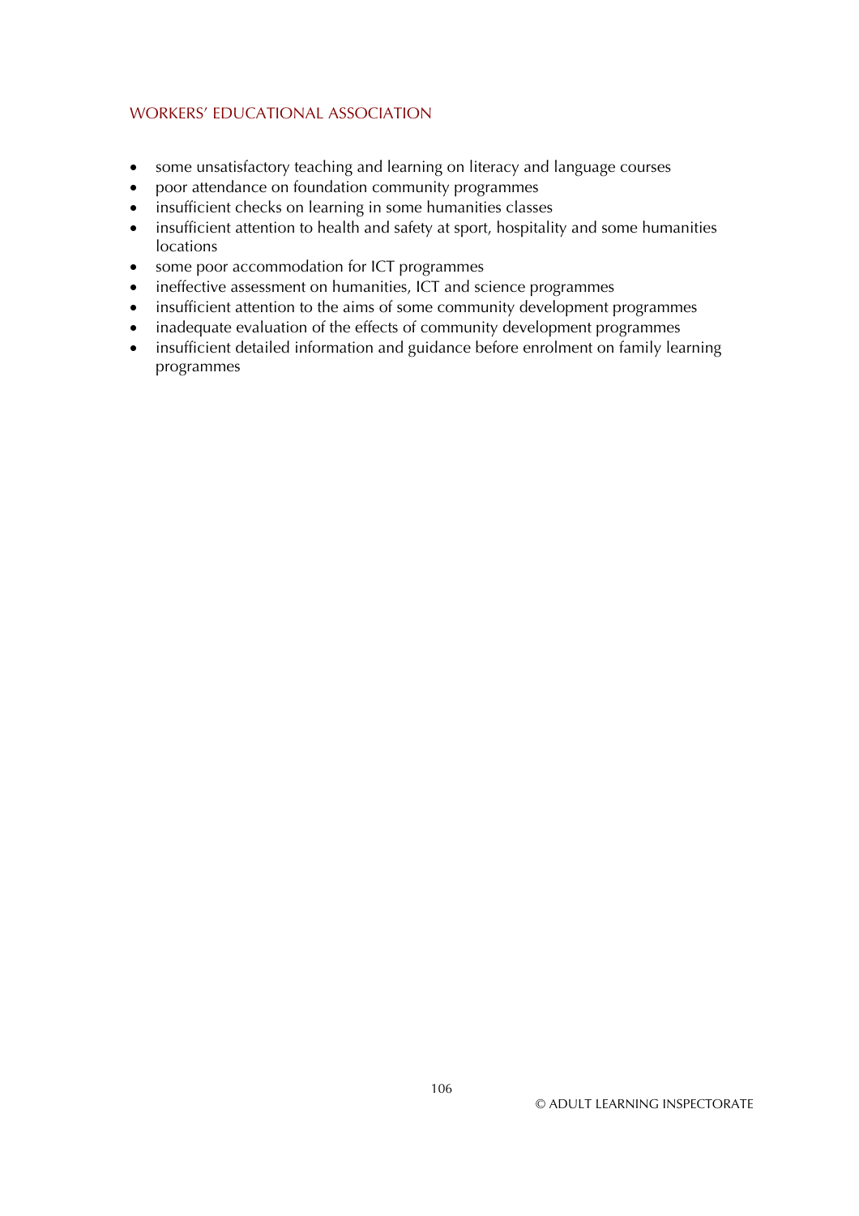- some unsatisfactory teaching and learning on literacy and language courses
- poor attendance on foundation community programmes
- insufficient checks on learning in some humanities classes
- insufficient attention to health and safety at sport, hospitality and some humanities locations
- some poor accommodation for ICT programmes
- ineffective assessment on humanities, ICT and science programmes
- insufficient attention to the aims of some community development programmes
- inadequate evaluation of the effects of community development programmes
- insufficient detailed information and guidance before enrolment on family learning programmes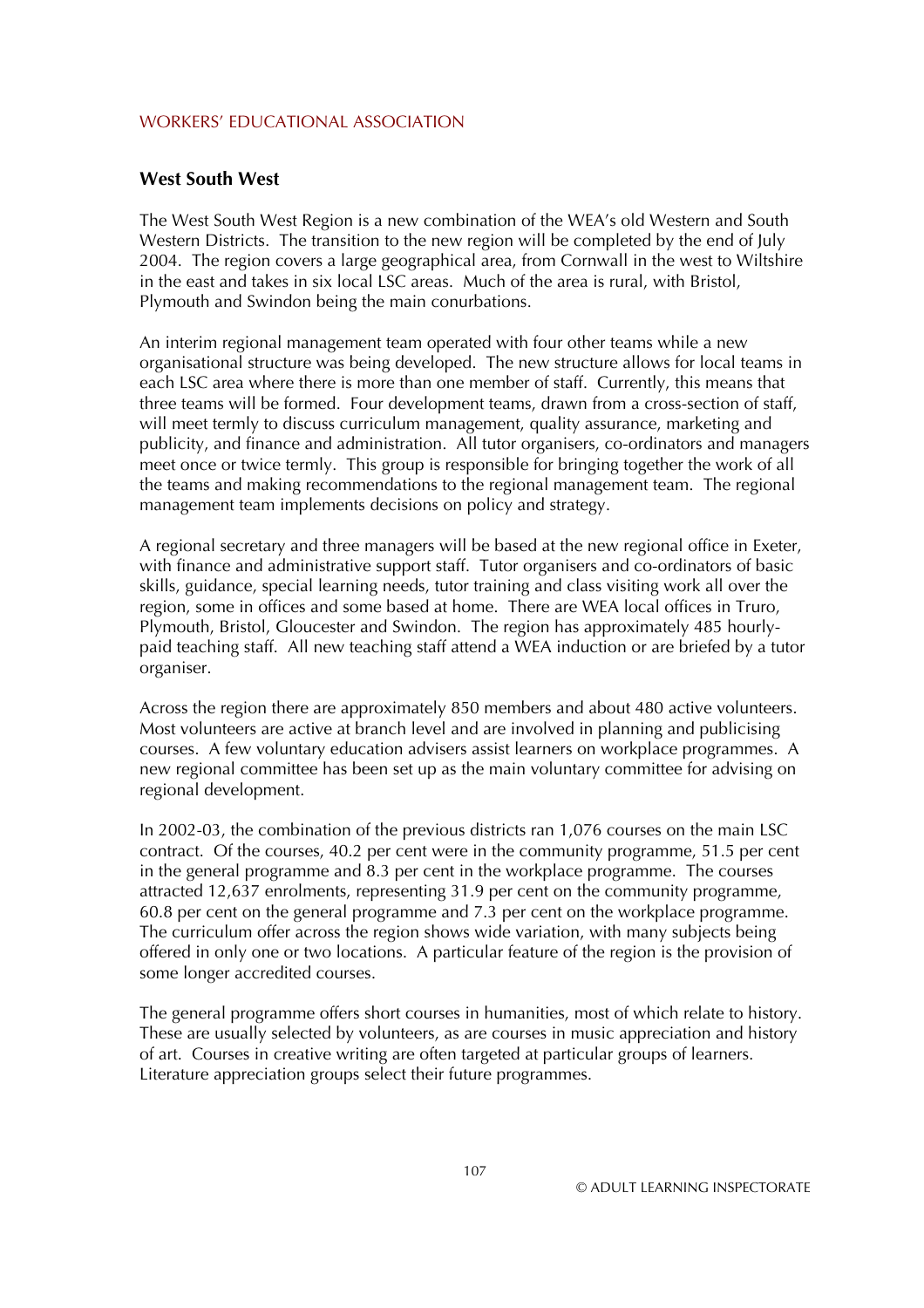WORKERS' EDUCATIONAL ASSOCIATION

## West South West

The West South West Region is a new combination of the WEA's old Western and South Western Districts. The transition to the new region will be completed by the end of July 2004. The region covers a large geographical area, from Cornwall in the west to Wiltshire in the east and takes in six local LSC areas. Much of the area is rural, with Bristol, Plymouth and Swindon being the main conurbations.

An interim regional management team operated with four other teams while a new organisational structure was being developed. The new structure allows for local teams in each LSC area where there is more than one member of staff. Currently, this means that three teams will be formed. Four development teams, drawn from a cross-section of staff, will meet termly to discuss curriculum management, quality assurance, marketing and publicity, and finance and administration. All tutor organisers, co-ordinators and managers meet once or twice termly. This group is responsible for bringing together the work of all the teams and making recommendations to the regional management team. The regional management team implements decisions on policy and strategy.

A regional secretary and three managers will be based at the new regional office in Exeter, with finance and administrative support staff. Tutor organisers and co-ordinators of basic skills, guidance, special learning needs, tutor training and class visiting work all over the region, some in offices and some based at home. There are WEA local offices in Truro, Plymouth, Bristol, Gloucester and Swindon. The region has approximately 485 hourly-paid teaching staff. All new teaching staff attend a WEA induction or are briefed by a tutor organiser.

Across the region there are approximately 850 members and about 480 active volunteers. Most volunteers are active at branch level and are involved in planning and publicising courses. A few voluntary education advisers assist learners on workplace programmes. A new regional committee has been set up as the main voluntary committee for advising on regional development.

In 2002-03, the combination of the previous districts ran 1,076 courses on the main LSC contract. Of the courses, 40.2 per cent were in the community programme, 51.5 per cent in the general programme and 8.3 per cent in the workplace programme. The courses attracted 12,637 enrolments, representing 31.9 per cent on the community programme, 60.8 per cent on the general programme and 7.3 per cent on the workplace programme. The curriculum offer across the region shows wide variation, with many subjects being offered in only one or two locations. A particular feature of the region is the provision of some longer accredited courses.

The general programme offers short courses in humanities, most of which relate to history. These are usually selected by volunteers, as are courses in music appreciation and history of art. Courses in creative writing are often targeted at particular groups of learners. Literature appreciation groups select their future programmes.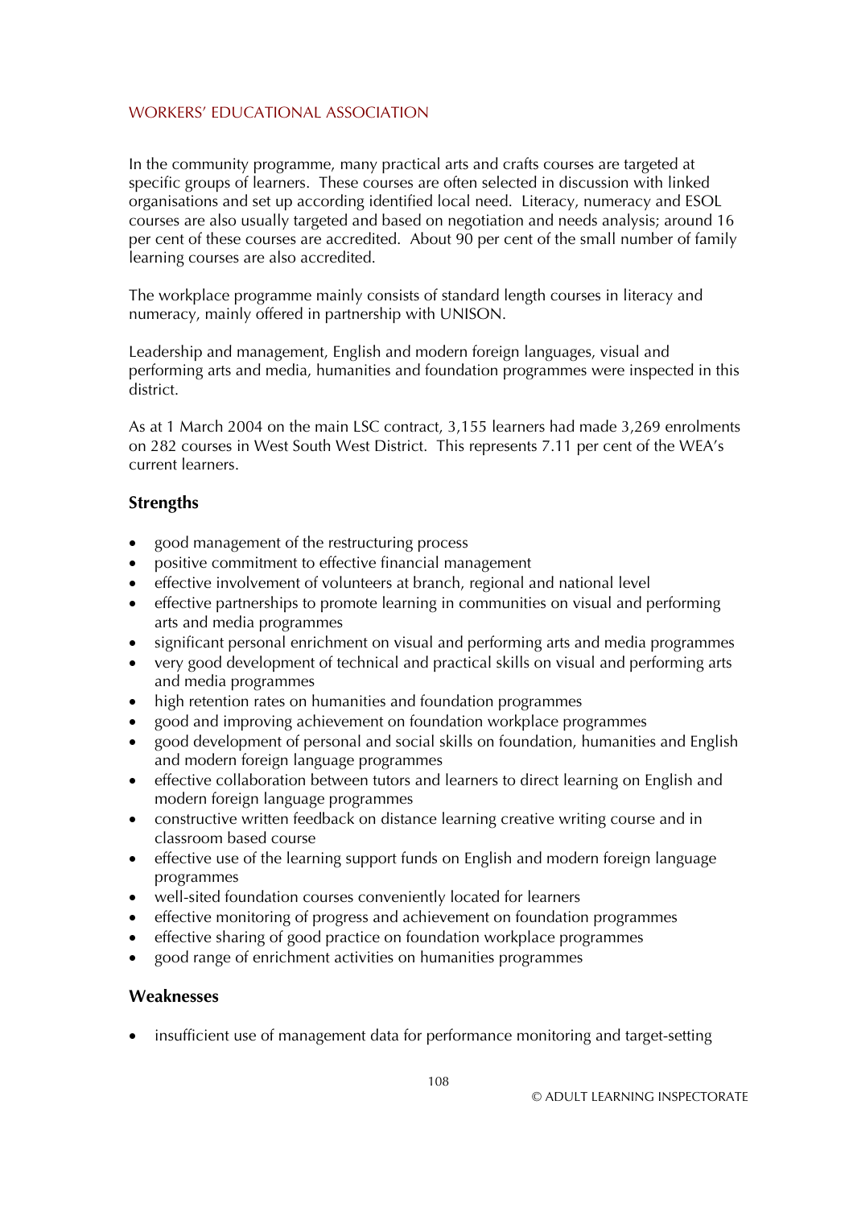In the community programme, many practical arts and crafts courses are targeted at specific groups of learners. These courses are often selected in discussion with linked organisations and set up according identified local need. Literacy, numeracy and ESOL courses are also usually targeted and based on negotiation and needs analysis; around 16 per cent of these courses are accredited. About 90 per cent of the small number of family learning courses are also accredited.

The workplace programme mainly consists of standard length courses in literacy and numeracy, mainly offered in partnership with UNISON.

Leadership and management, English and modern foreign languages, visual and performing arts and media, humanities and foundation programmes were inspected in this district.

As at 1 March 2004 on the main LSC contract, 3,155 learners had made 3,269 enrolments on 282 courses in West South West District. This represents 7.11 per cent of the WEA's current learners.

### Strengths

- good management of the restructuring process
- positive commitment to effective financial management
- effective involvement of volunteers at branch, regional and national level
- effective partnerships to promote learning in communities on visual and performing arts and media programmes
- significant personal enrichment on visual and performing arts and media programmes
- very good development of technical and practical skills on visual and performing arts and media programmes
- high retention rates on humanities and foundation programmes
- good and improving achievement on foundation workplace programmes
- good development of personal and social skills on foundation, humanities and English and modern foreign language programmes
- effective collaboration between tutors and learners to direct learning on English and modern foreign language programmes
- constructive written feedback on distance learning creative writing course and in classroom based course
- effective use of the learning support funds on English and modern foreign language programmes
- well-sited foundation courses conveniently located for learners
- effective monitoring of progress and achievement on foundation programmes
- effective sharing of good practice on foundation workplace programmes
- good range of enrichment activities on humanities programmes

### Weaknesses

- insufficient use of management data for performance monitoring and target-setting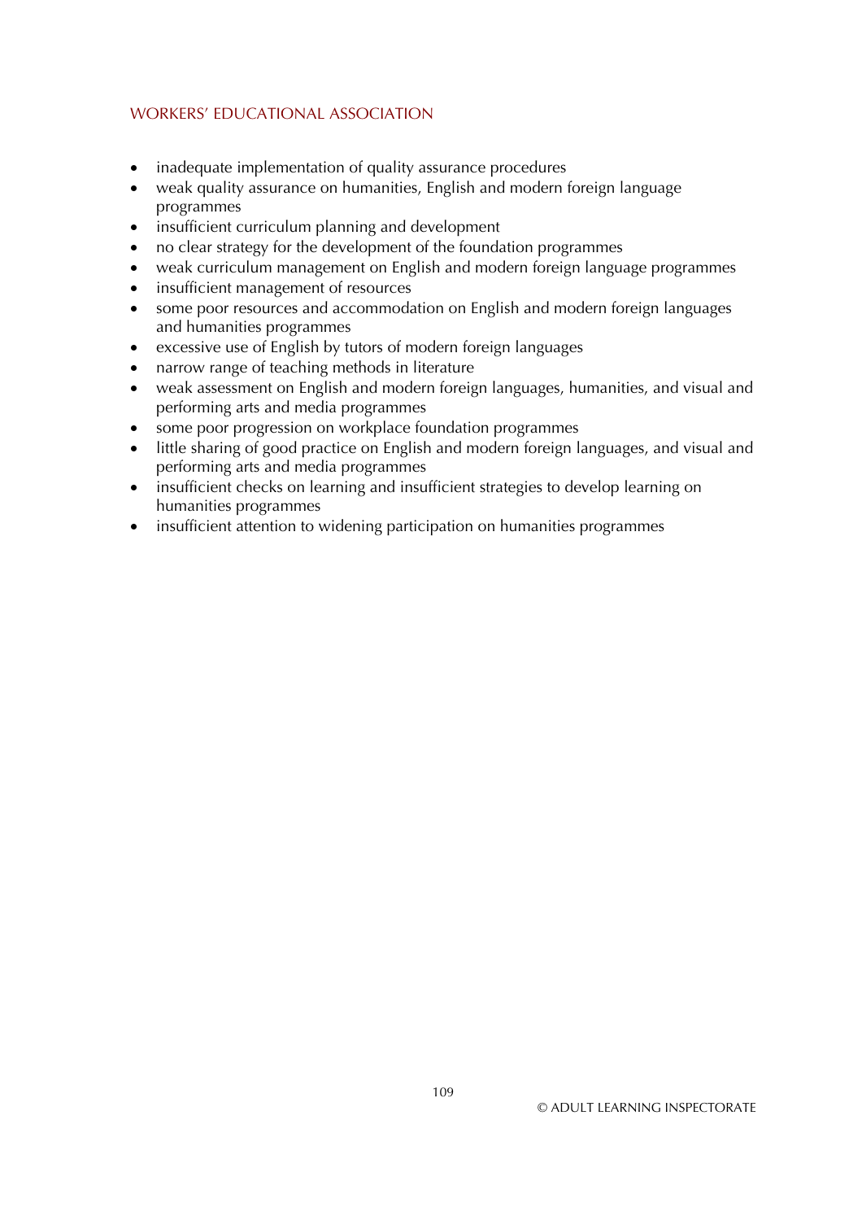- inadequate implementation of quality assurance procedures
- weak quality assurance on humanities, English and modern foreign language programmes
- insufficient curriculum planning and development
- no clear strategy for the development of the foundation programmes
- weak curriculum management on English and modern foreign language programmes
- insufficient management of resources
- some poor resources and accommodation on English and modern foreign languages and humanities programmes
- excessive use of English by tutors of modern foreign languages
- narrow range of teaching methods in literature
- weak assessment on English and modern foreign languages, humanities, and visual and performing arts and media programmes
- some poor progression on workplace foundation programmes
- little sharing of good practice on English and modern foreign languages, and visual and performing arts and media programmes
- insufficient checks on learning and insufficient strategies to develop learning on humanities programmes
- insufficient attention to widening participation on humanities programmes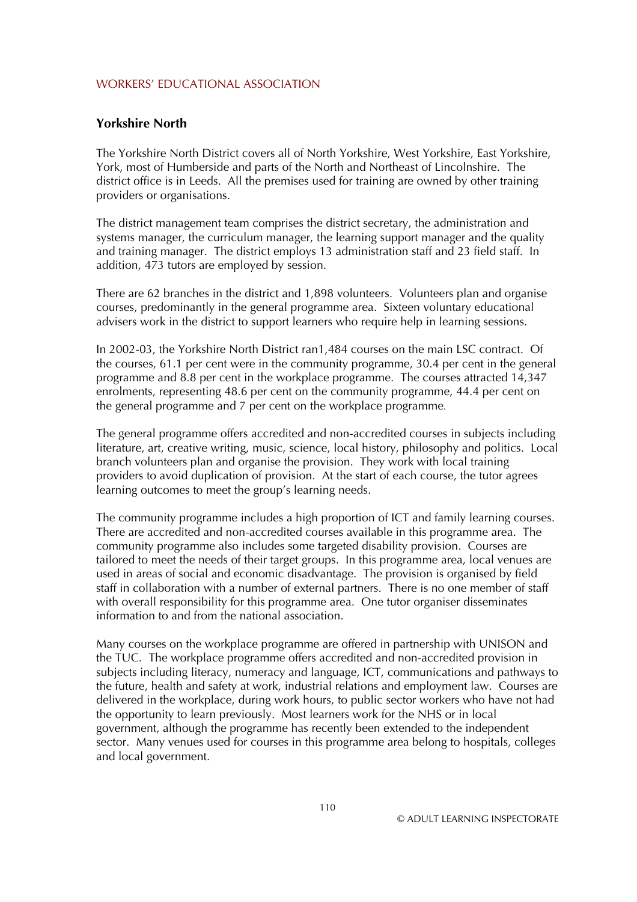WORKERS' EDUCATIONAL ASSOCIATION

## Yorkshire North

The Yorkshire North District covers all of North Yorkshire, West Yorkshire, East Yorkshire, York, most of Humberside and parts of the North and Northeast of Lincolnshire. The district office is in Leeds. All the premises used for training are owned by other training providers or organisations.

The district management team comprises the district secretary, the administration and systems manager, the curriculum manager, the learning support manager and the quality and training manager. The district employs 13 administration staff and 23 field staff. In addition, 473 tutors are employed by session.

There are 62 branches in the district and 1,898 volunteers. Volunteers plan and organise courses, predominantly in the general programme area. Sixteen voluntary educational advisers work in the district to support learners who require help in learning sessions.

In 2002-03, the Yorkshire North District ran1,484 courses on the main LSC contract. Of the courses, 61.1 per cent were in the community programme, 30.4 per cent in the general programme and 8.8 per cent in the workplace programme. The courses attracted 14,347 enrolments, representing 48.6 per cent on the community programme, 44.4 per cent on the general programme and 7 per cent on the workplace programme.

The general programme offers accredited and non-accredited courses in subjects including literature, art, creative writing, music, science, local history, philosophy and politics. Local branch volunteers plan and organise the provision. They work with local training providers to avoid duplication of provision. At the start of each course, the tutor agrees learning outcomes to meet the group's learning needs.

The community programme includes a high proportion of ICT and family learning courses. There are accredited and non-accredited courses available in this programme area. The community programme also includes some targeted disability provision. Courses are tailored to meet the needs of their target groups. In this programme area, local venues are used in areas of social and economic disadvantage. The provision is organised by field staff in collaboration with a number of external partners. There is no one member of staff with overall responsibility for this programme area. One tutor organiser disseminates information to and from the national association.

Many courses on the workplace programme are offered in partnership with UNISON and the TUC. The workplace programme offers accredited and non-accredited provision in subjects including literacy, numeracy and language, ICT, communications and pathways to the future, health and safety at work, industrial relations and employment law. Courses are delivered in the workplace, during work hours, to public sector workers who have not had the opportunity to learn previously. Most learners work for the NHS or in local government, although the programme has recently been extended to the independent sector. Many venues used for courses in this programme area belong to hospitals, colleges and local government.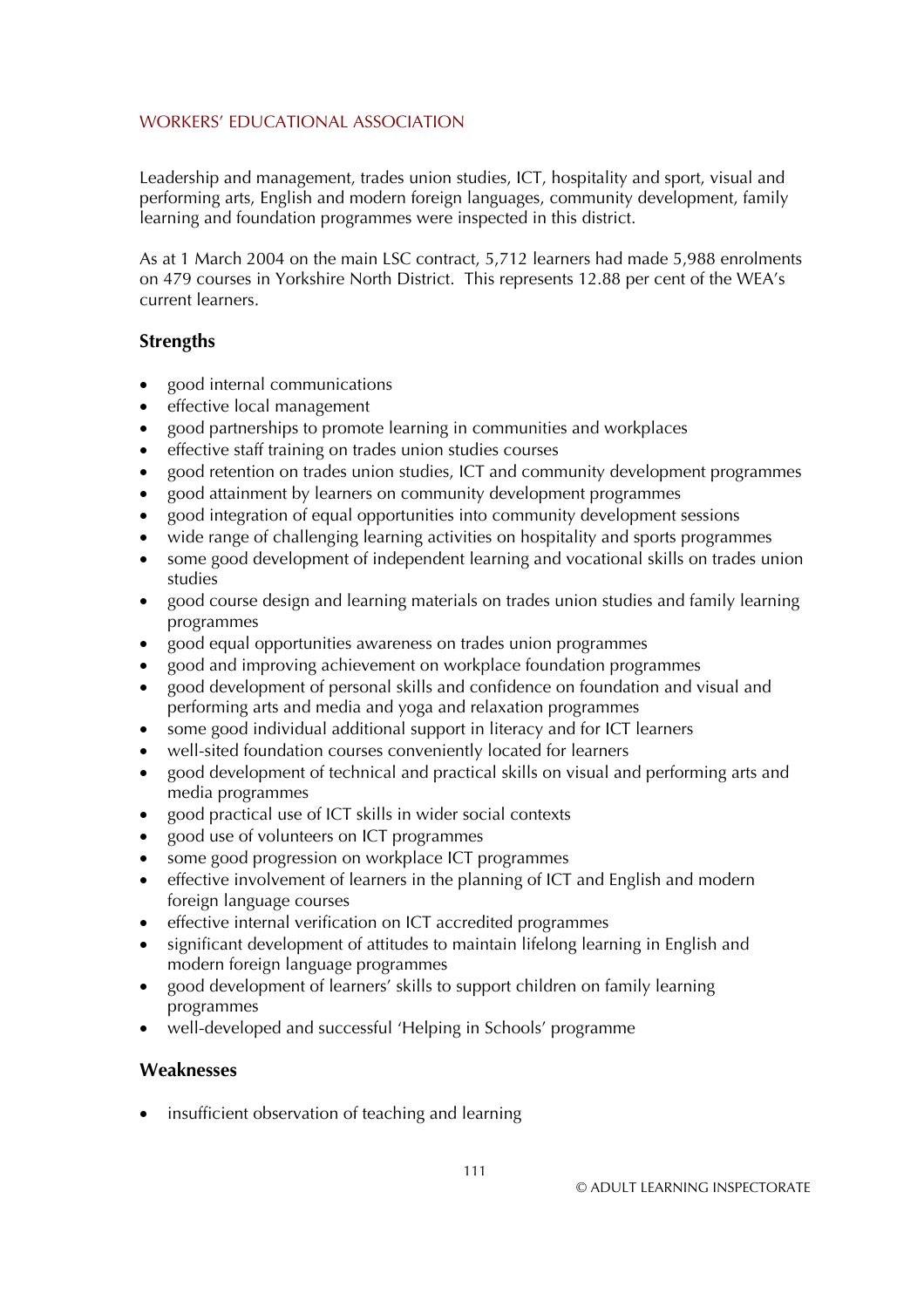## WORKERS' EDUCATIONAL ASSOCIATION

Leadership and management, trades union studies, ICT, hospitality and sport, visual and performing arts, English and modern foreign languages, community development, family learning and foundation programmes were inspected in this district.

As at 1 March 2004 on the main LSC contract, 5,712 learners had made 5,988 enrolments on 479 courses in Yorkshire North District. This represents 12.88 per cent of the WEA's current learners.

### Strengths

- good internal communications
- effective local management
- good partnerships to promote learning in communities and workplaces
- effective staff training on trades union studies courses
- good retention on trades union studies, ICT and community development programmes
- good attainment by learners on community development programmes
- good integration of equal opportunities into community development sessions
- wide range of challenging learning activities on hospitality and sports programmes
- some good development of independent learning and vocational skills on trades union studies
- good course design and learning materials on trades union studies and family learning programmes
- good equal opportunities awareness on trades union programmes
- good and improving achievement on workplace foundation programmes
- good development of personal skills and confidence on foundation and visual and performing arts and media and yoga and relaxation programmes
- some good individual additional support in literacy and for ICT learners
- well-sited foundation courses conveniently located for learners
- good development of technical and practical skills on visual and performing arts and media programmes
- good practical use of ICT skills in wider social contexts
- good use of volunteers on ICT programmes
- some good progression on workplace ICT programmes
- effective involvement of learners in the planning of ICT and English and modern foreign language courses
- effective internal verification on ICT accredited programmes
- significant development of attitudes to maintain lifelong learning in English and modern foreign language programmes
- good development of learners' skills to support children on family learning programmes
- well-developed and successful 'Helping in Schools' programme

### Weaknesses

- insufficient observation of teaching and learning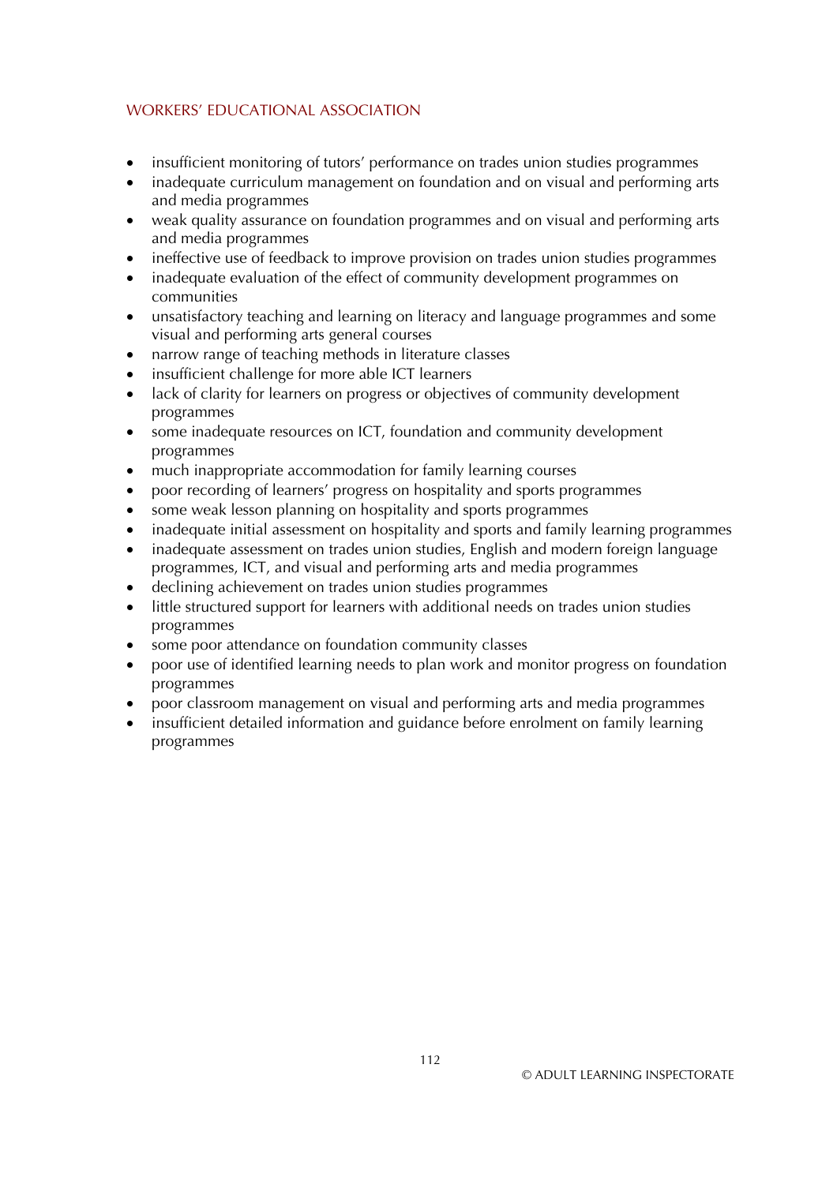- insufficient monitoring of tutors' performance on trades union studies programmes
- inadequate curriculum management on foundation and on visual and performing arts and media programmes
- weak quality assurance on foundation programmes and on visual and performing arts and media programmes
- ineffective use of feedback to improve provision on trades union studies programmes
- inadequate evaluation of the effect of community development programmes on communities
- unsatisfactory teaching and learning on literacy and language programmes and some visual and performing arts general courses
- narrow range of teaching methods in literature classes
- insufficient challenge for more able ICT learners
- lack of clarity for learners on progress or objectives of community development programmes
- some inadequate resources on ICT, foundation and community development programmes
- much inappropriate accommodation for family learning courses
- poor recording of learners' progress on hospitality and sports programmes
- some weak lesson planning on hospitality and sports programmes
- inadequate initial assessment on hospitality and sports and family learning programmes
- inadequate assessment on trades union studies, English and modern foreign language programmes, ICT, and visual and performing arts and media programmes
- declining achievement on trades union studies programmes
- little structured support for learners with additional needs on trades union studies programmes
- some poor attendance on foundation community classes
- poor use of identified learning needs to plan work and monitor progress on foundation programmes
- poor classroom management on visual and performing arts and media programmes
- insufficient detailed information and guidance before enrolment on family learning programmes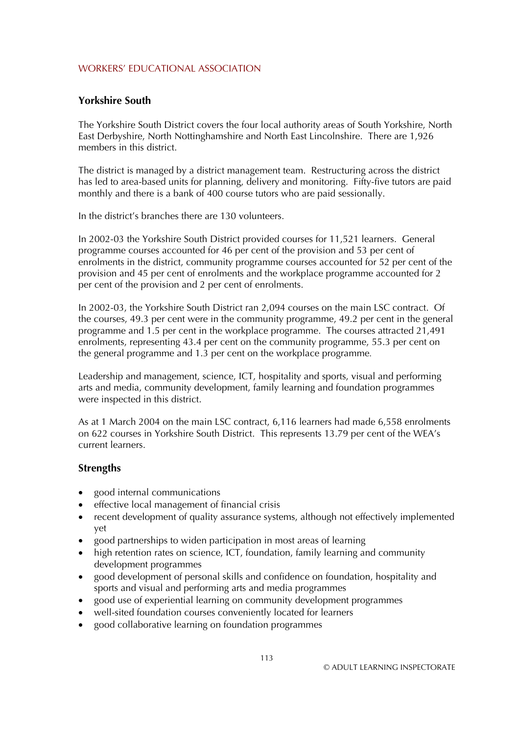WORKERS' EDUCATIONAL ASSOCIATION

## Yorkshire South

The Yorkshire South District covers the four local authority areas of South Yorkshire, North East Derbyshire, North Nottinghamshire and North East Lincolnshire. There are 1,926 members in this district.

The district is managed by a district management team. Restructuring across the district has led to area-based units for planning, delivery and monitoring. Fifty-five tutors are paid monthly and there is a bank of 400 course tutors who are paid sessionally.

In the district's branches there are 130 volunteers.

In 2002-03 the Yorkshire South District provided courses for 11,521 learners. General programme courses accounted for 46 per cent of the provision and 53 per cent of enrolments in the district, community programme courses accounted for 52 per cent of the provision and 45 per cent of enrolments and the workplace programme accounted for 2 per cent of the provision and 2 per cent of enrolments.

In 2002-03, the Yorkshire South District ran 2,094 courses on the main LSC contract. Of the courses, 49.3 per cent were in the community programme, 49.2 per cent in the general programme and 1.5 per cent in the workplace programme. The courses attracted 21,491 enrolments, representing 43.4 per cent on the community programme, 55.3 per cent on the general programme and 1.3 per cent on the workplace programme.

Leadership and management, science, ICT, hospitality and sports, visual and performing arts and media, community development, family learning and foundation programmes were inspected in this district.

As at 1 March 2004 on the main LSC contract, 6,116 learners had made 6,558 enrolments on 622 courses in Yorkshire South District. This represents 13.79 per cent of the WEA's current learners.

### Strengths

- good internal communications
- effective local management of financial crisis
- recent development of quality assurance systems, although not effectively implemented yet
- good partnerships to widen participation in most areas of learning
- high retention rates on science, ICT, foundation, family learning and community development programmes
- good development of personal skills and confidence on foundation, hospitality and sports and visual and performing arts and media programmes
- good use of experiential learning on community development programmes
- well-sited foundation courses conveniently located for learners
- good collaborative learning on foundation programmes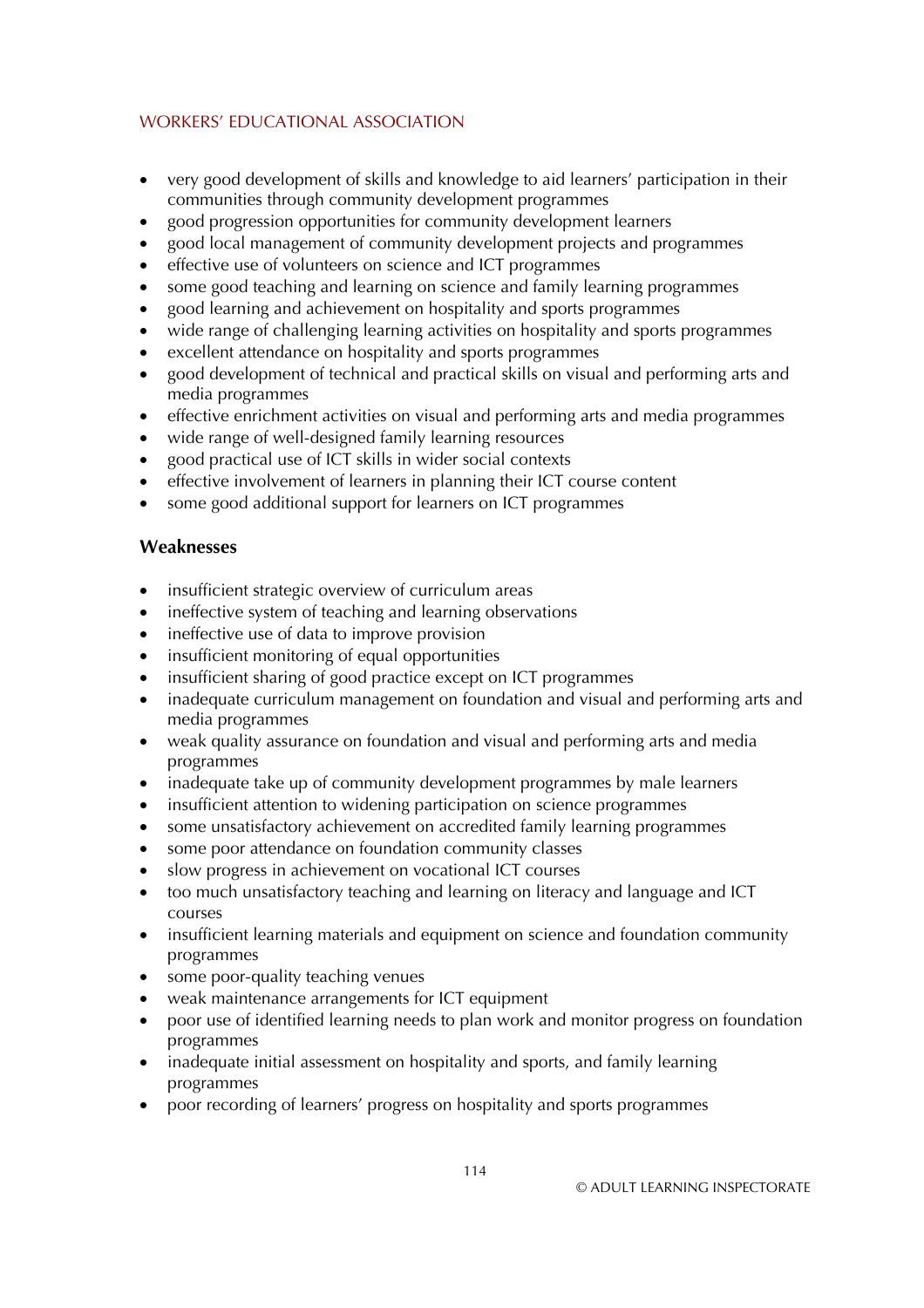- very good development of skills and knowledge to aid learners' participation in their communities through community development programmes
- good progression opportunities for community development learners
- good local management of community development projects and programmes
- effective use of volunteers on science and ICT programmes
- some good teaching and learning on science and family learning programmes
- good learning and achievement on hospitality and sports programmes
- wide range of challenging learning activities on hospitality and sports programmes
- excellent attendance on hospitality and sports programmes
- good development of technical and practical skills on visual and performing arts and media programmes
- effective enrichment activities on visual and performing arts and media programmes
- wide range of well-designed family learning resources
- good practical use of ICT skills in wider social contexts
- effective involvement of learners in planning their ICT course content
- some good additional support for learners on ICT programmes

### Weaknesses

- insufficient strategic overview of curriculum areas
- ineffective system of teaching and learning observations
- ineffective use of data to improve provision
- insufficient monitoring of equal opportunities
- insufficient sharing of good practice except on ICT programmes
- inadequate curriculum management on foundation and visual and performing arts and media programmes
- weak quality assurance on foundation and visual and performing arts and media programmes
- inadequate take up of community development programmes by male learners
- insufficient attention to widening participation on science programmes
- some unsatisfactory achievement on accredited family learning programmes
- some poor attendance on foundation community classes
- slow progress in achievement on vocational ICT courses
- too much unsatisfactory teaching and learning on literacy and language and ICT courses
- insufficient learning materials and equipment on science and foundation community programmes
- some poor-quality teaching venues
- weak maintenance arrangements for ICT equipment
- poor use of identified learning needs to plan work and monitor progress on foundation programmes
- inadequate initial assessment on hospitality and sports, and family learning programmes
- poor recording of learners' progress on hospitality and sports programmes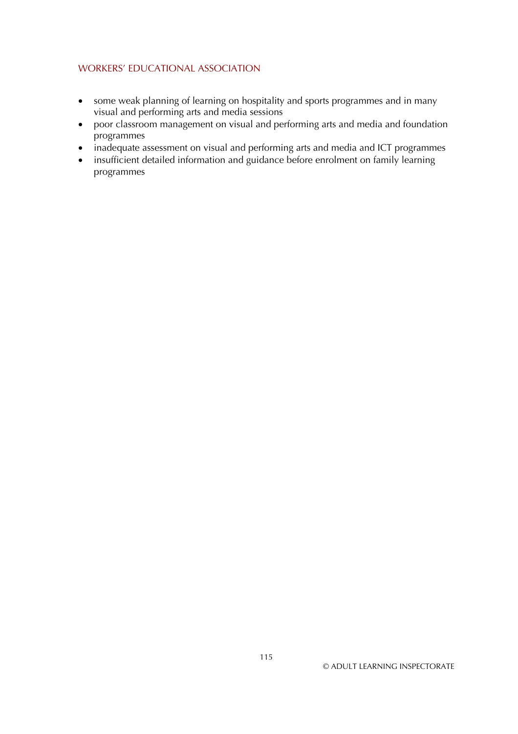- some weak planning of learning on hospitality and sports programmes and in many visual and performing arts and media sessions
- poor classroom management on visual and performing arts and media and foundation programmes
- inadequate assessment on visual and performing arts and media and ICT programmes
- insufficient detailed information and guidance before enrolment on family learning programmes